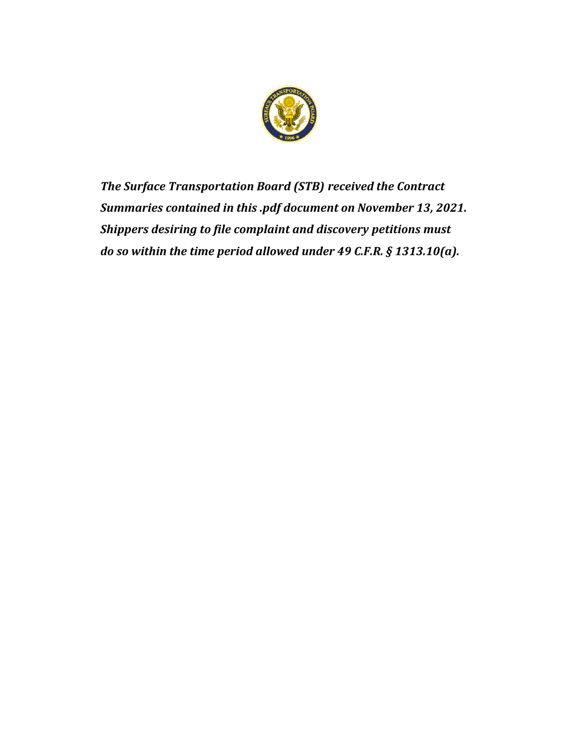***The Surface Transportation Board (STB) received the Contract Summaries contained in this .pdf document on November 13, 2021. Shippers desiring to file complaint and discovery petitions must do so within the time period allowed under 49 C.F.R. § 1313.10(a).***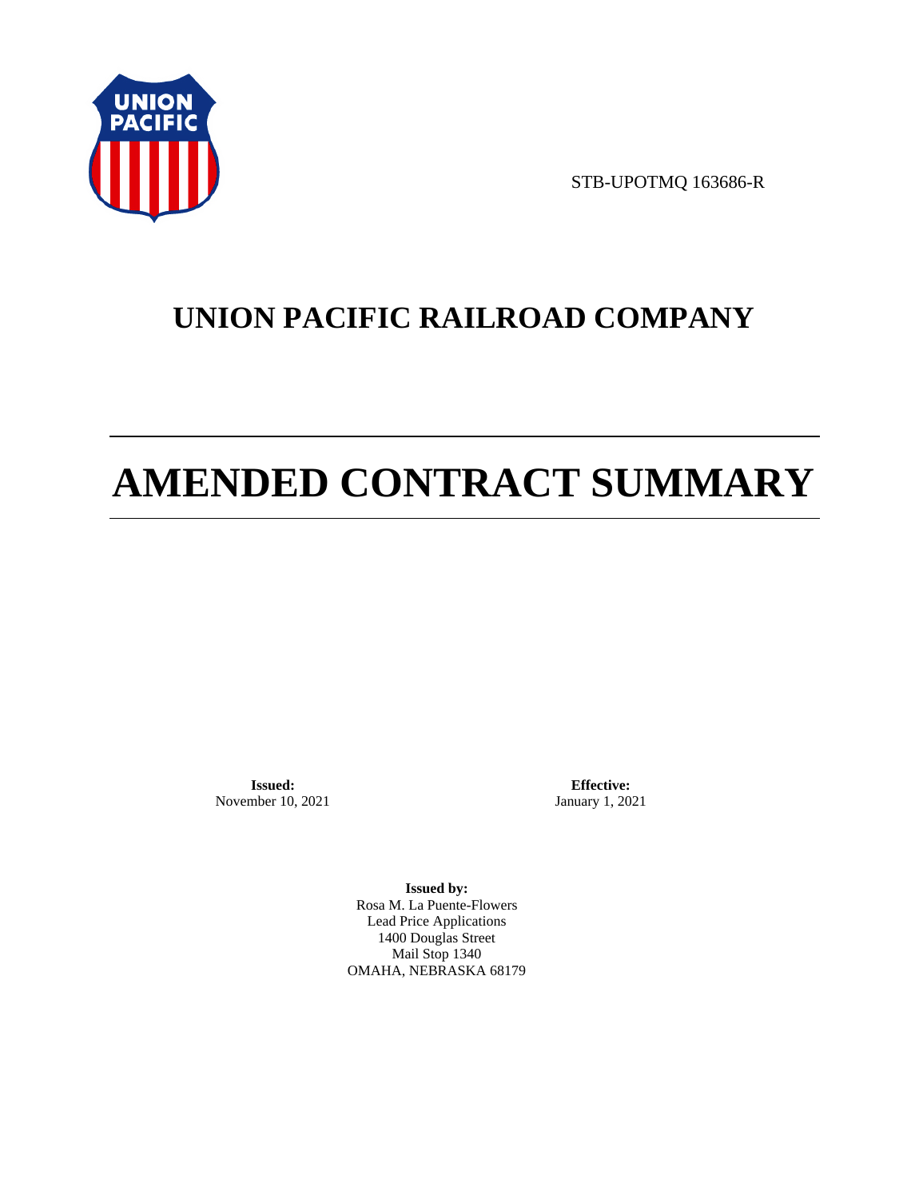STB-UPOTMQ 163686-R

# UNION PACIFIC RAILROAD COMPANY

# AMENDED CONTRACT SUMMARY

**Issued:**
November 10, 2021

**Effective:**
January 1, 2021

**Issued by:**
Rosa M. La Puente-Flowers
Lead Price Applications
1400 Douglas Street
Mail Stop 1340
OMAHA, NEBRASKA 68179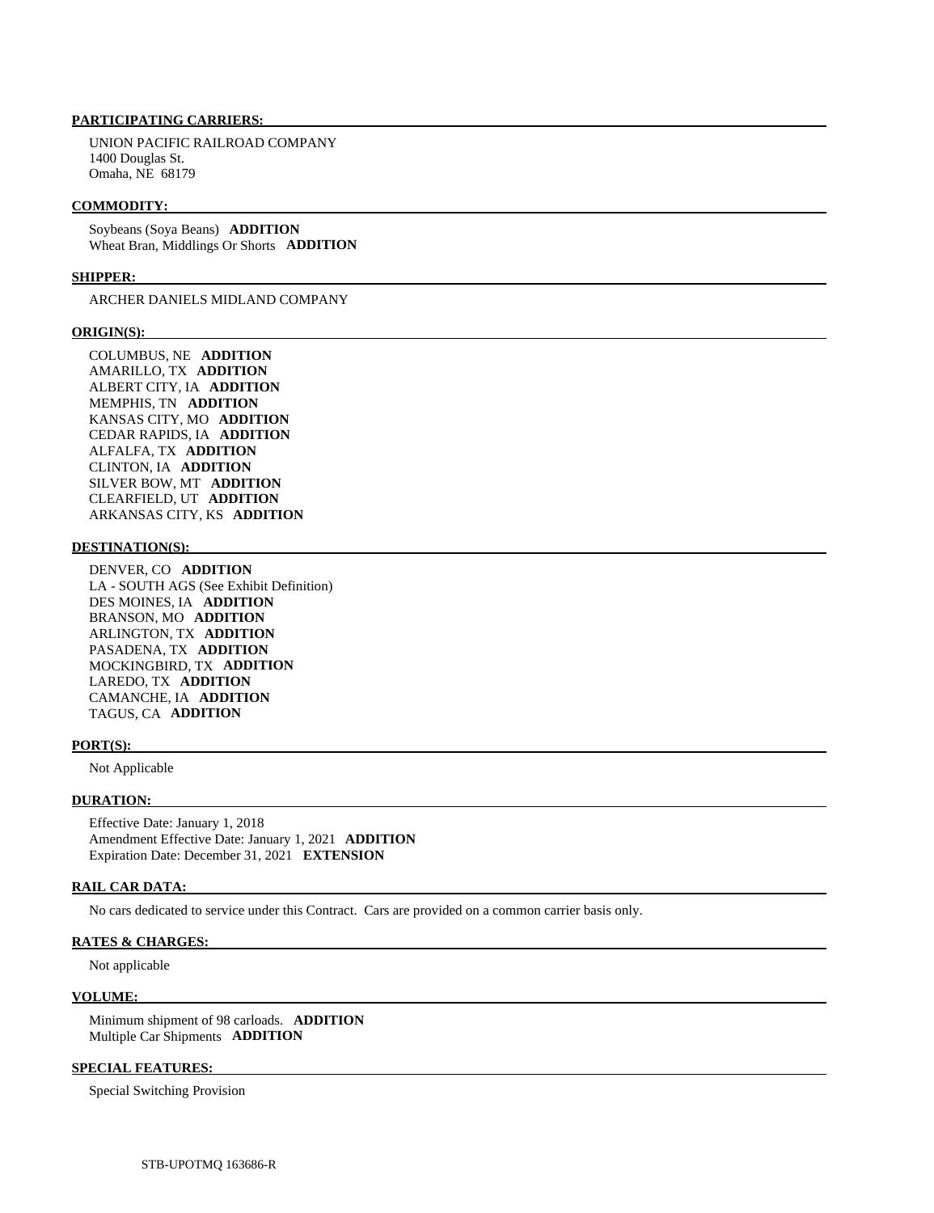**PARTICIPATING CARRIERS:**

UNION PACIFIC RAILROAD COMPANY
1400 Douglas St.
Omaha, NE 68179

**COMMODITY:**

Soybeans (Soya Beans) **ADDITION**
Wheat Bran, Middlings Or Shorts **ADDITION**

**SHIPPER:**

ARCHER DANIELS MIDLAND COMPANY

**ORIGIN(S):**

COLUMBUS, NE **ADDITION**
AMARILLO, TX **ADDITION**
ALBERT CITY, IA **ADDITION**
MEMPHIS, TN **ADDITION**
KANSAS CITY, MO **ADDITION**
CEDAR RAPIDS, IA **ADDITION**
ALFALFA, TX **ADDITION**
CLINTON, IA **ADDITION**
SILVER BOW, MT **ADDITION**
CLEARFIELD, UT **ADDITION**
ARKANSAS CITY, KS **ADDITION**

**DESTINATION(S):**

DENVER, CO **ADDITION**
LA - SOUTH AGS (See Exhibit Definition)
DES MOINES, IA **ADDITION**
BRANSON, MO **ADDITION**
ARLINGTON, TX **ADDITION**
PASADENA, TX **ADDITION**
MOCKINGBIRD, TX **ADDITION**
LAREDO, TX **ADDITION**
CAMANCHE, IA **ADDITION**
TAGUS, CA **ADDITION**

**PORT(S):**

Not Applicable

**DURATION:**

Effective Date: January 1, 2018
Amendment Effective Date: January 1, 2021 **ADDITION**
Expiration Date: December 31, 2021 **EXTENSION**

**RAIL CAR DATA:**

No cars dedicated to service under this Contract. Cars are provided on a common carrier basis only.

**RATES & CHARGES:**

Not applicable

**VOLUME:**

Minimum shipment of 98 carloads. **ADDITION**
Multiple Car Shipments **ADDITION**

**SPECIAL FEATURES:**

Special Switching Provision

STB-UPOTMQ 163686-R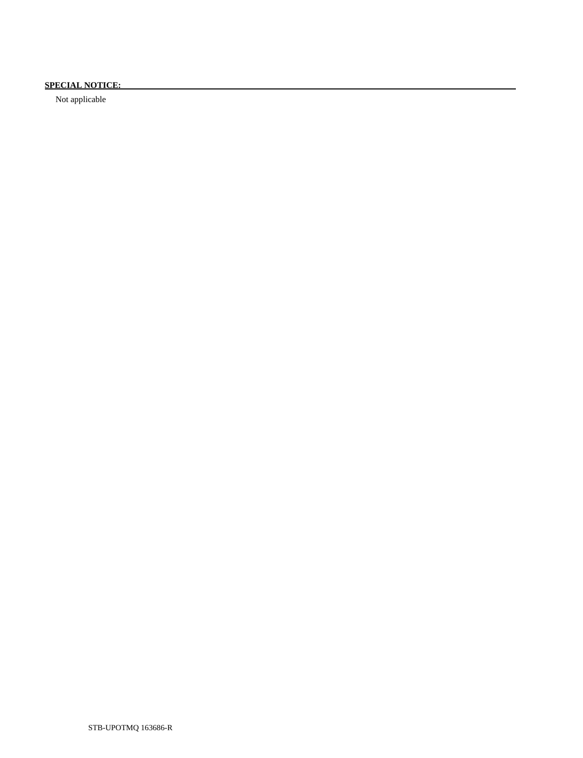**SPECIAL NOTICE:**

Not applicable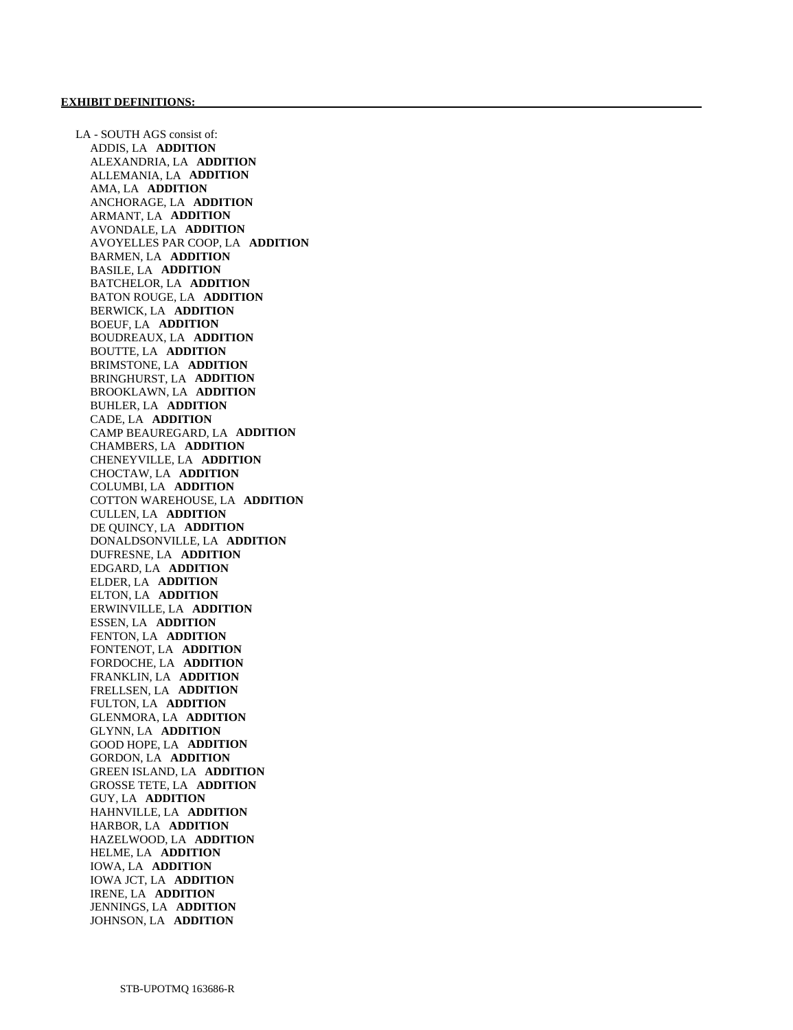**EXHIBIT DEFINITIONS:**

LA - SOUTH AGS consist of:

ADDIS, LA **ADDITION**
ALEXANDRIA, LA **ADDITION**
ALLEMANIA, LA **ADDITION**
AMA, LA **ADDITION**
ANCHORAGE, LA **ADDITION**
ARMANT, LA **ADDITION**
AVONDALE, LA **ADDITION**
AVOYELLES PAR COOP, LA **ADDITION**
BARMEN, LA **ADDITION**
BASILE, LA **ADDITION**
BATCHELOR, LA **ADDITION**
BATON ROUGE, LA **ADDITION**
BERWICK, LA **ADDITION**
BOEUF, LA **ADDITION**
BOUDREAUX, LA **ADDITION**
BOUTTE, LA **ADDITION**
BRIMSTONE, LA **ADDITION**
BRINGHURST, LA **ADDITION**
BROOKLAWN, LA **ADDITION**
BUHLER, LA **ADDITION**
CADE, LA **ADDITION**
CAMP BEAUREGARD, LA **ADDITION**
CHAMBERS, LA **ADDITION**
CHENEYVILLE, LA **ADDITION**
CHOCTAW, LA **ADDITION**
COLUMBI, LA **ADDITION**
COTTON WAREHOUSE, LA **ADDITION**
CULLEN, LA **ADDITION**
DE QUINCY, LA **ADDITION**
DONALDSONVILLE, LA **ADDITION**
DUFRESNE, LA **ADDITION**
EDGARD, LA **ADDITION**
ELDER, LA **ADDITION**
ELTON, LA **ADDITION**
ERWINVILLE, LA **ADDITION**
ESSEN, LA **ADDITION**
FENTON, LA **ADDITION**
FONTENOT, LA **ADDITION**
FORDOCHE, LA **ADDITION**
FRANKLIN, LA **ADDITION**
FRELLSEN, LA **ADDITION**
FULTON, LA **ADDITION**
GLENMORA, LA **ADDITION**
GLYNN, LA **ADDITION**
GOOD HOPE, LA **ADDITION**
GORDON, LA **ADDITION**
GREEN ISLAND, LA **ADDITION**
GROSSE TETE, LA **ADDITION**
GUY, LA **ADDITION**
HAHNVILLE, LA **ADDITION**
HARBOR, LA **ADDITION**
HAZELWOOD, LA **ADDITION**
HELME, LA **ADDITION**
IOWA, LA **ADDITION**
IOWA JCT, LA **ADDITION**
IRENE, LA **ADDITION**
JENNINGS, LA **ADDITION**
JOHNSON, LA **ADDITION**

STB-UPOTMQ 163686-R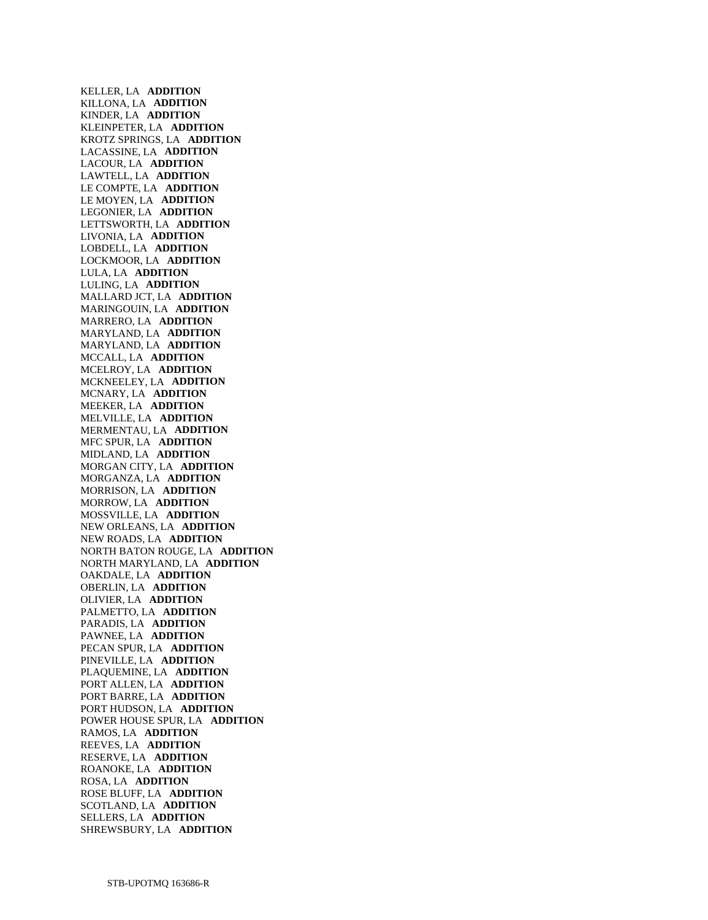KELLER, LA **ADDITION**
KILLONA, LA **ADDITION**
KINDER, LA **ADDITION**
KLEINPETER, LA **ADDITION**
KROTZ SPRINGS, LA **ADDITION**
LACASSINE, LA **ADDITION**
LACOUR, LA **ADDITION**
LAWTELL, LA **ADDITION**
LE COMPTE, LA **ADDITION**
LE MOYEN, LA **ADDITION**
LEGONIER, LA **ADDITION**
LETTSWORTH, LA **ADDITION**
LIVONIA, LA **ADDITION**
LOBDELL, LA **ADDITION**
LOCKMOOR, LA **ADDITION**
LULA, LA **ADDITION**
LULING, LA **ADDITION**
MALLARD JCT, LA **ADDITION**
MARINGOUIN, LA **ADDITION**
MARRERO, LA **ADDITION**
MARYLAND, LA **ADDITION**
MARYLAND, LA **ADDITION**
MCCALL, LA **ADDITION**
MCELROY, LA **ADDITION**
MCKNEELEY, LA **ADDITION**
MCNARY, LA **ADDITION**
MEEKER, LA **ADDITION**
MELVILLE, LA **ADDITION**
MERMENTAU, LA **ADDITION**
MFC SPUR, LA **ADDITION**
MIDLAND, LA **ADDITION**
MORGAN CITY, LA **ADDITION**
MORGANZA, LA **ADDITION**
MORRISON, LA **ADDITION**
MORROW, LA **ADDITION**
MOSSVILLE, LA **ADDITION**
NEW ORLEANS, LA **ADDITION**
NEW ROADS, LA **ADDITION**
NORTH BATON ROUGE, LA **ADDITION**
NORTH MARYLAND, LA **ADDITION**
OAKDALE, LA **ADDITION**
OBERLIN, LA **ADDITION**
OLIVIER, LA **ADDITION**
PALMETTO, LA **ADDITION**
PARADIS, LA **ADDITION**
PAWNEE, LA **ADDITION**
PECAN SPUR, LA **ADDITION**
PINEVILLE, LA **ADDITION**
PLAQUEMINE, LA **ADDITION**
PORT ALLEN, LA **ADDITION**
PORT BARRE, LA **ADDITION**
PORT HUDSON, LA **ADDITION**
POWER HOUSE SPUR, LA **ADDITION**
RAMOS, LA **ADDITION**
REEVES, LA **ADDITION**
RESERVE, LA **ADDITION**
ROANOKE, LA **ADDITION**
ROSA, LA **ADDITION**
ROSE BLUFF, LA **ADDITION**
SCOTLAND, LA **ADDITION**
SELLERS, LA **ADDITION**
SHREWSBURY, LA **ADDITION**

STB-UPOTMQ 163686-R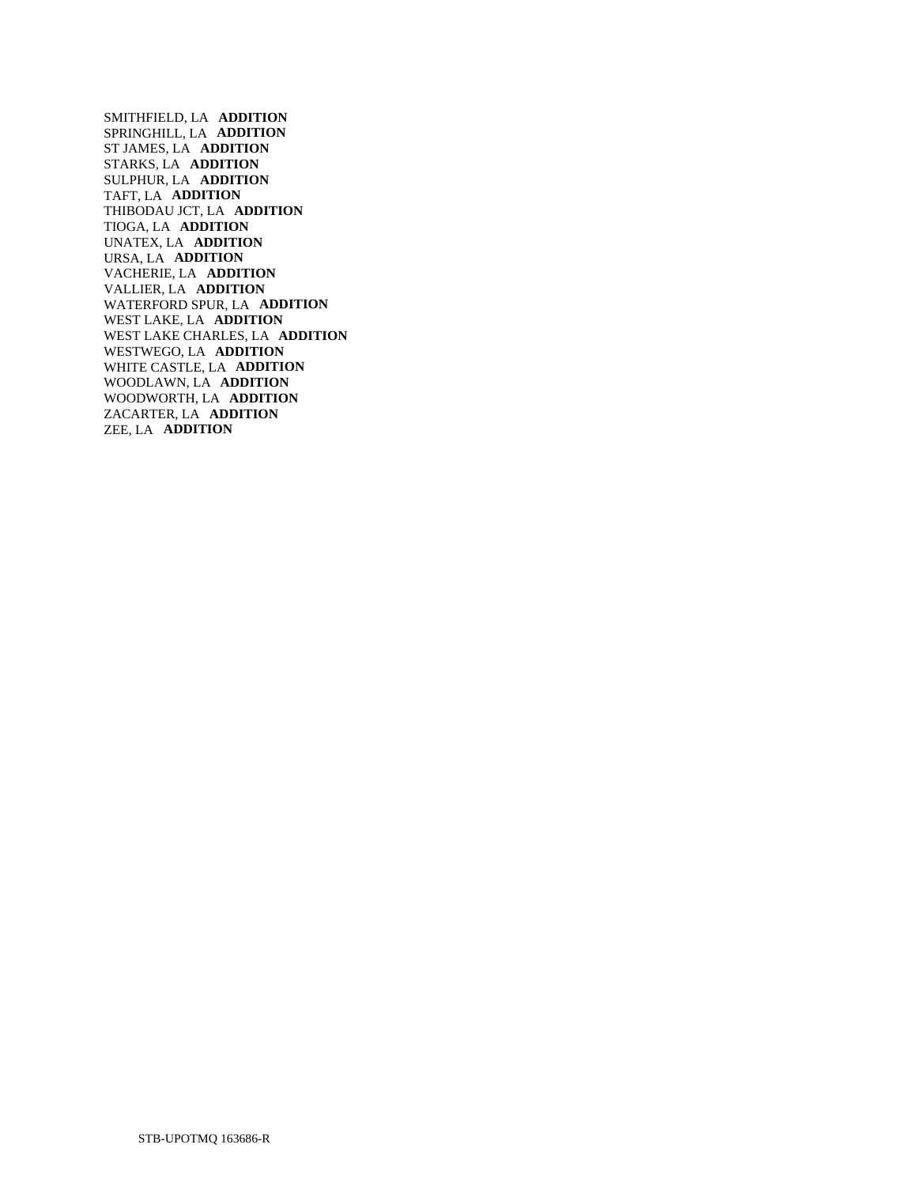SMITHFIELD, LA **ADDITION**  
SPRINGHILL, LA **ADDITION**  
ST JAMES, LA **ADDITION**  
STARKS, LA **ADDITION**  
SULPHUR, LA **ADDITION**  
TAFT, LA **ADDITION**  
THIBODAU JCT, LA **ADDITION**  
TIOGA, LA **ADDITION**  
UNATEX, LA **ADDITION**  
URSA, LA **ADDITION**  
VACHERIE, LA **ADDITION**  
VALLIER, LA **ADDITION**  
WATERFORD SPUR, LA **ADDITION**  
WEST LAKE, LA **ADDITION**  
WEST LAKE CHARLES, LA **ADDITION**  
WESTWEGO, LA **ADDITION**  
WHITE CASTLE, LA **ADDITION**  
WOODLAWN, LA **ADDITION**  
WOODWORTH, LA **ADDITION**  
ZACARTER, LA **ADDITION**  
ZEE, LA **ADDITION**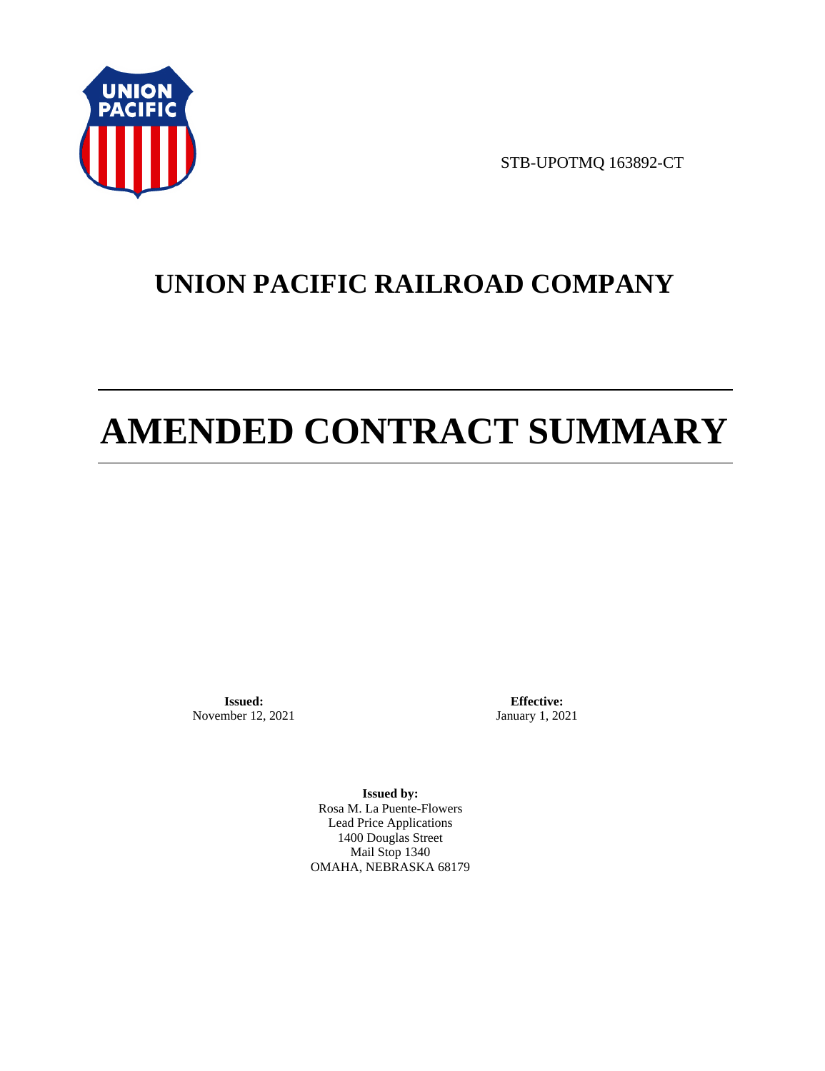STB-UPOTMQ 163892-CT

# UNION PACIFIC RAILROAD COMPANY

# AMENDED CONTRACT SUMMARY

**Issued:**
November 12, 2021

**Effective:**
January 1, 2021

**Issued by:**
Rosa M. La Puente-Flowers
Lead Price Applications
1400 Douglas Street
Mail Stop 1340
OMAHA, NEBRASKA 68179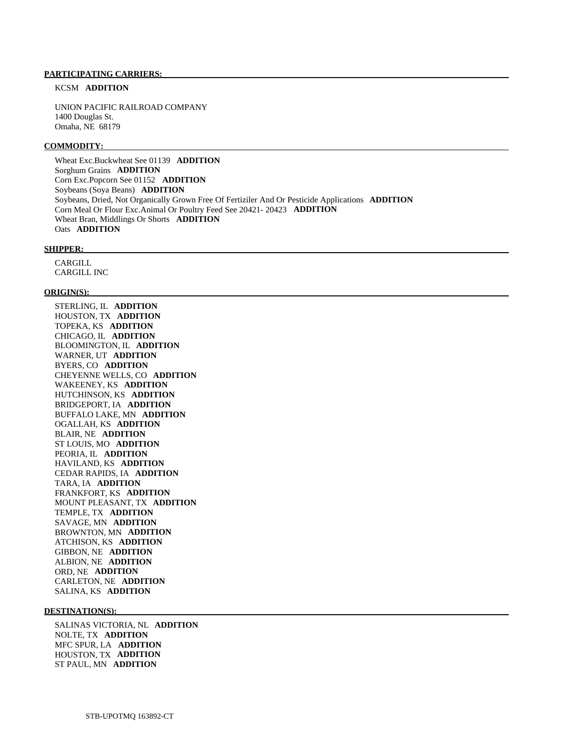**PARTICIPATING CARRIERS:**

KCSM **ADDITION**

UNION PACIFIC RAILROAD COMPANY
1400 Douglas St.
Omaha, NE 68179

**COMMODITY:**

Wheat Exc.Buckwheat See 01139 **ADDITION**
Sorghum Grains **ADDITION**
Corn Exc.Popcorn See 01152 **ADDITION**
Soybeans (Soya Beans) **ADDITION**
Soybeans, Dried, Not Organically Grown Free Of Fertiziler And Or Pesticide Applications **ADDITION**
Corn Meal Or Flour Exc.Animal Or Poultry Feed See 20421- 20423 **ADDITION**
Wheat Bran, Middlings Or Shorts **ADDITION**
Oats **ADDITION**

**SHIPPER:**

CARGILL
CARGILL INC

**ORIGIN(S):**

STERLING, IL **ADDITION**
HOUSTON, TX **ADDITION**
TOPEKA, KS **ADDITION**
CHICAGO, IL **ADDITION**
BLOOMINGTON, IL **ADDITION**
WARNER, UT **ADDITION**
BYERS, CO **ADDITION**
CHEYENNE WELLS, CO **ADDITION**
WAKEENEY, KS **ADDITION**
HUTCHINSON, KS **ADDITION**
BRIDGEPORT, IA **ADDITION**
BUFFALO LAKE, MN **ADDITION**
OGALLAH, KS **ADDITION**
BLAIR, NE **ADDITION**
ST LOUIS, MO **ADDITION**
PEORIA, IL **ADDITION**
HAVILAND, KS **ADDITION**
CEDAR RAPIDS, IA **ADDITION**
TARA, IA **ADDITION**
FRANKFORT, KS **ADDITION**
MOUNT PLEASANT, TX **ADDITION**
TEMPLE, TX **ADDITION**
SAVAGE, MN **ADDITION**
BROWNTON, MN **ADDITION**
ATCHISON, KS **ADDITION**
GIBBON, NE **ADDITION**
ALBION, NE **ADDITION**
ORD, NE **ADDITION**
CARLETON, NE **ADDITION**
SALINA, KS **ADDITION**

**DESTINATION(S):**

SALINAS VICTORIA, NL **ADDITION**
NOLTE, TX **ADDITION**
MFC SPUR, LA **ADDITION**
HOUSTON, TX **ADDITION**
ST PAUL, MN **ADDITION**

STB-UPOTMQ 163892-CT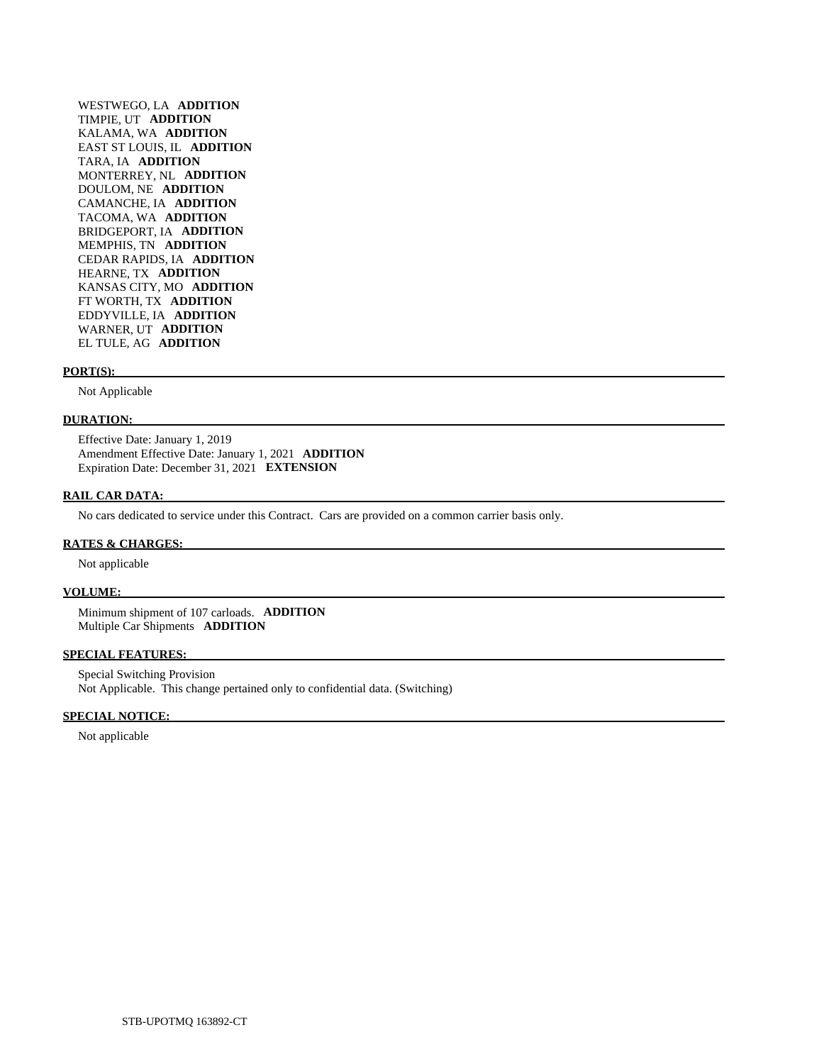WESTWEGO, LA **ADDITION**
TIMPIE, UT **ADDITION**
KALAMA, WA **ADDITION**
EAST ST LOUIS, IL **ADDITION**
TARA, IA **ADDITION**
MONTERREY, NL **ADDITION**
DOULOM, NE **ADDITION**
CAMANCHE, IA **ADDITION**
TACOMA, WA **ADDITION**
BRIDGEPORT, IA **ADDITION**
MEMPHIS, TN **ADDITION**
CEDAR RAPIDS, IA **ADDITION**
HEARNE, TX **ADDITION**
KANSAS CITY, MO **ADDITION**
FT WORTH, TX **ADDITION**
EDDYVILLE, IA **ADDITION**
WARNER, UT **ADDITION**
EL TULE, AG **ADDITION**

**PORT(S):**

Not Applicable

**DURATION:**

Effective Date: January 1, 2019
Amendment Effective Date: January 1, 2021 **ADDITION**
Expiration Date: December 31, 2021 **EXTENSION**

**RAIL CAR DATA:**

No cars dedicated to service under this Contract. Cars are provided on a common carrier basis only.

**RATES & CHARGES:**

Not applicable

**VOLUME:**

Minimum shipment of 107 carloads. **ADDITION**
Multiple Car Shipments **ADDITION**

**SPECIAL FEATURES:**

Special Switching Provision
Not Applicable. This change pertained only to confidential data. (Switching)

**SPECIAL NOTICE:**

Not applicable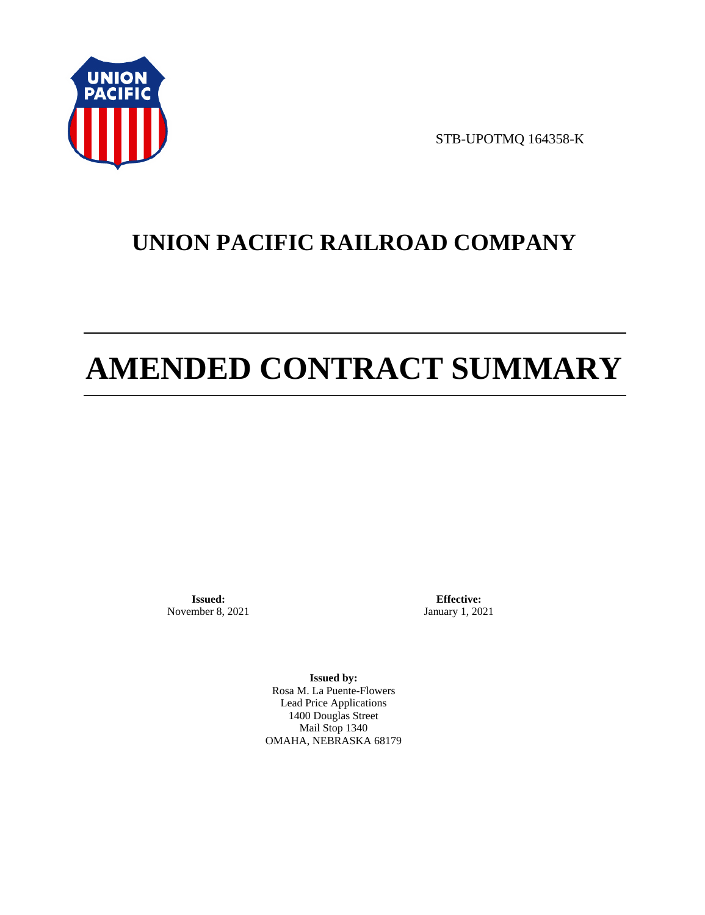STB-UPOTMQ 164358-K

# UNION PACIFIC RAILROAD COMPANY

# AMENDED CONTRACT SUMMARY

**Issued:**
November 8, 2021

**Effective:**
January 1, 2021

**Issued by:**
Rosa M. La Puente-Flowers
Lead Price Applications
1400 Douglas Street
Mail Stop 1340
OMAHA, NEBRASKA 68179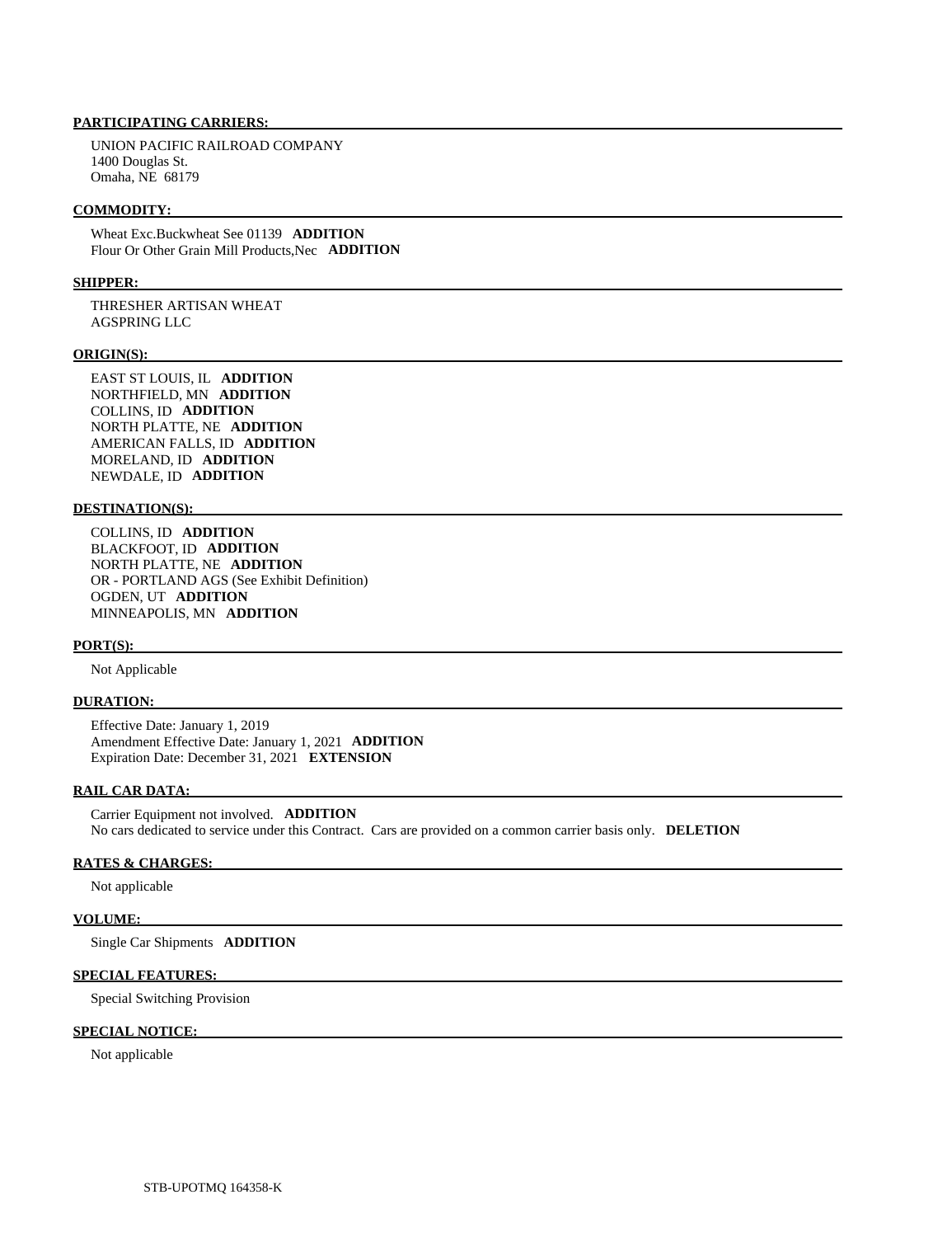**PARTICIPATING CARRIERS:**

UNION PACIFIC RAILROAD COMPANY
1400 Douglas St.
Omaha, NE 68179

**COMMODITY:**

Wheat Exc.Buckwheat See 01139 **ADDITION**
Flour Or Other Grain Mill Products,Nec **ADDITION**

**SHIPPER:**

THRESHER ARTISAN WHEAT
AGSPRING LLC

**ORIGIN(S):**

EAST ST LOUIS, IL **ADDITION**
NORTHFIELD, MN **ADDITION**
COLLINS, ID **ADDITION**
NORTH PLATTE, NE **ADDITION**
AMERICAN FALLS, ID **ADDITION**
MORELAND, ID **ADDITION**
NEWDALE, ID **ADDITION**

**DESTINATION(S):**

COLLINS, ID **ADDITION**
BLACKFOOT, ID **ADDITION**
NORTH PLATTE, NE **ADDITION**
OR - PORTLAND AGS (See Exhibit Definition)
OGDEN, UT **ADDITION**
MINNEAPOLIS, MN **ADDITION**

**PORT(S):**

Not Applicable

**DURATION:**

Effective Date: January 1, 2019
Amendment Effective Date: January 1, 2021 **ADDITION**
Expiration Date: December 31, 2021 **EXTENSION**

**RAIL CAR DATA:**

Carrier Equipment not involved. **ADDITION**
No cars dedicated to service under this Contract. Cars are provided on a common carrier basis only. **DELETION**

**RATES & CHARGES:**

Not applicable

**VOLUME:**

Single Car Shipments **ADDITION**

**SPECIAL FEATURES:**

Special Switching Provision

**SPECIAL NOTICE:**

Not applicable

STB-UPOTMQ 164358-K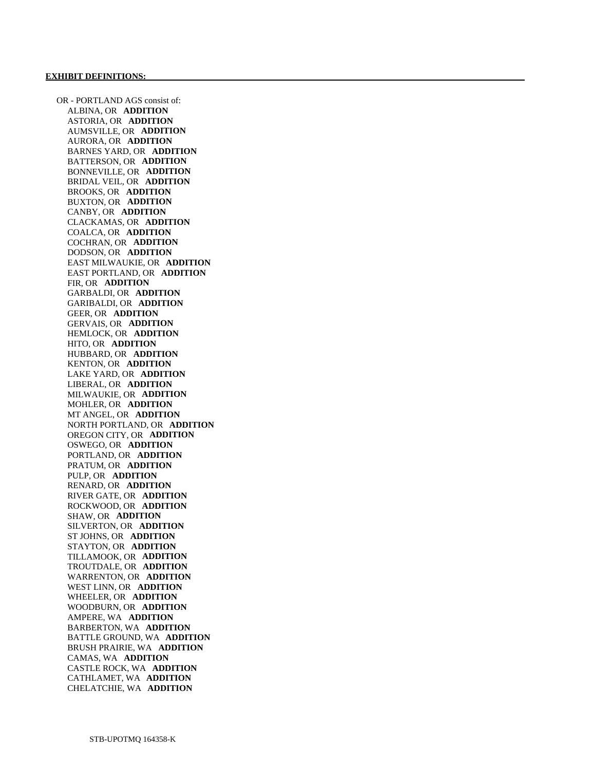**EXHIBIT DEFINITIONS:**

OR - PORTLAND AGS consist of:

- ALBINA, OR **ADDITION**
- ASTORIA, OR **ADDITION**
- AUMSVILLE, OR **ADDITION**
- AURORA, OR **ADDITION**
- BARNES YARD, OR **ADDITION**
- BATTERSON, OR **ADDITION**
- BONNEVILLE, OR **ADDITION**
- BRIDAL VEIL, OR **ADDITION**
- BROOKS, OR **ADDITION**
- BUXTON, OR **ADDITION**
- CANBY, OR **ADDITION**
- CLACKAMAS, OR **ADDITION**
- COALCA, OR **ADDITION**
- COCHRAN, OR **ADDITION**
- DODSON, OR **ADDITION**
- EAST MILWAUKIE, OR **ADDITION**
- EAST PORTLAND, OR **ADDITION**
- FIR, OR **ADDITION**
- GARBALDI, OR **ADDITION**
- GARIBALDI, OR **ADDITION**
- GEER, OR **ADDITION**
- GERVAIS, OR **ADDITION**
- HEMLOCK, OR **ADDITION**
- HITO, OR **ADDITION**
- HUBBARD, OR **ADDITION**
- KENTON, OR **ADDITION**
- LAKE YARD, OR **ADDITION**
- LIBERAL, OR **ADDITION**
- MILWAUKIE, OR **ADDITION**
- MOHLER, OR **ADDITION**
- MT ANGEL, OR **ADDITION**
- NORTH PORTLAND, OR **ADDITION**
- OREGON CITY, OR **ADDITION**
- OSWEGO, OR **ADDITION**
- PORTLAND, OR **ADDITION**
- PRATUM, OR **ADDITION**
- PULP, OR **ADDITION**
- RENARD, OR **ADDITION**
- RIVER GATE, OR **ADDITION**
- ROCKWOOD, OR **ADDITION**
- SHAW, OR **ADDITION**
- SILVERTON, OR **ADDITION**
- ST JOHNS, OR **ADDITION**
- STAYTON, OR **ADDITION**
- TILLAMOOK, OR **ADDITION**
- TROUTDALE, OR **ADDITION**
- WARRENTON, OR **ADDITION**
- WEST LINN, OR **ADDITION**
- WHEELER, OR **ADDITION**
- WOODBURN, OR **ADDITION**
- AMPERE, WA **ADDITION**
- BARBERTON, WA **ADDITION**
- BATTLE GROUND, WA **ADDITION**
- BRUSH PRAIRIE, WA **ADDITION**
- CAMAS, WA **ADDITION**
- CASTLE ROCK, WA **ADDITION**
- CATHLAMET, WA **ADDITION**
- CHELATCHIE, WA **ADDITION**

STB-UPOTMQ 164358-K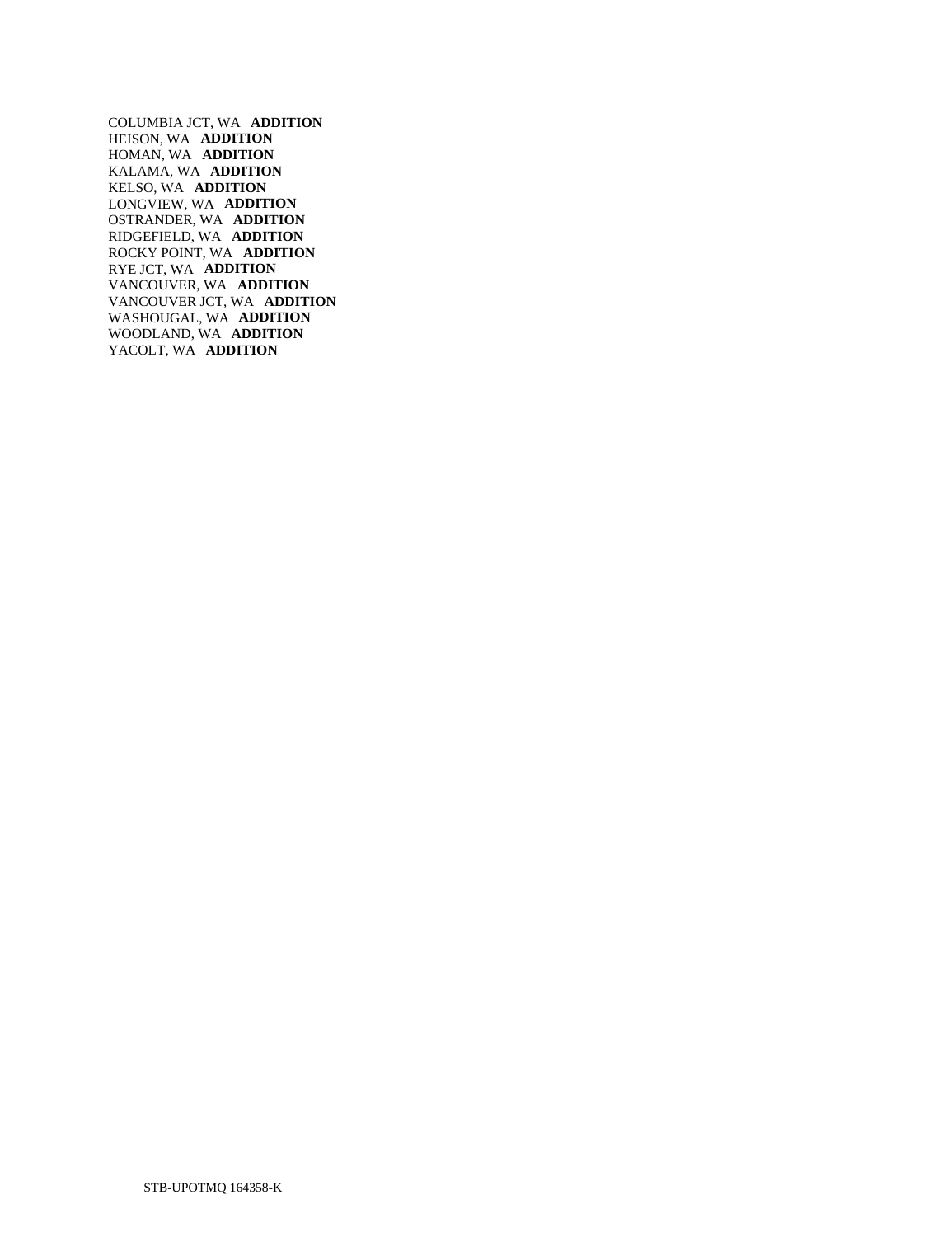COLUMBIA JCT, WA **ADDITION**
HEISON, WA **ADDITION**
HOMAN, WA **ADDITION**
KALAMA, WA **ADDITION**
KELSO, WA **ADDITION**
LONGVIEW, WA **ADDITION**
OSTRANDER, WA **ADDITION**
RIDGEFIELD, WA **ADDITION**
ROCKY POINT, WA **ADDITION**
RYE JCT, WA **ADDITION**
VANCOUVER, WA **ADDITION**
VANCOUVER JCT, WA **ADDITION**
WASHOUGAL, WA **ADDITION**
WOODLAND, WA **ADDITION**
YACOLT, WA **ADDITION**

STB-UPOTMQ 164358-K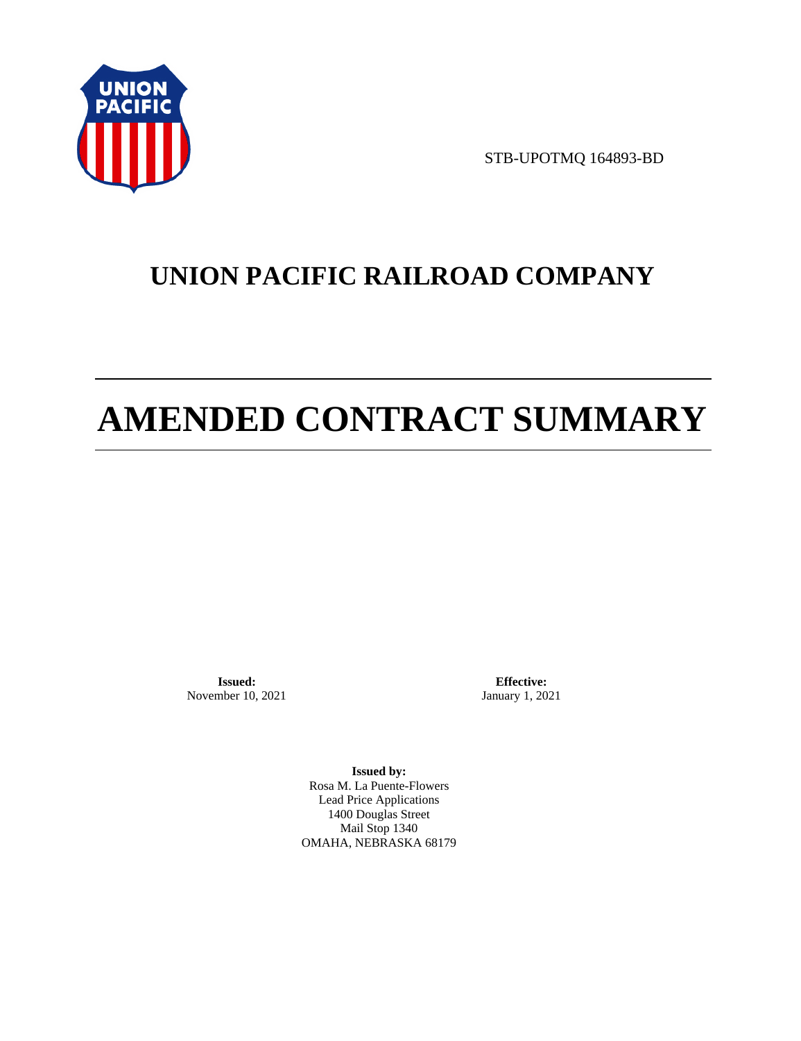STB-UPOTMQ 164893-BD

# UNION PACIFIC RAILROAD COMPANY

# AMENDED CONTRACT SUMMARY

**Issued:**
November 10, 2021

**Effective:**
January 1, 2021

**Issued by:**
Rosa M. La Puente-Flowers
Lead Price Applications
1400 Douglas Street
Mail Stop 1340
OMAHA, NEBRASKA 68179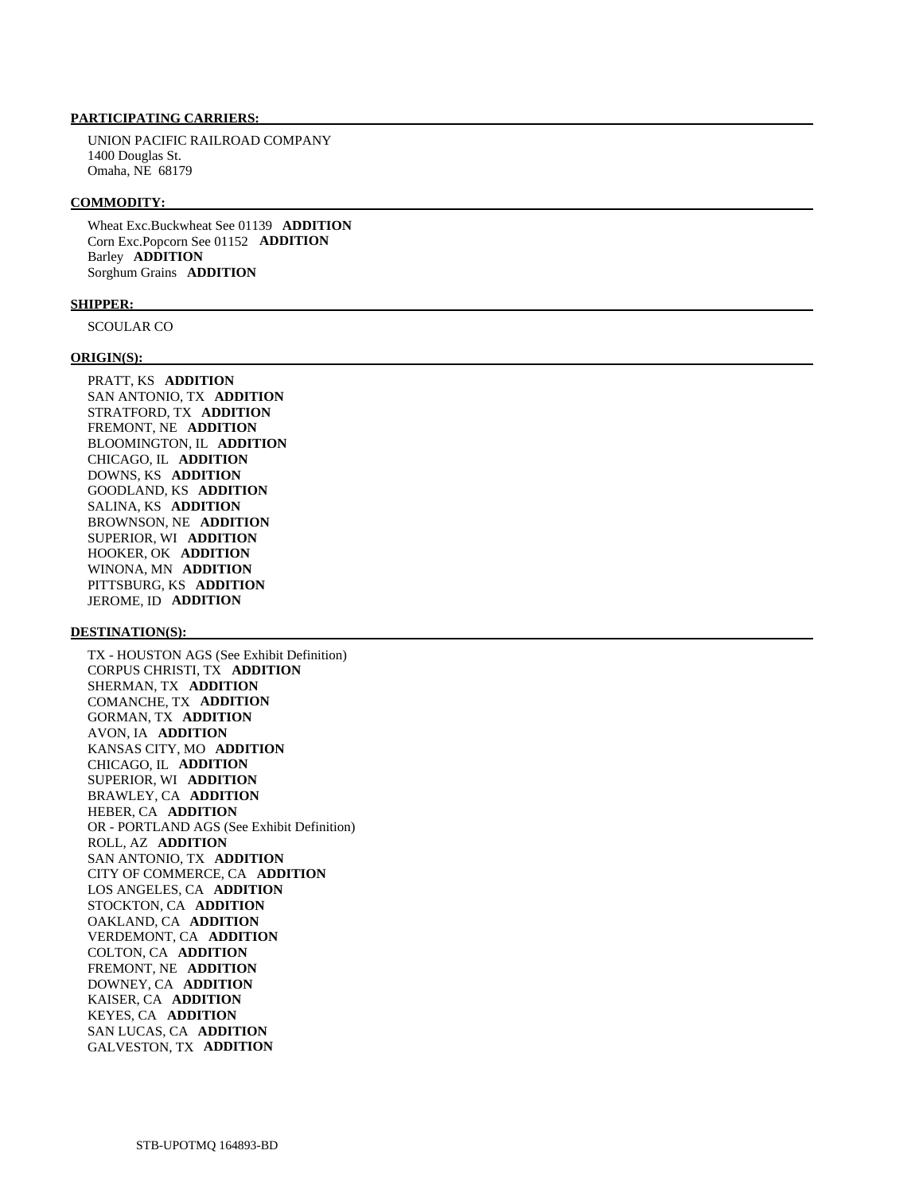**PARTICIPATING CARRIERS:**

UNION PACIFIC RAILROAD COMPANY
1400 Douglas St.
Omaha, NE 68179

**COMMODITY:**

Wheat Exc.Buckwheat See 01139 **ADDITION**
Corn Exc.Popcorn See 01152 **ADDITION**
Barley **ADDITION**
Sorghum Grains **ADDITION**

**SHIPPER:**

SCOULAR CO

**ORIGIN(S):**

PRATT, KS **ADDITION**
SAN ANTONIO, TX **ADDITION**
STRATFORD, TX **ADDITION**
FREMONT, NE **ADDITION**
BLOOMINGTON, IL **ADDITION**
CHICAGO, IL **ADDITION**
DOWNS, KS **ADDITION**
GOODLAND, KS **ADDITION**
SALINA, KS **ADDITION**
BROWNSON, NE **ADDITION**
SUPERIOR, WI **ADDITION**
HOOKER, OK **ADDITION**
WINONA, MN **ADDITION**
PITTSBURG, KS **ADDITION**
JEROME, ID **ADDITION**

**DESTINATION(S):**

TX - HOUSTON AGS (See Exhibit Definition)
CORPUS CHRISTI, TX **ADDITION**
SHERMAN, TX **ADDITION**
COMANCHE, TX **ADDITION**
GORMAN, TX **ADDITION**
AVON, IA **ADDITION**
KANSAS CITY, MO **ADDITION**
CHICAGO, IL **ADDITION**
SUPERIOR, WI **ADDITION**
BRAWLEY, CA **ADDITION**
HEBER, CA **ADDITION**
OR - PORTLAND AGS (See Exhibit Definition)
ROLL, AZ **ADDITION**
SAN ANTONIO, TX **ADDITION**
CITY OF COMMERCE, CA **ADDITION**
LOS ANGELES, CA **ADDITION**
STOCKTON, CA **ADDITION**
OAKLAND, CA **ADDITION**
VERDEMONT, CA **ADDITION**
COLTON, CA **ADDITION**
FREMONT, NE **ADDITION**
DOWNEY, CA **ADDITION**
KAISER, CA **ADDITION**
KEYES, CA **ADDITION**
SAN LUCAS, CA **ADDITION**
GALVESTON, TX **ADDITION**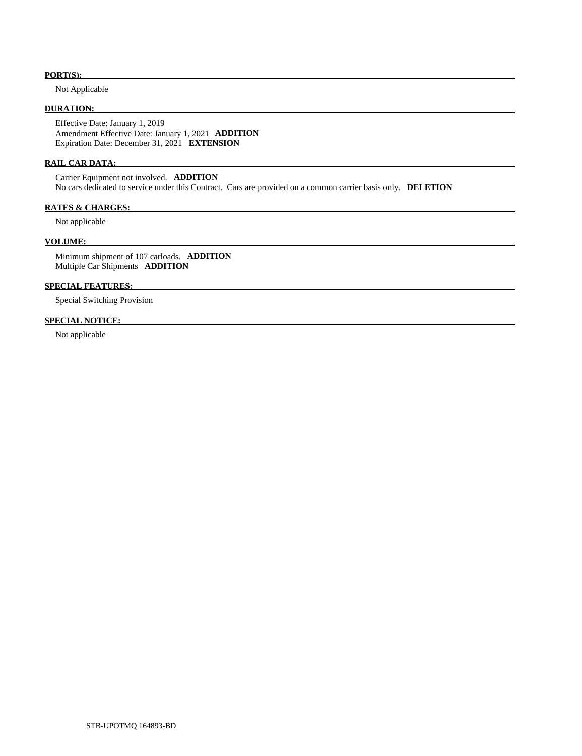**PORT(S):**

Not Applicable

**DURATION:**

Effective Date: January 1, 2019
Amendment Effective Date: January 1, 2021 **ADDITION**
Expiration Date: December 31, 2021 **EXTENSION**

**RAIL CAR DATA:**

Carrier Equipment not involved. **ADDITION**
No cars dedicated to service under this Contract. Cars are provided on a common carrier basis only. **DELETION**

**RATES & CHARGES:**

Not applicable

**VOLUME:**

Minimum shipment of 107 carloads. **ADDITION**
Multiple Car Shipments **ADDITION**

**SPECIAL FEATURES:**

Special Switching Provision

**SPECIAL NOTICE:**

Not applicable

STB-UPOTMQ 164893-BD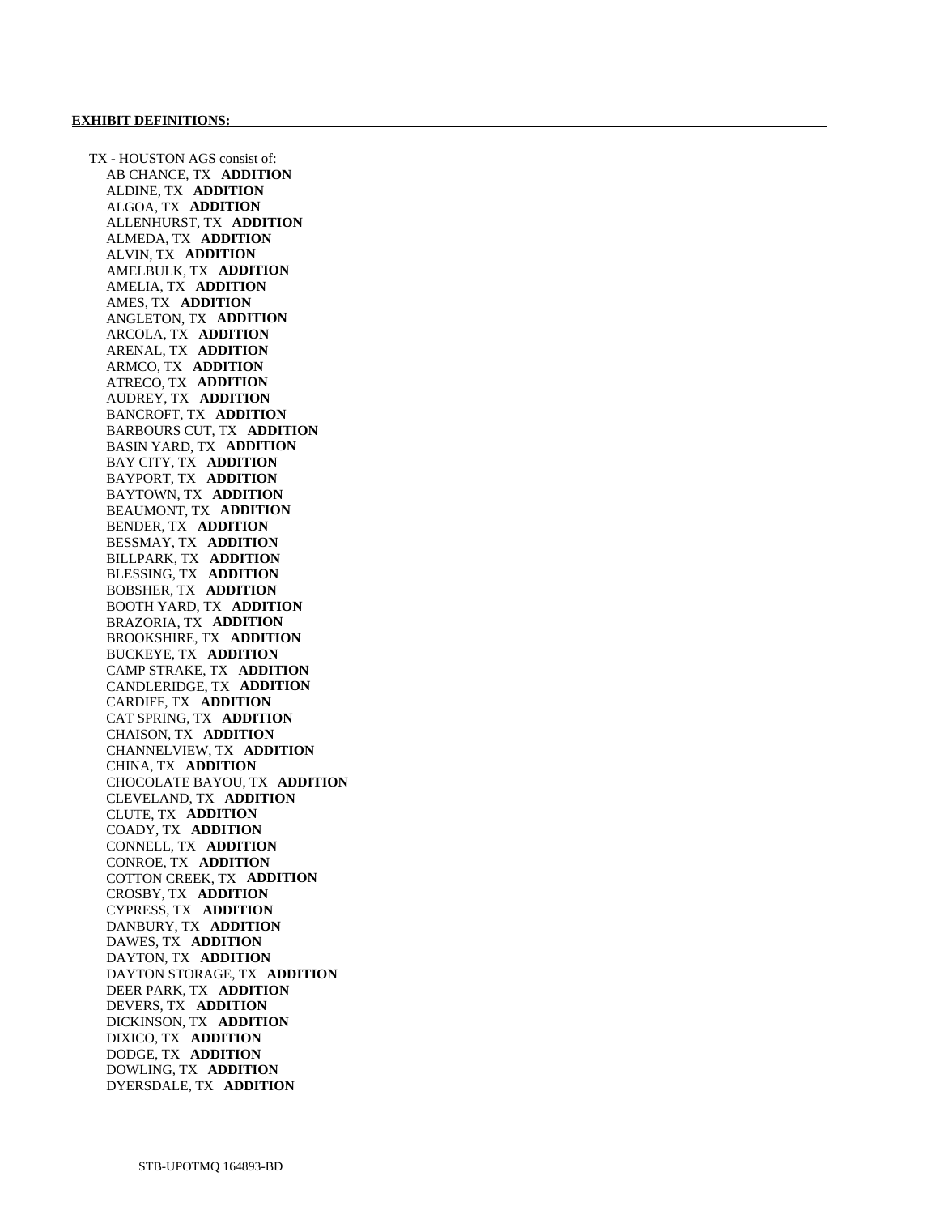**EXHIBIT DEFINITIONS:**

TX - HOUSTON AGS consist of:

- AB CHANCE, TX **ADDITION**
- ALDINE, TX **ADDITION**
- ALGOA, TX **ADDITION**
- ALLENHURST, TX **ADDITION**
- ALMEDA, TX **ADDITION**
- ALVIN, TX **ADDITION**
- AMELBULK, TX **ADDITION**
- AMELIA, TX **ADDITION**
- AMES, TX **ADDITION**
- ANGLETON, TX **ADDITION**
- ARCOLA, TX **ADDITION**
- ARENAL, TX **ADDITION**
- ARMCO, TX **ADDITION**
- ATRECO, TX **ADDITION**
- AUDREY, TX **ADDITION**
- BANCROFT, TX **ADDITION**
- BARBOURS CUT, TX **ADDITION**
- BASIN YARD, TX **ADDITION**
- BAY CITY, TX **ADDITION**
- BAYPORT, TX **ADDITION**
- BAYTOWN, TX **ADDITION**
- BEAUMONT, TX **ADDITION**
- BENDER, TX **ADDITION**
- BESSMAY, TX **ADDITION**
- BILLPARK, TX **ADDITION**
- BLESSING, TX **ADDITION**
- BOBSHER, TX **ADDITION**
- BOOTH YARD, TX **ADDITION**
- BRAZORIA, TX **ADDITION**
- BROOKSHIRE, TX **ADDITION**
- BUCKEYE, TX **ADDITION**
- CAMP STRAKE, TX **ADDITION**
- CANDLERIDGE, TX **ADDITION**
- CARDIFF, TX **ADDITION**
- CAT SPRING, TX **ADDITION**
- CHAISON, TX **ADDITION**
- CHANNELVIEW, TX **ADDITION**
- CHINA, TX **ADDITION**
- CHOCOLATE BAYOU, TX **ADDITION**
- CLEVELAND, TX **ADDITION**
- CLUTE, TX **ADDITION**
- COADY, TX **ADDITION**
- CONNELL, TX **ADDITION**
- CONROE, TX **ADDITION**
- COTTON CREEK, TX **ADDITION**
- CROSBY, TX **ADDITION**
- CYPRESS, TX **ADDITION**
- DANBURY, TX **ADDITION**
- DAWES, TX **ADDITION**
- DAYTON, TX **ADDITION**
- DAYTON STORAGE, TX **ADDITION**
- DEER PARK, TX **ADDITION**
- DEVERS, TX **ADDITION**
- DICKINSON, TX **ADDITION**
- DIXICO, TX **ADDITION**
- DODGE, TX **ADDITION**
- DOWLING, TX **ADDITION**
- DYERSDALE, TX **ADDITION**

STB-UPOTMQ 164893-BD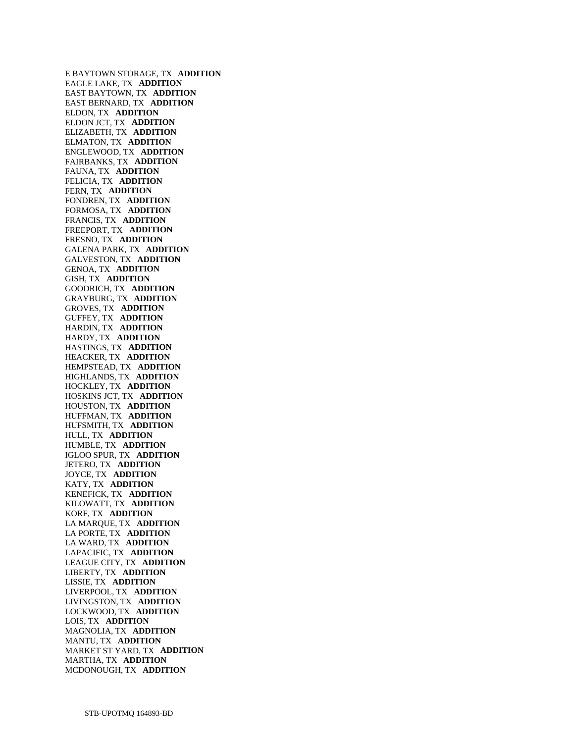E BAYTOWN STORAGE, TX **ADDITION**
EAGLE LAKE, TX **ADDITION**
EAST BAYTOWN, TX **ADDITION**
EAST BERNARD, TX **ADDITION**
ELDON, TX **ADDITION**
ELDON JCT, TX **ADDITION**
ELIZABETH, TX **ADDITION**
ELMATON, TX **ADDITION**
ENGLEWOOD, TX **ADDITION**
FAIRBANKS, TX **ADDITION**
FAUNA, TX **ADDITION**
FELICIA, TX **ADDITION**
FERN, TX **ADDITION**
FONDREN, TX **ADDITION**
FORMOSA, TX **ADDITION**
FRANCIS, TX **ADDITION**
FREEPORT, TX **ADDITION**
FRESNO, TX **ADDITION**
GALENA PARK, TX **ADDITION**
GALVESTON, TX **ADDITION**
GENOA, TX **ADDITION**
GISH, TX **ADDITION**
GOODRICH, TX **ADDITION**
GRAYBURG, TX **ADDITION**
GROVES, TX **ADDITION**
GUFFEY, TX **ADDITION**
HARDIN, TX **ADDITION**
HARDY, TX **ADDITION**
HASTINGS, TX **ADDITION**
HEACKER, TX **ADDITION**
HEMPSTEAD, TX **ADDITION**
HIGHLANDS, TX **ADDITION**
HOCKLEY, TX **ADDITION**
HOSKINS JCT, TX **ADDITION**
HOUSTON, TX **ADDITION**
HUFFMAN, TX **ADDITION**
HUFSMITH, TX **ADDITION**
HULL, TX **ADDITION**
HUMBLE, TX **ADDITION**
IGLOO SPUR, TX **ADDITION**
JETERO, TX **ADDITION**
JOYCE, TX **ADDITION**
KATY, TX **ADDITION**
KENEFICK, TX **ADDITION**
KILOWATT, TX **ADDITION**
KORF, TX **ADDITION**
LA MARQUE, TX **ADDITION**
LA PORTE, TX **ADDITION**
LA WARD, TX **ADDITION**
LAPACIFIC, TX **ADDITION**
LEAGUE CITY, TX **ADDITION**
LIBERTY, TX **ADDITION**
LISSIE, TX **ADDITION**
LIVERPOOL, TX **ADDITION**
LIVINGSTON, TX **ADDITION**
LOCKWOOD, TX **ADDITION**
LOIS, TX **ADDITION**
MAGNOLIA, TX **ADDITION**
MANTU, TX **ADDITION**
MARKET ST YARD, TX **ADDITION**
MARTHA, TX **ADDITION**
MCDONOUGH, TX **ADDITION**

STB-UPOTMQ 164893-BD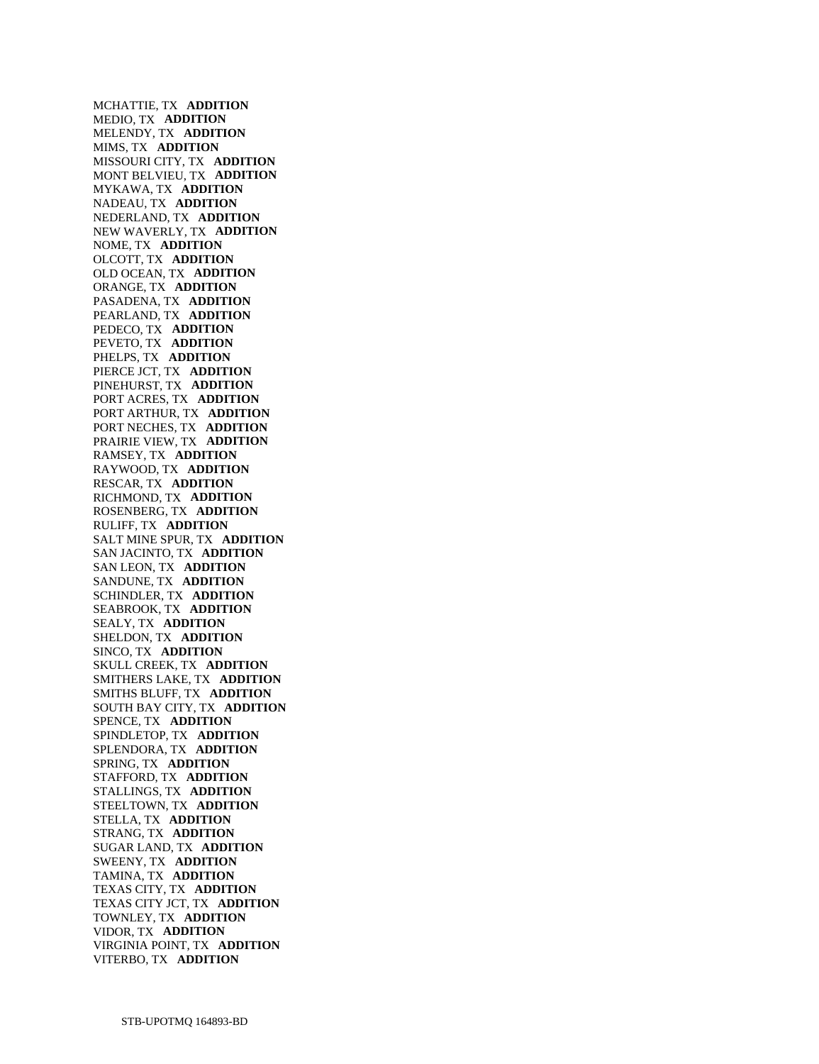MCHATTIE, TX **ADDITION**
MEDIO, TX **ADDITION**
MELENDY, TX **ADDITION**
MIMS, TX **ADDITION**
MISSOURI CITY, TX **ADDITION**
MONT BELVIEU, TX **ADDITION**
MYKAWA, TX **ADDITION**
NADEAU, TX **ADDITION**
NEDERLAND, TX **ADDITION**
NEW WAVERLY, TX **ADDITION**
NOME, TX **ADDITION**
OLCOTT, TX **ADDITION**
OLD OCEAN, TX **ADDITION**
ORANGE, TX **ADDITION**
PASADENA, TX **ADDITION**
PEARLAND, TX **ADDITION**
PEDECO, TX **ADDITION**
PEVETO, TX **ADDITION**
PHELPS, TX **ADDITION**
PIERCE JCT, TX **ADDITION**
PINEHURST, TX **ADDITION**
PORT ACRES, TX **ADDITION**
PORT ARTHUR, TX **ADDITION**
PORT NECHES, TX **ADDITION**
PRAIRIE VIEW, TX **ADDITION**
RAMSEY, TX **ADDITION**
RAYWOOD, TX **ADDITION**
RESCAR, TX **ADDITION**
RICHMOND, TX **ADDITION**
ROSENBERG, TX **ADDITION**
RULIFF, TX **ADDITION**
SALT MINE SPUR, TX **ADDITION**
SAN JACINTO, TX **ADDITION**
SAN LEON, TX **ADDITION**
SANDUNE, TX **ADDITION**
SCHINDLER, TX **ADDITION**
SEABROOK, TX **ADDITION**
SEALY, TX **ADDITION**
SHELDON, TX **ADDITION**
SINCO, TX **ADDITION**
SKULL CREEK, TX **ADDITION**
SMITHERS LAKE, TX **ADDITION**
SMITHS BLUFF, TX **ADDITION**
SOUTH BAY CITY, TX **ADDITION**
SPENCE, TX **ADDITION**
SPINDLETOP, TX **ADDITION**
SPLENDORA, TX **ADDITION**
SPRING, TX **ADDITION**
STAFFORD, TX **ADDITION**
STALLINGS, TX **ADDITION**
STEELTOWN, TX **ADDITION**
STELLA, TX **ADDITION**
STRANG, TX **ADDITION**
SUGAR LAND, TX **ADDITION**
SWEENY, TX **ADDITION**
TAMINA, TX **ADDITION**
TEXAS CITY, TX **ADDITION**
TEXAS CITY JCT, TX **ADDITION**
TOWNLEY, TX **ADDITION**
VIDOR, TX **ADDITION**
VIRGINIA POINT, TX **ADDITION**
VITERBO, TX **ADDITION**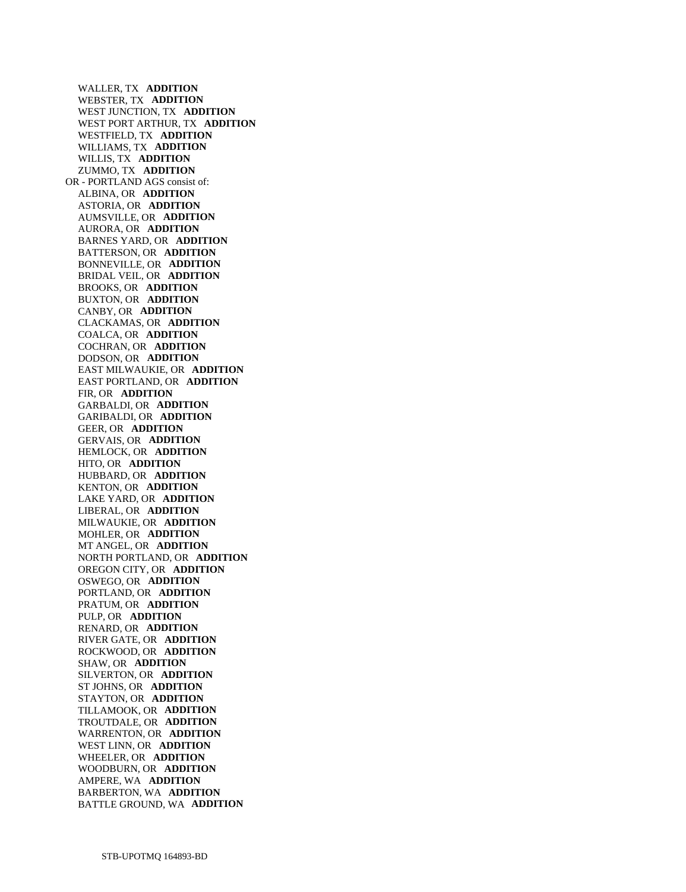WALLER, TX **ADDITION**
WEBSTER, TX **ADDITION**
WEST JUNCTION, TX **ADDITION**
WEST PORT ARTHUR, TX **ADDITION**
WESTFIELD, TX **ADDITION**
WILLIAMS, TX **ADDITION**
WILLIS, TX **ADDITION**
ZUMMO, TX **ADDITION**

OR - PORTLAND AGS consist of:

ALBINA, OR **ADDITION**
ASTORIA, OR **ADDITION**
AUMSVILLE, OR **ADDITION**
AURORA, OR **ADDITION**
BARNES YARD, OR **ADDITION**
BATTERSON, OR **ADDITION**
BONNEVILLE, OR **ADDITION**
BRIDAL VEIL, OR **ADDITION**
BROOKS, OR **ADDITION**
BUXTON, OR **ADDITION**
CANBY, OR **ADDITION**
CLACKAMAS, OR **ADDITION**
COALCA, OR **ADDITION**
COCHRAN, OR **ADDITION**
DODSON, OR **ADDITION**
EAST MILWAUKIE, OR **ADDITION**
EAST PORTLAND, OR **ADDITION**
FIR, OR **ADDITION**
GARBALDI, OR **ADDITION**
GARIBALDI, OR **ADDITION**
GEER, OR **ADDITION**
GERVAIS, OR **ADDITION**
HEMLOCK, OR **ADDITION**
HITO, OR **ADDITION**
HUBBARD, OR **ADDITION**
KENTON, OR **ADDITION**
LAKE YARD, OR **ADDITION**
LIBERAL, OR **ADDITION**
MILWAUKIE, OR **ADDITION**
MOHLER, OR **ADDITION**
MT ANGEL, OR **ADDITION**
NORTH PORTLAND, OR **ADDITION**
OREGON CITY, OR **ADDITION**
OSWEGO, OR **ADDITION**
PORTLAND, OR **ADDITION**
PRATUM, OR **ADDITION**
PULP, OR **ADDITION**
RENARD, OR **ADDITION**
RIVER GATE, OR **ADDITION**
ROCKWOOD, OR **ADDITION**
SHAW, OR **ADDITION**
SILVERTON, OR **ADDITION**
ST JOHNS, OR **ADDITION**
STAYTON, OR **ADDITION**
TILLAMOOK, OR **ADDITION**
TROUTDALE, OR **ADDITION**
WARRENTON, OR **ADDITION**
WEST LINN, OR **ADDITION**
WHEELER, OR **ADDITION**
WOODBURN, OR **ADDITION**
AMPERE, WA **ADDITION**
BARBERTON, WA **ADDITION**
BATTLE GROUND, WA **ADDITION**

STB-UPOTMQ 164893-BD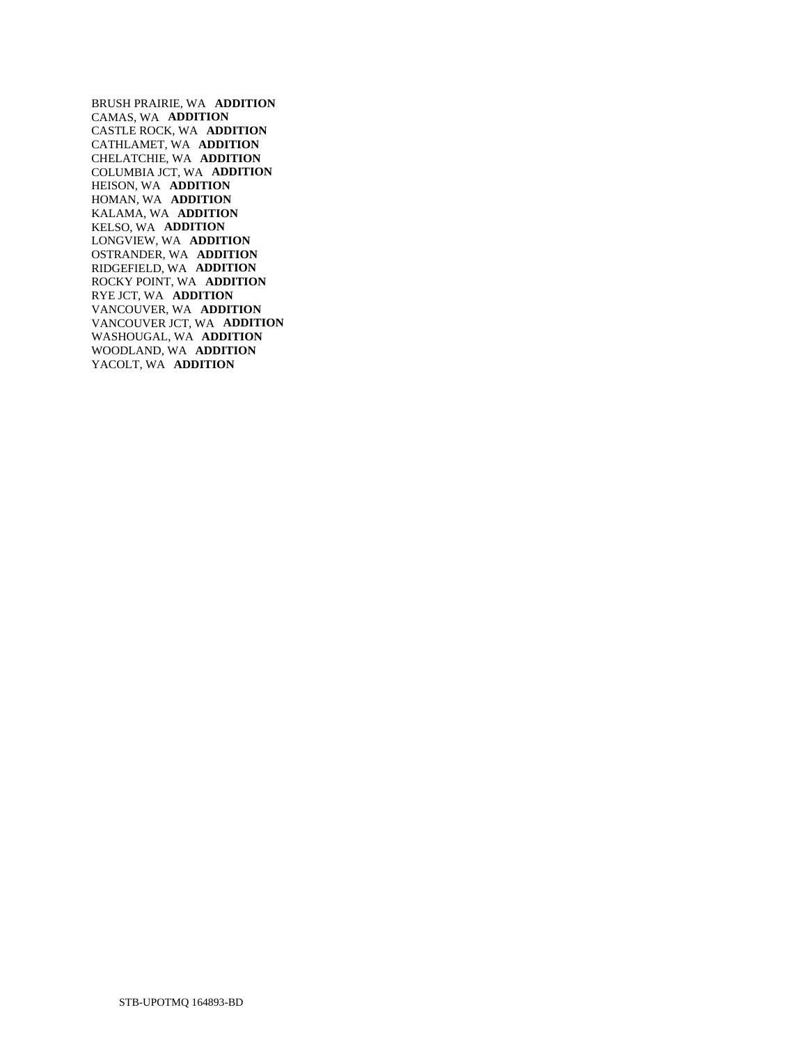BRUSH PRAIRIE, WA **ADDITION**
CAMAS, WA **ADDITION**
CASTLE ROCK, WA **ADDITION**
CATHLAMET, WA **ADDITION**
CHELATCHIE, WA **ADDITION**
COLUMBIA JCT, WA **ADDITION**
HEISON, WA **ADDITION**
HOMAN, WA **ADDITION**
KALAMA, WA **ADDITION**
KELSO, WA **ADDITION**
LONGVIEW, WA **ADDITION**
OSTRANDER, WA **ADDITION**
RIDGEFIELD, WA **ADDITION**
ROCKY POINT, WA **ADDITION**
RYE JCT, WA **ADDITION**
VANCOUVER, WA **ADDITION**
VANCOUVER JCT, WA **ADDITION**
WASHOUGAL, WA **ADDITION**
WOODLAND, WA **ADDITION**
YACOLT, WA **ADDITION**

STB-UPOTMQ 164893-BD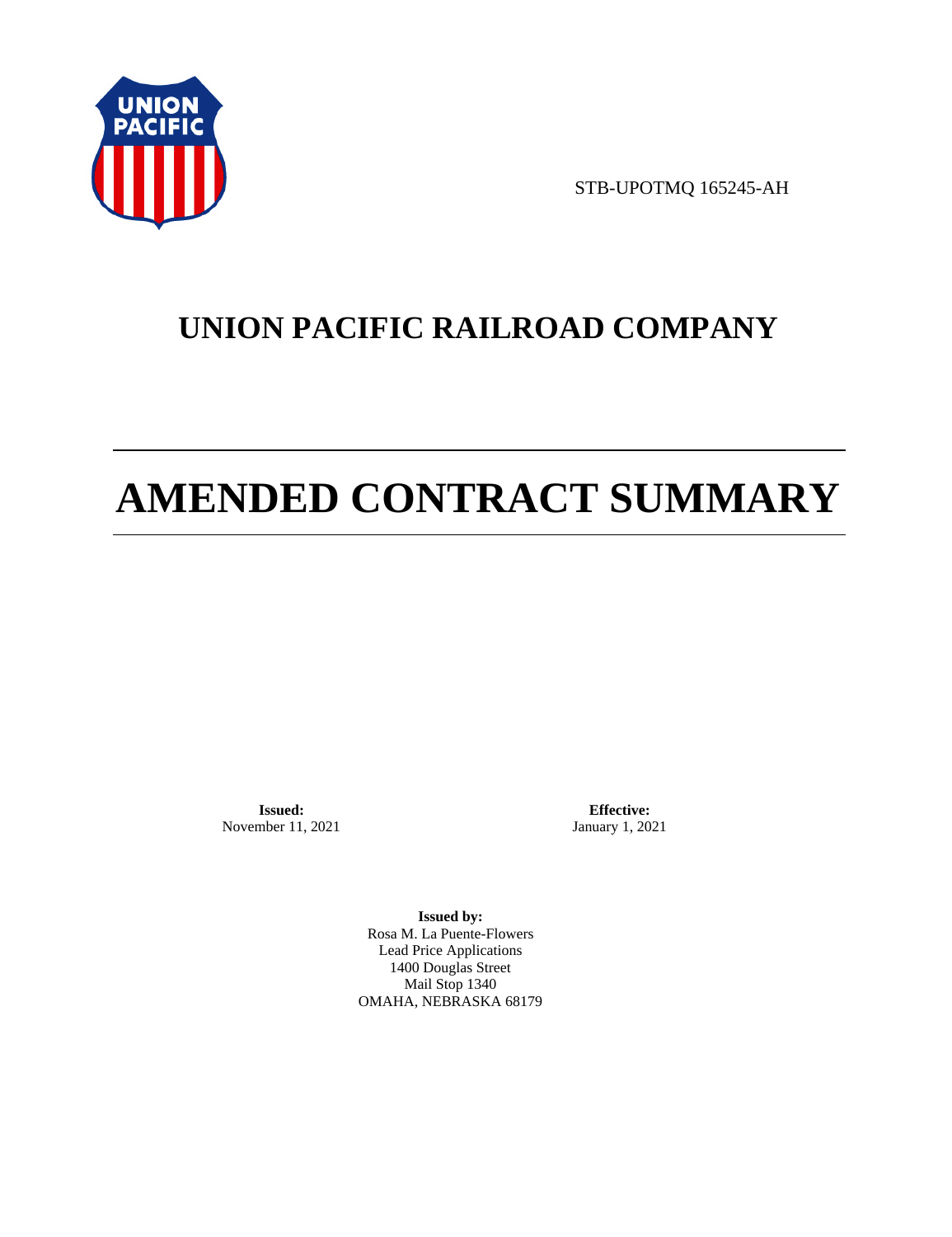STB-UPOTMQ 165245-AH

# UNION PACIFIC RAILROAD COMPANY

# AMENDED CONTRACT SUMMARY

**Issued:**
November 11, 2021

**Effective:**
January 1, 2021

**Issued by:**
Rosa M. La Puente-Flowers
Lead Price Applications
1400 Douglas Street
Mail Stop 1340
OMAHA, NEBRASKA 68179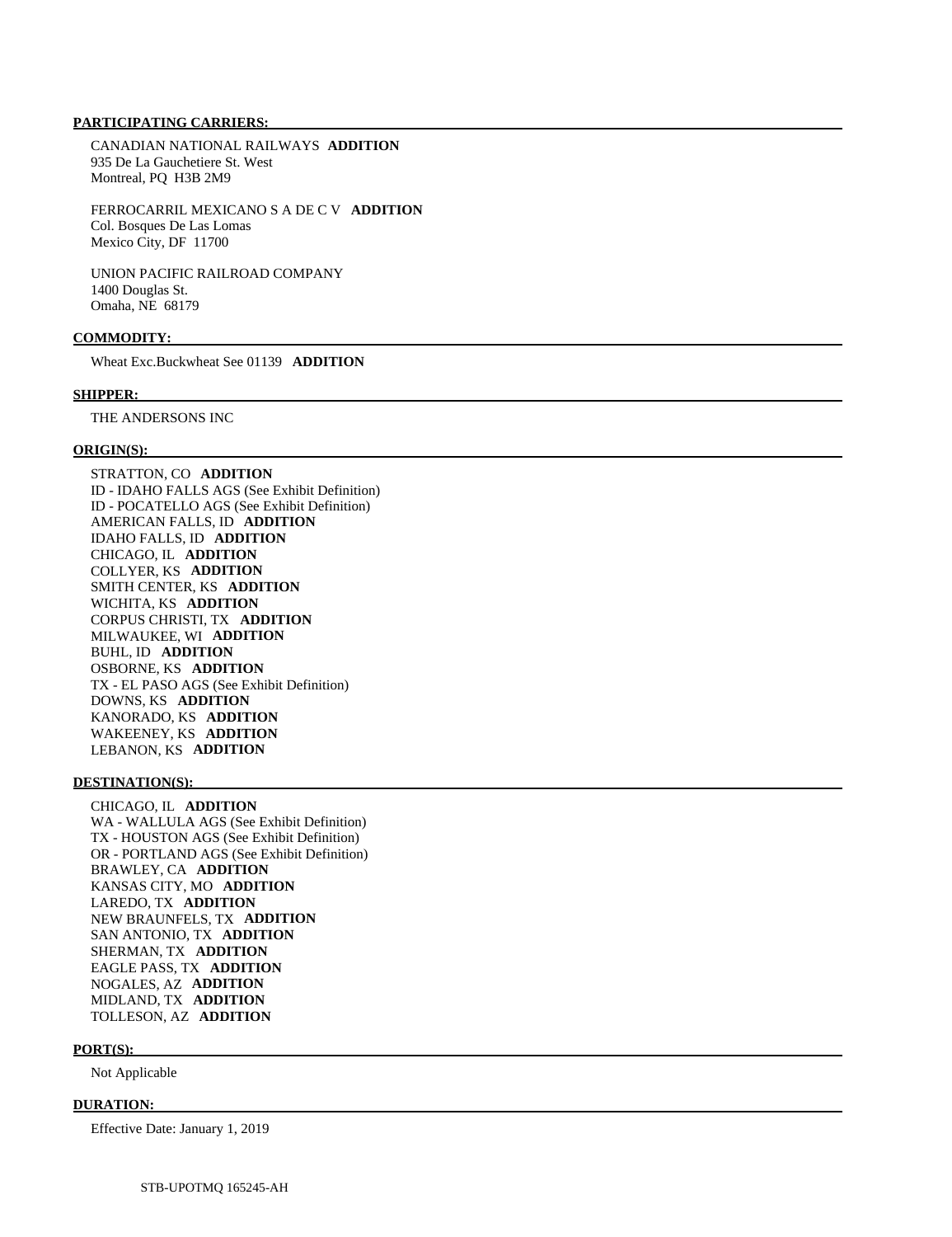**PARTICIPATING CARRIERS:**

CANADIAN NATIONAL RAILWAYS **ADDITION**
935 De La Gauchetiere St. West
Montreal, PQ H3B 2M9

FERROCARRIL MEXICANO S A DE C V **ADDITION**
Col. Bosques De Las Lomas
Mexico City, DF 11700

UNION PACIFIC RAILROAD COMPANY
1400 Douglas St.
Omaha, NE 68179

**COMMODITY:**

Wheat Exc.Buckwheat See 01139 **ADDITION**

**SHIPPER:**

THE ANDERSONS INC

**ORIGIN(S):**

STRATTON, CO **ADDITION**
ID - IDAHO FALLS AGS (See Exhibit Definition)
ID - POCATELLO AGS (See Exhibit Definition)
AMERICAN FALLS, ID **ADDITION**
IDAHO FALLS, ID **ADDITION**
CHICAGO, IL **ADDITION**
COLLYER, KS **ADDITION**
SMITH CENTER, KS **ADDITION**
WICHITA, KS **ADDITION**
CORPUS CHRISTI, TX **ADDITION**
MILWAUKEE, WI **ADDITION**
BUHL, ID **ADDITION**
OSBORNE, KS **ADDITION**
TX - EL PASO AGS (See Exhibit Definition)
DOWNS, KS **ADDITION**
KANORADO, KS **ADDITION**
WAKEENEY, KS **ADDITION**
LEBANON, KS **ADDITION**

**DESTINATION(S):**

CHICAGO, IL **ADDITION**
WA - WALLULA AGS (See Exhibit Definition)
TX - HOUSTON AGS (See Exhibit Definition)
OR - PORTLAND AGS (See Exhibit Definition)
BRAWLEY, CA **ADDITION**
KANSAS CITY, MO **ADDITION**
LAREDO, TX **ADDITION**
NEW BRAUNFELS, TX **ADDITION**
SAN ANTONIO, TX **ADDITION**
SHERMAN, TX **ADDITION**
EAGLE PASS, TX **ADDITION**
NOGALES, AZ **ADDITION**
MIDLAND, TX **ADDITION**
TOLLESON, AZ **ADDITION**

**PORT(S):**

Not Applicable

**DURATION:**

Effective Date: January 1, 2019

STB-UPOTMQ 165245-AH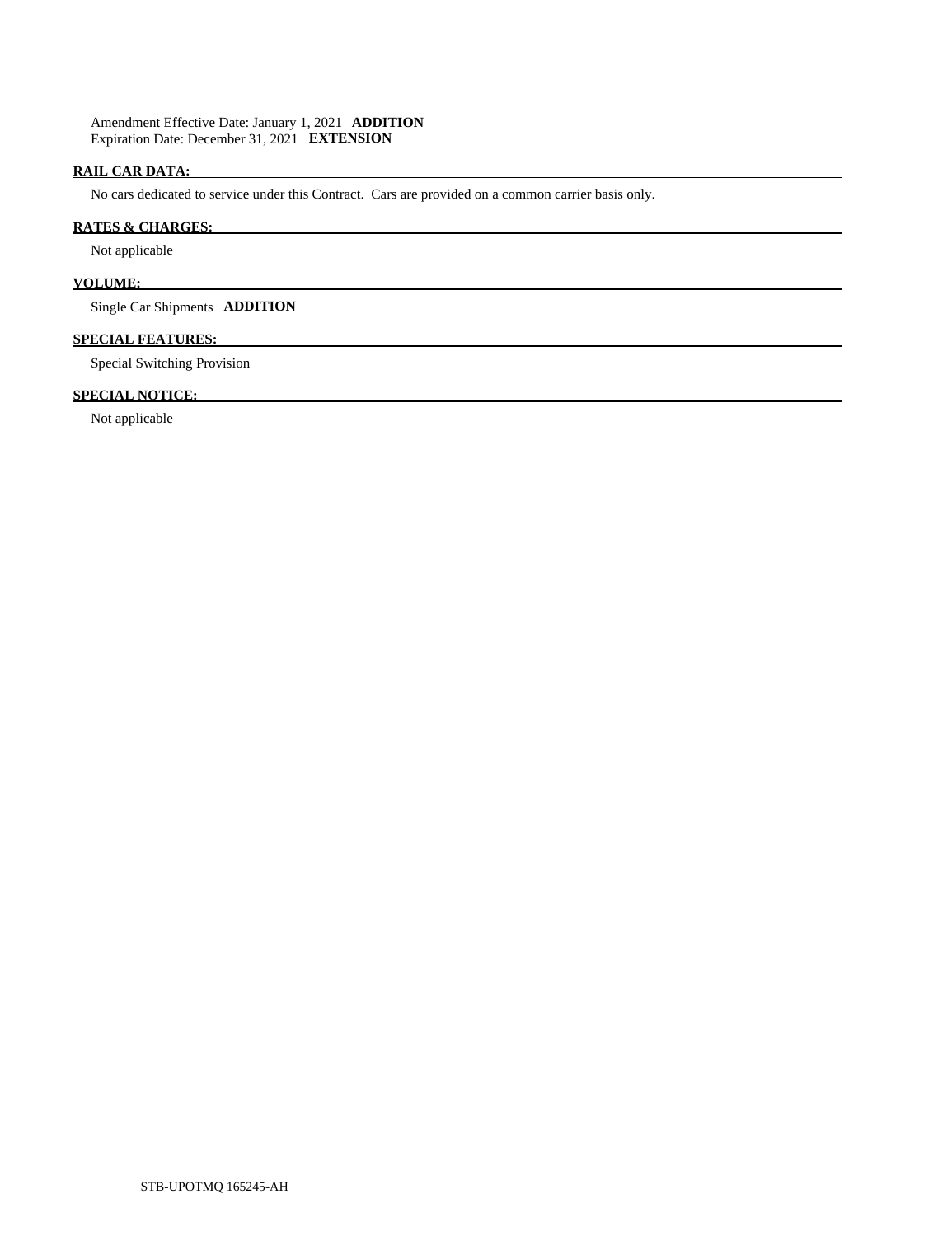Amendment Effective Date: January 1, 2021 **ADDITION**
Expiration Date: December 31, 2021 **EXTENSION**

**RAIL CAR DATA:**

No cars dedicated to service under this Contract. Cars are provided on a common carrier basis only.

**RATES & CHARGES:**

Not applicable

**VOLUME:**

Single Car Shipments **ADDITION**

**SPECIAL FEATURES:**

Special Switching Provision

**SPECIAL NOTICE:**

Not applicable

STB-UPOTMQ 165245-AH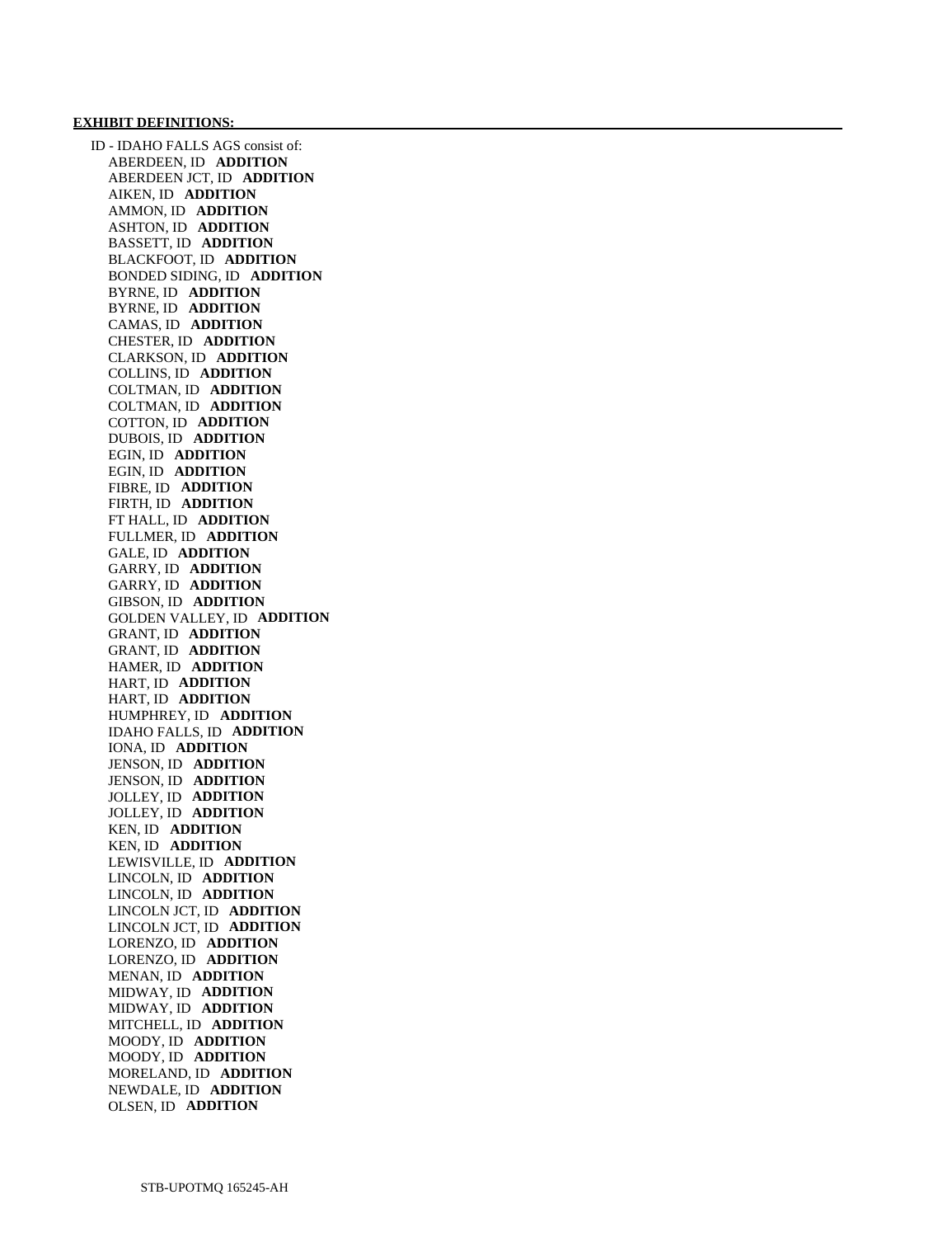**EXHIBIT DEFINITIONS:**

ID - IDAHO FALLS AGS consist of:

ABERDEEN, ID **ADDITION**
ABERDEEN JCT, ID **ADDITION**
AIKEN, ID **ADDITION**
AMMON, ID **ADDITION**
ASHTON, ID **ADDITION**
BASSETT, ID **ADDITION**
BLACKFOOT, ID **ADDITION**
BONDED SIDING, ID **ADDITION**
BYRNE, ID **ADDITION**
BYRNE, ID **ADDITION**
CAMAS, ID **ADDITION**
CHESTER, ID **ADDITION**
CLARKSON, ID **ADDITION**
COLLINS, ID **ADDITION**
COLTMAN, ID **ADDITION**
COLTMAN, ID **ADDITION**
COTTON, ID **ADDITION**
DUBOIS, ID **ADDITION**
EGIN, ID **ADDITION**
EGIN, ID **ADDITION**
FIBRE, ID **ADDITION**
FIRTH, ID **ADDITION**
FT HALL, ID **ADDITION**
FULLMER, ID **ADDITION**
GALE, ID **ADDITION**
GARRY, ID **ADDITION**
GARRY, ID **ADDITION**
GIBSON, ID **ADDITION**
GOLDEN VALLEY, ID **ADDITION**
GRANT, ID **ADDITION**
GRANT, ID **ADDITION**
HAMER, ID **ADDITION**
HART, ID **ADDITION**
HART, ID **ADDITION**
HUMPHREY, ID **ADDITION**
IDAHO FALLS, ID **ADDITION**
IONA, ID **ADDITION**
JENSON, ID **ADDITION**
JENSON, ID **ADDITION**
JOLLEY, ID **ADDITION**
JOLLEY, ID **ADDITION**
KEN, ID **ADDITION**
KEN, ID **ADDITION**
LEWISVILLE, ID **ADDITION**
LINCOLN, ID **ADDITION**
LINCOLN, ID **ADDITION**
LINCOLN JCT, ID **ADDITION**
LINCOLN JCT, ID **ADDITION**
LORENZO, ID **ADDITION**
LORENZO, ID **ADDITION**
MENAN, ID **ADDITION**
MIDWAY, ID **ADDITION**
MIDWAY, ID **ADDITION**
MITCHELL, ID **ADDITION**
MOODY, ID **ADDITION**
MOODY, ID **ADDITION**
MORELAND, ID **ADDITION**
NEWDALE, ID **ADDITION**
OLSEN, ID **ADDITION**

STB-UPOTMQ 165245-AH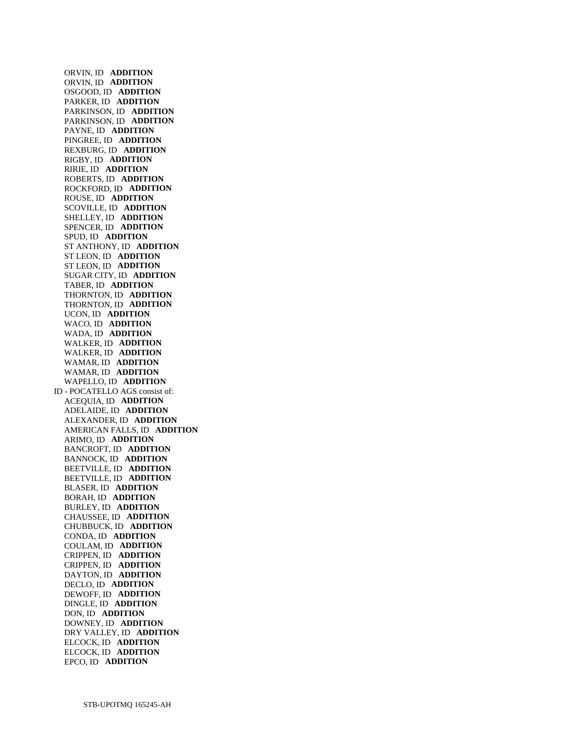ORVIN, ID **ADDITION**
ORVIN, ID **ADDITION**
OSGOOD, ID **ADDITION**
PARKER, ID **ADDITION**
PARKINSON, ID **ADDITION**
PARKINSON, ID **ADDITION**
PAYNE, ID **ADDITION**
PINGREE, ID **ADDITION**
REXBURG, ID **ADDITION**
RIGBY, ID **ADDITION**
RIRIE, ID **ADDITION**
ROBERTS, ID **ADDITION**
ROCKFORD, ID **ADDITION**
ROUSE, ID **ADDITION**
SCOVILLE, ID **ADDITION**
SHELLEY, ID **ADDITION**
SPENCER, ID **ADDITION**
SPUD, ID **ADDITION**
ST ANTHONY, ID **ADDITION**
ST LEON, ID **ADDITION**
ST LEON, ID **ADDITION**
SUGAR CITY, ID **ADDITION**
TABER, ID **ADDITION**
THORNTON, ID **ADDITION**
THORNTON, ID **ADDITION**
UCON, ID **ADDITION**
WACO, ID **ADDITION**
WADA, ID **ADDITION**
WALKER, ID **ADDITION**
WALKER, ID **ADDITION**
WAMAR, ID **ADDITION**
WAMAR, ID **ADDITION**
WAPELLO, ID **ADDITION**

ID - POCATELLO AGS consist of:

ACEQUIA, ID **ADDITION**
ADELAIDE, ID **ADDITION**
ALEXANDER, ID **ADDITION**
AMERICAN FALLS, ID **ADDITION**
ARIMO, ID **ADDITION**
BANCROFT, ID **ADDITION**
BANNOCK, ID **ADDITION**
BEETVILLE, ID **ADDITION**
BEETVILLE, ID **ADDITION**
BLASER, ID **ADDITION**
BORAH, ID **ADDITION**
BURLEY, ID **ADDITION**
CHAUSSEE, ID **ADDITION**
CHUBBUCK, ID **ADDITION**
CONDA, ID **ADDITION**
COULAM, ID **ADDITION**
CRIPPEN, ID **ADDITION**
CRIPPEN, ID **ADDITION**
DAYTON, ID **ADDITION**
DECLO, ID **ADDITION**
DEWOFF, ID **ADDITION**
DINGLE, ID **ADDITION**
DON, ID **ADDITION**
DOWNEY, ID **ADDITION**
DRY VALLEY, ID **ADDITION**
ELCOCK, ID **ADDITION**
ELCOCK, ID **ADDITION**
EPCO, ID **ADDITION**

STB-UPOTMQ 165245-AH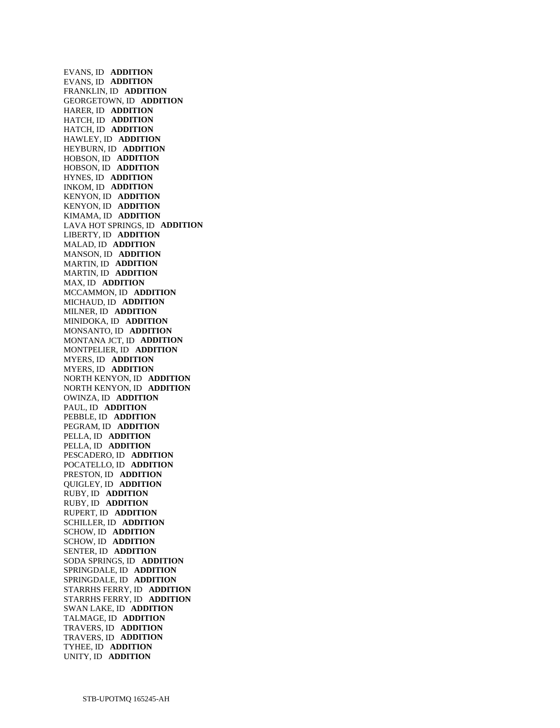EVANS, ID **ADDITION**
EVANS, ID **ADDITION**
FRANKLIN, ID **ADDITION**
GEORGETOWN, ID **ADDITION**
HARER, ID **ADDITION**
HATCH, ID **ADDITION**
HATCH, ID **ADDITION**
HAWLEY, ID **ADDITION**
HEYBURN, ID **ADDITION**
HOBSON, ID **ADDITION**
HOBSON, ID **ADDITION**
HYNES, ID **ADDITION**
INKOM, ID **ADDITION**
KENYON, ID **ADDITION**
KENYON, ID **ADDITION**
KIMAMA, ID **ADDITION**
LAVA HOT SPRINGS, ID **ADDITION**
LIBERTY, ID **ADDITION**
MALAD, ID **ADDITION**
MANSON, ID **ADDITION**
MARTIN, ID **ADDITION**
MARTIN, ID **ADDITION**
MAX, ID **ADDITION**
MCCAMMON, ID **ADDITION**
MICHAUD, ID **ADDITION**
MILNER, ID **ADDITION**
MINIDOKA, ID **ADDITION**
MONSANTO, ID **ADDITION**
MONTANA JCT, ID **ADDITION**
MONTPELIER, ID **ADDITION**
MYERS, ID **ADDITION**
MYERS, ID **ADDITION**
NORTH KENYON, ID **ADDITION**
NORTH KENYON, ID **ADDITION**
OWINZA, ID **ADDITION**
PAUL, ID **ADDITION**
PEBBLE, ID **ADDITION**
PEGRAM, ID **ADDITION**
PELLA, ID **ADDITION**
PELLA, ID **ADDITION**
PESCADERO, ID **ADDITION**
POCATELLO, ID **ADDITION**
PRESTON, ID **ADDITION**
QUIGLEY, ID **ADDITION**
RUBY, ID **ADDITION**
RUBY, ID **ADDITION**
RUPERT, ID **ADDITION**
SCHILLER, ID **ADDITION**
SCHOW, ID **ADDITION**
SCHOW, ID **ADDITION**
SENTER, ID **ADDITION**
SODA SPRINGS, ID **ADDITION**
SPRINGDALE, ID **ADDITION**
SPRINGDALE, ID **ADDITION**
STARRHS FERRY, ID **ADDITION**
STARRHS FERRY, ID **ADDITION**
SWAN LAKE, ID **ADDITION**
TALMAGE, ID **ADDITION**
TRAVERS, ID **ADDITION**
TRAVERS, ID **ADDITION**
TYHEE, ID **ADDITION**
UNITY, ID **ADDITION**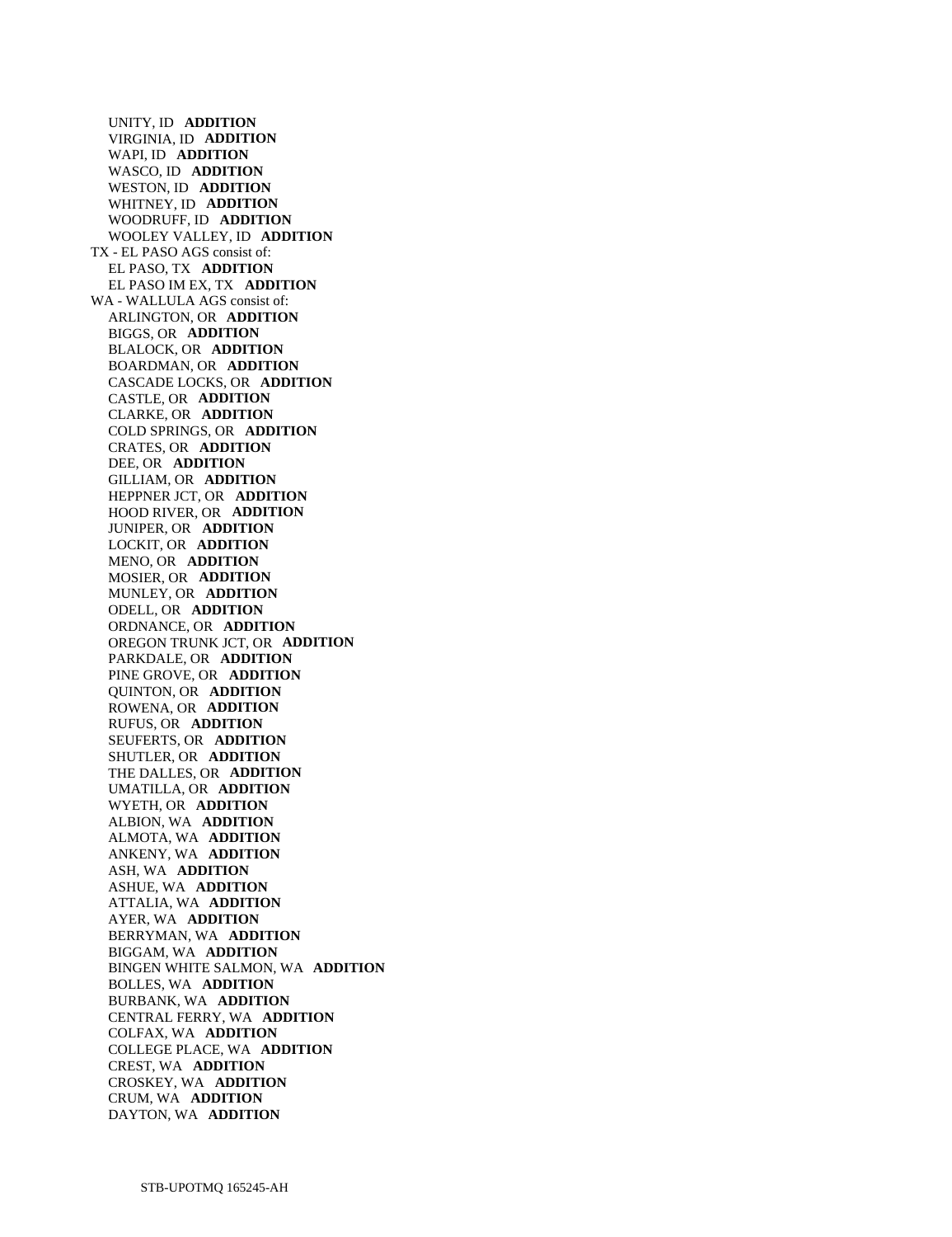UNITY, ID **ADDITION**
VIRGINIA, ID **ADDITION**
WAPI, ID **ADDITION**
WASCO, ID **ADDITION**
WESTON, ID **ADDITION**
WHITNEY, ID **ADDITION**
WOODRUFF, ID **ADDITION**
WOOLEY VALLEY, ID **ADDITION**

TX - EL PASO AGS consist of:
EL PASO, TX **ADDITION**
EL PASO IM EX, TX **ADDITION**

WA - WALLULA AGS consist of:
ARLINGTON, OR **ADDITION**
BIGGS, OR **ADDITION**
BLALOCK, OR **ADDITION**
BOARDMAN, OR **ADDITION**
CASCADE LOCKS, OR **ADDITION**
CASTLE, OR **ADDITION**
CLARKE, OR **ADDITION**
COLD SPRINGS, OR **ADDITION**
CRATES, OR **ADDITION**
DEE, OR **ADDITION**
GILLIAM, OR **ADDITION**
HEPPNER JCT, OR **ADDITION**
HOOD RIVER, OR **ADDITION**
JUNIPER, OR **ADDITION**
LOCKIT, OR **ADDITION**
MENO, OR **ADDITION**
MOSIER, OR **ADDITION**
MUNLEY, OR **ADDITION**
ODELL, OR **ADDITION**
ORDNANCE, OR **ADDITION**
OREGON TRUNK JCT, OR **ADDITION**
PARKDALE, OR **ADDITION**
PINE GROVE, OR **ADDITION**
QUINTON, OR **ADDITION**
ROWENA, OR **ADDITION**
RUFUS, OR **ADDITION**
SEUFERTS, OR **ADDITION**
SHUTLER, OR **ADDITION**
THE DALLES, OR **ADDITION**
UMATILLA, OR **ADDITION**
WYETH, OR **ADDITION**
ALBION, WA **ADDITION**
ALMOTA, WA **ADDITION**
ANKENY, WA **ADDITION**
ASH, WA **ADDITION**
ASHUE, WA **ADDITION**
ATTALIA, WA **ADDITION**
AYER, WA **ADDITION**
BERRYMAN, WA **ADDITION**
BIGGAM, WA **ADDITION**
BINGEN WHITE SALMON, WA **ADDITION**
BOLLES, WA **ADDITION**
BURBANK, WA **ADDITION**
CENTRAL FERRY, WA **ADDITION**
COLFAX, WA **ADDITION**
COLLEGE PLACE, WA **ADDITION**
CREST, WA **ADDITION**
CROSKEY, WA **ADDITION**
CRUM, WA **ADDITION**
DAYTON, WA **ADDITION**

STB-UPOTMQ 165245-AH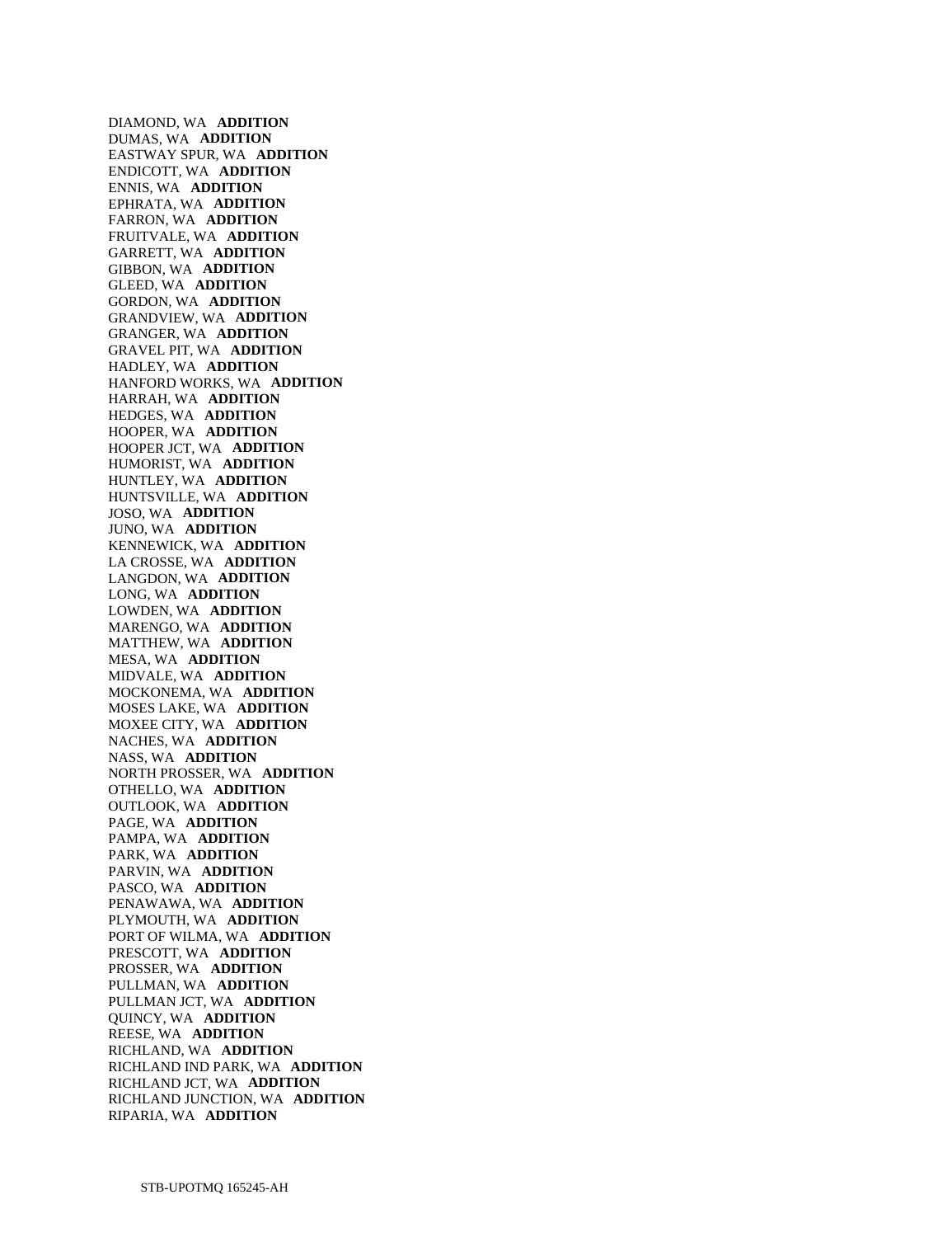DIAMOND, WA **ADDITION**
DUMAS, WA **ADDITION**
EASTWAY SPUR, WA **ADDITION**
ENDICOTT, WA **ADDITION**
ENNIS, WA **ADDITION**
EPHRATA, WA **ADDITION**
FARRON, WA **ADDITION**
FRUITVALE, WA **ADDITION**
GARRETT, WA **ADDITION**
GIBBON, WA **ADDITION**
GLEED, WA **ADDITION**
GORDON, WA **ADDITION**
GRANDVIEW, WA **ADDITION**
GRANGER, WA **ADDITION**
GRAVEL PIT, WA **ADDITION**
HADLEY, WA **ADDITION**
HANFORD WORKS, WA **ADDITION**
HARRAH, WA **ADDITION**
HEDGES, WA **ADDITION**
HOOPER, WA **ADDITION**
HOOPER JCT, WA **ADDITION**
HUMORIST, WA **ADDITION**
HUNTLEY, WA **ADDITION**
HUNTSVILLE, WA **ADDITION**
JOSO, WA **ADDITION**
JUNO, WA **ADDITION**
KENNEWICK, WA **ADDITION**
LA CROSSE, WA **ADDITION**
LANGDON, WA **ADDITION**
LONG, WA **ADDITION**
LOWDEN, WA **ADDITION**
MARENGO, WA **ADDITION**
MATTHEW, WA **ADDITION**
MESA, WA **ADDITION**
MIDVALE, WA **ADDITION**
MOCKONEMA, WA **ADDITION**
MOSES LAKE, WA **ADDITION**
MOXEE CITY, WA **ADDITION**
NACHES, WA **ADDITION**
NASS, WA **ADDITION**
NORTH PROSSER, WA **ADDITION**
OTHELLO, WA **ADDITION**
OUTLOOK, WA **ADDITION**
PAGE, WA **ADDITION**
PAMPA, WA **ADDITION**
PARK, WA **ADDITION**
PARVIN, WA **ADDITION**
PASCO, WA **ADDITION**
PENAWAWA, WA **ADDITION**
PLYMOUTH, WA **ADDITION**
PORT OF WILMA, WA **ADDITION**
PRESCOTT, WA **ADDITION**
PROSSER, WA **ADDITION**
PULLMAN, WA **ADDITION**
PULLMAN JCT, WA **ADDITION**
QUINCY, WA **ADDITION**
REESE, WA **ADDITION**
RICHLAND, WA **ADDITION**
RICHLAND IND PARK, WA **ADDITION**
RICHLAND JCT, WA **ADDITION**
RICHLAND JUNCTION, WA **ADDITION**
RIPARIA, WA **ADDITION**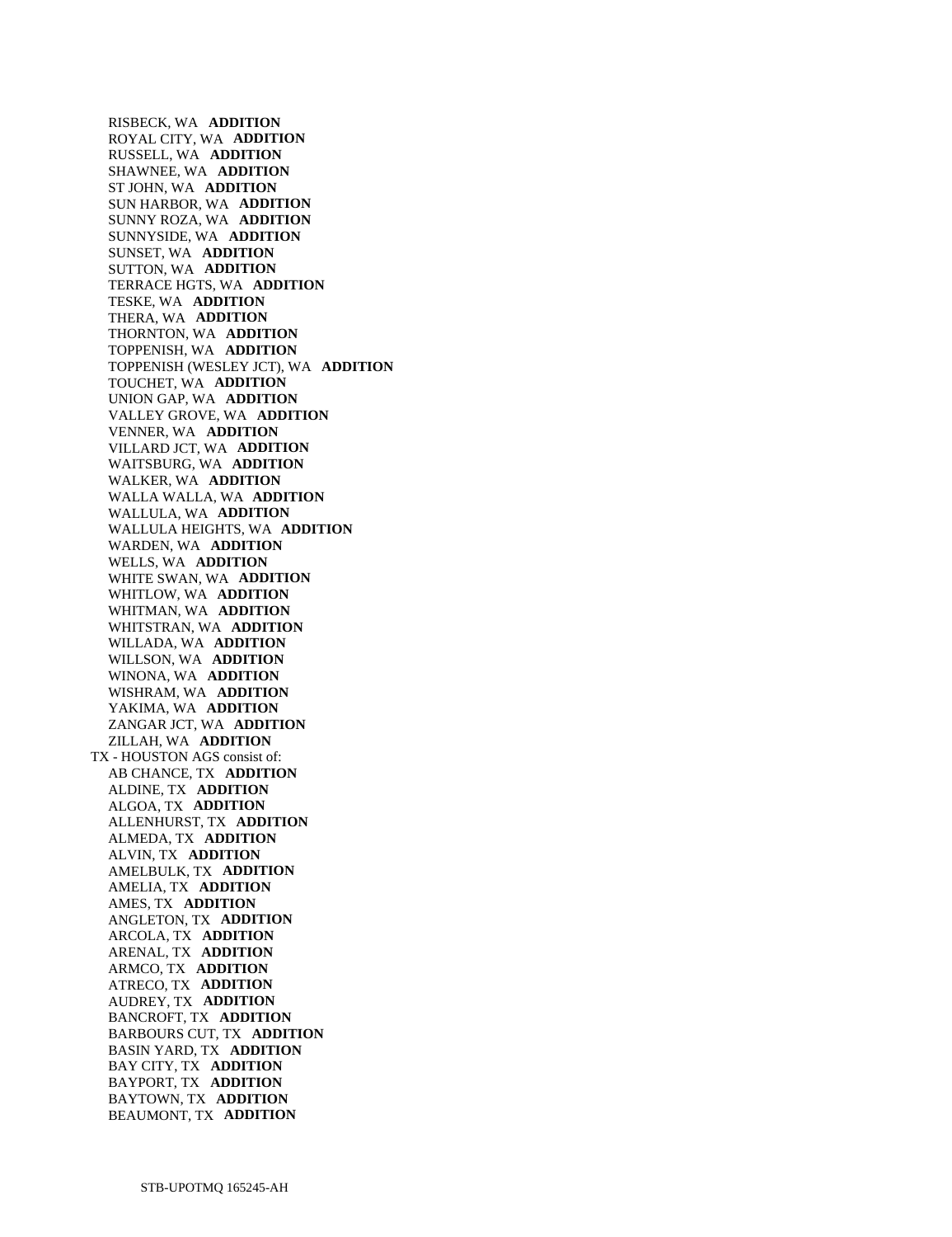RISBECK, WA **ADDITION**
ROYAL CITY, WA **ADDITION**
RUSSELL, WA **ADDITION**
SHAWNEE, WA **ADDITION**
ST JOHN, WA **ADDITION**
SUN HARBOR, WA **ADDITION**
SUNNY ROZA, WA **ADDITION**
SUNNYSIDE, WA **ADDITION**
SUNSET, WA **ADDITION**
SUTTON, WA **ADDITION**
TERRACE HGTS, WA **ADDITION**
TESKE, WA **ADDITION**
THERA, WA **ADDITION**
THORNTON, WA **ADDITION**
TOPPENISH, WA **ADDITION**
TOPPENISH (WESLEY JCT), WA **ADDITION**
TOUCHET, WA **ADDITION**
UNION GAP, WA **ADDITION**
VALLEY GROVE, WA **ADDITION**
VENNER, WA **ADDITION**
VILLARD JCT, WA **ADDITION**
WAITSBURG, WA **ADDITION**
WALKER, WA **ADDITION**
WALLA WALLA, WA **ADDITION**
WALLULA, WA **ADDITION**
WALLULA HEIGHTS, WA **ADDITION**
WARDEN, WA **ADDITION**
WELLS, WA **ADDITION**
WHITE SWAN, WA **ADDITION**
WHITLOW, WA **ADDITION**
WHITMAN, WA **ADDITION**
WHITSTRAN, WA **ADDITION**
WILLADA, WA **ADDITION**
WILLSON, WA **ADDITION**
WINONA, WA **ADDITION**
WISHRAM, WA **ADDITION**
YAKIMA, WA **ADDITION**
ZANGAR JCT, WA **ADDITION**
ZILLAH, WA **ADDITION**

TX - HOUSTON AGS consist of:

AB CHANCE, TX **ADDITION**
ALDINE, TX **ADDITION**
ALGOA, TX **ADDITION**
ALLENHURST, TX **ADDITION**
ALMEDA, TX **ADDITION**
ALVIN, TX **ADDITION**
AMELBULK, TX **ADDITION**
AMELIA, TX **ADDITION**
AMES, TX **ADDITION**
ANGLETON, TX **ADDITION**
ARCOLA, TX **ADDITION**
ARENAL, TX **ADDITION**
ARMCO, TX **ADDITION**
ATRECO, TX **ADDITION**
AUDREY, TX **ADDITION**
BANCROFT, TX **ADDITION**
BARBOURS CUT, TX **ADDITION**
BASIN YARD, TX **ADDITION**
BAY CITY, TX **ADDITION**
BAYPORT, TX **ADDITION**
BAYTOWN, TX **ADDITION**
BEAUMONT, TX **ADDITION**

STB-UPOTMQ 165245-AH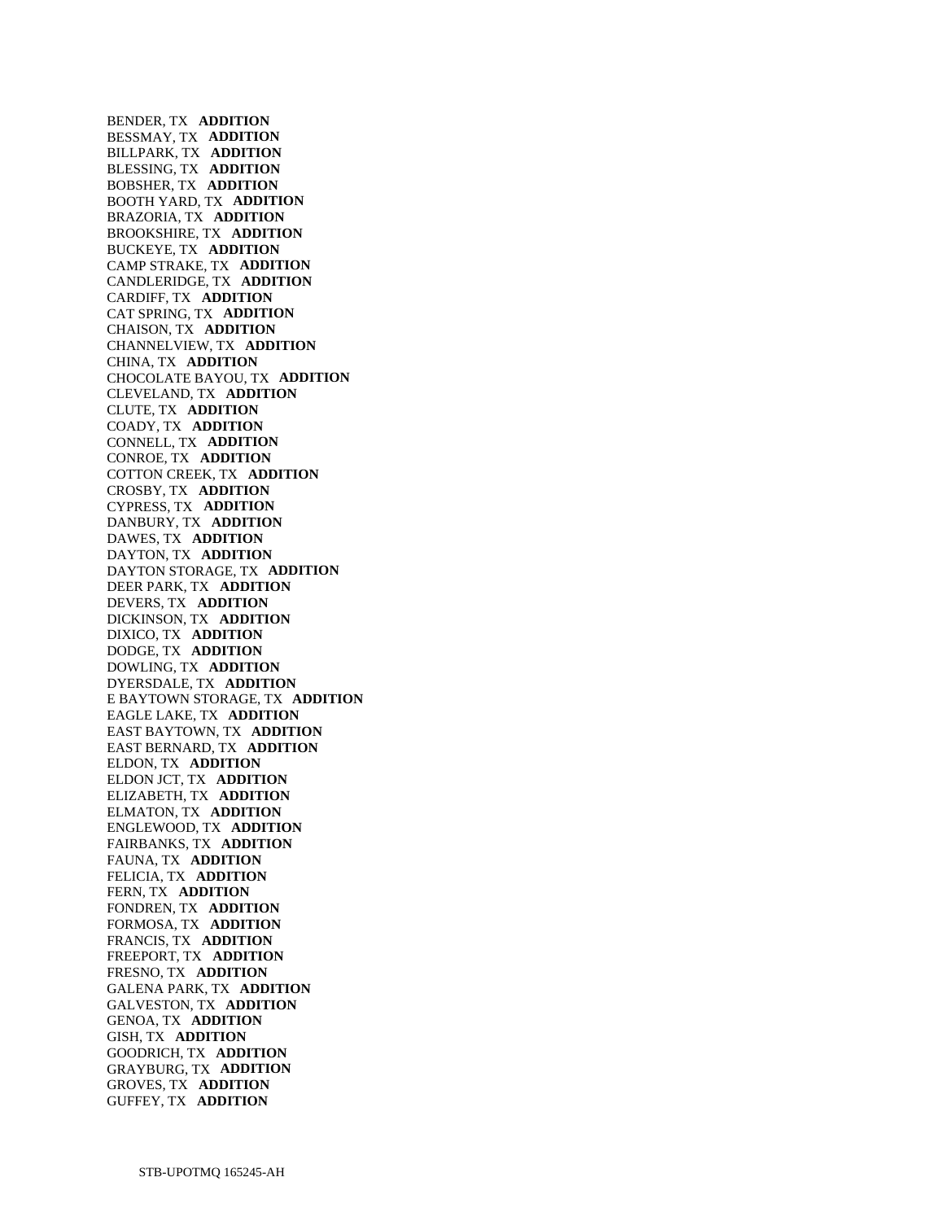BENDER, TX **ADDITION**
BESSMAY, TX **ADDITION**
BILLPARK, TX **ADDITION**
BLESSING, TX **ADDITION**
BOBSHER, TX **ADDITION**
BOOTH YARD, TX **ADDITION**
BRAZORIA, TX **ADDITION**
BROOKSHIRE, TX **ADDITION**
BUCKEYE, TX **ADDITION**
CAMP STRAKE, TX **ADDITION**
CANDLERIDGE, TX **ADDITION**
CARDIFF, TX **ADDITION**
CAT SPRING, TX **ADDITION**
CHAISON, TX **ADDITION**
CHANNELVIEW, TX **ADDITION**
CHINA, TX **ADDITION**
CHOCOLATE BAYOU, TX **ADDITION**
CLEVELAND, TX **ADDITION**
CLUTE, TX **ADDITION**
COADY, TX **ADDITION**
CONNELL, TX **ADDITION**
CONROE, TX **ADDITION**
COTTON CREEK, TX **ADDITION**
CROSBY, TX **ADDITION**
CYPRESS, TX **ADDITION**
DANBURY, TX **ADDITION**
DAWES, TX **ADDITION**
DAYTON, TX **ADDITION**
DAYTON STORAGE, TX **ADDITION**
DEER PARK, TX **ADDITION**
DEVERS, TX **ADDITION**
DICKINSON, TX **ADDITION**
DIXICO, TX **ADDITION**
DODGE, TX **ADDITION**
DOWLING, TX **ADDITION**
DYERSDALE, TX **ADDITION**
E BAYTOWN STORAGE, TX **ADDITION**
EAGLE LAKE, TX **ADDITION**
EAST BAYTOWN, TX **ADDITION**
EAST BERNARD, TX **ADDITION**
ELDON, TX **ADDITION**
ELDON JCT, TX **ADDITION**
ELIZABETH, TX **ADDITION**
ELMATON, TX **ADDITION**
ENGLEWOOD, TX **ADDITION**
FAIRBANKS, TX **ADDITION**
FAUNA, TX **ADDITION**
FELICIA, TX **ADDITION**
FERN, TX **ADDITION**
FONDREN, TX **ADDITION**
FORMOSA, TX **ADDITION**
FRANCIS, TX **ADDITION**
FREEPORT, TX **ADDITION**
FRESNO, TX **ADDITION**
GALENA PARK, TX **ADDITION**
GALVESTON, TX **ADDITION**
GENOA, TX **ADDITION**
GISH, TX **ADDITION**
GOODRICH, TX **ADDITION**
GRAYBURG, TX **ADDITION**
GROVES, TX **ADDITION**
GUFFEY, TX **ADDITION**

STB-UPOTMQ 165245-AH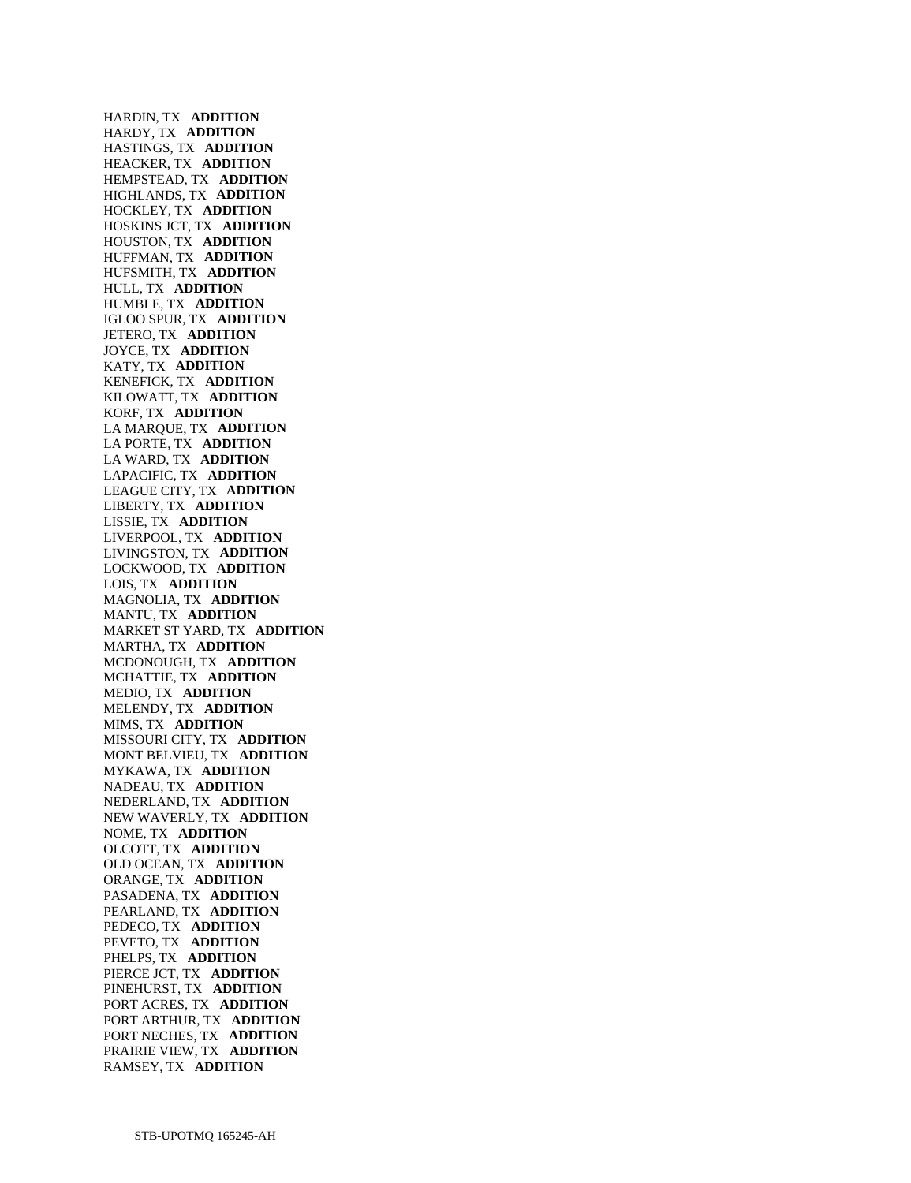HARDIN, TX **ADDITION**
HARDY, TX **ADDITION**
HASTINGS, TX **ADDITION**
HEACKER, TX **ADDITION**
HEMPSTEAD, TX **ADDITION**
HIGHLANDS, TX **ADDITION**
HOCKLEY, TX **ADDITION**
HOSKINS JCT, TX **ADDITION**
HOUSTON, TX **ADDITION**
HUFFMAN, TX **ADDITION**
HUFSMITH, TX **ADDITION**
HULL, TX **ADDITION**
HUMBLE, TX **ADDITION**
IGLOO SPUR, TX **ADDITION**
JETERO, TX **ADDITION**
JOYCE, TX **ADDITION**
KATY, TX **ADDITION**
KENEFICK, TX **ADDITION**
KILOWATT, TX **ADDITION**
KORF, TX **ADDITION**
LA MARQUE, TX **ADDITION**
LA PORTE, TX **ADDITION**
LA WARD, TX **ADDITION**
LAPACIFIC, TX **ADDITION**
LEAGUE CITY, TX **ADDITION**
LIBERTY, TX **ADDITION**
LISSIE, TX **ADDITION**
LIVERPOOL, TX **ADDITION**
LIVINGSTON, TX **ADDITION**
LOCKWOOD, TX **ADDITION**
LOIS, TX **ADDITION**
MAGNOLIA, TX **ADDITION**
MANTU, TX **ADDITION**
MARKET ST YARD, TX **ADDITION**
MARTHA, TX **ADDITION**
MCDONOUGH, TX **ADDITION**
MCHATTIE, TX **ADDITION**
MEDIO, TX **ADDITION**
MELENDY, TX **ADDITION**
MIMS, TX **ADDITION**
MISSOURI CITY, TX **ADDITION**
MONT BELVIEU, TX **ADDITION**
MYKAWA, TX **ADDITION**
NADEAU, TX **ADDITION**
NEDERLAND, TX **ADDITION**
NEW WAVERLY, TX **ADDITION**
NOME, TX **ADDITION**
OLCOTT, TX **ADDITION**
OLD OCEAN, TX **ADDITION**
ORANGE, TX **ADDITION**
PASADENA, TX **ADDITION**
PEARLAND, TX **ADDITION**
PEDECO, TX **ADDITION**
PEVETO, TX **ADDITION**
PHELPS, TX **ADDITION**
PIERCE JCT, TX **ADDITION**
PINEHURST, TX **ADDITION**
PORT ACRES, TX **ADDITION**
PORT ARTHUR, TX **ADDITION**
PORT NECHES, TX **ADDITION**
PRAIRIE VIEW, TX **ADDITION**
RAMSEY, TX **ADDITION**

STB-UPOTMQ 165245-AH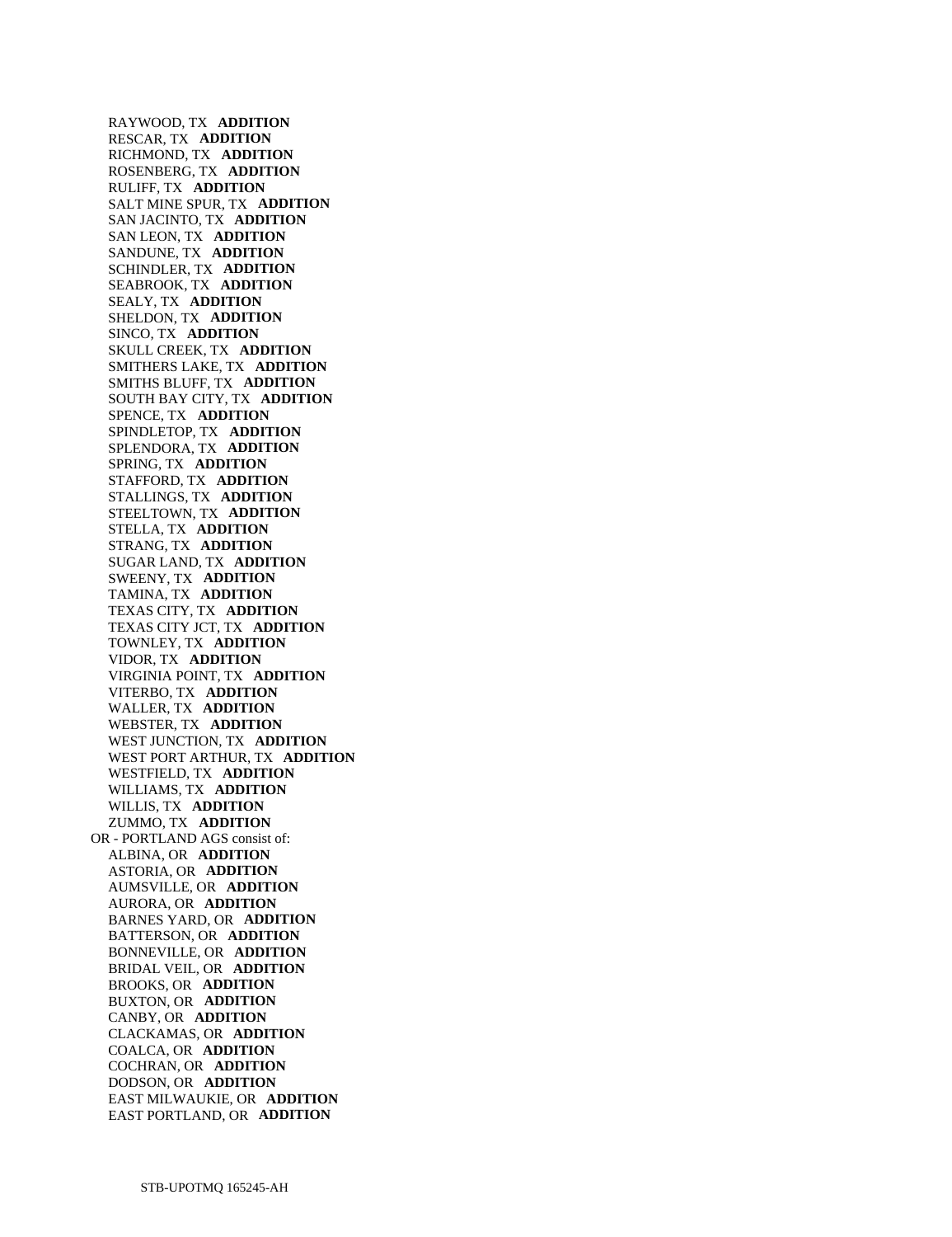RAYWOOD, TX **ADDITION**
RESCAR, TX **ADDITION**
RICHMOND, TX **ADDITION**
ROSENBERG, TX **ADDITION**
RULIFF, TX **ADDITION**
SALT MINE SPUR, TX **ADDITION**
SAN JACINTO, TX **ADDITION**
SAN LEON, TX **ADDITION**
SANDUNE, TX **ADDITION**
SCHINDLER, TX **ADDITION**
SEABROOK, TX **ADDITION**
SEALY, TX **ADDITION**
SHELDON, TX **ADDITION**
SINCO, TX **ADDITION**
SKULL CREEK, TX **ADDITION**
SMITHERS LAKE, TX **ADDITION**
SMITHS BLUFF, TX **ADDITION**
SOUTH BAY CITY, TX **ADDITION**
SPENCE, TX **ADDITION**
SPINDLETOP, TX **ADDITION**
SPLENDORA, TX **ADDITION**
SPRING, TX **ADDITION**
STAFFORD, TX **ADDITION**
STALLINGS, TX **ADDITION**
STEELTOWN, TX **ADDITION**
STELLA, TX **ADDITION**
STRANG, TX **ADDITION**
SUGAR LAND, TX **ADDITION**
SWEENY, TX **ADDITION**
TAMINA, TX **ADDITION**
TEXAS CITY, TX **ADDITION**
TEXAS CITY JCT, TX **ADDITION**
TOWNLEY, TX **ADDITION**
VIDOR, TX **ADDITION**
VIRGINIA POINT, TX **ADDITION**
VITERBO, TX **ADDITION**
WALLER, TX **ADDITION**
WEBSTER, TX **ADDITION**
WEST JUNCTION, TX **ADDITION**
WEST PORT ARTHUR, TX **ADDITION**
WESTFIELD, TX **ADDITION**
WILLIAMS, TX **ADDITION**
WILLIS, TX **ADDITION**
ZUMMO, TX **ADDITION**

OR - PORTLAND AGS consist of:

ALBINA, OR **ADDITION**
ASTORIA, OR **ADDITION**
AUMSVILLE, OR **ADDITION**
AURORA, OR **ADDITION**
BARNES YARD, OR **ADDITION**
BATTERSON, OR **ADDITION**
BONNEVILLE, OR **ADDITION**
BRIDAL VEIL, OR **ADDITION**
BROOKS, OR **ADDITION**
BUXTON, OR **ADDITION**
CANBY, OR **ADDITION**
CLACKAMAS, OR **ADDITION**
COALCA, OR **ADDITION**
COCHRAN, OR **ADDITION**
DODSON, OR **ADDITION**
EAST MILWAUKIE, OR **ADDITION**
EAST PORTLAND, OR **ADDITION**

STB-UPOTMQ 165245-AH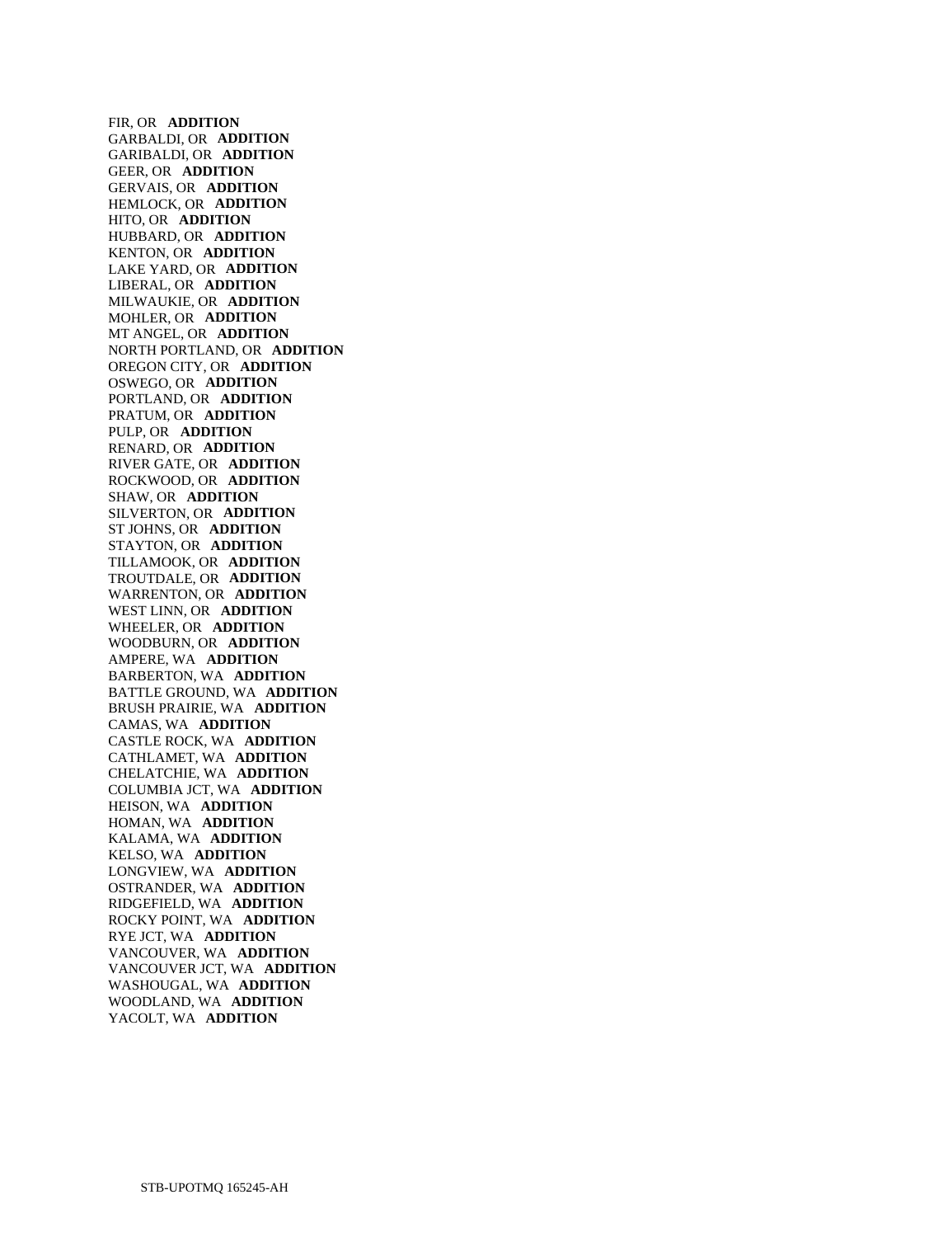FIR, OR **ADDITION**
GARBALDI, OR **ADDITION**
GARIBALDI, OR **ADDITION**
GEER, OR **ADDITION**
GERVAIS, OR **ADDITION**
HEMLOCK, OR **ADDITION**
HITO, OR **ADDITION**
HUBBARD, OR **ADDITION**
KENTON, OR **ADDITION**
LAKE YARD, OR **ADDITION**
LIBERAL, OR **ADDITION**
MILWAUKIE, OR **ADDITION**
MOHLER, OR **ADDITION**
MT ANGEL, OR **ADDITION**
NORTH PORTLAND, OR **ADDITION**
OREGON CITY, OR **ADDITION**
OSWEGO, OR **ADDITION**
PORTLAND, OR **ADDITION**
PRATUM, OR **ADDITION**
PULP, OR **ADDITION**
RENARD, OR **ADDITION**
RIVER GATE, OR **ADDITION**
ROCKWOOD, OR **ADDITION**
SHAW, OR **ADDITION**
SILVERTON, OR **ADDITION**
ST JOHNS, OR **ADDITION**
STAYTON, OR **ADDITION**
TILLAMOOK, OR **ADDITION**
TROUTDALE, OR **ADDITION**
WARRENTON, OR **ADDITION**
WEST LINN, OR **ADDITION**
WHEELER, OR **ADDITION**
WOODBURN, OR **ADDITION**
AMPERE, WA **ADDITION**
BARBERTON, WA **ADDITION**
BATTLE GROUND, WA **ADDITION**
BRUSH PRAIRIE, WA **ADDITION**
CAMAS, WA **ADDITION**
CASTLE ROCK, WA **ADDITION**
CATHLAMET, WA **ADDITION**
CHELATCHIE, WA **ADDITION**
COLUMBIA JCT, WA **ADDITION**
HEISON, WA **ADDITION**
HOMAN, WA **ADDITION**
KALAMA, WA **ADDITION**
KELSO, WA **ADDITION**
LONGVIEW, WA **ADDITION**
OSTRANDER, WA **ADDITION**
RIDGEFIELD, WA **ADDITION**
ROCKY POINT, WA **ADDITION**
RYE JCT, WA **ADDITION**
VANCOUVER, WA **ADDITION**
VANCOUVER JCT, WA **ADDITION**
WASHOUGAL, WA **ADDITION**
WOODLAND, WA **ADDITION**
YACOLT, WA **ADDITION**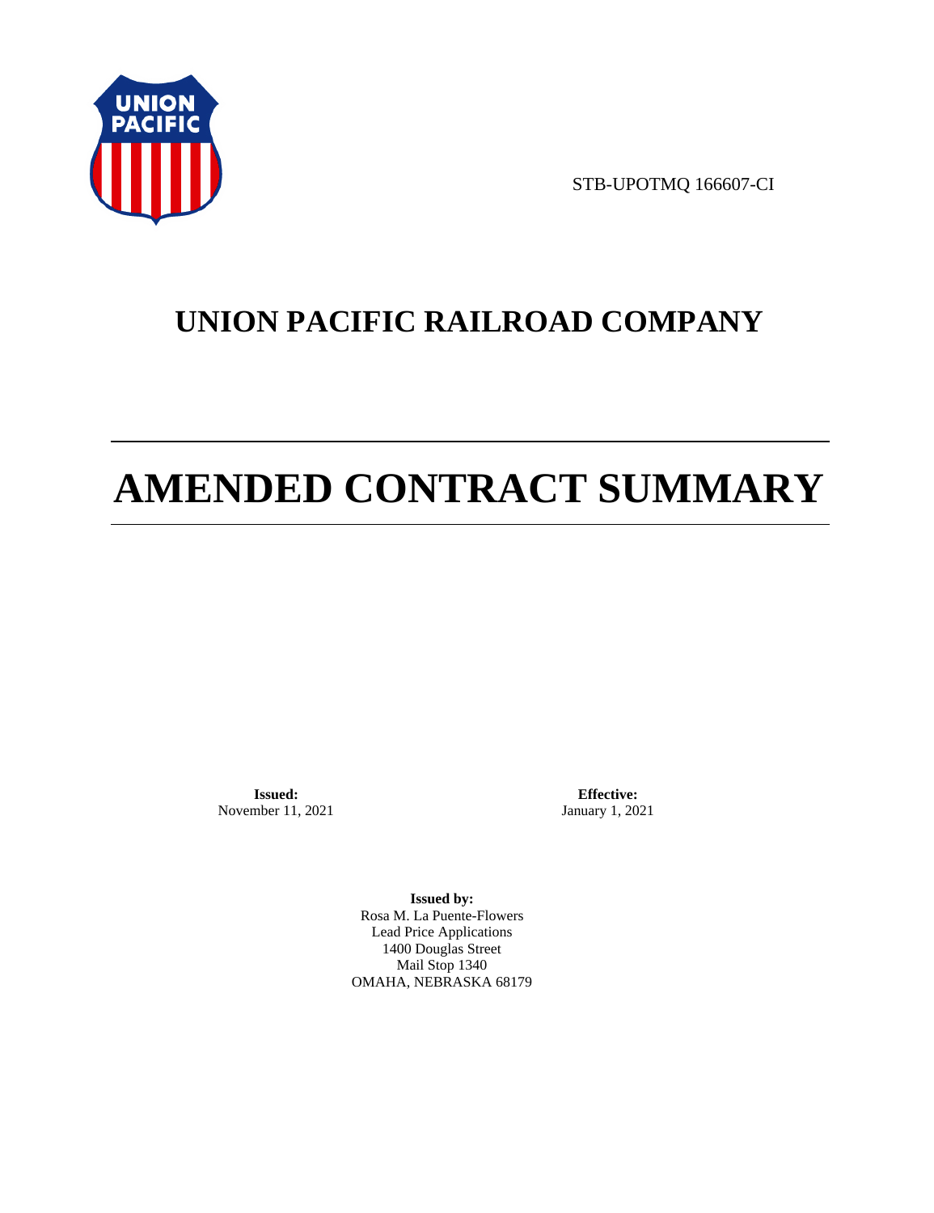STB-UPOTMQ 166607-CI

# UNION PACIFIC RAILROAD COMPANY

# AMENDED CONTRACT SUMMARY

**Issued:**
November 11, 2021

**Effective:**
January 1, 2021

**Issued by:**
Rosa M. La Puente-Flowers
Lead Price Applications
1400 Douglas Street
Mail Stop 1340
OMAHA, NEBRASKA 68179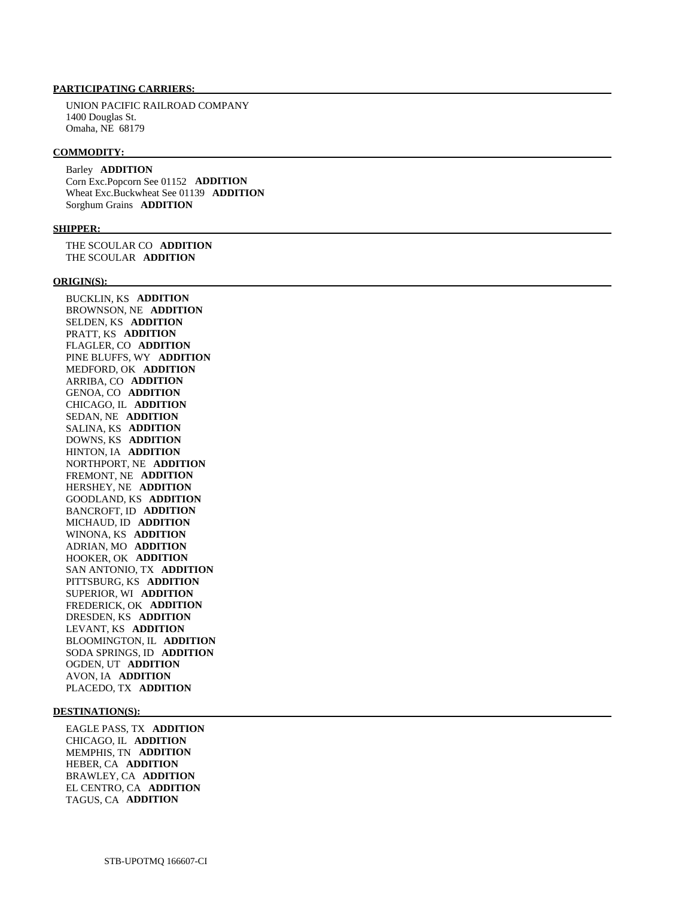**PARTICIPATING CARRIERS:**

UNION PACIFIC RAILROAD COMPANY
1400 Douglas St.
Omaha, NE 68179

**COMMODITY:**

Barley **ADDITION**
Corn Exc.Popcorn See 01152 **ADDITION**
Wheat Exc.Buckwheat See 01139 **ADDITION**
Sorghum Grains **ADDITION**

**SHIPPER:**

THE SCOULAR CO **ADDITION**
THE SCOULAR **ADDITION**

**ORIGIN(S):**

BUCKLIN, KS **ADDITION**
BROWNSON, NE **ADDITION**
SELDEN, KS **ADDITION**
PRATT, KS **ADDITION**
FLAGLER, CO **ADDITION**
PINE BLUFFS, WY **ADDITION**
MEDFORD, OK **ADDITION**
ARRIBA, CO **ADDITION**
GENOA, CO **ADDITION**
CHICAGO, IL **ADDITION**
SEDAN, NE **ADDITION**
SALINA, KS **ADDITION**
DOWNS, KS **ADDITION**
HINTON, IA **ADDITION**
NORTHPORT, NE **ADDITION**
FREMONT, NE **ADDITION**
HERSHEY, NE **ADDITION**
GOODLAND, KS **ADDITION**
BANCROFT, ID **ADDITION**
MICHAUD, ID **ADDITION**
WINONA, KS **ADDITION**
ADRIAN, MO **ADDITION**
HOOKER, OK **ADDITION**
SAN ANTONIO, TX **ADDITION**
PITTSBURG, KS **ADDITION**
SUPERIOR, WI **ADDITION**
FREDERICK, OK **ADDITION**
DRESDEN, KS **ADDITION**
LEVANT, KS **ADDITION**
BLOOMINGTON, IL **ADDITION**
SODA SPRINGS, ID **ADDITION**
OGDEN, UT **ADDITION**
AVON, IA **ADDITION**
PLACEDO, TX **ADDITION**

**DESTINATION(S):**

EAGLE PASS, TX **ADDITION**
CHICAGO, IL **ADDITION**
MEMPHIS, TN **ADDITION**
HEBER, CA **ADDITION**
BRAWLEY, CA **ADDITION**
EL CENTRO, CA **ADDITION**
TAGUS, CA **ADDITION**

STB-UPOTMQ 166607-CI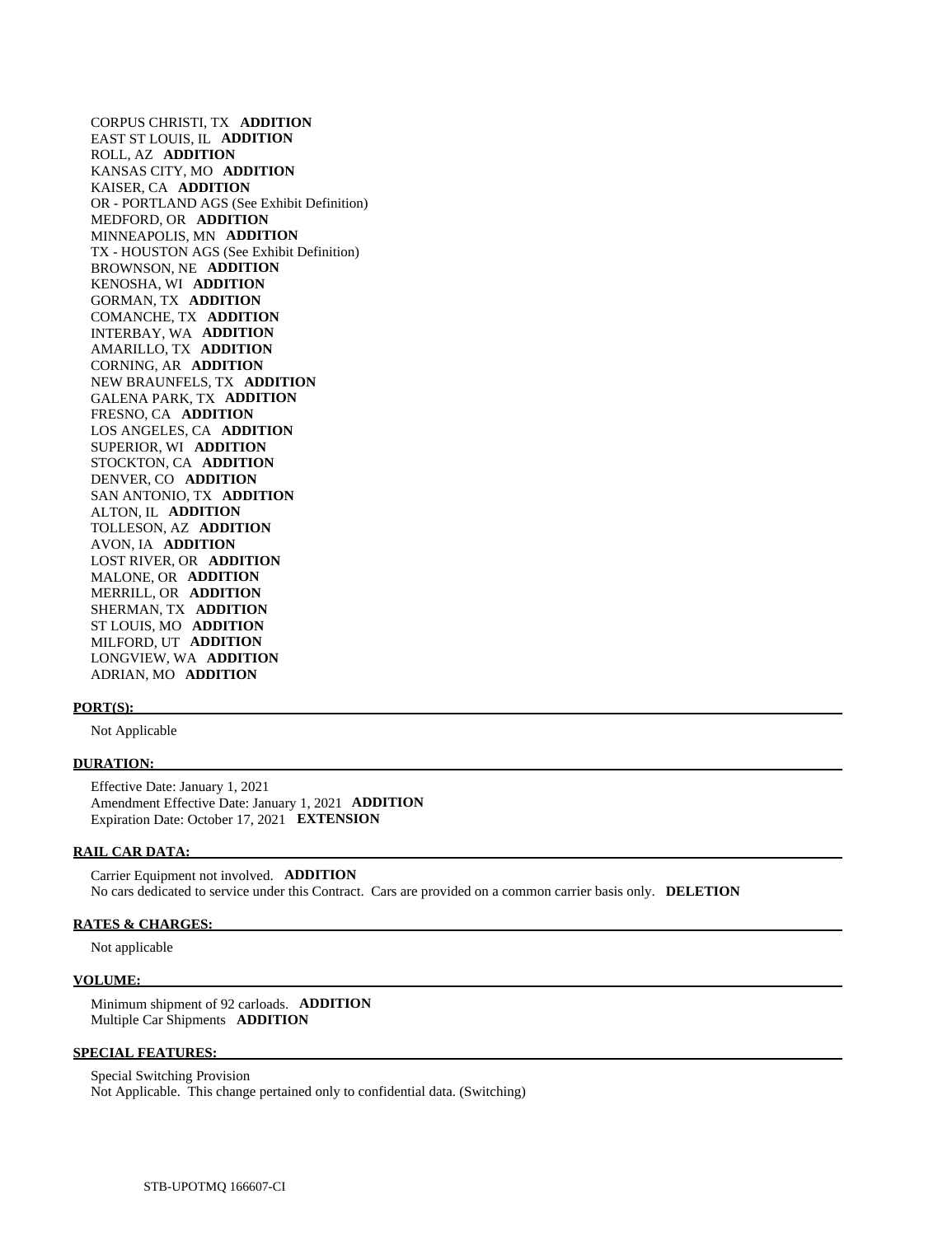CORPUS CHRISTI, TX **ADDITION**
EAST ST LOUIS, IL **ADDITION**
ROLL, AZ **ADDITION**
KANSAS CITY, MO **ADDITION**
KAISER, CA **ADDITION**
OR - PORTLAND AGS (See Exhibit Definition)
MEDFORD, OR **ADDITION**
MINNEAPOLIS, MN **ADDITION**
TX - HOUSTON AGS (See Exhibit Definition)
BROWNSON, NE **ADDITION**
KENOSHA, WI **ADDITION**
GORMAN, TX **ADDITION**
COMANCHE, TX **ADDITION**
INTERBAY, WA **ADDITION**
AMARILLO, TX **ADDITION**
CORNING, AR **ADDITION**
NEW BRAUNFELS, TX **ADDITION**
GALENA PARK, TX **ADDITION**
FRESNO, CA **ADDITION**
LOS ANGELES, CA **ADDITION**
SUPERIOR, WI **ADDITION**
STOCKTON, CA **ADDITION**
DENVER, CO **ADDITION**
SAN ANTONIO, TX **ADDITION**
ALTON, IL **ADDITION**
TOLLESON, AZ **ADDITION**
AVON, IA **ADDITION**
LOST RIVER, OR **ADDITION**
MALONE, OR **ADDITION**
MERRILL, OR **ADDITION**
SHERMAN, TX **ADDITION**
ST LOUIS, MO **ADDITION**
MILFORD, UT **ADDITION**
LONGVIEW, WA **ADDITION**
ADRIAN, MO **ADDITION**

**PORT(S):**

Not Applicable

**DURATION:**

Effective Date: January 1, 2021
Amendment Effective Date: January 1, 2021 **ADDITION**
Expiration Date: October 17, 2021 **EXTENSION**

**RAIL CAR DATA:**

Carrier Equipment not involved. **ADDITION**
No cars dedicated to service under this Contract. Cars are provided on a common carrier basis only. **DELETION**

**RATES & CHARGES:**

Not applicable

**VOLUME:**

Minimum shipment of 92 carloads. **ADDITION**
Multiple Car Shipments **ADDITION**

**SPECIAL FEATURES:**

Special Switching Provision
Not Applicable. This change pertained only to confidential data. (Switching)

STB-UPOTMQ 166607-CI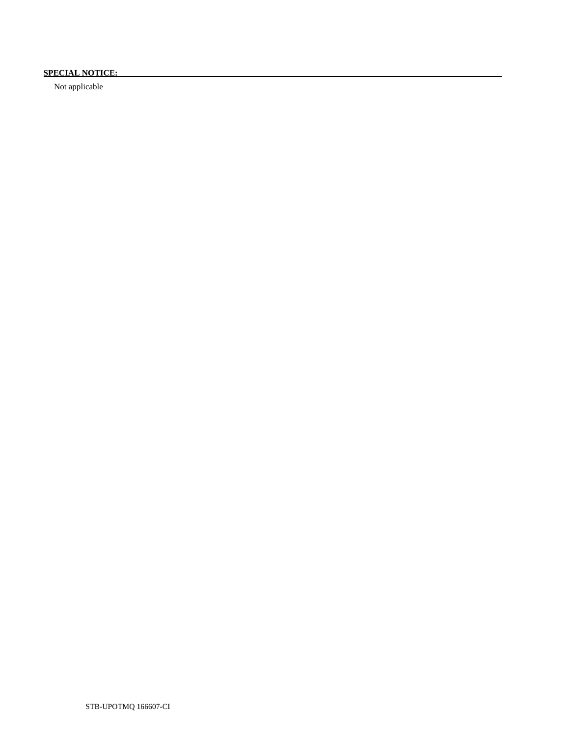**SPECIAL NOTICE:**

Not applicable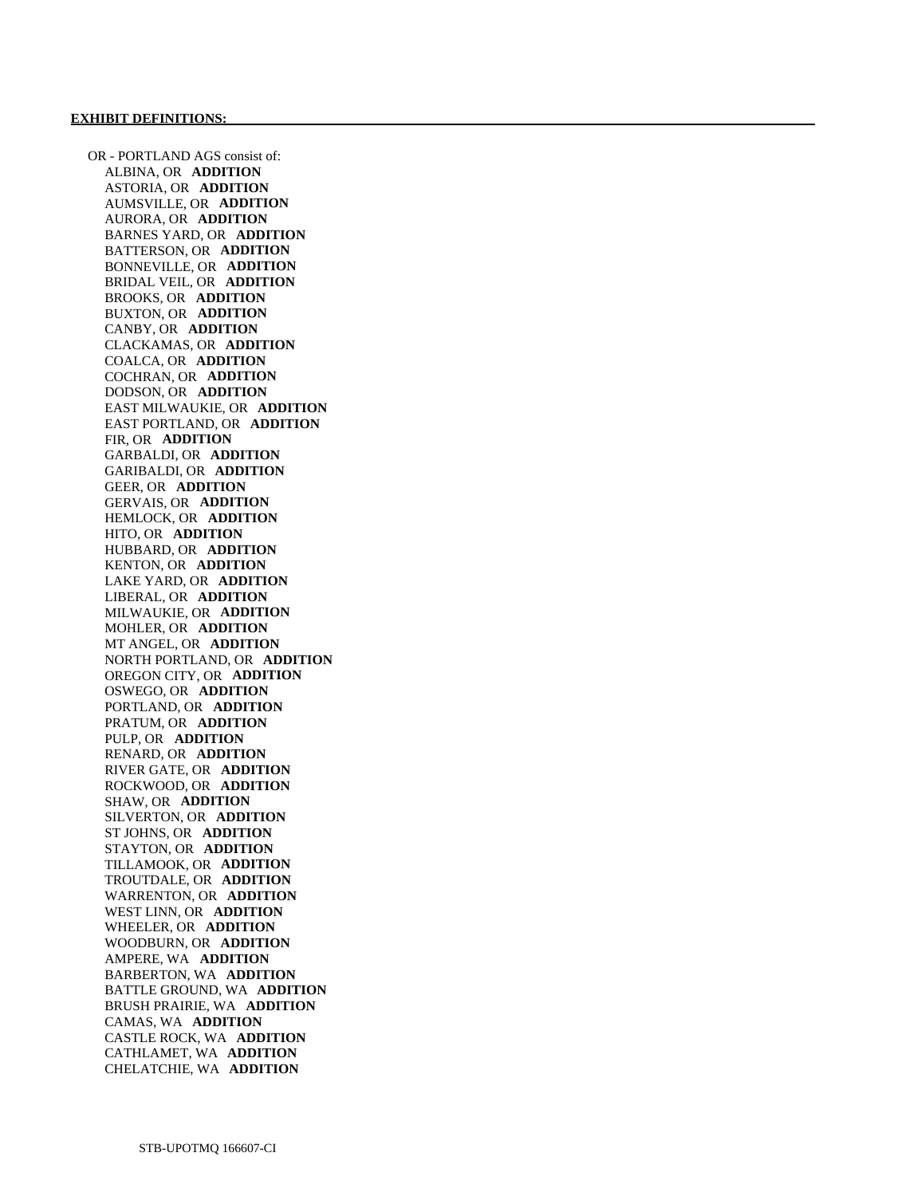**EXHIBIT DEFINITIONS:**

OR - PORTLAND AGS consist of:

- ALBINA, OR **ADDITION**
- ASTORIA, OR **ADDITION**
- AUMSVILLE, OR **ADDITION**
- AURORA, OR **ADDITION**
- BARNES YARD, OR **ADDITION**
- BATTERSON, OR **ADDITION**
- BONNEVILLE, OR **ADDITION**
- BRIDAL VEIL, OR **ADDITION**
- BROOKS, OR **ADDITION**
- BUXTON, OR **ADDITION**
- CANBY, OR **ADDITION**
- CLACKAMAS, OR **ADDITION**
- COALCA, OR **ADDITION**
- COCHRAN, OR **ADDITION**
- DODSON, OR **ADDITION**
- EAST MILWAUKIE, OR **ADDITION**
- EAST PORTLAND, OR **ADDITION**
- FIR, OR **ADDITION**
- GARBALDI, OR **ADDITION**
- GARIBALDI, OR **ADDITION**
- GEER, OR **ADDITION**
- GERVAIS, OR **ADDITION**
- HEMLOCK, OR **ADDITION**
- HITO, OR **ADDITION**
- HUBBARD, OR **ADDITION**
- KENTON, OR **ADDITION**
- LAKE YARD, OR **ADDITION**
- LIBERAL, OR **ADDITION**
- MILWAUKIE, OR **ADDITION**
- MOHLER, OR **ADDITION**
- MT ANGEL, OR **ADDITION**
- NORTH PORTLAND, OR **ADDITION**
- OREGON CITY, OR **ADDITION**
- OSWEGO, OR **ADDITION**
- PORTLAND, OR **ADDITION**
- PRATUM, OR **ADDITION**
- PULP, OR **ADDITION**
- RENARD, OR **ADDITION**
- RIVER GATE, OR **ADDITION**
- ROCKWOOD, OR **ADDITION**
- SHAW, OR **ADDITION**
- SILVERTON, OR **ADDITION**
- ST JOHNS, OR **ADDITION**
- STAYTON, OR **ADDITION**
- TILLAMOOK, OR **ADDITION**
- TROUTDALE, OR **ADDITION**
- WARRENTON, OR **ADDITION**
- WEST LINN, OR **ADDITION**
- WHEELER, OR **ADDITION**
- WOODBURN, OR **ADDITION**
- AMPERE, WA **ADDITION**
- BARBERTON, WA **ADDITION**
- BATTLE GROUND, WA **ADDITION**
- BRUSH PRAIRIE, WA **ADDITION**
- CAMAS, WA **ADDITION**
- CASTLE ROCK, WA **ADDITION**
- CATHLAMET, WA **ADDITION**
- CHELATCHIE, WA **ADDITION**

STB-UPOTMQ 166607-CI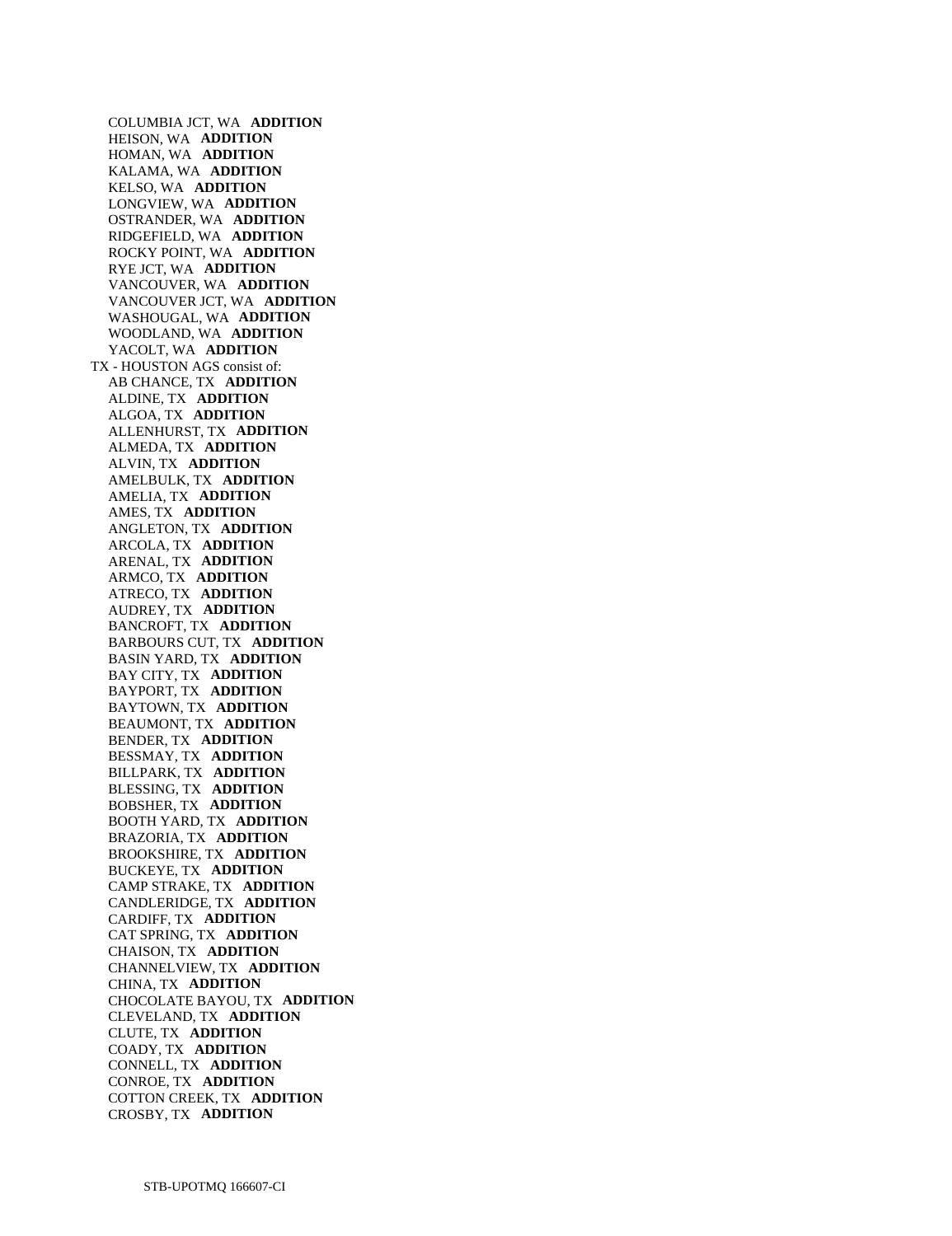COLUMBIA JCT, WA **ADDITION**
HEISON, WA **ADDITION**
HOMAN, WA **ADDITION**
KALAMA, WA **ADDITION**
KELSO, WA **ADDITION**
LONGVIEW, WA **ADDITION**
OSTRANDER, WA **ADDITION**
RIDGEFIELD, WA **ADDITION**
ROCKY POINT, WA **ADDITION**
RYE JCT, WA **ADDITION**
VANCOUVER, WA **ADDITION**
VANCOUVER JCT, WA **ADDITION**
WASHOUGAL, WA **ADDITION**
WOODLAND, WA **ADDITION**
YACOLT, WA **ADDITION**

TX - HOUSTON AGS consist of:
AB CHANCE, TX **ADDITION**
ALDINE, TX **ADDITION**
ALGOA, TX **ADDITION**
ALLENHURST, TX **ADDITION**
ALMEDA, TX **ADDITION**
ALVIN, TX **ADDITION**
AMELBULK, TX **ADDITION**
AMELIA, TX **ADDITION**
AMES, TX **ADDITION**
ANGLETON, TX **ADDITION**
ARCOLA, TX **ADDITION**
ARENAL, TX **ADDITION**
ARMCO, TX **ADDITION**
ATRECO, TX **ADDITION**
AUDREY, TX **ADDITION**
BANCROFT, TX **ADDITION**
BARBOURS CUT, TX **ADDITION**
BASIN YARD, TX **ADDITION**
BAY CITY, TX **ADDITION**
BAYPORT, TX **ADDITION**
BAYTOWN, TX **ADDITION**
BEAUMONT, TX **ADDITION**
BENDER, TX **ADDITION**
BESSMAY, TX **ADDITION**
BILLPARK, TX **ADDITION**
BLESSING, TX **ADDITION**
BOBSHER, TX **ADDITION**
BOOTH YARD, TX **ADDITION**
BRAZORIA, TX **ADDITION**
BROOKSHIRE, TX **ADDITION**
BUCKEYE, TX **ADDITION**
CAMP STRAKE, TX **ADDITION**
CANDLERIDGE, TX **ADDITION**
CARDIFF, TX **ADDITION**
CAT SPRING, TX **ADDITION**
CHAISON, TX **ADDITION**
CHANNELVIEW, TX **ADDITION**
CHINA, TX **ADDITION**
CHOCOLATE BAYOU, TX **ADDITION**
CLEVELAND, TX **ADDITION**
CLUTE, TX **ADDITION**
COADY, TX **ADDITION**
CONNELL, TX **ADDITION**
CONROE, TX **ADDITION**
COTTON CREEK, TX **ADDITION**
CROSBY, TX **ADDITION**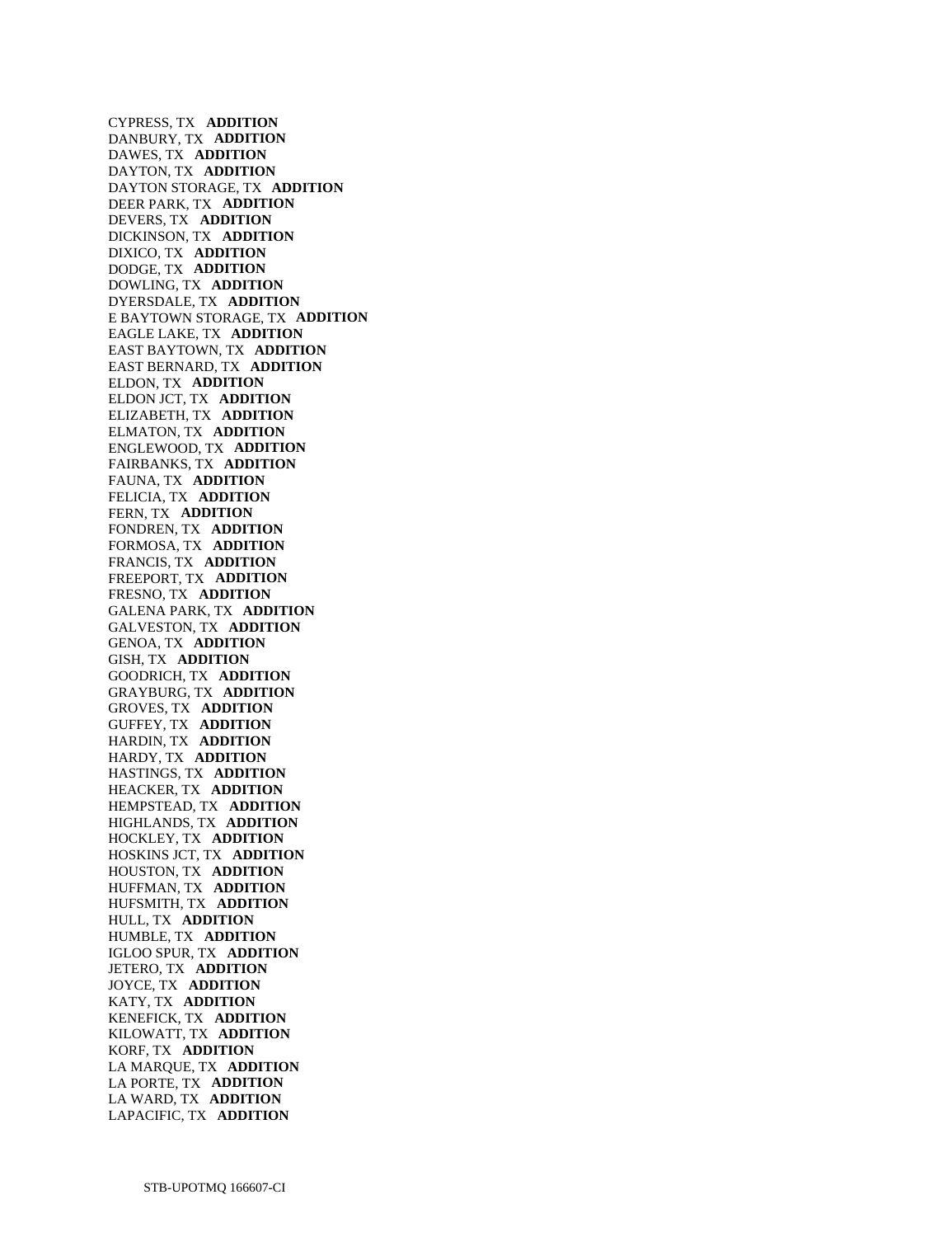CYPRESS, TX **ADDITION**
DANBURY, TX **ADDITION**
DAWES, TX **ADDITION**
DAYTON, TX **ADDITION**
DAYTON STORAGE, TX **ADDITION**
DEER PARK, TX **ADDITION**
DEVERS, TX **ADDITION**
DICKINSON, TX **ADDITION**
DIXICO, TX **ADDITION**
DODGE, TX **ADDITION**
DOWLING, TX **ADDITION**
DYERSDALE, TX **ADDITION**
E BAYTOWN STORAGE, TX **ADDITION**
EAGLE LAKE, TX **ADDITION**
EAST BAYTOWN, TX **ADDITION**
EAST BERNARD, TX **ADDITION**
ELDON, TX **ADDITION**
ELDON JCT, TX **ADDITION**
ELIZABETH, TX **ADDITION**
ELMATON, TX **ADDITION**
ENGLEWOOD, TX **ADDITION**
FAIRBANKS, TX **ADDITION**
FAUNA, TX **ADDITION**
FELICIA, TX **ADDITION**
FERN, TX **ADDITION**
FONDREN, TX **ADDITION**
FORMOSA, TX **ADDITION**
FRANCIS, TX **ADDITION**
FREEPORT, TX **ADDITION**
FRESNO, TX **ADDITION**
GALENA PARK, TX **ADDITION**
GALVESTON, TX **ADDITION**
GENOA, TX **ADDITION**
GISH, TX **ADDITION**
GOODRICH, TX **ADDITION**
GRAYBURG, TX **ADDITION**
GROVES, TX **ADDITION**
GUFFEY, TX **ADDITION**
HARDIN, TX **ADDITION**
HARDY, TX **ADDITION**
HASTINGS, TX **ADDITION**
HEACKER, TX **ADDITION**
HEMPSTEAD, TX **ADDITION**
HIGHLANDS, TX **ADDITION**
HOCKLEY, TX **ADDITION**
HOSKINS JCT, TX **ADDITION**
HOUSTON, TX **ADDITION**
HUFFMAN, TX **ADDITION**
HUFSMITH, TX **ADDITION**
HULL, TX **ADDITION**
HUMBLE, TX **ADDITION**
IGLOO SPUR, TX **ADDITION**
JETERO, TX **ADDITION**
JOYCE, TX **ADDITION**
KATY, TX **ADDITION**
KENEFICK, TX **ADDITION**
KILOWATT, TX **ADDITION**
KORF, TX **ADDITION**
LA MARQUE, TX **ADDITION**
LA PORTE, TX **ADDITION**
LA WARD, TX **ADDITION**
LAPACIFIC, TX **ADDITION**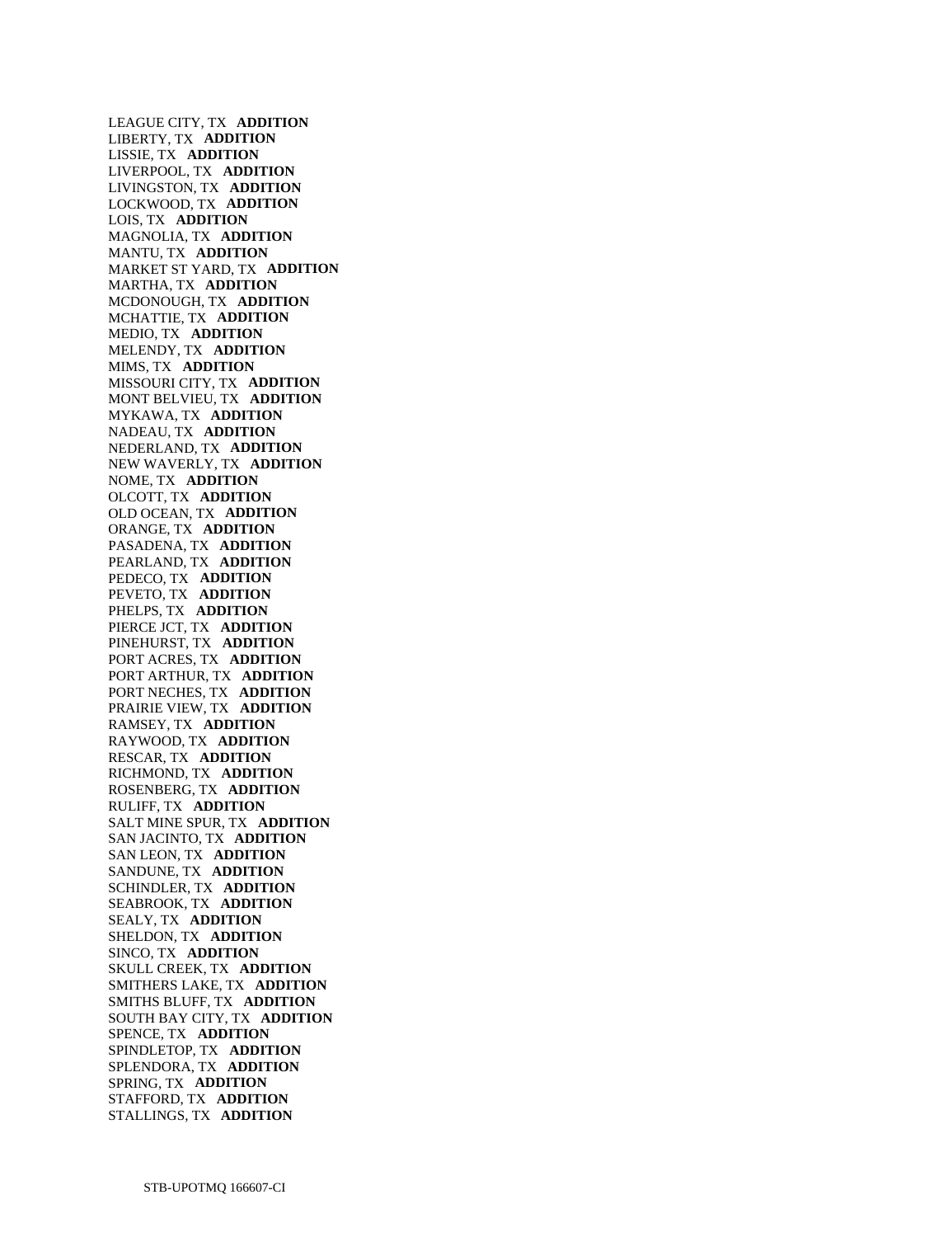LEAGUE CITY, TX **ADDITION**
LIBERTY, TX **ADDITION**
LISSIE, TX **ADDITION**
LIVERPOOL, TX **ADDITION**
LIVINGSTON, TX **ADDITION**
LOCKWOOD, TX **ADDITION**
LOIS, TX **ADDITION**
MAGNOLIA, TX **ADDITION**
MANTU, TX **ADDITION**
MARKET ST YARD, TX **ADDITION**
MARTHA, TX **ADDITION**
MCDONOUGH, TX **ADDITION**
MCHATTIE, TX **ADDITION**
MEDIO, TX **ADDITION**
MELENDY, TX **ADDITION**
MIMS, TX **ADDITION**
MISSOURI CITY, TX **ADDITION**
MONT BELVIEU, TX **ADDITION**
MYKAWA, TX **ADDITION**
NADEAU, TX **ADDITION**
NEDERLAND, TX **ADDITION**
NEW WAVERLY, TX **ADDITION**
NOME, TX **ADDITION**
OLCOTT, TX **ADDITION**
OLD OCEAN, TX **ADDITION**
ORANGE, TX **ADDITION**
PASADENA, TX **ADDITION**
PEARLAND, TX **ADDITION**
PEDECO, TX **ADDITION**
PEVETO, TX **ADDITION**
PHELPS, TX **ADDITION**
PIERCE JCT, TX **ADDITION**
PINEHURST, TX **ADDITION**
PORT ACRES, TX **ADDITION**
PORT ARTHUR, TX **ADDITION**
PORT NECHES, TX **ADDITION**
PRAIRIE VIEW, TX **ADDITION**
RAMSEY, TX **ADDITION**
RAYWOOD, TX **ADDITION**
RESCAR, TX **ADDITION**
RICHMOND, TX **ADDITION**
ROSENBERG, TX **ADDITION**
RULIFF, TX **ADDITION**
SALT MINE SPUR, TX **ADDITION**
SAN JACINTO, TX **ADDITION**
SAN LEON, TX **ADDITION**
SANDUNE, TX **ADDITION**
SCHINDLER, TX **ADDITION**
SEABROOK, TX **ADDITION**
SEALY, TX **ADDITION**
SHELDON, TX **ADDITION**
SINCO, TX **ADDITION**
SKULL CREEK, TX **ADDITION**
SMITHERS LAKE, TX **ADDITION**
SMITHS BLUFF, TX **ADDITION**
SOUTH BAY CITY, TX **ADDITION**
SPENCE, TX **ADDITION**
SPINDLETOP, TX **ADDITION**
SPLENDORA, TX **ADDITION**
SPRING, TX **ADDITION**
STAFFORD, TX **ADDITION**
STALLINGS, TX **ADDITION**

STB-UPOTMQ 166607-CI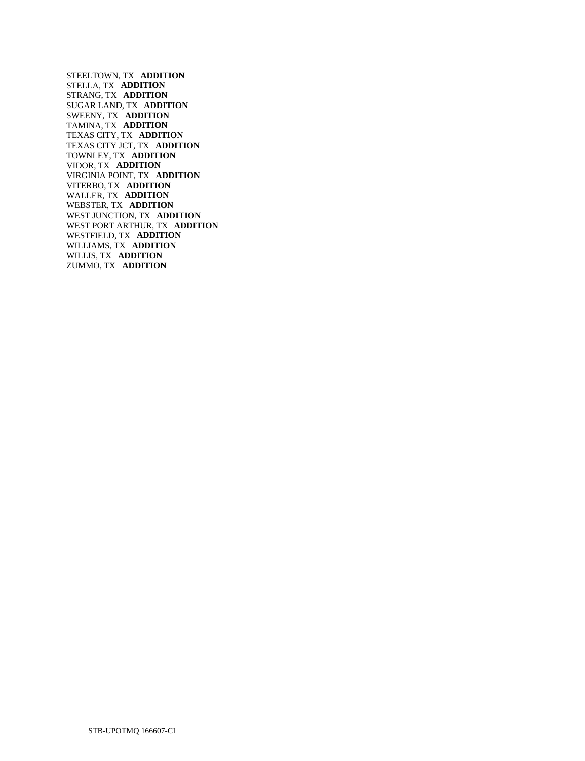STEELTOWN, TX **ADDITION**
STELLA, TX **ADDITION**
STRANG, TX **ADDITION**
SUGAR LAND, TX **ADDITION**
SWEENY, TX **ADDITION**
TAMINA, TX **ADDITION**
TEXAS CITY, TX **ADDITION**
TEXAS CITY JCT, TX **ADDITION**
TOWNLEY, TX **ADDITION**
VIDOR, TX **ADDITION**
VIRGINIA POINT, TX **ADDITION**
VITERBO, TX **ADDITION**
WALLER, TX **ADDITION**
WEBSTER, TX **ADDITION**
WEST JUNCTION, TX **ADDITION**
WEST PORT ARTHUR, TX **ADDITION**
WESTFIELD, TX **ADDITION**
WILLIAMS, TX **ADDITION**
WILLIS, TX **ADDITION**
ZUMMO, TX **ADDITION**

STB-UPOTMQ 166607-CI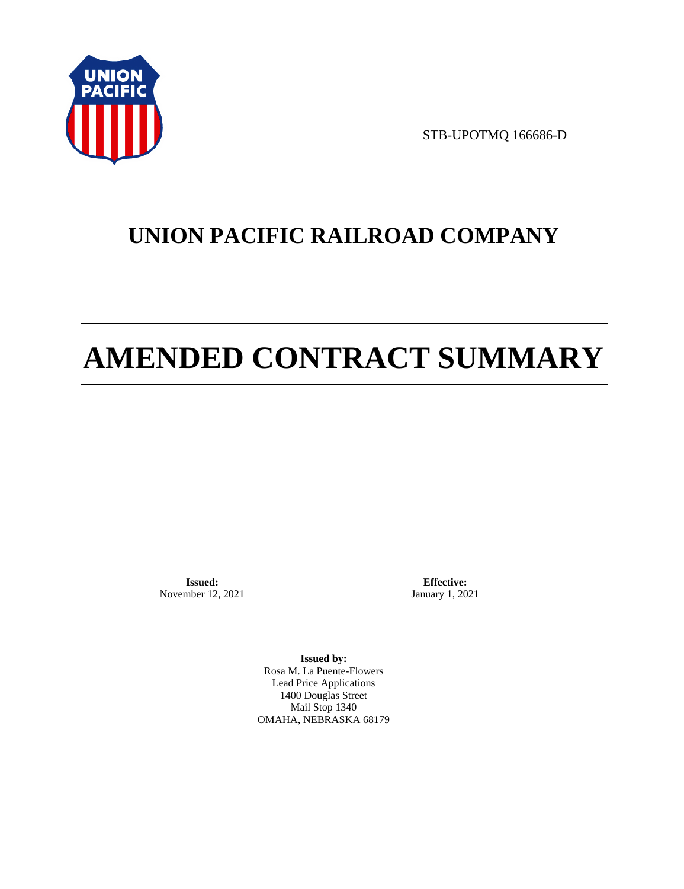STB-UPOTMQ 166686-D

# UNION PACIFIC RAILROAD COMPANY

# AMENDED CONTRACT SUMMARY

**Issued:**
November 12, 2021

**Effective:**
January 1, 2021

**Issued by:**
Rosa M. La Puente-Flowers
Lead Price Applications
1400 Douglas Street
Mail Stop 1340
OMAHA, NEBRASKA 68179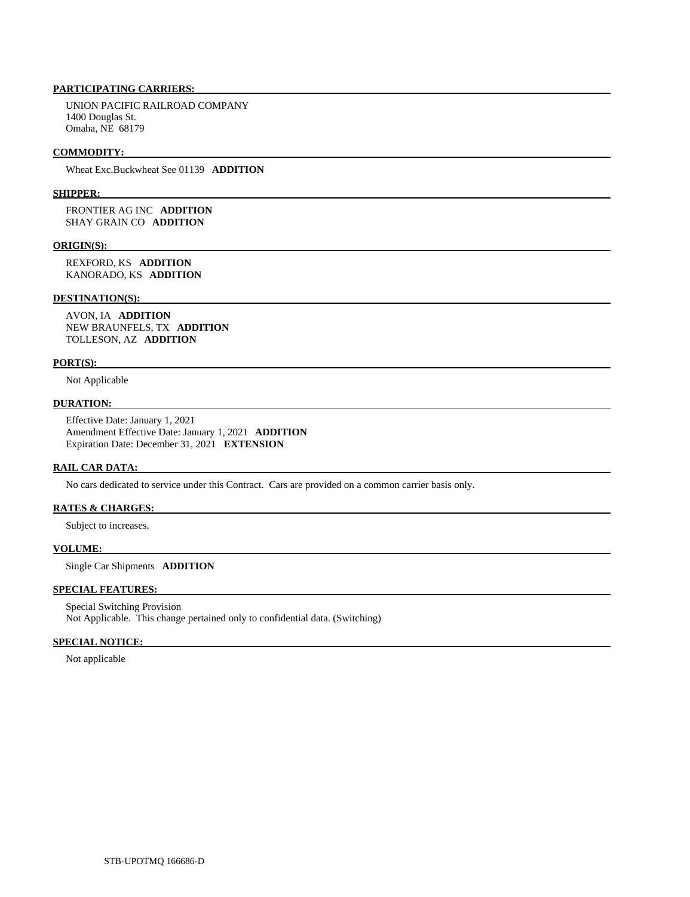**PARTICIPATING CARRIERS:**

UNION PACIFIC RAILROAD COMPANY
1400 Douglas St.
Omaha, NE 68179

**COMMODITY:**

Wheat Exc.Buckwheat See 01139 **ADDITION**

**SHIPPER:**

FRONTIER AG INC **ADDITION**
SHAY GRAIN CO **ADDITION**

**ORIGIN(S):**

REXFORD, KS **ADDITION**
KANORADO, KS **ADDITION**

**DESTINATION(S):**

AVON, IA **ADDITION**
NEW BRAUNFELS, TX **ADDITION**
TOLLESON, AZ **ADDITION**

**PORT(S):**

Not Applicable

**DURATION:**

Effective Date: January 1, 2021
Amendment Effective Date: January 1, 2021 **ADDITION**
Expiration Date: December 31, 2021 **EXTENSION**

**RAIL CAR DATA:**

No cars dedicated to service under this Contract. Cars are provided on a common carrier basis only.

**RATES & CHARGES:**

Subject to increases.

**VOLUME:**

Single Car Shipments **ADDITION**

**SPECIAL FEATURES:**

Special Switching Provision
Not Applicable. This change pertained only to confidential data. (Switching)

**SPECIAL NOTICE:**

Not applicable

STB-UPOTMQ 166686-D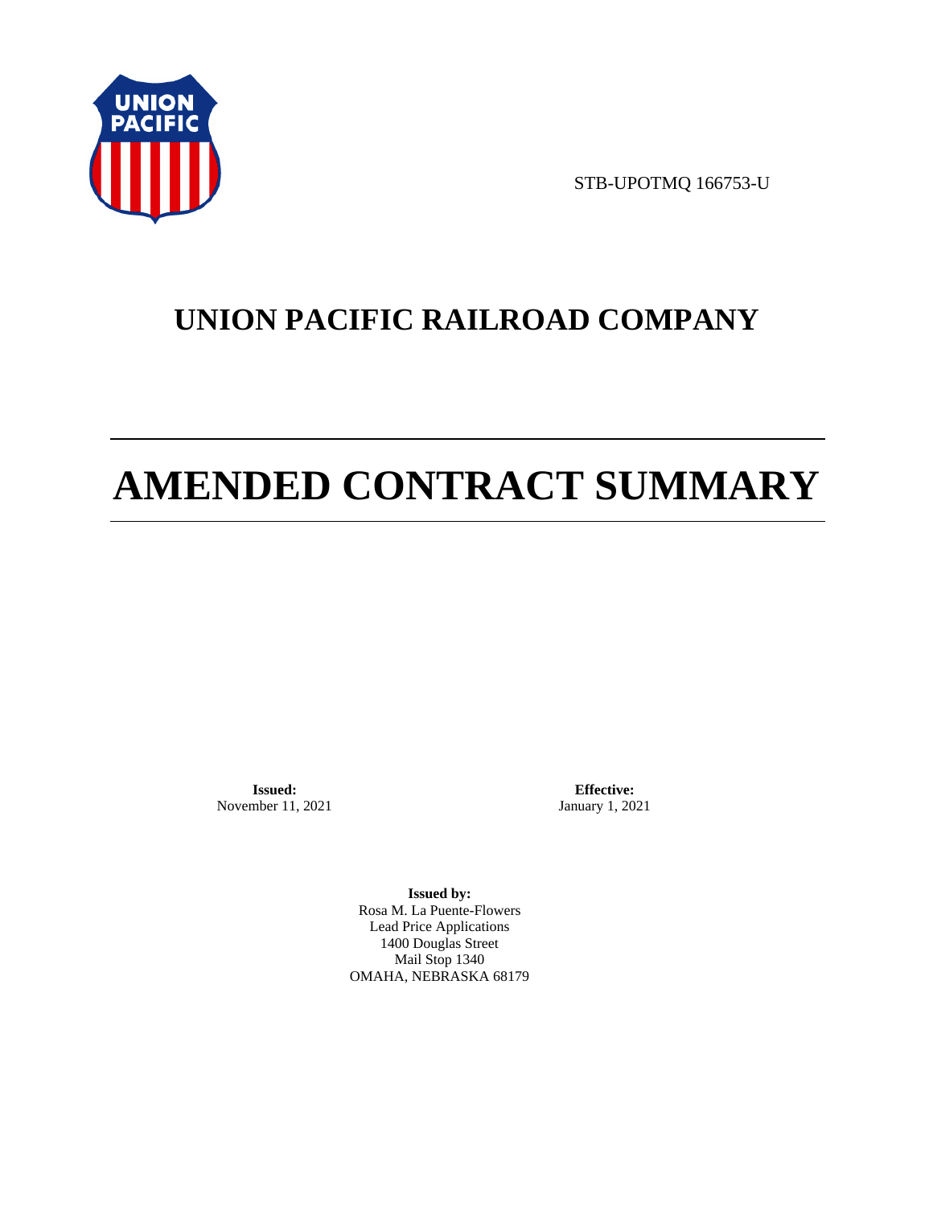STB-UPOTMQ 166753-U

# UNION PACIFIC RAILROAD COMPANY

# AMENDED CONTRACT SUMMARY

**Issued:**
November 11, 2021

**Effective:**
January 1, 2021

**Issued by:**
Rosa M. La Puente-Flowers
Lead Price Applications
1400 Douglas Street
Mail Stop 1340
OMAHA, NEBRASKA 68179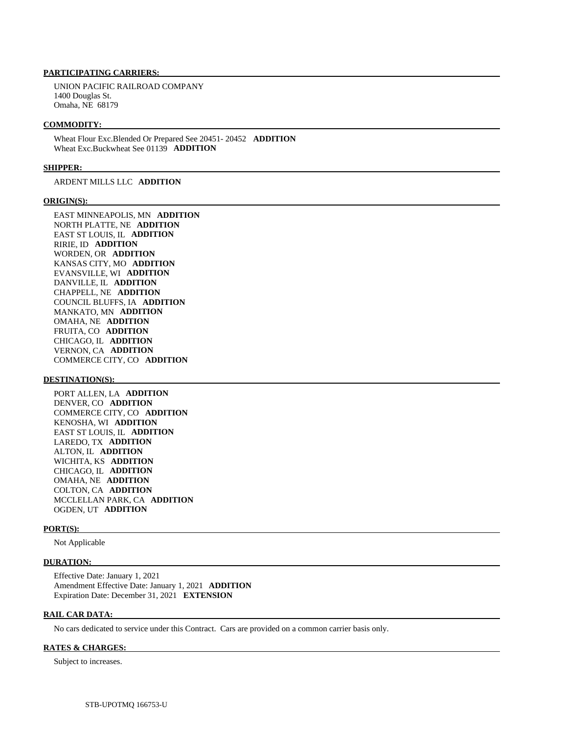**PARTICIPATING CARRIERS:**

UNION PACIFIC RAILROAD COMPANY
1400 Douglas St.
Omaha, NE 68179

**COMMODITY:**

Wheat Flour Exc.Blended Or Prepared See 20451- 20452 **ADDITION**
Wheat Exc.Buckwheat See 01139 **ADDITION**

**SHIPPER:**

ARDENT MILLS LLC **ADDITION**

**ORIGIN(S):**

EAST MINNEAPOLIS, MN **ADDITION**
NORTH PLATTE, NE **ADDITION**
EAST ST LOUIS, IL **ADDITION**
RIRIE, ID **ADDITION**
WORDEN, OR **ADDITION**
KANSAS CITY, MO **ADDITION**
EVANSVILLE, WI **ADDITION**
DANVILLE, IL **ADDITION**
CHAPPELL, NE **ADDITION**
COUNCIL BLUFFS, IA **ADDITION**
MANKATO, MN **ADDITION**
OMAHA, NE **ADDITION**
FRUITA, CO **ADDITION**
CHICAGO, IL **ADDITION**
VERNON, CA **ADDITION**
COMMERCE CITY, CO **ADDITION**

**DESTINATION(S):**

PORT ALLEN, LA **ADDITION**
DENVER, CO **ADDITION**
COMMERCE CITY, CO **ADDITION**
KENOSHA, WI **ADDITION**
EAST ST LOUIS, IL **ADDITION**
LAREDO, TX **ADDITION**
ALTON, IL **ADDITION**
WICHITA, KS **ADDITION**
CHICAGO, IL **ADDITION**
OMAHA, NE **ADDITION**
COLTON, CA **ADDITION**
MCCLELLAN PARK, CA **ADDITION**
OGDEN, UT **ADDITION**

**PORT(S):**

Not Applicable

**DURATION:**

Effective Date: January 1, 2021
Amendment Effective Date: January 1, 2021 **ADDITION**
Expiration Date: December 31, 2021 **EXTENSION**

**RAIL CAR DATA:**

No cars dedicated to service under this Contract. Cars are provided on a common carrier basis only.

**RATES & CHARGES:**

Subject to increases.

STB-UPOTMQ 166753-U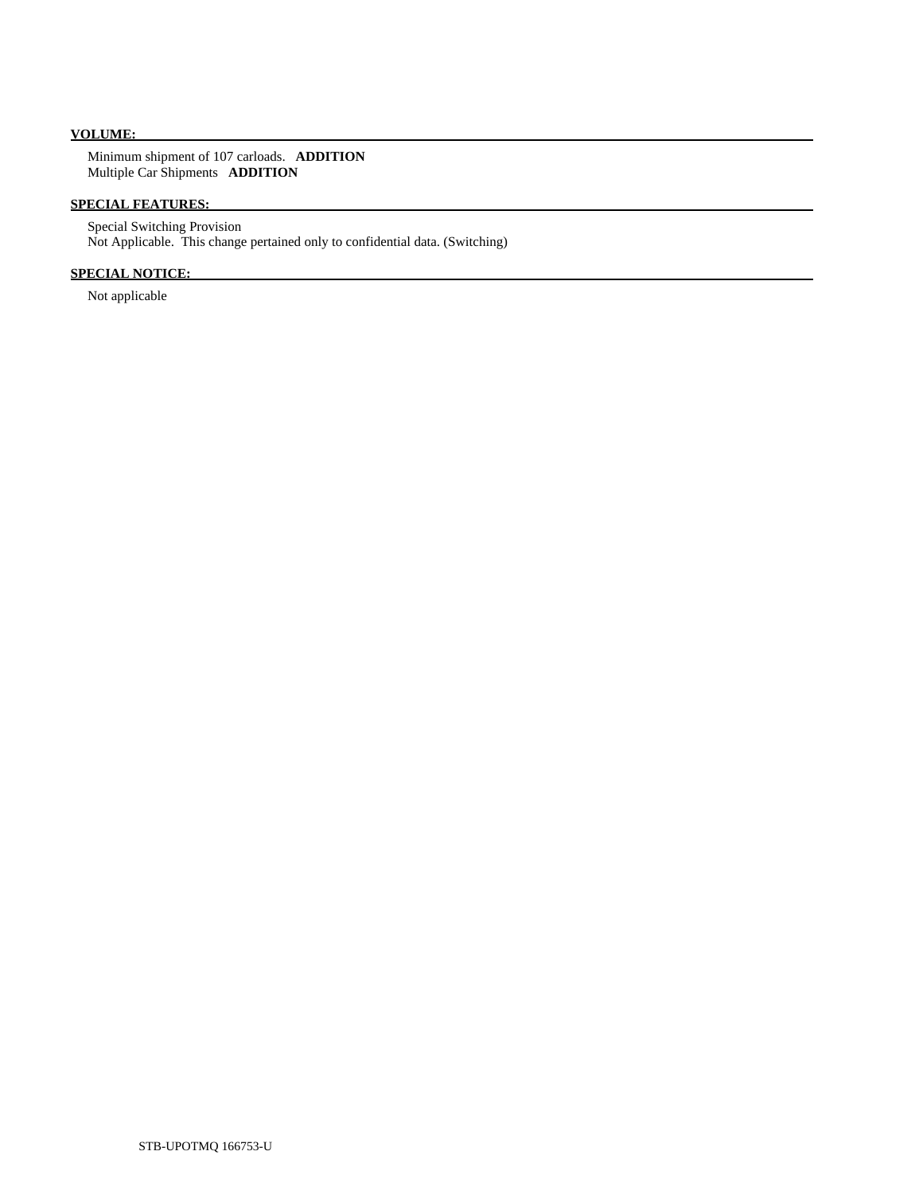**VOLUME:**

Minimum shipment of 107 carloads. **ADDITION**
Multiple Car Shipments **ADDITION**

**SPECIAL FEATURES:**

Special Switching Provision
Not Applicable. This change pertained only to confidential data. (Switching)

**SPECIAL NOTICE:**

Not applicable

STB-UPOTMQ 166753-U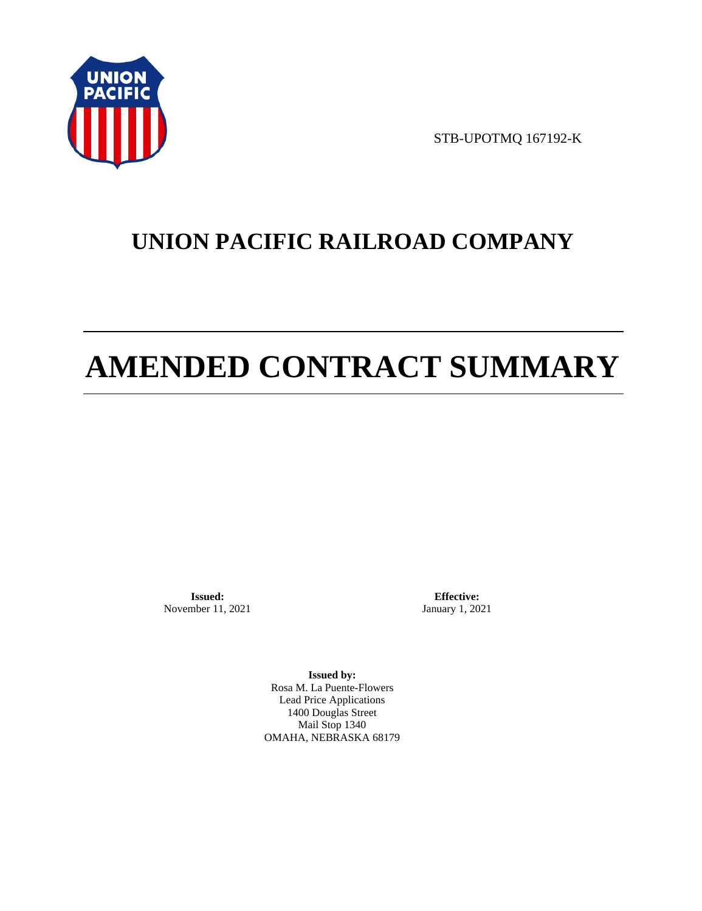STB-UPOTMQ 167192-K

# UNION PACIFIC RAILROAD COMPANY

# AMENDED CONTRACT SUMMARY

**Issued:**
November 11, 2021

**Effective:**
January 1, 2021

**Issued by:**
Rosa M. La Puente-Flowers
Lead Price Applications
1400 Douglas Street
Mail Stop 1340
OMAHA, NEBRASKA 68179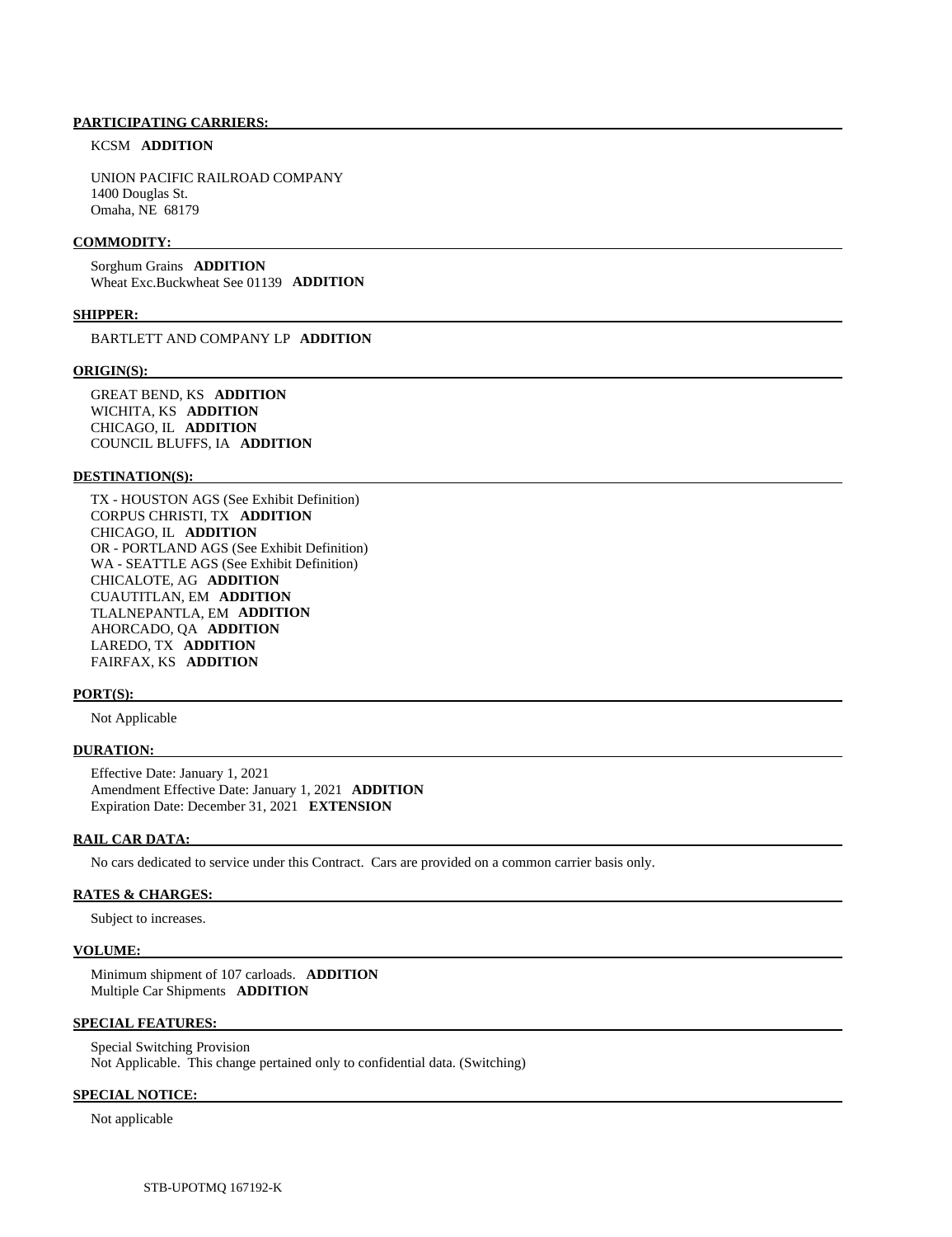**PARTICIPATING CARRIERS:**

KCSM **ADDITION**

UNION PACIFIC RAILROAD COMPANY
1400 Douglas St.
Omaha, NE 68179

**COMMODITY:**

Sorghum Grains **ADDITION**
Wheat Exc.Buckwheat See 01139 **ADDITION**

**SHIPPER:**

BARTLETT AND COMPANY LP **ADDITION**

**ORIGIN(S):**

GREAT BEND, KS **ADDITION**
WICHITA, KS **ADDITION**
CHICAGO, IL **ADDITION**
COUNCIL BLUFFS, IA **ADDITION**

**DESTINATION(S):**

TX - HOUSTON AGS (See Exhibit Definition)
CORPUS CHRISTI, TX **ADDITION**
CHICAGO, IL **ADDITION**
OR - PORTLAND AGS (See Exhibit Definition)
WA - SEATTLE AGS (See Exhibit Definition)
CHICALOTE, AG **ADDITION**
CUAUTITLAN, EM **ADDITION**
TLALNEPANTLA, EM **ADDITION**
AHORCADO, QA **ADDITION**
LAREDO, TX **ADDITION**
FAIRFAX, KS **ADDITION**

**PORT(S):**

Not Applicable

**DURATION:**

Effective Date: January 1, 2021
Amendment Effective Date: January 1, 2021 **ADDITION**
Expiration Date: December 31, 2021 **EXTENSION**

**RAIL CAR DATA:**

No cars dedicated to service under this Contract. Cars are provided on a common carrier basis only.

**RATES & CHARGES:**

Subject to increases.

**VOLUME:**

Minimum shipment of 107 carloads. **ADDITION**
Multiple Car Shipments **ADDITION**

**SPECIAL FEATURES:**

Special Switching Provision
Not Applicable. This change pertained only to confidential data. (Switching)

**SPECIAL NOTICE:**

Not applicable

STB-UPOTMQ 167192-K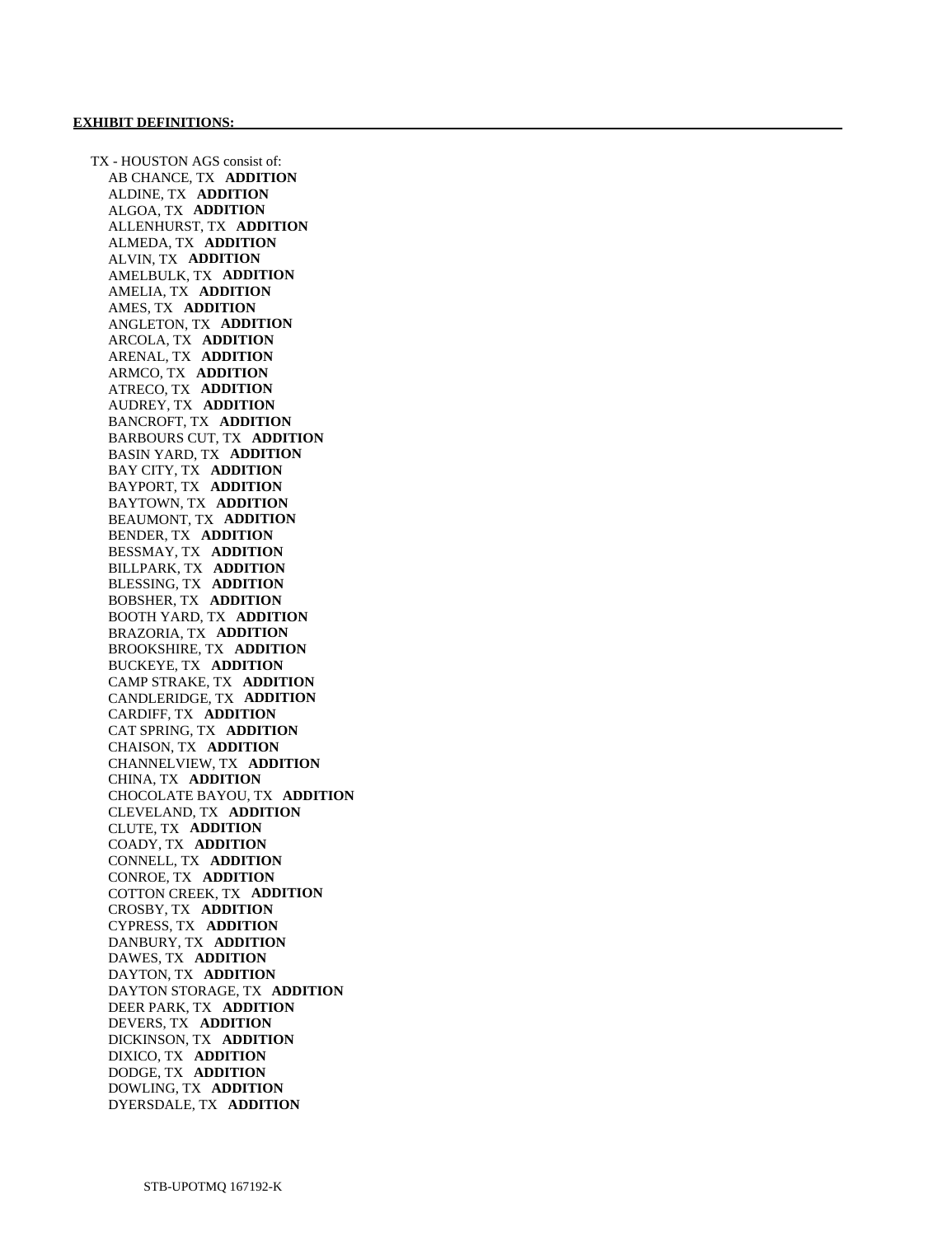**EXHIBIT DEFINITIONS:**

TX - HOUSTON AGS consist of:

- AB CHANCE, TX **ADDITION**
- ALDINE, TX **ADDITION**
- ALGOA, TX **ADDITION**
- ALLENHURST, TX **ADDITION**
- ALMEDA, TX **ADDITION**
- ALVIN, TX **ADDITION**
- AMELBULK, TX **ADDITION**
- AMELIA, TX **ADDITION**
- AMES, TX **ADDITION**
- ANGLETON, TX **ADDITION**
- ARCOLA, TX **ADDITION**
- ARENAL, TX **ADDITION**
- ARMCO, TX **ADDITION**
- ATRECO, TX **ADDITION**
- AUDREY, TX **ADDITION**
- BANCROFT, TX **ADDITION**
- BARBOURS CUT, TX **ADDITION**
- BASIN YARD, TX **ADDITION**
- BAY CITY, TX **ADDITION**
- BAYPORT, TX **ADDITION**
- BAYTOWN, TX **ADDITION**
- BEAUMONT, TX **ADDITION**
- BENDER, TX **ADDITION**
- BESSMAY, TX **ADDITION**
- BILLPARK, TX **ADDITION**
- BLESSING, TX **ADDITION**
- BOBSHER, TX **ADDITION**
- BOOTH YARD, TX **ADDITION**
- BRAZORIA, TX **ADDITION**
- BROOKSHIRE, TX **ADDITION**
- BUCKEYE, TX **ADDITION**
- CAMP STRAKE, TX **ADDITION**
- CANDLERIDGE, TX **ADDITION**
- CARDIFF, TX **ADDITION**
- CAT SPRING, TX **ADDITION**
- CHAISON, TX **ADDITION**
- CHANNELVIEW, TX **ADDITION**
- CHINA, TX **ADDITION**
- CHOCOLATE BAYOU, TX **ADDITION**
- CLEVELAND, TX **ADDITION**
- CLUTE, TX **ADDITION**
- COADY, TX **ADDITION**
- CONNELL, TX **ADDITION**
- CONROE, TX **ADDITION**
- COTTON CREEK, TX **ADDITION**
- CROSBY, TX **ADDITION**
- CYPRESS, TX **ADDITION**
- DANBURY, TX **ADDITION**
- DAWES, TX **ADDITION**
- DAYTON, TX **ADDITION**
- DAYTON STORAGE, TX **ADDITION**
- DEER PARK, TX **ADDITION**
- DEVERS, TX **ADDITION**
- DICKINSON, TX **ADDITION**
- DIXICO, TX **ADDITION**
- DODGE, TX **ADDITION**
- DOWLING, TX **ADDITION**
- DYERSDALE, TX **ADDITION**

STB-UPOTMQ 167192-K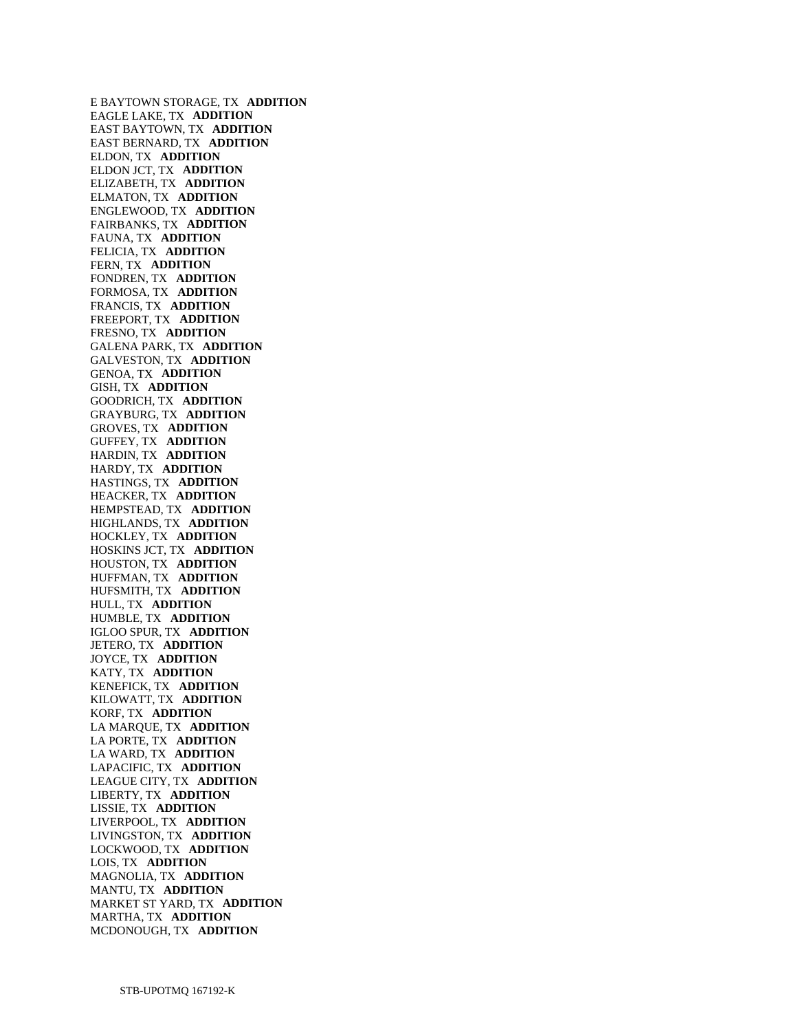E BAYTOWN STORAGE, TX **ADDITION**
EAGLE LAKE, TX **ADDITION**
EAST BAYTOWN, TX **ADDITION**
EAST BERNARD, TX **ADDITION**
ELDON, TX **ADDITION**
ELDON JCT, TX **ADDITION**
ELIZABETH, TX **ADDITION**
ELMATON, TX **ADDITION**
ENGLEWOOD, TX **ADDITION**
FAIRBANKS, TX **ADDITION**
FAUNA, TX **ADDITION**
FELICIA, TX **ADDITION**
FERN, TX **ADDITION**
FONDREN, TX **ADDITION**
FORMOSA, TX **ADDITION**
FRANCIS, TX **ADDITION**
FREEPORT, TX **ADDITION**
FRESNO, TX **ADDITION**
GALENA PARK, TX **ADDITION**
GALVESTON, TX **ADDITION**
GENOA, TX **ADDITION**
GISH, TX **ADDITION**
GOODRICH, TX **ADDITION**
GRAYBURG, TX **ADDITION**
GROVES, TX **ADDITION**
GUFFEY, TX **ADDITION**
HARDIN, TX **ADDITION**
HARDY, TX **ADDITION**
HASTINGS, TX **ADDITION**
HEACKER, TX **ADDITION**
HEMPSTEAD, TX **ADDITION**
HIGHLANDS, TX **ADDITION**
HOCKLEY, TX **ADDITION**
HOSKINS JCT, TX **ADDITION**
HOUSTON, TX **ADDITION**
HUFFMAN, TX **ADDITION**
HUFSMITH, TX **ADDITION**
HULL, TX **ADDITION**
HUMBLE, TX **ADDITION**
IGLOO SPUR, TX **ADDITION**
JETERO, TX **ADDITION**
JOYCE, TX **ADDITION**
KATY, TX **ADDITION**
KENEFICK, TX **ADDITION**
KILOWATT, TX **ADDITION**
KORF, TX **ADDITION**
LA MARQUE, TX **ADDITION**
LA PORTE, TX **ADDITION**
LA WARD, TX **ADDITION**
LAPACIFIC, TX **ADDITION**
LEAGUE CITY, TX **ADDITION**
LIBERTY, TX **ADDITION**
LISSIE, TX **ADDITION**
LIVERPOOL, TX **ADDITION**
LIVINGSTON, TX **ADDITION**
LOCKWOOD, TX **ADDITION**
LOIS, TX **ADDITION**
MAGNOLIA, TX **ADDITION**
MANTU, TX **ADDITION**
MARKET ST YARD, TX **ADDITION**
MARTHA, TX **ADDITION**
MCDONOUGH, TX **ADDITION**

STB-UPOTMQ 167192-K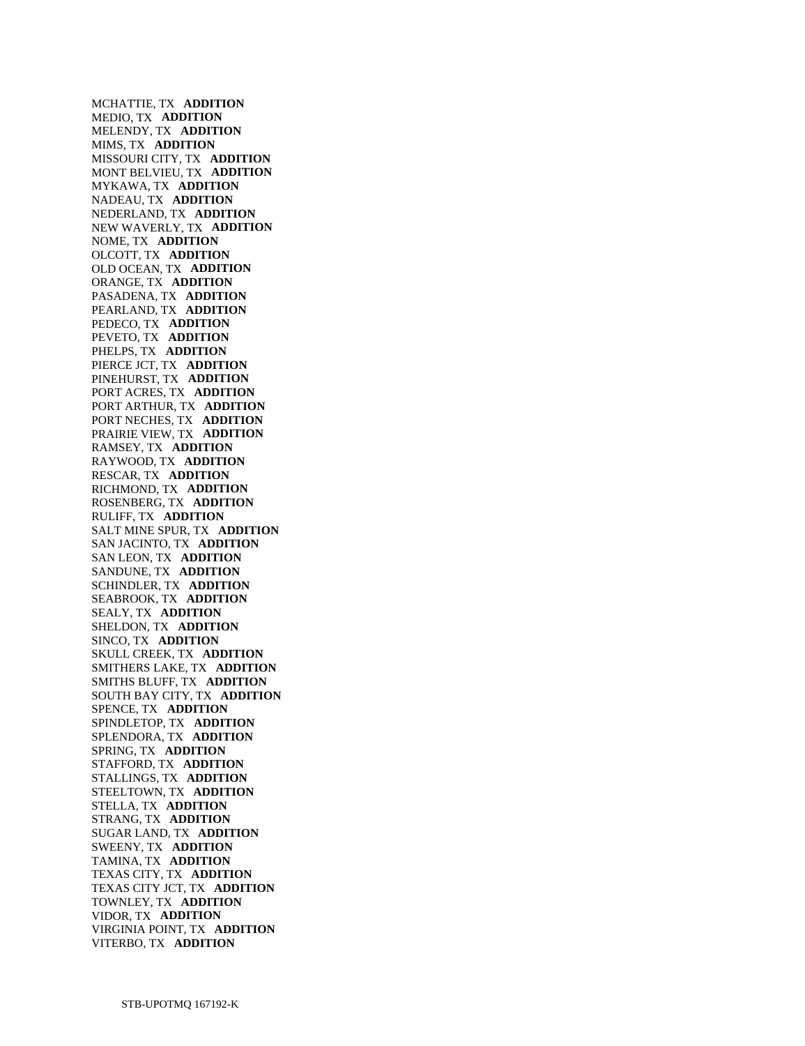MCHATTIE, TX **ADDITION**
MEDIO, TX **ADDITION**
MELENDY, TX **ADDITION**
MIMS, TX **ADDITION**
MISSOURI CITY, TX **ADDITION**
MONT BELVIEU, TX **ADDITION**
MYKAWA, TX **ADDITION**
NADEAU, TX **ADDITION**
NEDERLAND, TX **ADDITION**
NEW WAVERLY, TX **ADDITION**
NOME, TX **ADDITION**
OLCOTT, TX **ADDITION**
OLD OCEAN, TX **ADDITION**
ORANGE, TX **ADDITION**
PASADENA, TX **ADDITION**
PEARLAND, TX **ADDITION**
PEDECO, TX **ADDITION**
PEVETO, TX **ADDITION**
PHELPS, TX **ADDITION**
PIERCE JCT, TX **ADDITION**
PINEHURST, TX **ADDITION**
PORT ACRES, TX **ADDITION**
PORT ARTHUR, TX **ADDITION**
PORT NECHES, TX **ADDITION**
PRAIRIE VIEW, TX **ADDITION**
RAMSEY, TX **ADDITION**
RAYWOOD, TX **ADDITION**
RESCAR, TX **ADDITION**
RICHMOND, TX **ADDITION**
ROSENBERG, TX **ADDITION**
RULIFF, TX **ADDITION**
SALT MINE SPUR, TX **ADDITION**
SAN JACINTO, TX **ADDITION**
SAN LEON, TX **ADDITION**
SANDUNE, TX **ADDITION**
SCHINDLER, TX **ADDITION**
SEABROOK, TX **ADDITION**
SEALY, TX **ADDITION**
SHELDON, TX **ADDITION**
SINCO, TX **ADDITION**
SKULL CREEK, TX **ADDITION**
SMITHERS LAKE, TX **ADDITION**
SMITHS BLUFF, TX **ADDITION**
SOUTH BAY CITY, TX **ADDITION**
SPENCE, TX **ADDITION**
SPINDLETOP, TX **ADDITION**
SPLENDORA, TX **ADDITION**
SPRING, TX **ADDITION**
STAFFORD, TX **ADDITION**
STALLINGS, TX **ADDITION**
STEELTOWN, TX **ADDITION**
STELLA, TX **ADDITION**
STRANG, TX **ADDITION**
SUGAR LAND, TX **ADDITION**
SWEENY, TX **ADDITION**
TAMINA, TX **ADDITION**
TEXAS CITY, TX **ADDITION**
TEXAS CITY JCT, TX **ADDITION**
TOWNLEY, TX **ADDITION**
VIDOR, TX **ADDITION**
VIRGINIA POINT, TX **ADDITION**
VITERBO, TX **ADDITION**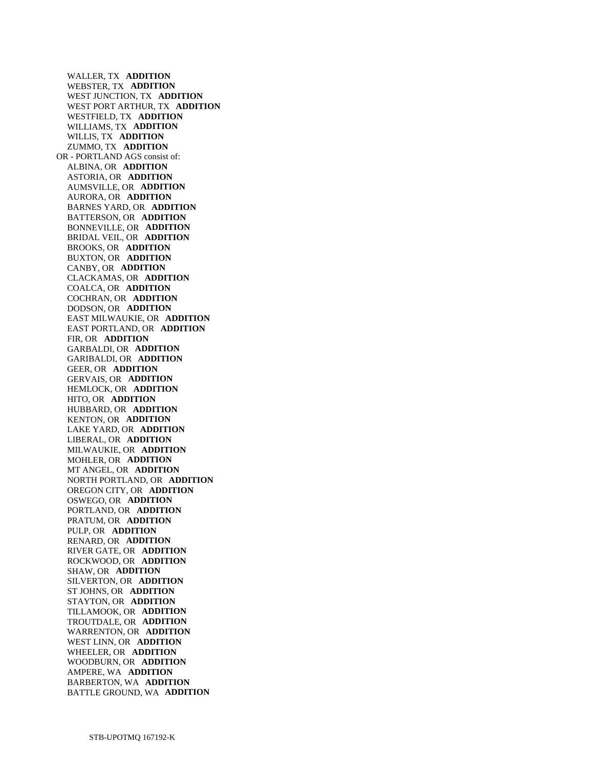WALLER, TX **ADDITION**
WEBSTER, TX **ADDITION**
WEST JUNCTION, TX **ADDITION**
WEST PORT ARTHUR, TX **ADDITION**
WESTFIELD, TX **ADDITION**
WILLIAMS, TX **ADDITION**
WILLIS, TX **ADDITION**
ZUMMO, TX **ADDITION**

OR - PORTLAND AGS consist of:

ALBINA, OR **ADDITION**
ASTORIA, OR **ADDITION**
AUMSVILLE, OR **ADDITION**
AURORA, OR **ADDITION**
BARNES YARD, OR **ADDITION**
BATTERSON, OR **ADDITION**
BONNEVILLE, OR **ADDITION**
BRIDAL VEIL, OR **ADDITION**
BROOKS, OR **ADDITION**
BUXTON, OR **ADDITION**
CANBY, OR **ADDITION**
CLACKAMAS, OR **ADDITION**
COALCA, OR **ADDITION**
COCHRAN, OR **ADDITION**
DODSON, OR **ADDITION**
EAST MILWAUKIE, OR **ADDITION**
EAST PORTLAND, OR **ADDITION**
FIR, OR **ADDITION**
GARBALDI, OR **ADDITION**
GARIBALDI, OR **ADDITION**
GEER, OR **ADDITION**
GERVAIS, OR **ADDITION**
HEMLOCK, OR **ADDITION**
HITO, OR **ADDITION**
HUBBARD, OR **ADDITION**
KENTON, OR **ADDITION**
LAKE YARD, OR **ADDITION**
LIBERAL, OR **ADDITION**
MILWAUKIE, OR **ADDITION**
MOHLER, OR **ADDITION**
MT ANGEL, OR **ADDITION**
NORTH PORTLAND, OR **ADDITION**
OREGON CITY, OR **ADDITION**
OSWEGO, OR **ADDITION**
PORTLAND, OR **ADDITION**
PRATUM, OR **ADDITION**
PULP, OR **ADDITION**
RENARD, OR **ADDITION**
RIVER GATE, OR **ADDITION**
ROCKWOOD, OR **ADDITION**
SHAW, OR **ADDITION**
SILVERTON, OR **ADDITION**
ST JOHNS, OR **ADDITION**
STAYTON, OR **ADDITION**
TILLAMOOK, OR **ADDITION**
TROUTDALE, OR **ADDITION**
WARRENTON, OR **ADDITION**
WEST LINN, OR **ADDITION**
WHEELER, OR **ADDITION**
WOODBURN, OR **ADDITION**
AMPERE, WA **ADDITION**
BARBERTON, WA **ADDITION**
BATTLE GROUND, WA **ADDITION**

STB-UPOTMQ 167192-K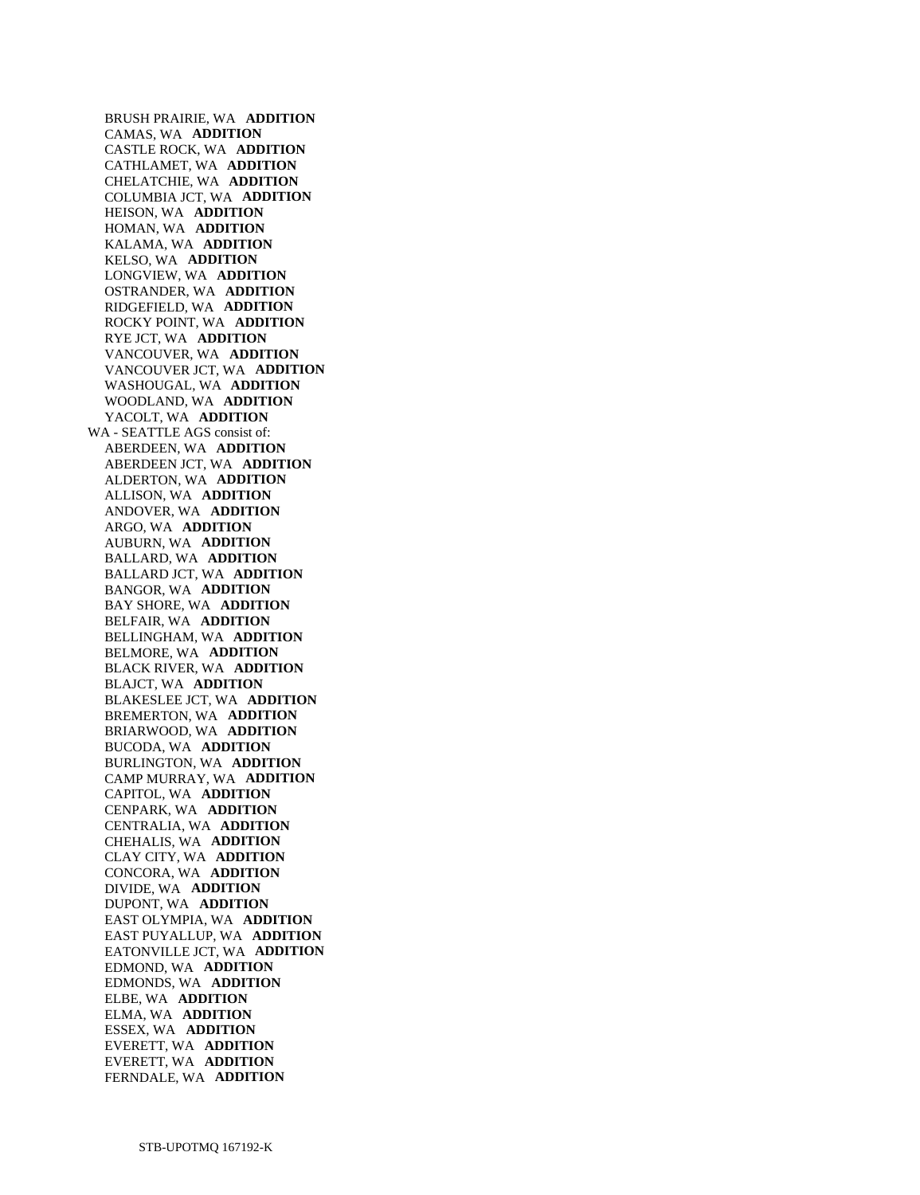BRUSH PRAIRIE, WA **ADDITION**
CAMAS, WA **ADDITION**
CASTLE ROCK, WA **ADDITION**
CATHLAMET, WA **ADDITION**
CHELATCHIE, WA **ADDITION**
COLUMBIA JCT, WA **ADDITION**
HEISON, WA **ADDITION**
HOMAN, WA **ADDITION**
KALAMA, WA **ADDITION**
KELSO, WA **ADDITION**
LONGVIEW, WA **ADDITION**
OSTRANDER, WA **ADDITION**
RIDGEFIELD, WA **ADDITION**
ROCKY POINT, WA **ADDITION**
RYE JCT, WA **ADDITION**
VANCOUVER, WA **ADDITION**
VANCOUVER JCT, WA **ADDITION**
WASHOUGAL, WA **ADDITION**
WOODLAND, WA **ADDITION**
YACOLT, WA **ADDITION**

WA - SEATTLE AGS consist of:

ABERDEEN, WA **ADDITION**
ABERDEEN JCT, WA **ADDITION**
ALDERTON, WA **ADDITION**
ALLISON, WA **ADDITION**
ANDOVER, WA **ADDITION**
ARGO, WA **ADDITION**
AUBURN, WA **ADDITION**
BALLARD, WA **ADDITION**
BALLARD JCT, WA **ADDITION**
BANGOR, WA **ADDITION**
BAY SHORE, WA **ADDITION**
BELFAIR, WA **ADDITION**
BELLINGHAM, WA **ADDITION**
BELMORE, WA **ADDITION**
BLACK RIVER, WA **ADDITION**
BLAJCT, WA **ADDITION**
BLAKESLEE JCT, WA **ADDITION**
BREMERTON, WA **ADDITION**
BRIARWOOD, WA **ADDITION**
BUCODA, WA **ADDITION**
BURLINGTON, WA **ADDITION**
CAMP MURRAY, WA **ADDITION**
CAPITOL, WA **ADDITION**
CENPARK, WA **ADDITION**
CENTRALIA, WA **ADDITION**
CHEHALIS, WA **ADDITION**
CLAY CITY, WA **ADDITION**
CONCORA, WA **ADDITION**
DIVIDE, WA **ADDITION**
DUPONT, WA **ADDITION**
EAST OLYMPIA, WA **ADDITION**
EAST PUYALLUP, WA **ADDITION**
EATONVILLE JCT, WA **ADDITION**
EDMOND, WA **ADDITION**
EDMONDS, WA **ADDITION**
ELBE, WA **ADDITION**
ELMA, WA **ADDITION**
ESSEX, WA **ADDITION**
EVERETT, WA **ADDITION**
EVERETT, WA **ADDITION**
FERNDALE, WA **ADDITION**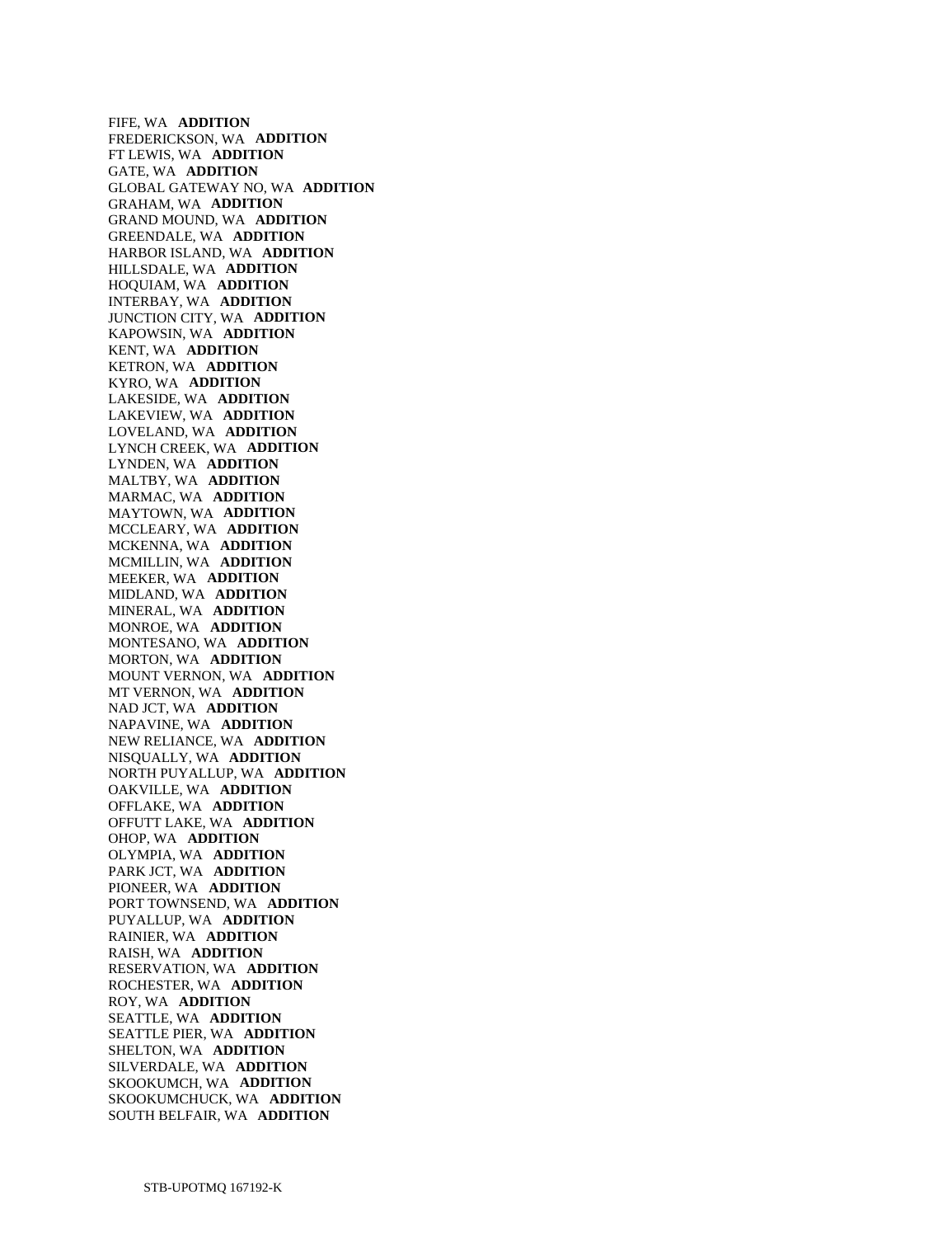FIFE, WA **ADDITION**
FREDERICKSON, WA **ADDITION**
FT LEWIS, WA **ADDITION**
GATE, WA **ADDITION**
GLOBAL GATEWAY NO, WA **ADDITION**
GRAHAM, WA **ADDITION**
GRAND MOUND, WA **ADDITION**
GREENDALE, WA **ADDITION**
HARBOR ISLAND, WA **ADDITION**
HILLSDALE, WA **ADDITION**
HOQUIAM, WA **ADDITION**
INTERBAY, WA **ADDITION**
JUNCTION CITY, WA **ADDITION**
KAPOWSIN, WA **ADDITION**
KENT, WA **ADDITION**
KETRON, WA **ADDITION**
KYRO, WA **ADDITION**
LAKESIDE, WA **ADDITION**
LAKEVIEW, WA **ADDITION**
LOVELAND, WA **ADDITION**
LYNCH CREEK, WA **ADDITION**
LYNDEN, WA **ADDITION**
MALTBY, WA **ADDITION**
MARMAC, WA **ADDITION**
MAYTOWN, WA **ADDITION**
MCCLEARY, WA **ADDITION**
MCKENNA, WA **ADDITION**
MCMILLIN, WA **ADDITION**
MEEKER, WA **ADDITION**
MIDLAND, WA **ADDITION**
MINERAL, WA **ADDITION**
MONROE, WA **ADDITION**
MONTESANO, WA **ADDITION**
MORTON, WA **ADDITION**
MOUNT VERNON, WA **ADDITION**
MT VERNON, WA **ADDITION**
NAD JCT, WA **ADDITION**
NAPAVINE, WA **ADDITION**
NEW RELIANCE, WA **ADDITION**
NISQUALLY, WA **ADDITION**
NORTH PUYALLUP, WA **ADDITION**
OAKVILLE, WA **ADDITION**
OFFLAKE, WA **ADDITION**
OFFUTT LAKE, WA **ADDITION**
OHOP, WA **ADDITION**
OLYMPIA, WA **ADDITION**
PARK JCT, WA **ADDITION**
PIONEER, WA **ADDITION**
PORT TOWNSEND, WA **ADDITION**
PUYALLUP, WA **ADDITION**
RAINIER, WA **ADDITION**
RAISH, WA **ADDITION**
RESERVATION, WA **ADDITION**
ROCHESTER, WA **ADDITION**
ROY, WA **ADDITION**
SEATTLE, WA **ADDITION**
SEATTLE PIER, WA **ADDITION**
SHELTON, WA **ADDITION**
SILVERDALE, WA **ADDITION**
SKOOKUMCH, WA **ADDITION**
SKOOKUMCHUCK, WA **ADDITION**
SOUTH BELFAIR, WA **ADDITION**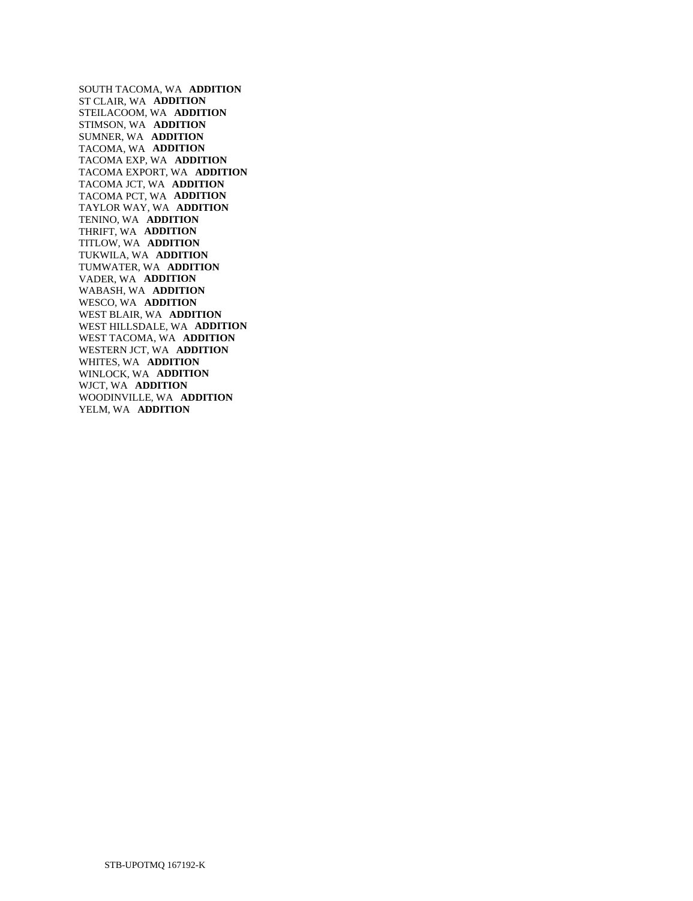SOUTH TACOMA, WA **ADDITION**
ST CLAIR, WA **ADDITION**
STEILACOOM, WA **ADDITION**
STIMSON, WA **ADDITION**
SUMNER, WA **ADDITION**
TACOMA, WA **ADDITION**
TACOMA EXP, WA **ADDITION**
TACOMA EXPORT, WA **ADDITION**
TACOMA JCT, WA **ADDITION**
TACOMA PCT, WA **ADDITION**
TAYLOR WAY, WA **ADDITION**
TENINO, WA **ADDITION**
THRIFT, WA **ADDITION**
TITLOW, WA **ADDITION**
TUKWILA, WA **ADDITION**
TUMWATER, WA **ADDITION**
VADER, WA **ADDITION**
WABASH, WA **ADDITION**
WESCO, WA **ADDITION**
WEST BLAIR, WA **ADDITION**
WEST HILLSDALE, WA **ADDITION**
WEST TACOMA, WA **ADDITION**
WESTERN JCT, WA **ADDITION**
WHITES, WA **ADDITION**
WINLOCK, WA **ADDITION**
WJCT, WA **ADDITION**
WOODINVILLE, WA **ADDITION**
YELM, WA **ADDITION**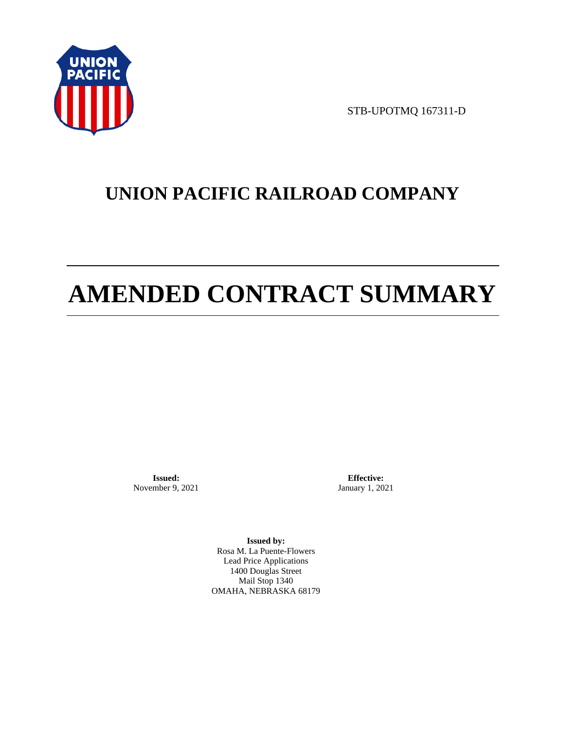STB-UPOTMQ 167311-D

# UNION PACIFIC RAILROAD COMPANY

# AMENDED CONTRACT SUMMARY

**Issued:**
November 9, 2021

**Effective:**
January 1, 2021

**Issued by:**
Rosa M. La Puente-Flowers
Lead Price Applications
1400 Douglas Street
Mail Stop 1340
OMAHA, NEBRASKA 68179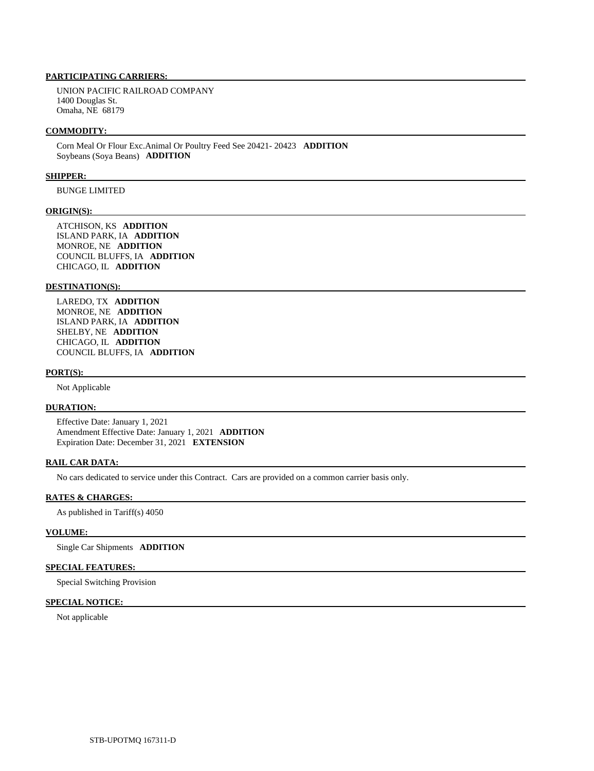**PARTICIPATING CARRIERS:**

UNION PACIFIC RAILROAD COMPANY
1400 Douglas St.
Omaha, NE 68179

**COMMODITY:**

Corn Meal Or Flour Exc.Animal Or Poultry Feed See 20421- 20423 **ADDITION**
Soybeans (Soya Beans) **ADDITION**

**SHIPPER:**

BUNGE LIMITED

**ORIGIN(S):**

ATCHISON, KS **ADDITION**
ISLAND PARK, IA **ADDITION**
MONROE, NE **ADDITION**
COUNCIL BLUFFS, IA **ADDITION**
CHICAGO, IL **ADDITION**

**DESTINATION(S):**

LAREDO, TX **ADDITION**
MONROE, NE **ADDITION**
ISLAND PARK, IA **ADDITION**
SHELBY, NE **ADDITION**
CHICAGO, IL **ADDITION**
COUNCIL BLUFFS, IA **ADDITION**

**PORT(S):**

Not Applicable

**DURATION:**

Effective Date: January 1, 2021
Amendment Effective Date: January 1, 2021 **ADDITION**
Expiration Date: December 31, 2021 **EXTENSION**

**RAIL CAR DATA:**

No cars dedicated to service under this Contract. Cars are provided on a common carrier basis only.

**RATES & CHARGES:**

As published in Tariff(s) 4050

**VOLUME:**

Single Car Shipments **ADDITION**

**SPECIAL FEATURES:**

Special Switching Provision

**SPECIAL NOTICE:**

Not applicable

STB-UPOTMQ 167311-D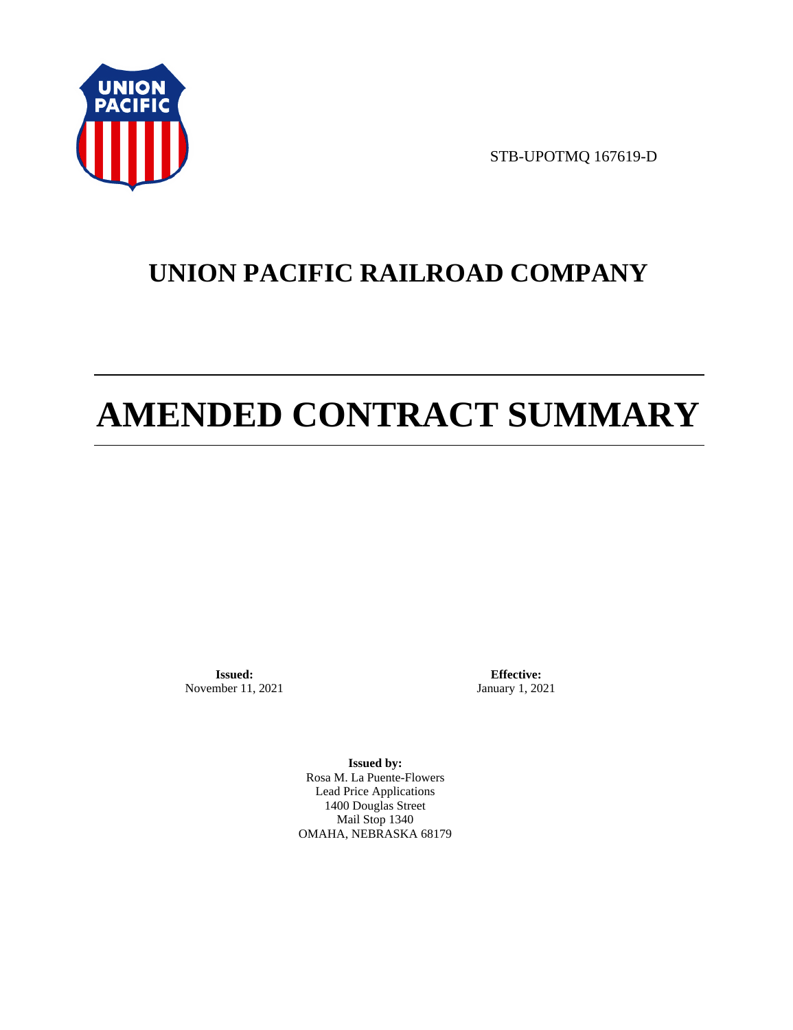STB-UPOTMQ 167619-D

# UNION PACIFIC RAILROAD COMPANY

# AMENDED CONTRACT SUMMARY

**Issued:**
November 11, 2021

**Effective:**
January 1, 2021

**Issued by:**
Rosa M. La Puente-Flowers
Lead Price Applications
1400 Douglas Street
Mail Stop 1340
OMAHA, NEBRASKA 68179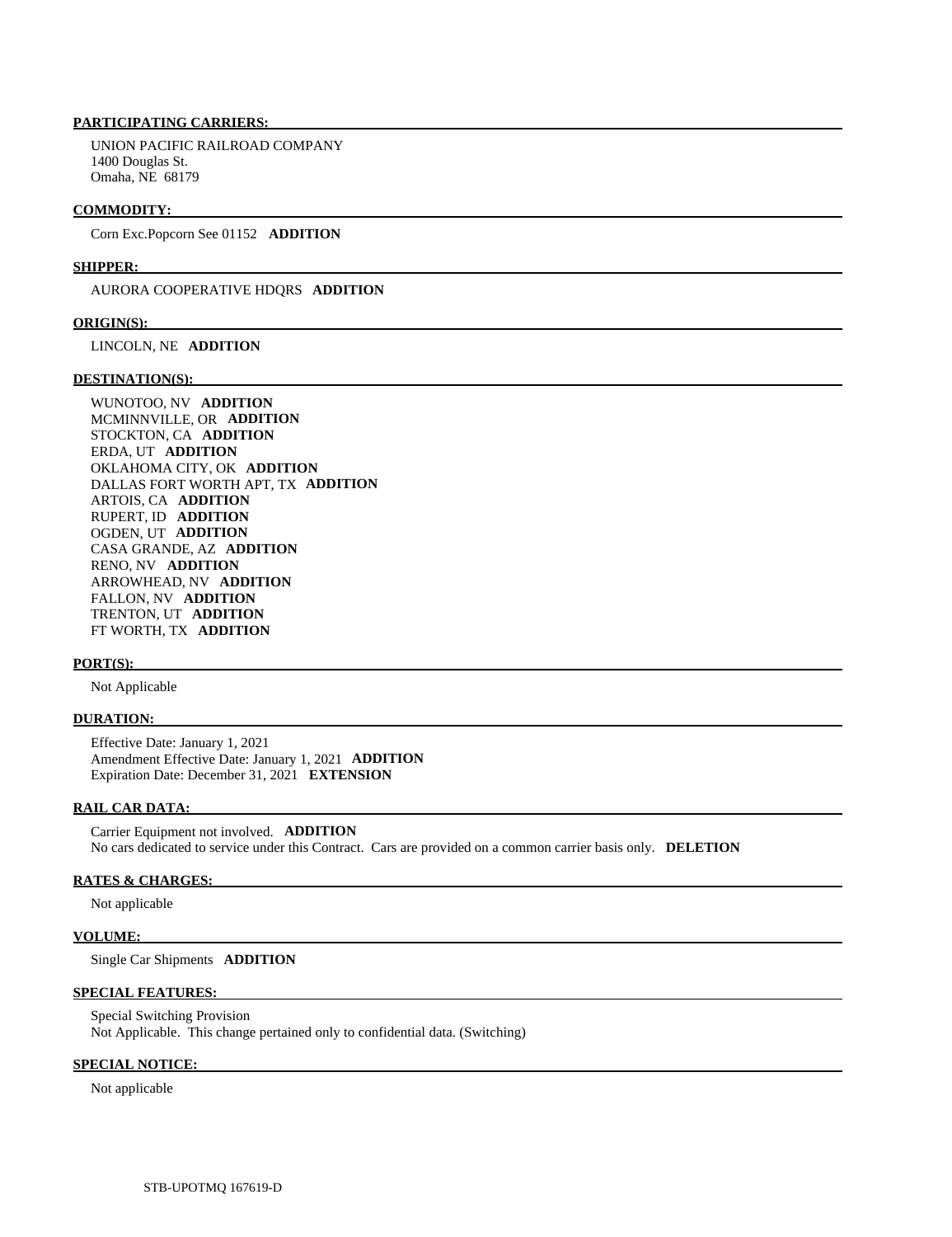**PARTICIPATING CARRIERS:**

UNION PACIFIC RAILROAD COMPANY
1400 Douglas St.
Omaha, NE 68179

**COMMODITY:**

Corn Exc.Popcorn See 01152 **ADDITION**

**SHIPPER:**

AURORA COOPERATIVE HDQRS **ADDITION**

**ORIGIN(S):**

LINCOLN, NE **ADDITION**

**DESTINATION(S):**

WUNOTOO, NV **ADDITION**
MCMINNVILLE, OR **ADDITION**
STOCKTON, CA **ADDITION**
ERDA, UT **ADDITION**
OKLAHOMA CITY, OK **ADDITION**
DALLAS FORT WORTH APT, TX **ADDITION**
ARTOIS, CA **ADDITION**
RUPERT, ID **ADDITION**
OGDEN, UT **ADDITION**
CASA GRANDE, AZ **ADDITION**
RENO, NV **ADDITION**
ARROWHEAD, NV **ADDITION**
FALLON, NV **ADDITION**
TRENTON, UT **ADDITION**
FT WORTH, TX **ADDITION**

**PORT(S):**

Not Applicable

**DURATION:**

Effective Date: January 1, 2021
Amendment Effective Date: January 1, 2021 **ADDITION**
Expiration Date: December 31, 2021 **EXTENSION**

**RAIL CAR DATA:**

Carrier Equipment not involved. **ADDITION**
No cars dedicated to service under this Contract. Cars are provided on a common carrier basis only. **DELETION**

**RATES & CHARGES:**

Not applicable

**VOLUME:**

Single Car Shipments **ADDITION**

**SPECIAL FEATURES:**

Special Switching Provision
Not Applicable. This change pertained only to confidential data. (Switching)

**SPECIAL NOTICE:**

Not applicable

STB-UPOTMQ 167619-D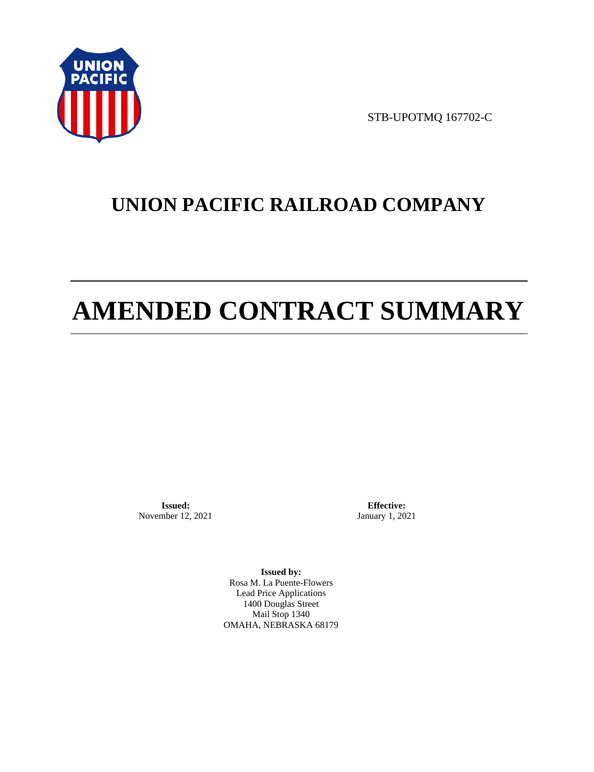STB-UPOTMQ 167702-C

# UNION PACIFIC RAILROAD COMPANY

# AMENDED CONTRACT SUMMARY

**Issued:**
November 12, 2021

**Effective:**
January 1, 2021

**Issued by:**
Rosa M. La Puente-Flowers
Lead Price Applications
1400 Douglas Street
Mail Stop 1340
OMAHA, NEBRASKA 68179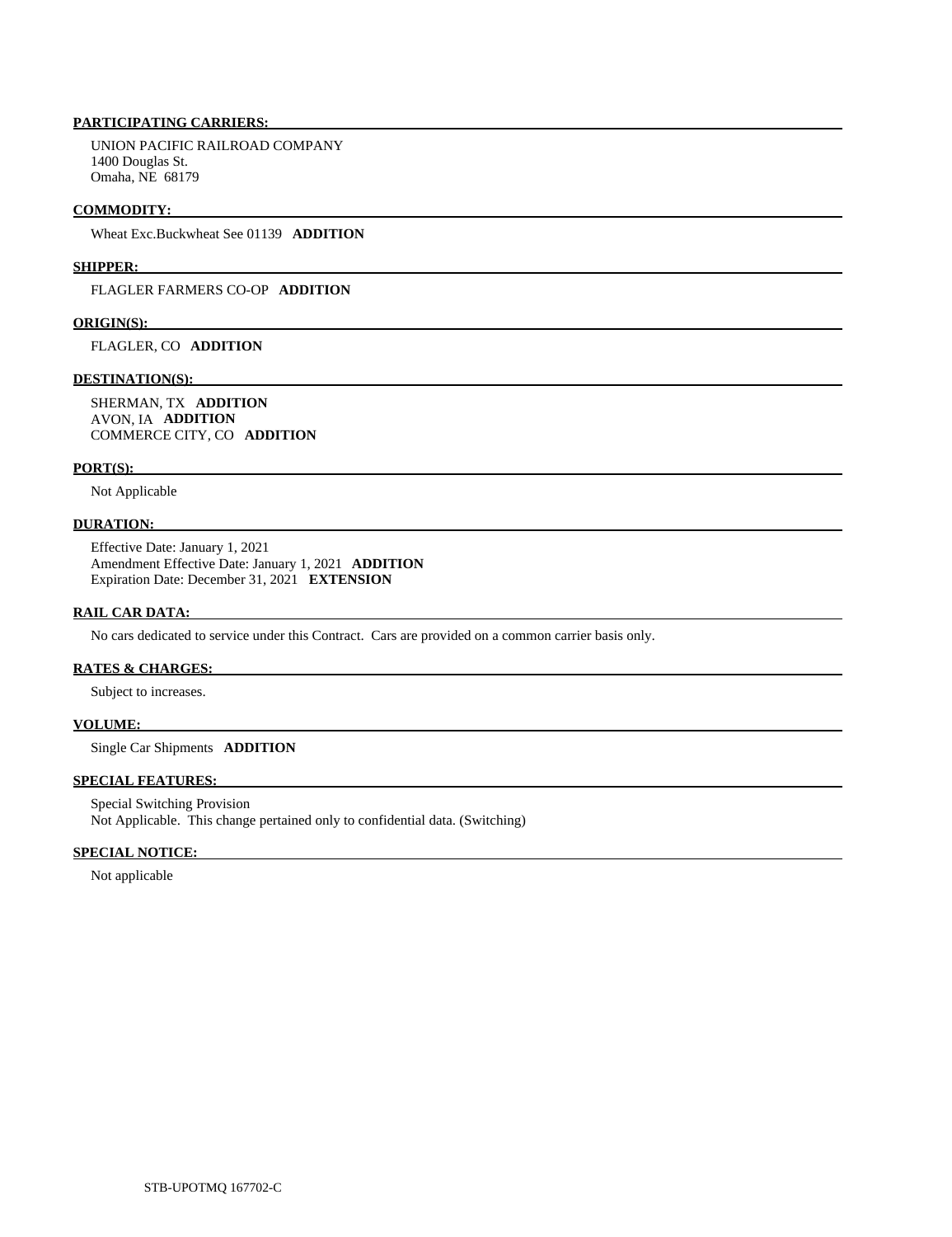**PARTICIPATING CARRIERS:**

UNION PACIFIC RAILROAD COMPANY
1400 Douglas St.
Omaha, NE 68179

**COMMODITY:**

Wheat Exc.Buckwheat See 01139 **ADDITION**

**SHIPPER:**

FLAGLER FARMERS CO-OP **ADDITION**

**ORIGIN(S):**

FLAGLER, CO **ADDITION**

**DESTINATION(S):**

SHERMAN, TX **ADDITION**
AVON, IA **ADDITION**
COMMERCE CITY, CO **ADDITION**

**PORT(S):**

Not Applicable

**DURATION:**

Effective Date: January 1, 2021
Amendment Effective Date: January 1, 2021 **ADDITION**
Expiration Date: December 31, 2021 **EXTENSION**

**RAIL CAR DATA:**

No cars dedicated to service under this Contract. Cars are provided on a common carrier basis only.

**RATES & CHARGES:**

Subject to increases.

**VOLUME:**

Single Car Shipments **ADDITION**

**SPECIAL FEATURES:**

Special Switching Provision
Not Applicable. This change pertained only to confidential data. (Switching)

**SPECIAL NOTICE:**

Not applicable

STB-UPOTMQ 167702-C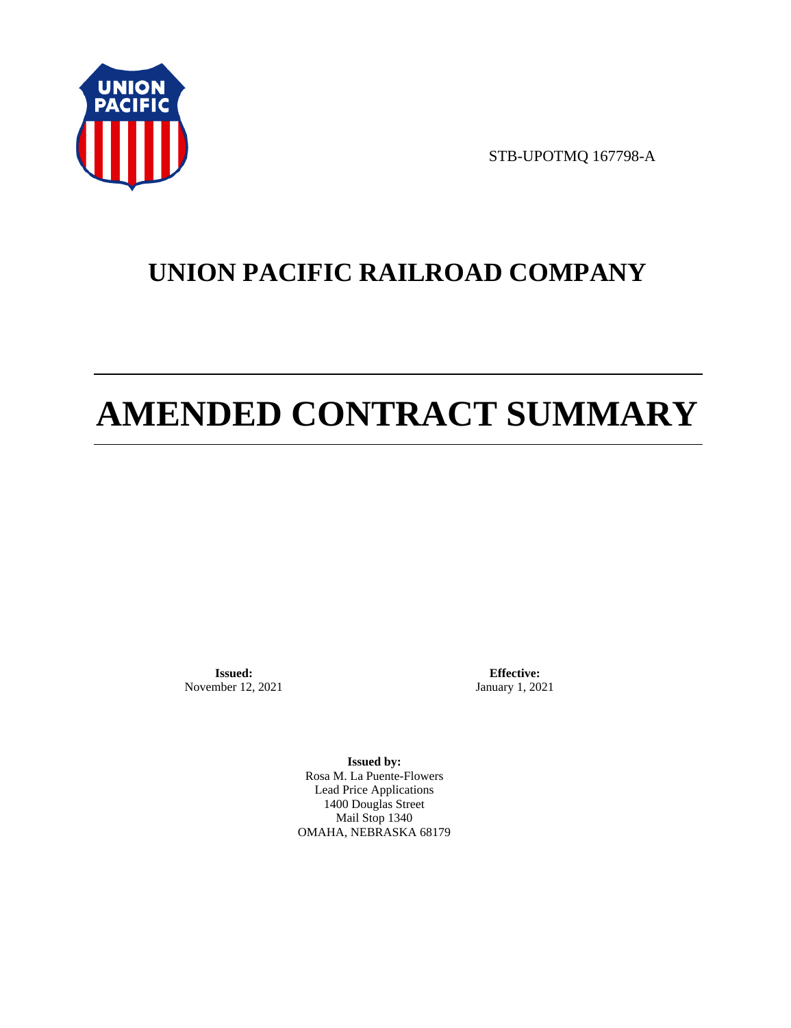STB-UPOTMQ 167798-A

# UNION PACIFIC RAILROAD COMPANY

# AMENDED CONTRACT SUMMARY

**Issued:**
November 12, 2021

**Effective:**
January 1, 2021

**Issued by:**
Rosa M. La Puente-Flowers
Lead Price Applications
1400 Douglas Street
Mail Stop 1340
OMAHA, NEBRASKA 68179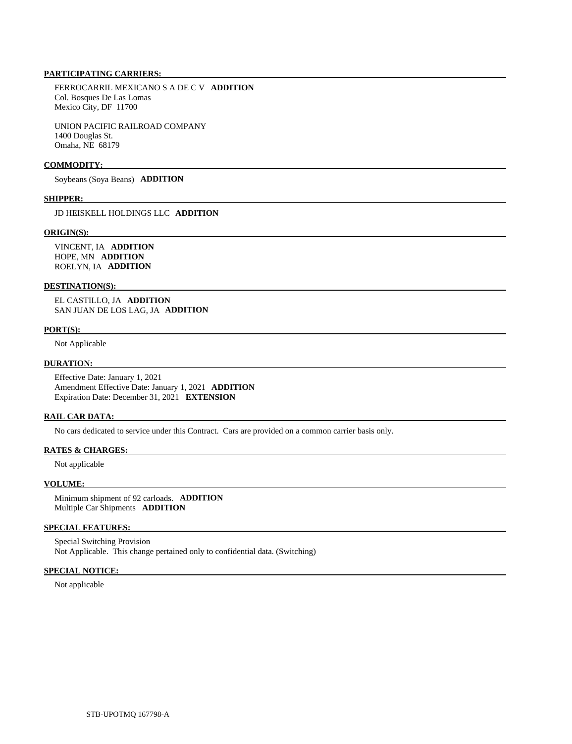**PARTICIPATING CARRIERS:**

FERROCARRIL MEXICANO S A DE C V **ADDITION**
Col. Bosques De Las Lomas
Mexico City, DF 11700

UNION PACIFIC RAILROAD COMPANY
1400 Douglas St.
Omaha, NE 68179

**COMMODITY:**

Soybeans (Soya Beans) **ADDITION**

**SHIPPER:**

JD HEISKELL HOLDINGS LLC **ADDITION**

**ORIGIN(S):**

VINCENT, IA **ADDITION**
HOPE, MN **ADDITION**
ROELYN, IA **ADDITION**

**DESTINATION(S):**

EL CASTILLO, JA **ADDITION**
SAN JUAN DE LOS LAG, JA **ADDITION**

**PORT(S):**

Not Applicable

**DURATION:**

Effective Date: January 1, 2021
Amendment Effective Date: January 1, 2021 **ADDITION**
Expiration Date: December 31, 2021 **EXTENSION**

**RAIL CAR DATA:**

No cars dedicated to service under this Contract. Cars are provided on a common carrier basis only.

**RATES & CHARGES:**

Not applicable

**VOLUME:**

Minimum shipment of 92 carloads. **ADDITION**
Multiple Car Shipments **ADDITION**

**SPECIAL FEATURES:**

Special Switching Provision
Not Applicable. This change pertained only to confidential data. (Switching)

**SPECIAL NOTICE:**

Not applicable

STB-UPOTMQ 167798-A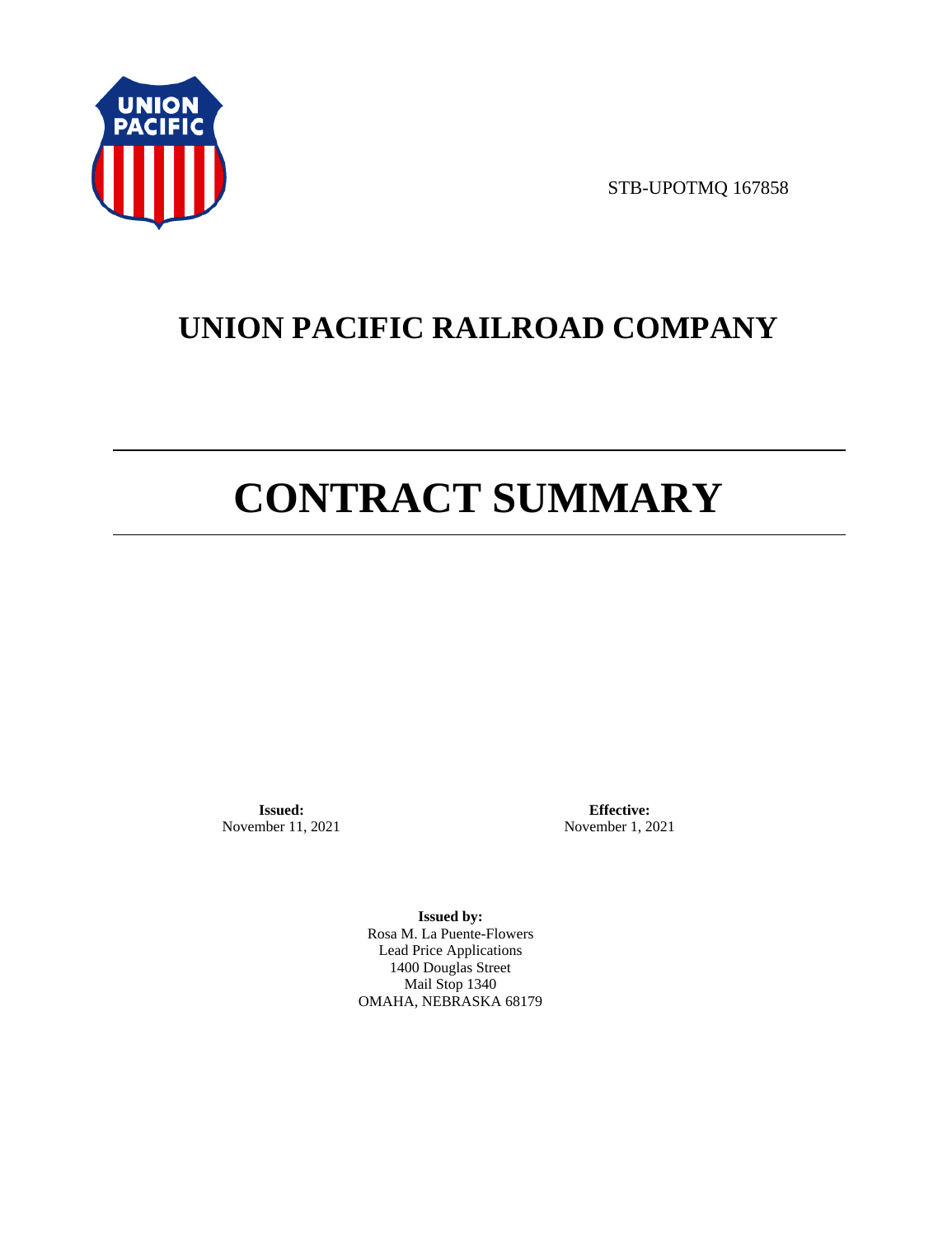STB-UPOTMQ 167858

# UNION PACIFIC RAILROAD COMPANY

# CONTRACT SUMMARY

**Issued:**
November 11, 2021

**Effective:**
November 1, 2021

**Issued by:**
Rosa M. La Puente-Flowers
Lead Price Applications
1400 Douglas Street
Mail Stop 1340
OMAHA, NEBRASKA 68179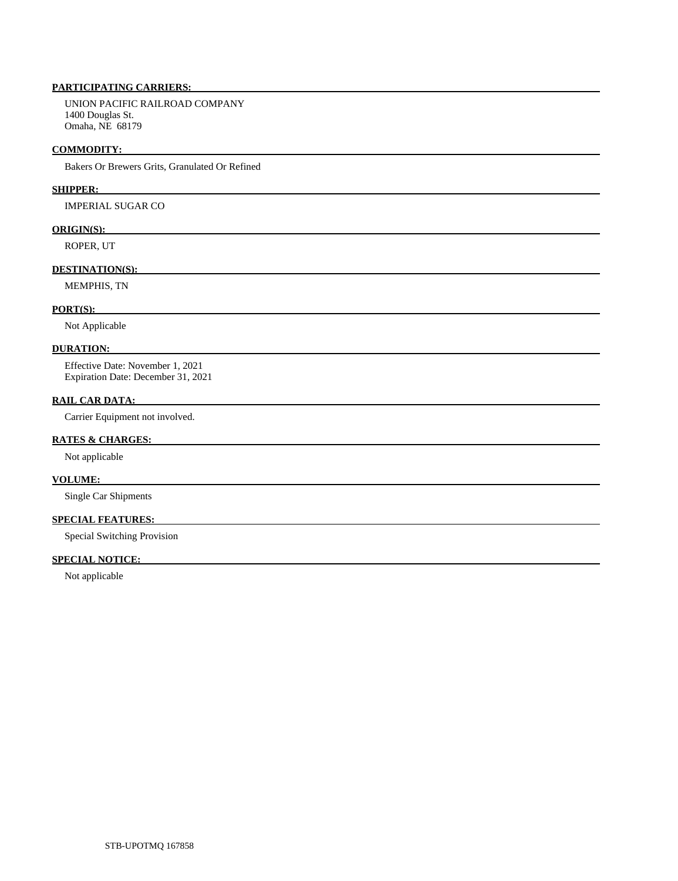**PARTICIPATING CARRIERS:**

UNION PACIFIC RAILROAD COMPANY
1400 Douglas St.
Omaha, NE 68179

**COMMODITY:**

Bakers Or Brewers Grits, Granulated Or Refined

**SHIPPER:**

IMPERIAL SUGAR CO

**ORIGIN(S):**

ROPER, UT

**DESTINATION(S):**

MEMPHIS, TN

**PORT(S):**

Not Applicable

**DURATION:**

Effective Date: November 1, 2021
Expiration Date: December 31, 2021

**RAIL CAR DATA:**

Carrier Equipment not involved.

**RATES & CHARGES:**

Not applicable

**VOLUME:**

Single Car Shipments

**SPECIAL FEATURES:**

Special Switching Provision

**SPECIAL NOTICE:**

Not applicable

STB-UPOTMQ 167858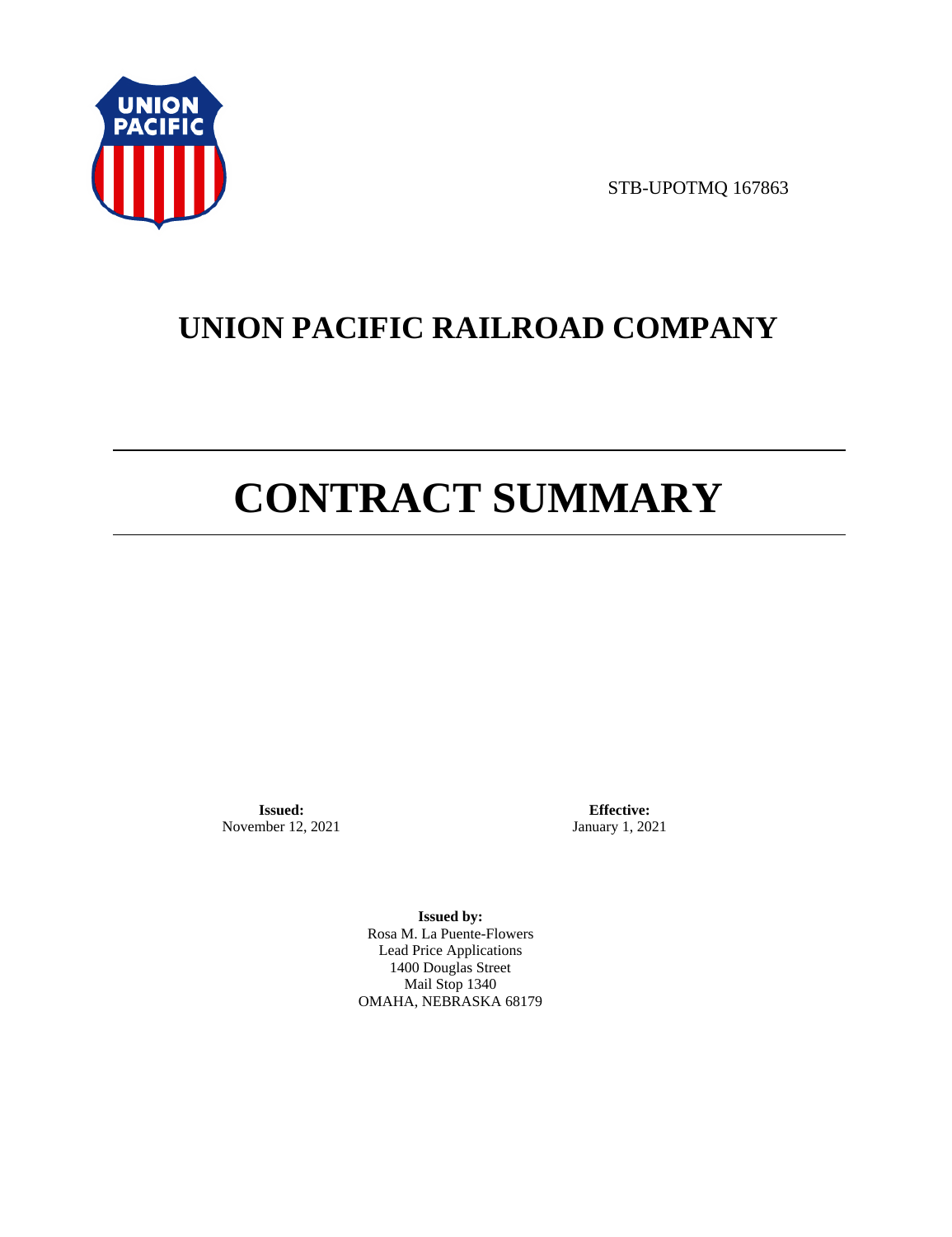STB-UPOTMQ 167863

# UNION PACIFIC RAILROAD COMPANY

# CONTRACT SUMMARY

**Issued:**
November 12, 2021

**Effective:**
January 1, 2021

**Issued by:**
Rosa M. La Puente-Flowers
Lead Price Applications
1400 Douglas Street
Mail Stop 1340
OMAHA, NEBRASKA 68179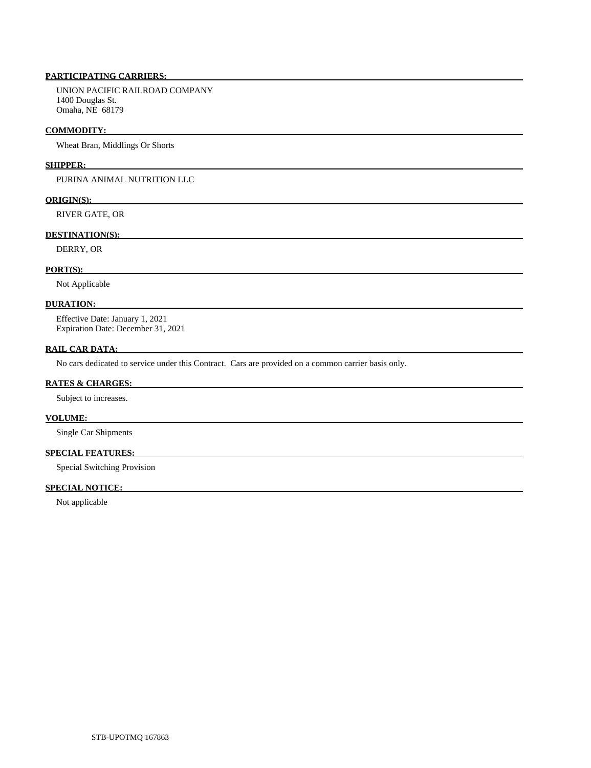**PARTICIPATING CARRIERS:**

UNION PACIFIC RAILROAD COMPANY
1400 Douglas St.
Omaha, NE 68179

**COMMODITY:**

Wheat Bran, Middlings Or Shorts

**SHIPPER:**

PURINA ANIMAL NUTRITION LLC

**ORIGIN(S):**

RIVER GATE, OR

**DESTINATION(S):**

DERRY, OR

**PORT(S):**

Not Applicable

**DURATION:**

Effective Date: January 1, 2021
Expiration Date: December 31, 2021

**RAIL CAR DATA:**

No cars dedicated to service under this Contract. Cars are provided on a common carrier basis only.

**RATES & CHARGES:**

Subject to increases.

**VOLUME:**

Single Car Shipments

**SPECIAL FEATURES:**

Special Switching Provision

**SPECIAL NOTICE:**

Not applicable

STB-UPOTMQ 167863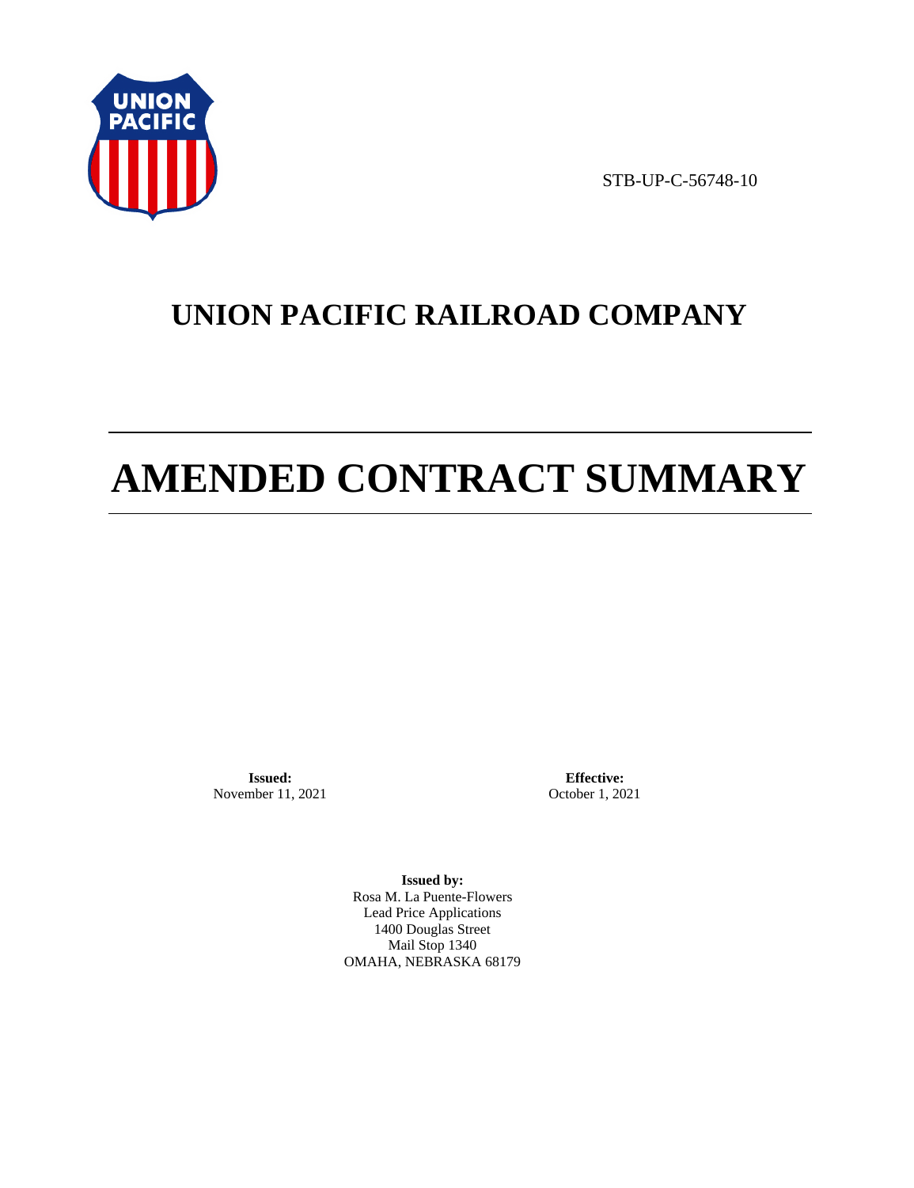STB-UP-C-56748-10

# UNION PACIFIC RAILROAD COMPANY

# AMENDED CONTRACT SUMMARY

**Issued:**
November 11, 2021

**Effective:**
October 1, 2021

**Issued by:**
Rosa M. La Puente-Flowers
Lead Price Applications
1400 Douglas Street
Mail Stop 1340
OMAHA, NEBRASKA 68179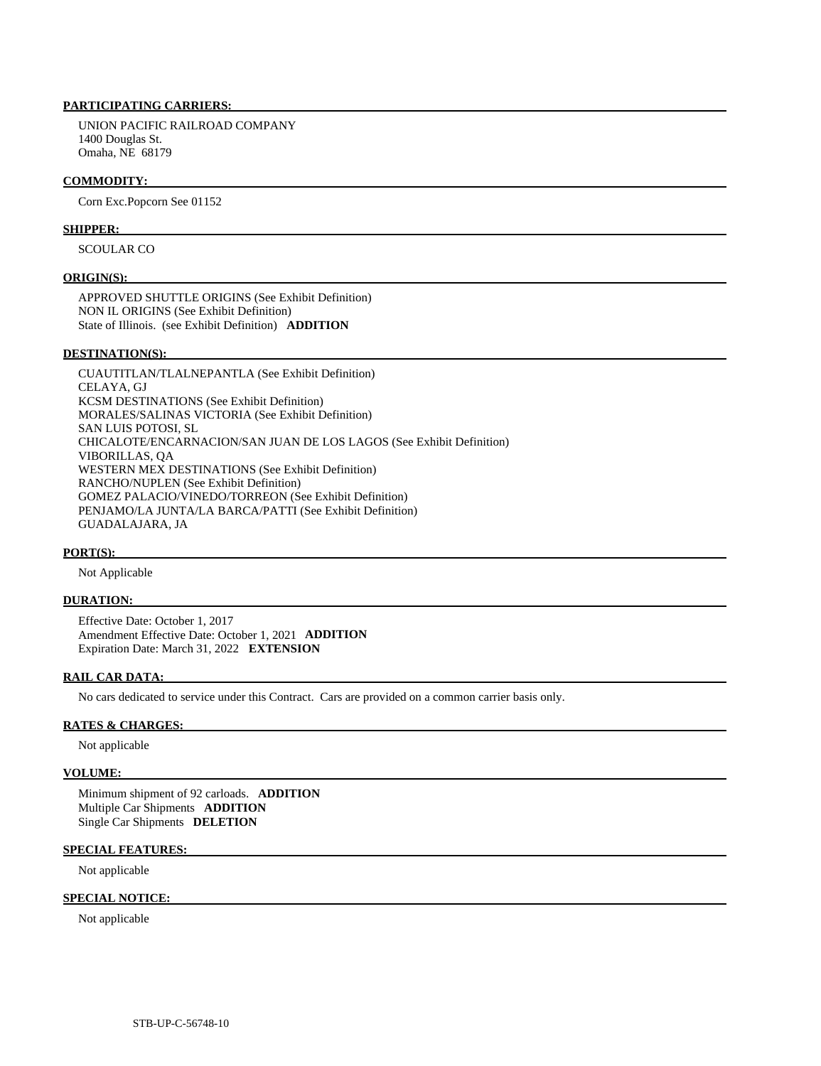**PARTICIPATING CARRIERS:**

UNION PACIFIC RAILROAD COMPANY
1400 Douglas St.
Omaha, NE 68179

**COMMODITY:**

Corn Exc.Popcorn See 01152

**SHIPPER:**

SCOULAR CO

**ORIGIN(S):**

APPROVED SHUTTLE ORIGINS (See Exhibit Definition)
NON IL ORIGINS (See Exhibit Definition)
State of Illinois. (see Exhibit Definition) **ADDITION**

**DESTINATION(S):**

CUAUTITLAN/TLALNEPANTLA (See Exhibit Definition)
CELAYA, GJ
KCSM DESTINATIONS (See Exhibit Definition)
MORALES/SALINAS VICTORIA (See Exhibit Definition)
SAN LUIS POTOSI, SL
CHICALOTE/ENCARNACION/SAN JUAN DE LOS LAGOS (See Exhibit Definition)
VIBORILLAS, QA
WESTERN MEX DESTINATIONS (See Exhibit Definition)
RANCHO/NUPLEN (See Exhibit Definition)
GOMEZ PALACIO/VINEDO/TORREON (See Exhibit Definition)
PENJAMO/LA JUNTA/LA BARCA/PATTI (See Exhibit Definition)
GUADALAJARA, JA

**PORT(S):**

Not Applicable

**DURATION:**

Effective Date: October 1, 2017
Amendment Effective Date: October 1, 2021 **ADDITION**
Expiration Date: March 31, 2022 **EXTENSION**

**RAIL CAR DATA:**

No cars dedicated to service under this Contract. Cars are provided on a common carrier basis only.

**RATES & CHARGES:**

Not applicable

**VOLUME:**

Minimum shipment of 92 carloads. **ADDITION**
Multiple Car Shipments **ADDITION**
Single Car Shipments **DELETION**

**SPECIAL FEATURES:**

Not applicable

**SPECIAL NOTICE:**

Not applicable

STB-UP-C-56748-10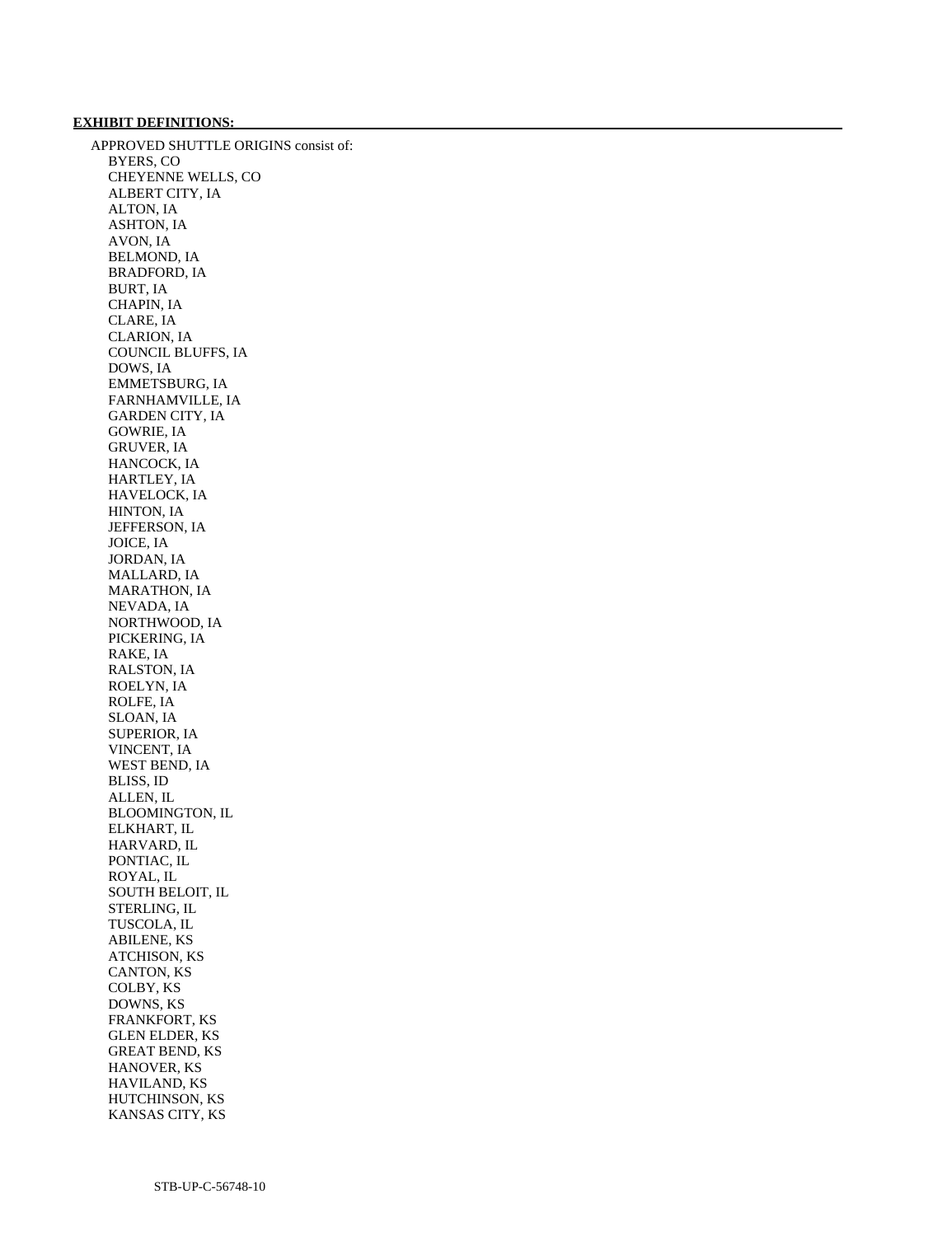**EXHIBIT DEFINITIONS:**

APPROVED SHUTTLE ORIGINS consist of:

BYERS, CO
CHEYENNE WELLS, CO
ALBERT CITY, IA
ALTON, IA
ASHTON, IA
AVON, IA
BELMOND, IA
BRADFORD, IA
BURT, IA
CHAPIN, IA
CLARE, IA
CLARION, IA
COUNCIL BLUFFS, IA
DOWS, IA
EMMETSBURG, IA
FARNHAMVILLE, IA
GARDEN CITY, IA
GOWRIE, IA
GRUVER, IA
HANCOCK, IA
HARTLEY, IA
HAVELOCK, IA
HINTON, IA
JEFFERSON, IA
JOICE, IA
JORDAN, IA
MALLARD, IA
MARATHON, IA
NEVADA, IA
NORTHWOOD, IA
PICKERING, IA
RAKE, IA
RALSTON, IA
ROELYN, IA
ROLFE, IA
SLOAN, IA
SUPERIOR, IA
VINCENT, IA
WEST BEND, IA
BLISS, ID
ALLEN, IL
BLOOMINGTON, IL
ELKHART, IL
HARVARD, IL
PONTIAC, IL
ROYAL, IL
SOUTH BELOIT, IL
STERLING, IL
TUSCOLA, IL
ABILENE, KS
ATCHISON, KS
CANTON, KS
COLBY, KS
DOWNS, KS
FRANKFORT, KS
GLEN ELDER, KS
GREAT BEND, KS
HANOVER, KS
HAVILAND, KS
HUTCHINSON, KS
KANSAS CITY, KS

STB-UP-C-56748-10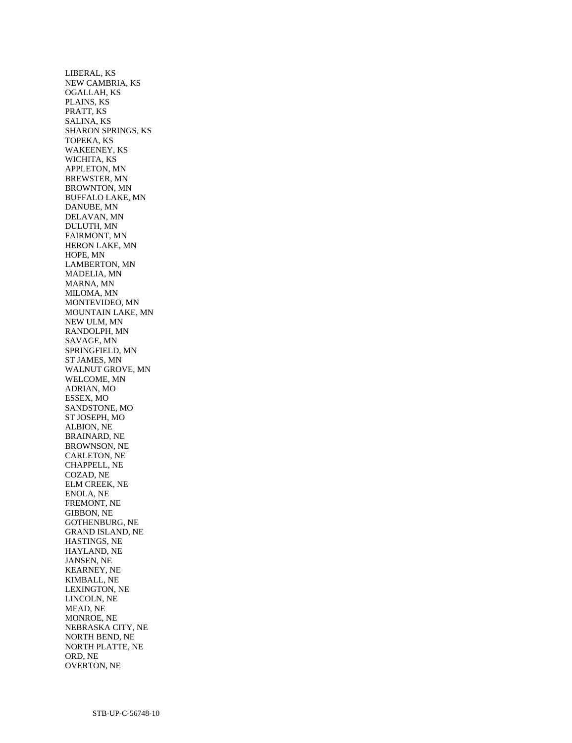LIBERAL, KS
NEW CAMBRIA, KS
OGALLAH, KS
PLAINS, KS
PRATT, KS
SALINA, KS
SHARON SPRINGS, KS
TOPEKA, KS
WAKEENEY, KS
WICHITA, KS
APPLETON, MN
BREWSTER, MN
BROWNTON, MN
BUFFALO LAKE, MN
DANUBE, MN
DELAVAN, MN
DULUTH, MN
FAIRMONT, MN
HERON LAKE, MN
HOPE, MN
LAMBERTON, MN
MADELIA, MN
MARNA, MN
MILOMA, MN
MONTEVIDEO, MN
MOUNTAIN LAKE, MN
NEW ULM, MN
RANDOLPH, MN
SAVAGE, MN
SPRINGFIELD, MN
ST JAMES, MN
WALNUT GROVE, MN
WELCOME, MN
ADRIAN, MO
ESSEX, MO
SANDSTONE, MO
ST JOSEPH, MO
ALBION, NE
BRAINARD, NE
BROWNSON, NE
CARLETON, NE
CHAPPELL, NE
COZAD, NE
ELM CREEK, NE
ENOLA, NE
FREMONT, NE
GIBBON, NE
GOTHENBURG, NE
GRAND ISLAND, NE
HASTINGS, NE
HAYLAND, NE
JANSEN, NE
KEARNEY, NE
KIMBALL, NE
LEXINGTON, NE
LINCOLN, NE
MEAD, NE
MONROE, NE
NEBRASKA CITY, NE
NORTH BEND, NE
NORTH PLATTE, NE
ORD, NE
OVERTON, NE

STB-UP-C-56748-10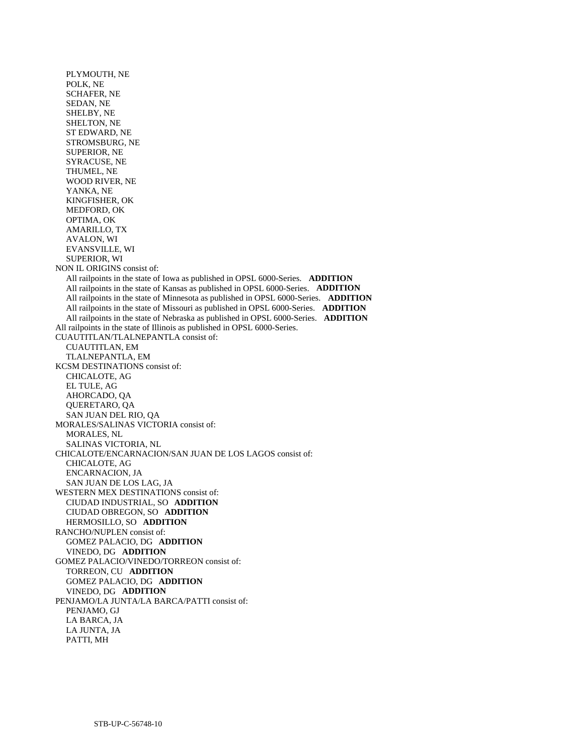PLYMOUTH, NE
POLK, NE
SCHAFER, NE
SEDAN, NE
SHELBY, NE
SHELTON, NE
ST EDWARD, NE
STROMSBURG, NE
SUPERIOR, NE
SYRACUSE, NE
THUMEL, NE
WOOD RIVER, NE
YANKA, NE
KINGFISHER, OK
MEDFORD, OK
OPTIMA, OK
AMARILLO, TX
AVALON, WI
EVANSVILLE, WI
SUPERIOR, WI

NON IL ORIGINS consist of:
All railpoints in the state of Iowa as published in OPSL 6000-Series. **ADDITION**
All railpoints in the state of Kansas as published in OPSL 6000-Series. **ADDITION**
All railpoints in the state of Minnesota as published in OPSL 6000-Series. **ADDITION**
All railpoints in the state of Missouri as published in OPSL 6000-Series. **ADDITION**
All railpoints in the state of Nebraska as published in OPSL 6000-Series. **ADDITION**

All railpoints in the state of Illinois as published in OPSL 6000-Series.

CUAUTITLAN/TLALNEPANTLA consist of:
CUAUTITLAN, EM
TLALNEPANTLA, EM

KCSM DESTINATIONS consist of:
CHICALOTE, AG
EL TULE, AG
AHORCADO, QA
QUERETARO, QA
SAN JUAN DEL RIO, QA

MORALES/SALINAS VICTORIA consist of:
MORALES, NL
SALINAS VICTORIA, NL

CHICALOTE/ENCARNACION/SAN JUAN DE LOS LAGOS consist of:
CHICALOTE, AG
ENCARNACION, JA
SAN JUAN DE LOS LAG, JA

WESTERN MEX DESTINATIONS consist of:
CIUDAD INDUSTRIAL, SO **ADDITION**
CIUDAD OBREGON, SO **ADDITION**
HERMOSILLO, SO **ADDITION**

RANCHO/NUPLEN consist of:
GOMEZ PALACIO, DG **ADDITION**
VINEDO, DG **ADDITION**

GOMEZ PALACIO/VINEDO/TORREON consist of:
TORREON, CU **ADDITION**
GOMEZ PALACIO, DG **ADDITION**
VINEDO, DG **ADDITION**

PENJAMO/LA JUNTA/LA BARCA/PATTI consist of:
PENJAMO, GJ
LA BARCA, JA
LA JUNTA, JA
PATTI, MH

STB-UP-C-56748-10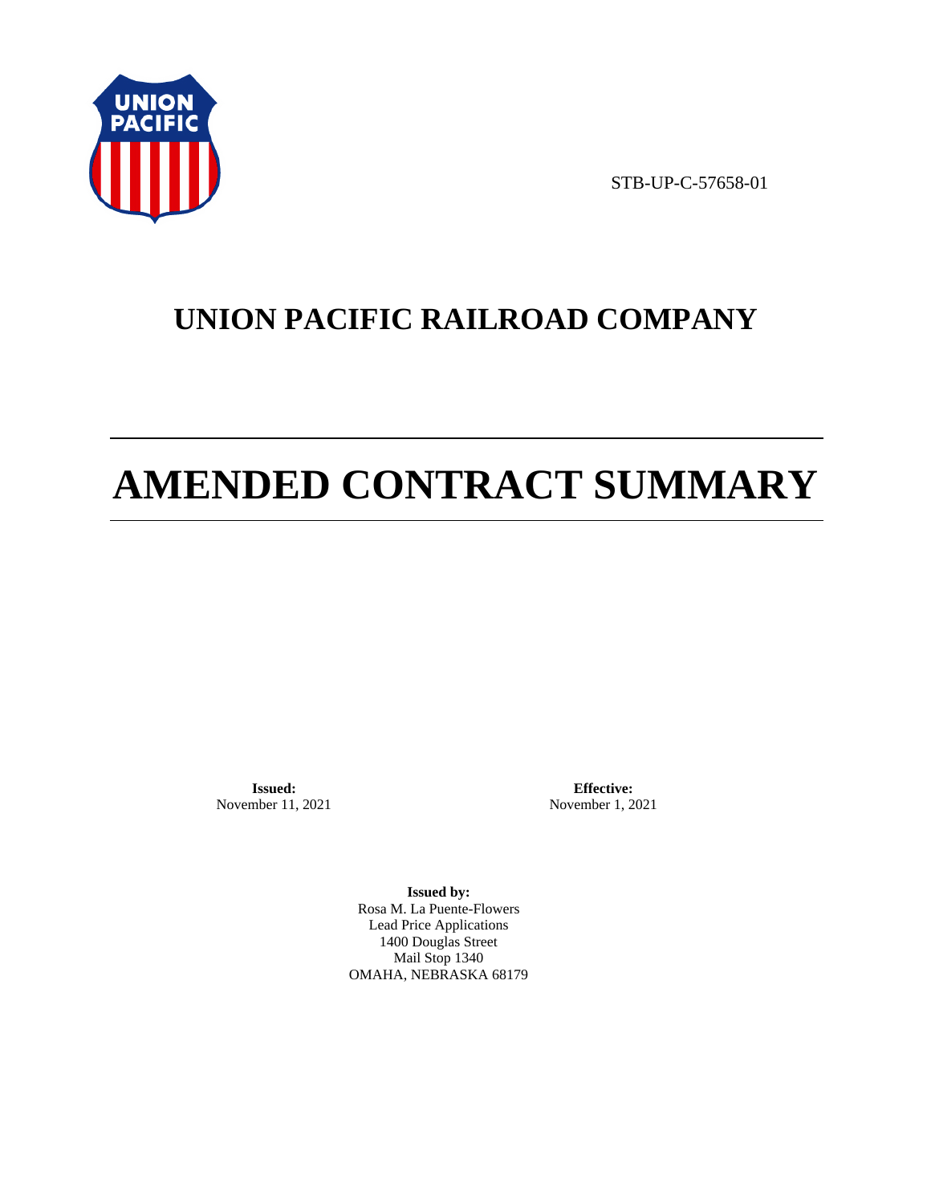STB-UP-C-57658-01

# UNION PACIFIC RAILROAD COMPANY

# AMENDED CONTRACT SUMMARY

**Issued:**
November 11, 2021

**Effective:**
November 1, 2021

**Issued by:**
Rosa M. La Puente-Flowers
Lead Price Applications
1400 Douglas Street
Mail Stop 1340
OMAHA, NEBRASKA 68179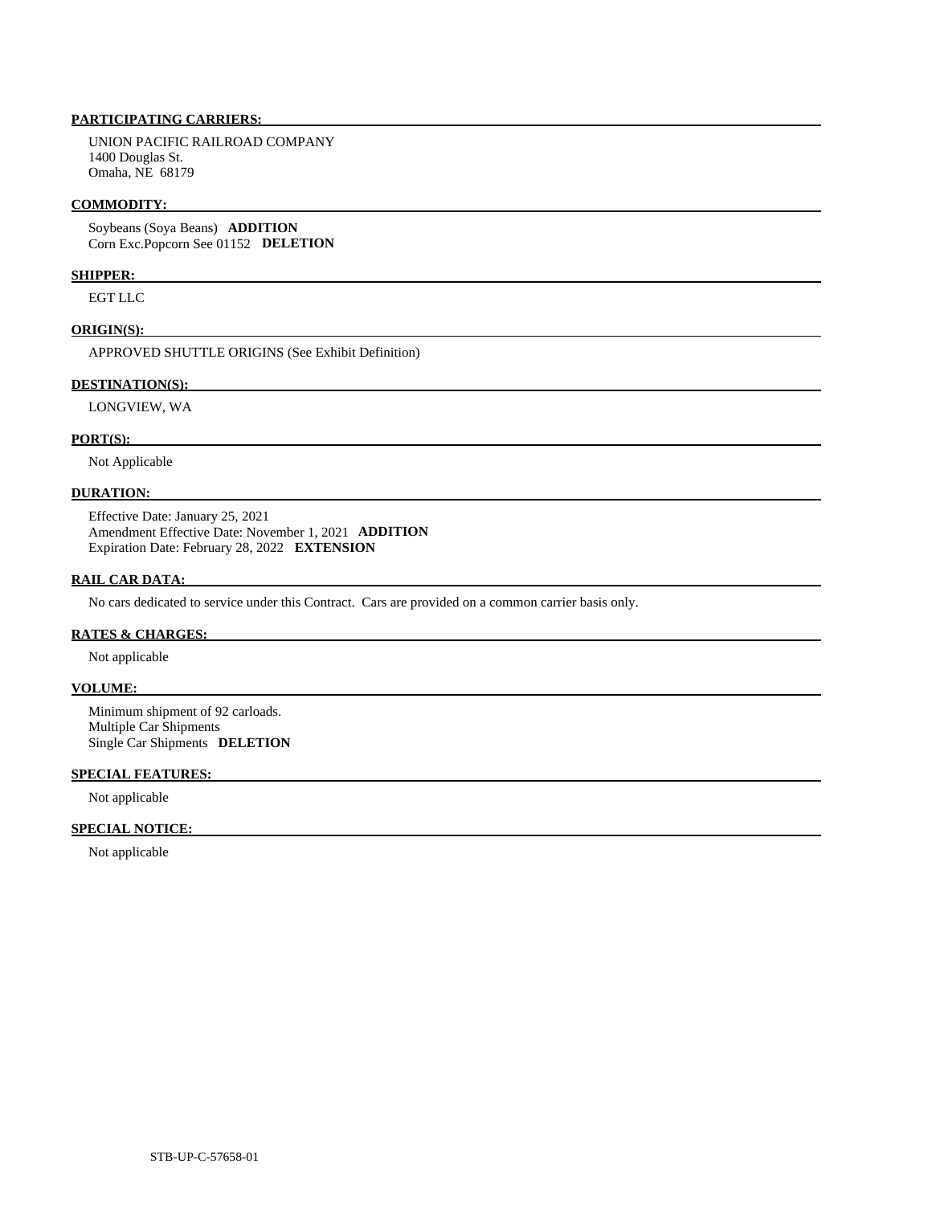**PARTICIPATING CARRIERS:**

UNION PACIFIC RAILROAD COMPANY
1400 Douglas St.
Omaha, NE 68179

**COMMODITY:**

Soybeans (Soya Beans) **ADDITION**
Corn Exc.Popcorn See 01152 **DELETION**

**SHIPPER:**

EGT LLC

**ORIGIN(S):**

APPROVED SHUTTLE ORIGINS (See Exhibit Definition)

**DESTINATION(S):**

LONGVIEW, WA

**PORT(S):**

Not Applicable

**DURATION:**

Effective Date: January 25, 2021
Amendment Effective Date: November 1, 2021 **ADDITION**
Expiration Date: February 28, 2022 **EXTENSION**

**RAIL CAR DATA:**

No cars dedicated to service under this Contract. Cars are provided on a common carrier basis only.

**RATES & CHARGES:**

Not applicable

**VOLUME:**

Minimum shipment of 92 carloads.
Multiple Car Shipments
Single Car Shipments **DELETION**

**SPECIAL FEATURES:**

Not applicable

**SPECIAL NOTICE:**

Not applicable

STB-UP-C-57658-01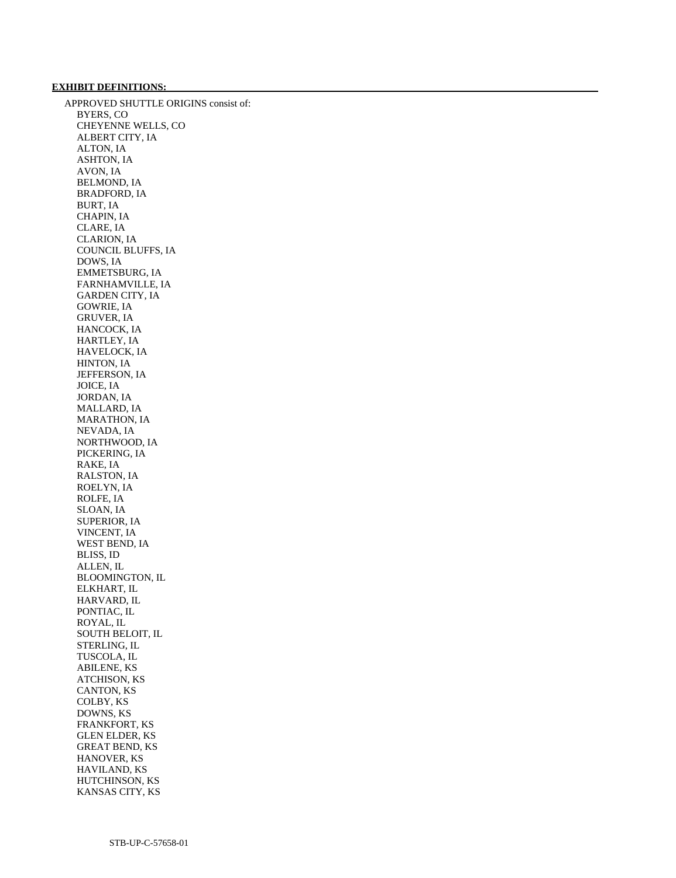**EXHIBIT DEFINITIONS:**

APPROVED SHUTTLE ORIGINS consist of:

BYERS, CO
CHEYENNE WELLS, CO
ALBERT CITY, IA
ALTON, IA
ASHTON, IA
AVON, IA
BELMOND, IA
BRADFORD, IA
BURT, IA
CHAPIN, IA
CLARE, IA
CLARION, IA
COUNCIL BLUFFS, IA
DOWS, IA
EMMETSBURG, IA
FARNHAMVILLE, IA
GARDEN CITY, IA
GOWRIE, IA
GRUVER, IA
HANCOCK, IA
HARTLEY, IA
HAVELOCK, IA
HINTON, IA
JEFFERSON, IA
JOICE, IA
JORDAN, IA
MALLARD, IA
MARATHON, IA
NEVADA, IA
NORTHWOOD, IA
PICKERING, IA
RAKE, IA
RALSTON, IA
ROELYN, IA
ROLFE, IA
SLOAN, IA
SUPERIOR, IA
VINCENT, IA
WEST BEND, IA
BLISS, ID
ALLEN, IL
BLOOMINGTON, IL
ELKHART, IL
HARVARD, IL
PONTIAC, IL
ROYAL, IL
SOUTH BELOIT, IL
STERLING, IL
TUSCOLA, IL
ABILENE, KS
ATCHISON, KS
CANTON, KS
COLBY, KS
DOWNS, KS
FRANKFORT, KS
GLEN ELDER, KS
GREAT BEND, KS
HANOVER, KS
HAVILAND, KS
HUTCHINSON, KS
KANSAS CITY, KS

STB-UP-C-57658-01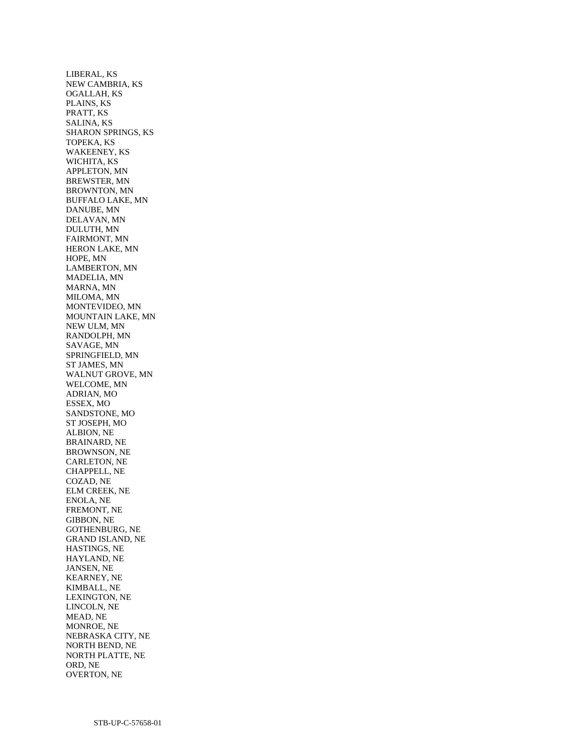LIBERAL, KS
NEW CAMBRIA, KS
OGALLAH, KS
PLAINS, KS
PRATT, KS
SALINA, KS
SHARON SPRINGS, KS
TOPEKA, KS
WAKEENEY, KS
WICHITA, KS
APPLETON, MN
BREWSTER, MN
BROWNTON, MN
BUFFALO LAKE, MN
DANUBE, MN
DELAVAN, MN
DULUTH, MN
FAIRMONT, MN
HERON LAKE, MN
HOPE, MN
LAMBERTON, MN
MADELIA, MN
MARNA, MN
MILOMA, MN
MONTEVIDEO, MN
MOUNTAIN LAKE, MN
NEW ULM, MN
RANDOLPH, MN
SAVAGE, MN
SPRINGFIELD, MN
ST JAMES, MN
WALNUT GROVE, MN
WELCOME, MN
ADRIAN, MO
ESSEX, MO
SANDSTONE, MO
ST JOSEPH, MO
ALBION, NE
BRAINARD, NE
BROWNSON, NE
CARLETON, NE
CHAPPELL, NE
COZAD, NE
ELM CREEK, NE
ENOLA, NE
FREMONT, NE
GIBBON, NE
GOTHENBURG, NE
GRAND ISLAND, NE
HASTINGS, NE
HAYLAND, NE
JANSEN, NE
KEARNEY, NE
KIMBALL, NE
LEXINGTON, NE
LINCOLN, NE
MEAD, NE
MONROE, NE
NEBRASKA CITY, NE
NORTH BEND, NE
NORTH PLATTE, NE
ORD, NE
OVERTON, NE

STB-UP-C-57658-01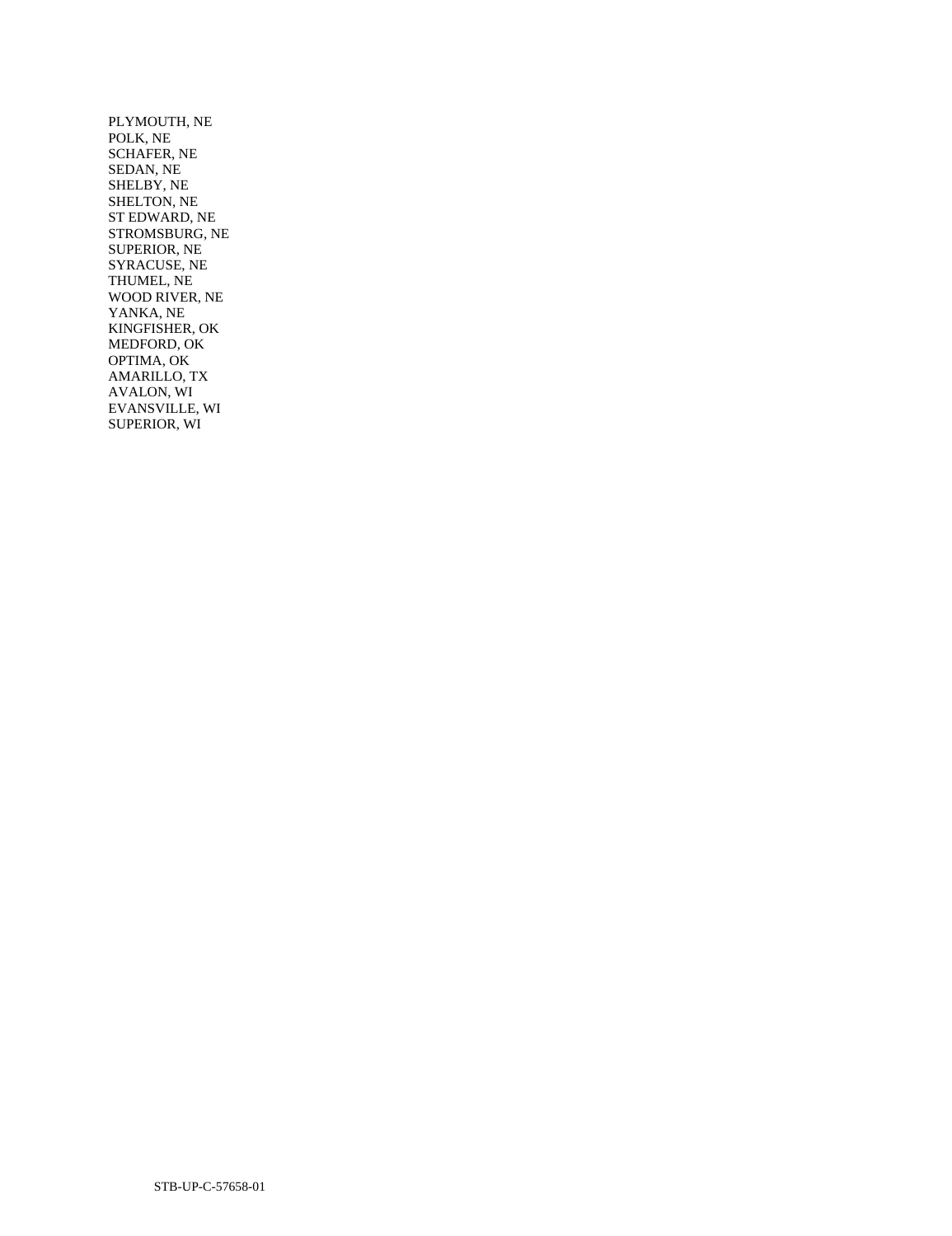PLYMOUTH, NE
POLK, NE
SCHAFER, NE
SEDAN, NE
SHELBY, NE
SHELTON, NE
ST EDWARD, NE
STROMSBURG, NE
SUPERIOR, NE
SYRACUSE, NE
THUMEL, NE
WOOD RIVER, NE
YANKA, NE
KINGFISHER, OK
MEDFORD, OK
OPTIMA, OK
AMARILLO, TX
AVALON, WI
EVANSVILLE, WI
SUPERIOR, WI

STB-UP-C-57658-01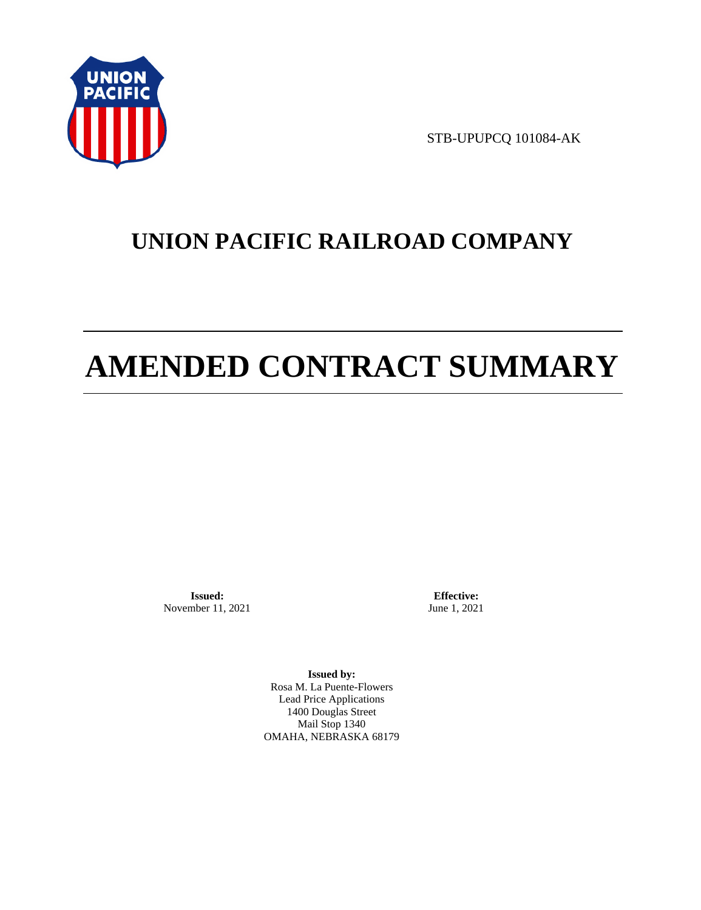STB-UPUPCQ 101084-AK

# UNION PACIFIC RAILROAD COMPANY

# AMENDED CONTRACT SUMMARY

**Issued:**
November 11, 2021

**Effective:**
June 1, 2021

**Issued by:**
Rosa M. La Puente-Flowers
Lead Price Applications
1400 Douglas Street
Mail Stop 1340
OMAHA, NEBRASKA 68179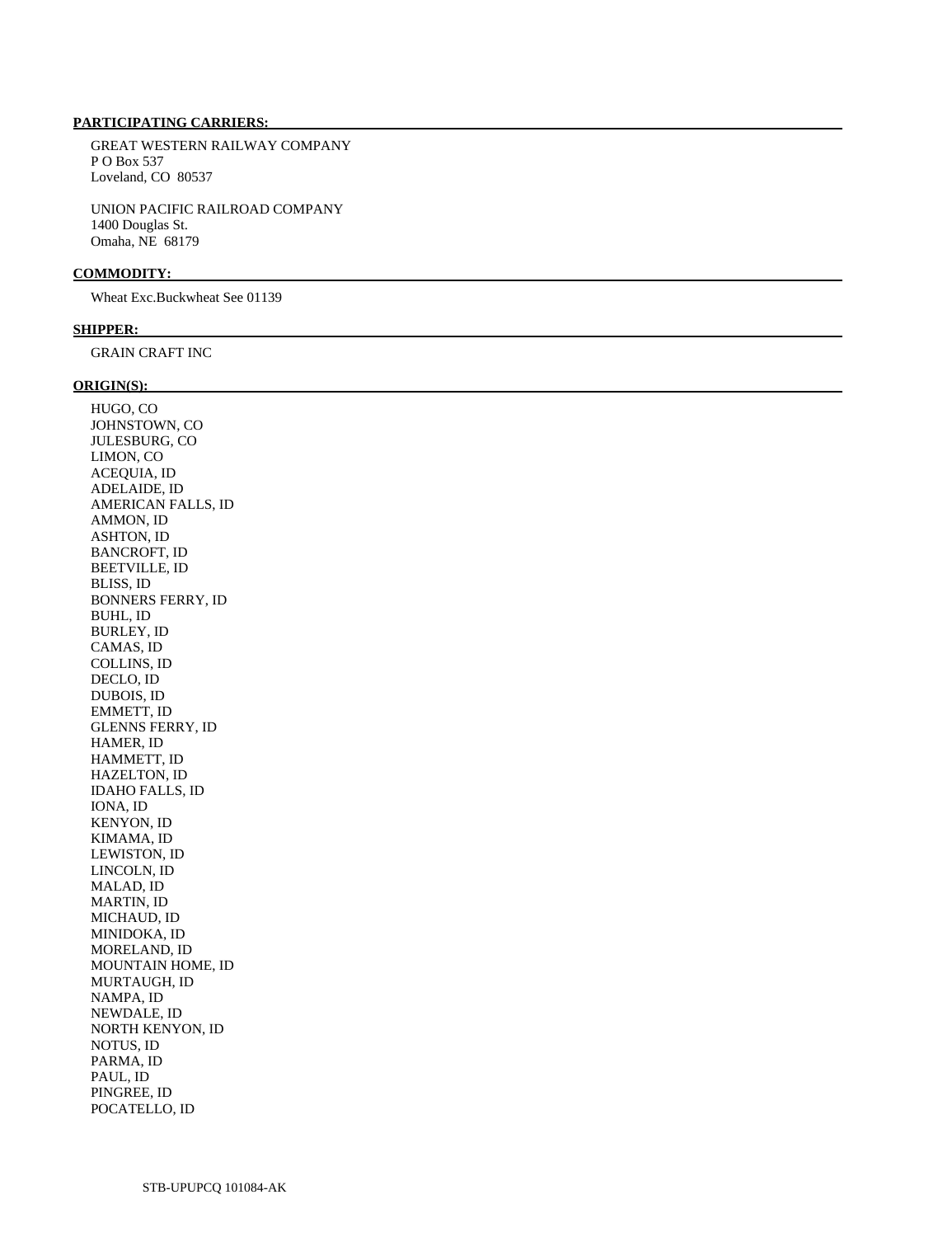**PARTICIPATING CARRIERS:**

GREAT WESTERN RAILWAY COMPANY
P O Box 537
Loveland, CO 80537

UNION PACIFIC RAILROAD COMPANY
1400 Douglas St.
Omaha, NE 68179

**COMMODITY:**

Wheat Exc.Buckwheat See 01139

**SHIPPER:**

GRAIN CRAFT INC

**ORIGIN(S):**

HUGO, CO
JOHNSTOWN, CO
JULESBURG, CO
LIMON, CO
ACEQUIA, ID
ADELAIDE, ID
AMERICAN FALLS, ID
AMMON, ID
ASHTON, ID
BANCROFT, ID
BEETVILLE, ID
BLISS, ID
BONNERS FERRY, ID
BUHL, ID
BURLEY, ID
CAMAS, ID
COLLINS, ID
DECLO, ID
DUBOIS, ID
EMMETT, ID
GLENNS FERRY, ID
HAMER, ID
HAMMETT, ID
HAZELTON, ID
IDAHO FALLS, ID
IONA, ID
KENYON, ID
KIMAMA, ID
LEWISTON, ID
LINCOLN, ID
MALAD, ID
MARTIN, ID
MICHAUD, ID
MINIDOKA, ID
MORELAND, ID
MOUNTAIN HOME, ID
MURTAUGH, ID
NAMPA, ID
NEWDALE, ID
NORTH KENYON, ID
NOTUS, ID
PARMA, ID
PAUL, ID
PINGREE, ID
POCATELLO, ID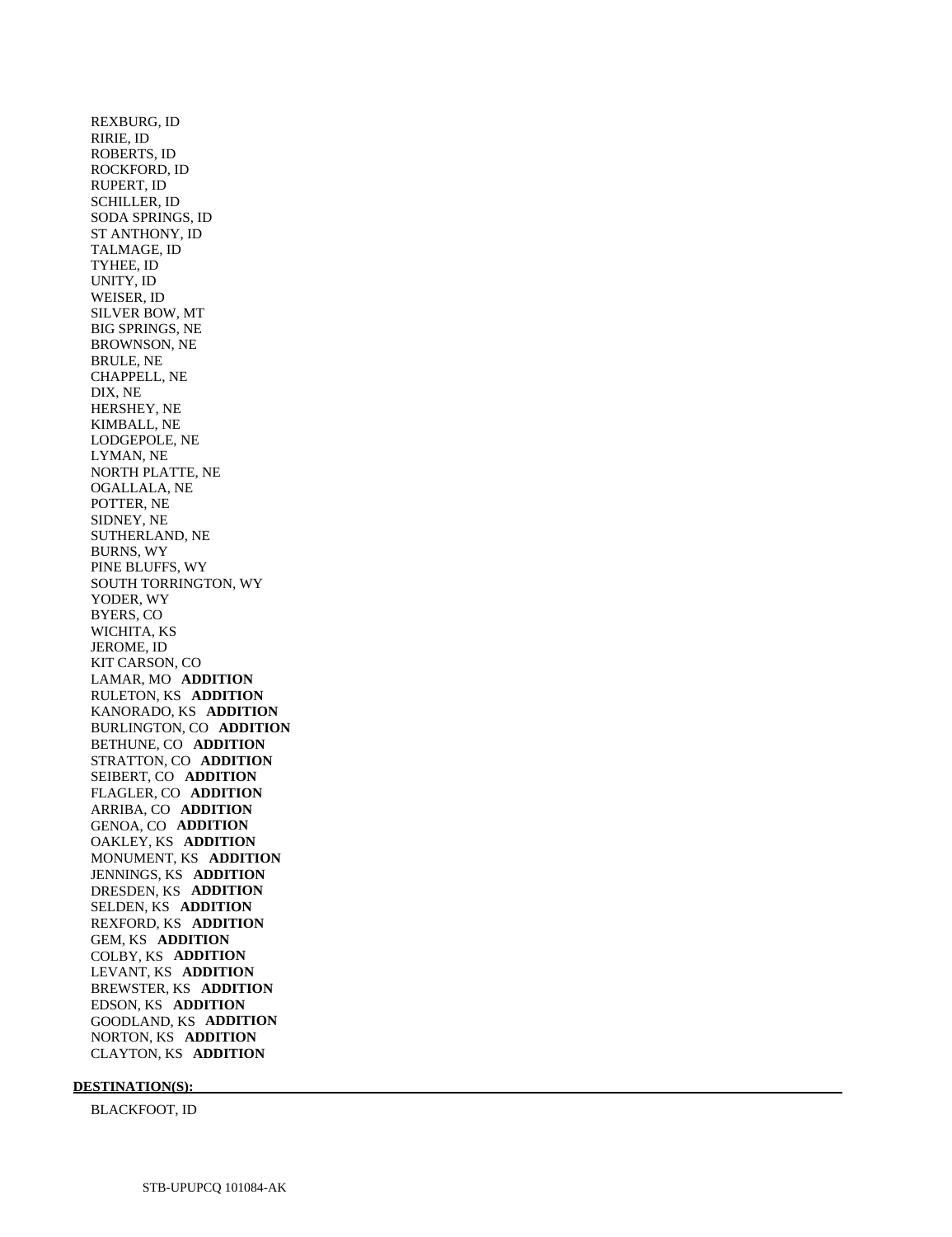REXBURG, ID
RIRIE, ID
ROBERTS, ID
ROCKFORD, ID
RUPERT, ID
SCHILLER, ID
SODA SPRINGS, ID
ST ANTHONY, ID
TALMAGE, ID
TYHEE, ID
UNITY, ID
WEISER, ID
SILVER BOW, MT
BIG SPRINGS, NE
BROWNSON, NE
BRULE, NE
CHAPPELL, NE
DIX, NE
HERSHEY, NE
KIMBALL, NE
LODGEPOLE, NE
LYMAN, NE
NORTH PLATTE, NE
OGALLALA, NE
POTTER, NE
SIDNEY, NE
SUTHERLAND, NE
BURNS, WY
PINE BLUFFS, WY
SOUTH TORRINGTON, WY
YODER, WY
BYERS, CO
WICHITA, KS
JEROME, ID
KIT CARSON, CO
LAMAR, MO **ADDITION**
RULETON, KS **ADDITION**
KANORADO, KS **ADDITION**
BURLINGTON, CO **ADDITION**
BETHUNE, CO **ADDITION**
STRATTON, CO **ADDITION**
SEIBERT, CO **ADDITION**
FLAGLER, CO **ADDITION**
ARRIBA, CO **ADDITION**
GENOA, CO **ADDITION**
OAKLEY, KS **ADDITION**
MONUMENT, KS **ADDITION**
JENNINGS, KS **ADDITION**
DRESDEN, KS **ADDITION**
SELDEN, KS **ADDITION**
REXFORD, KS **ADDITION**
GEM, KS **ADDITION**
COLBY, KS **ADDITION**
LEVANT, KS **ADDITION**
BREWSTER, KS **ADDITION**
EDSON, KS **ADDITION**
GOODLAND, KS **ADDITION**
NORTON, KS **ADDITION**
CLAYTON, KS **ADDITION**

**DESTINATION(S):**

BLACKFOOT, ID

STB-UPUPCQ 101084-AK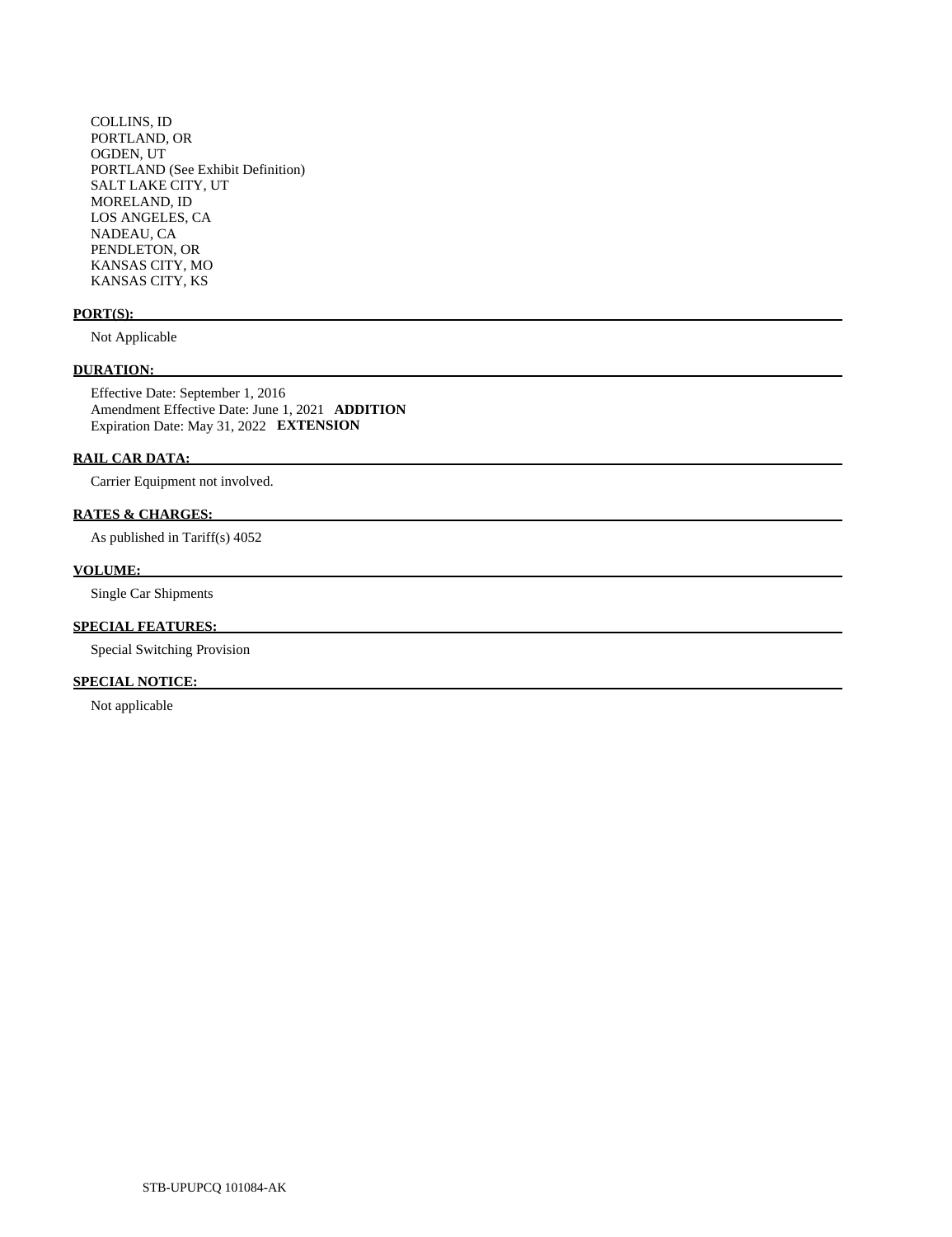COLLINS, ID
PORTLAND, OR
OGDEN, UT
PORTLAND (See Exhibit Definition)
SALT LAKE CITY, UT
MORELAND, ID
LOS ANGELES, CA
NADEAU, CA
PENDLETON, OR
KANSAS CITY, MO
KANSAS CITY, KS

**PORT(S):**

Not Applicable

**DURATION:**

Effective Date: September 1, 2016
Amendment Effective Date: June 1, 2021 **ADDITION**
Expiration Date: May 31, 2022 **EXTENSION**

**RAIL CAR DATA:**

Carrier Equipment not involved.

**RATES & CHARGES:**

As published in Tariff(s) 4052

**VOLUME:**

Single Car Shipments

**SPECIAL FEATURES:**

Special Switching Provision

**SPECIAL NOTICE:**

Not applicable

STB-UPUPCQ 101084-AK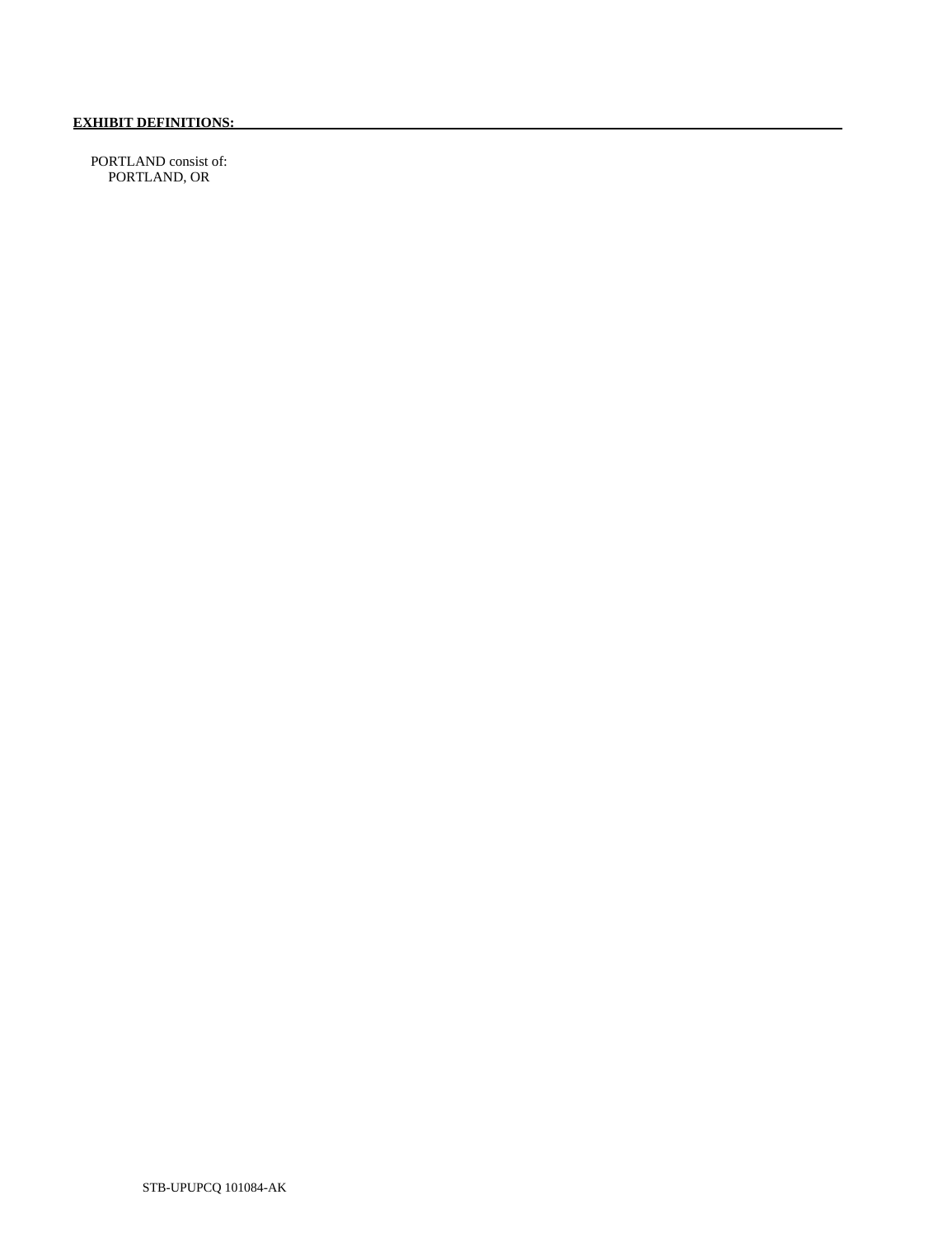**EXHIBIT DEFINITIONS:**

PORTLAND consist of:
PORTLAND, OR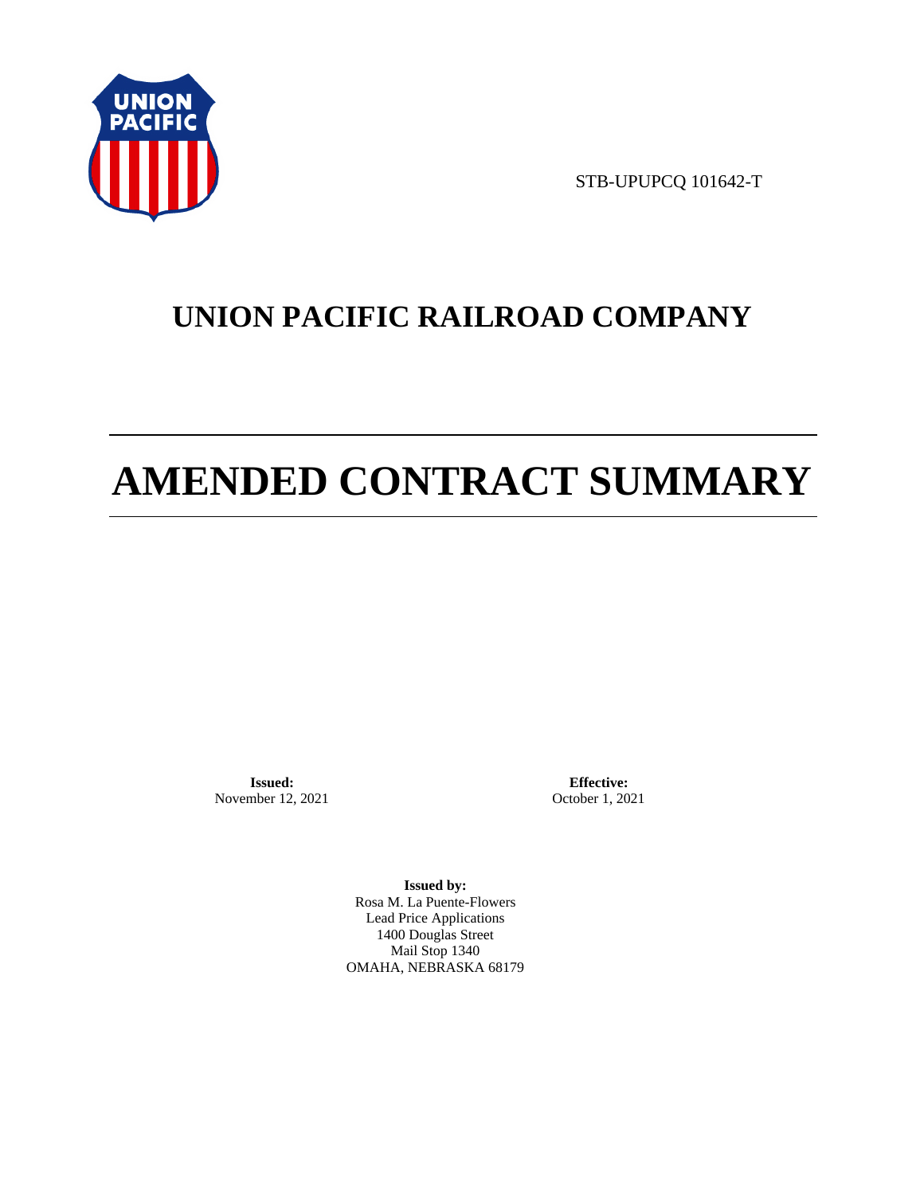STB-UPUPCQ 101642-T

# UNION PACIFIC RAILROAD COMPANY

# AMENDED CONTRACT SUMMARY

**Issued:**
November 12, 2021

**Effective:**
October 1, 2021

**Issued by:**
Rosa M. La Puente-Flowers
Lead Price Applications
1400 Douglas Street
Mail Stop 1340
OMAHA, NEBRASKA 68179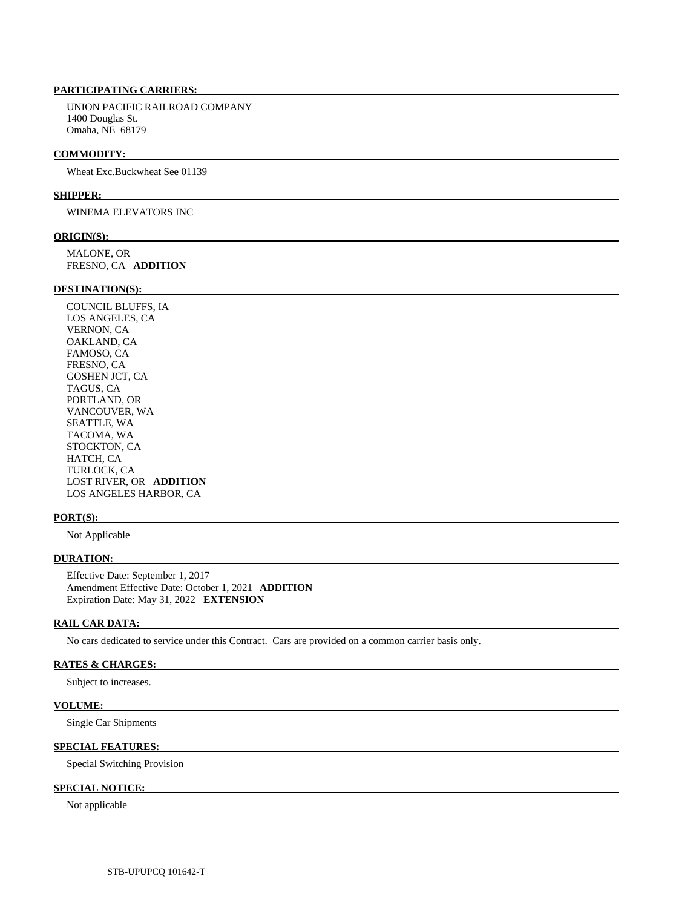**PARTICIPATING CARRIERS:**

UNION PACIFIC RAILROAD COMPANY
1400 Douglas St.
Omaha, NE 68179

**COMMODITY:**

Wheat Exc.Buckwheat See 01139

**SHIPPER:**

WINEMA ELEVATORS INC

**ORIGIN(S):**

MALONE, OR
FRESNO, CA **ADDITION**

**DESTINATION(S):**

COUNCIL BLUFFS, IA
LOS ANGELES, CA
VERNON, CA
OAKLAND, CA
FAMOSO, CA
FRESNO, CA
GOSHEN JCT, CA
TAGUS, CA
PORTLAND, OR
VANCOUVER, WA
SEATTLE, WA
TACOMA, WA
STOCKTON, CA
HATCH, CA
TURLOCK, CA
LOST RIVER, OR **ADDITION**
LOS ANGELES HARBOR, CA

**PORT(S):**

Not Applicable

**DURATION:**

Effective Date: September 1, 2017
Amendment Effective Date: October 1, 2021 **ADDITION**
Expiration Date: May 31, 2022 **EXTENSION**

**RAIL CAR DATA:**

No cars dedicated to service under this Contract. Cars are provided on a common carrier basis only.

**RATES & CHARGES:**

Subject to increases.

**VOLUME:**

Single Car Shipments

**SPECIAL FEATURES:**

Special Switching Provision

**SPECIAL NOTICE:**

Not applicable

STB-UPUPCQ 101642-T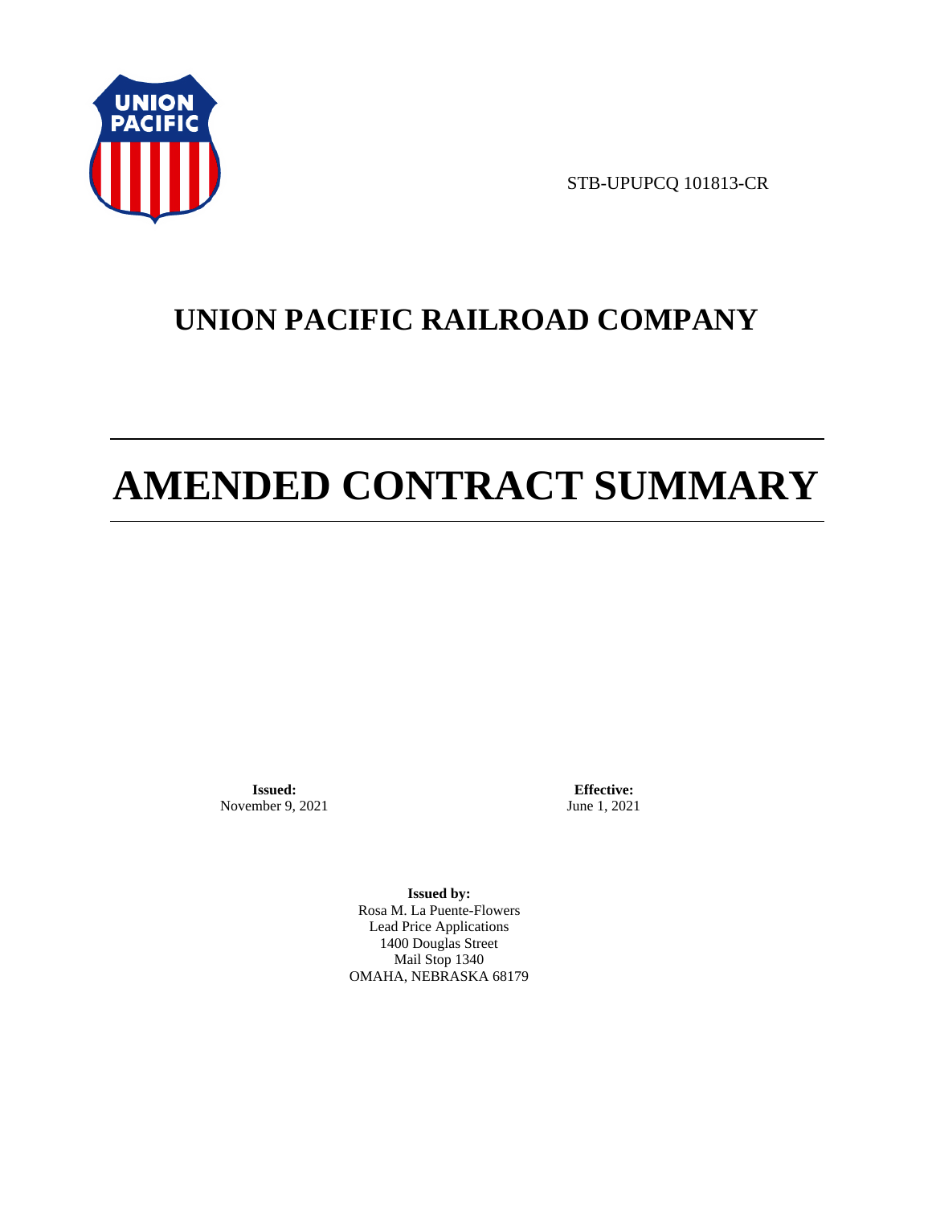STB-UPUPCQ 101813-CR

# UNION PACIFIC RAILROAD COMPANY

# AMENDED CONTRACT SUMMARY

**Issued:**
November 9, 2021

**Effective:**
June 1, 2021

**Issued by:**
Rosa M. La Puente-Flowers
Lead Price Applications
1400 Douglas Street
Mail Stop 1340
OMAHA, NEBRASKA 68179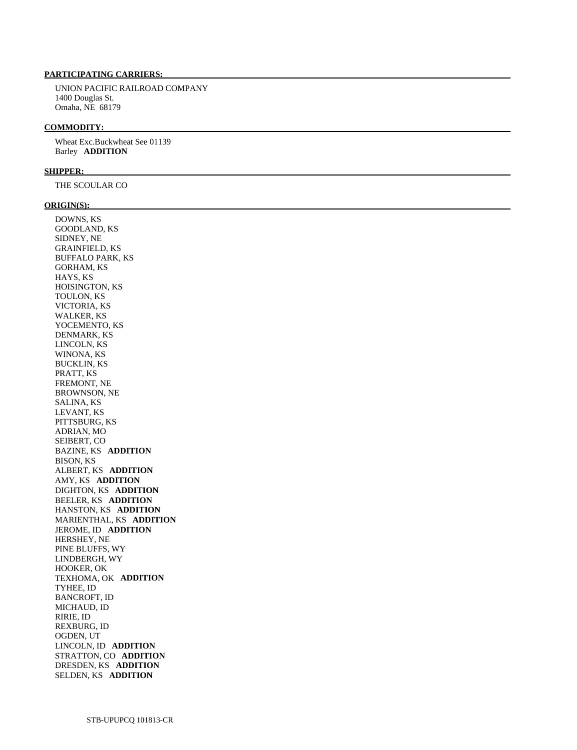**PARTICIPATING CARRIERS:**

UNION PACIFIC RAILROAD COMPANY
1400 Douglas St.
Omaha, NE 68179

**COMMODITY:**

Wheat Exc.Buckwheat See 01139
Barley **ADDITION**

**SHIPPER:**

THE SCOULAR CO

**ORIGIN(S):**

DOWNS, KS
GOODLAND, KS
SIDNEY, NE
GRAINFIELD, KS
BUFFALO PARK, KS
GORHAM, KS
HAYS, KS
HOISINGTON, KS
TOULON, KS
VICTORIA, KS
WALKER, KS
YOCEMENTO, KS
DENMARK, KS
LINCOLN, KS
WINONA, KS
BUCKLIN, KS
PRATT, KS
FREMONT, NE
BROWNSON, NE
SALINA, KS
LEVANT, KS
PITTSBURG, KS
ADRIAN, MO
SEIBERT, CO
BAZINE, KS **ADDITION**
BISON, KS
ALBERT, KS **ADDITION**
AMY, KS **ADDITION**
DIGHTON, KS **ADDITION**
BEELER, KS **ADDITION**
HANSTON, KS **ADDITION**
MARIENTHAL, KS **ADDITION**
JEROME, ID **ADDITION**
HERSHEY, NE
PINE BLUFFS, WY
LINDBERGH, WY
HOOKER, OK
TEXHOMA, OK **ADDITION**
TYHEE, ID
BANCROFT, ID
MICHAUD, ID
RIRIE, ID
REXBURG, ID
OGDEN, UT
LINCOLN, ID **ADDITION**
STRATTON, CO **ADDITION**
DRESDEN, KS **ADDITION**
SELDEN, KS **ADDITION**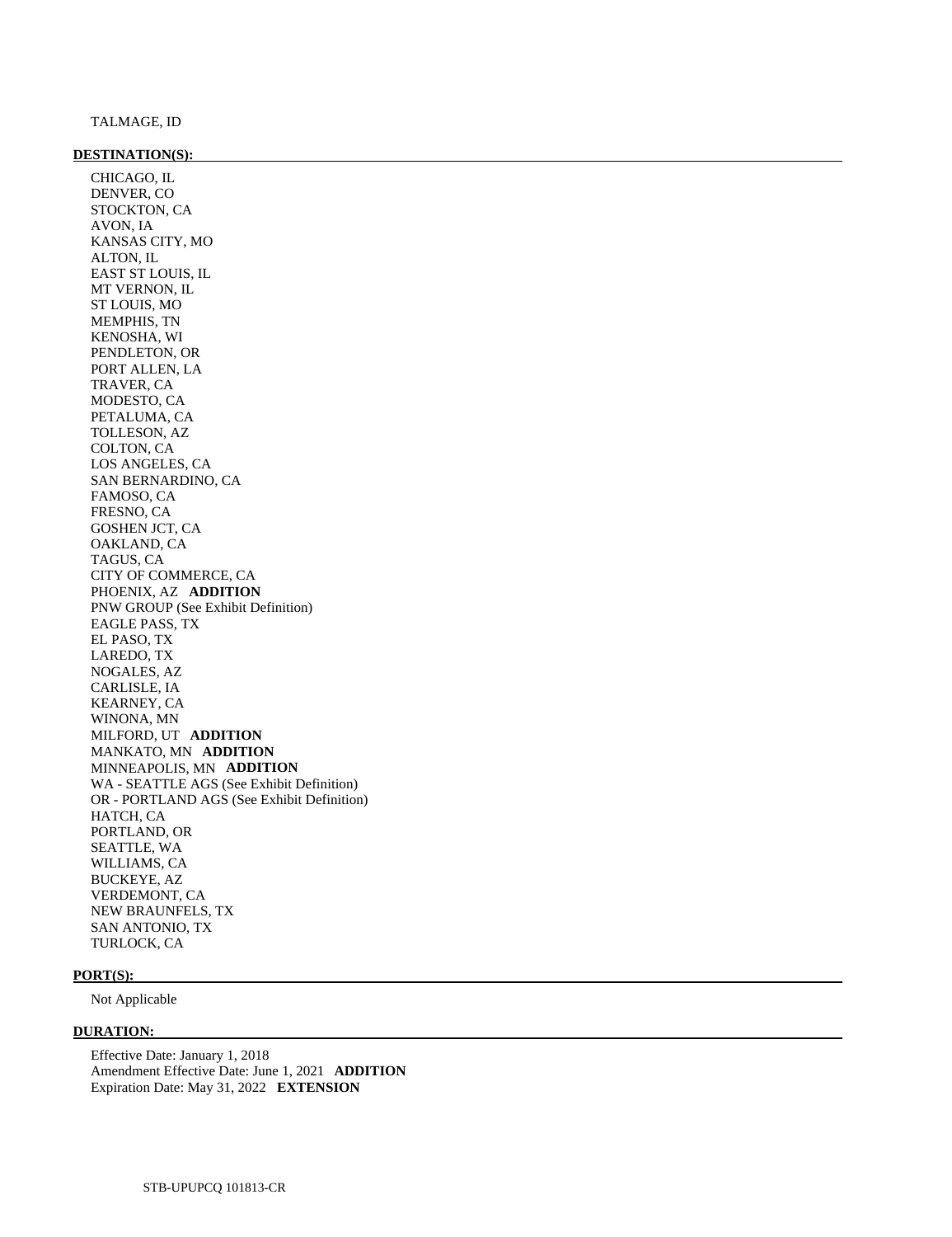TALMAGE, ID

**DESTINATION(S):**

CHICAGO, IL
DENVER, CO
STOCKTON, CA
AVON, IA
KANSAS CITY, MO
ALTON, IL
EAST ST LOUIS, IL
MT VERNON, IL
ST LOUIS, MO
MEMPHIS, TN
KENOSHA, WI
PENDLETON, OR
PORT ALLEN, LA
TRAVER, CA
MODESTO, CA
PETALUMA, CA
TOLLESON, AZ
COLTON, CA
LOS ANGELES, CA
SAN BERNARDINO, CA
FAMOSO, CA
FRESNO, CA
GOSHEN JCT, CA
OAKLAND, CA
TAGUS, CA
CITY OF COMMERCE, CA
PHOENIX, AZ **ADDITION**
PNW GROUP (See Exhibit Definition)
EAGLE PASS, TX
EL PASO, TX
LAREDO, TX
NOGALES, AZ
CARLISLE, IA
KEARNEY, CA
WINONA, MN
MILFORD, UT **ADDITION**
MANKATO, MN **ADDITION**
MINNEAPOLIS, MN **ADDITION**
WA - SEATTLE AGS (See Exhibit Definition)
OR - PORTLAND AGS (See Exhibit Definition)
HATCH, CA
PORTLAND, OR
SEATTLE, WA
WILLIAMS, CA
BUCKEYE, AZ
VERDEMONT, CA
NEW BRAUNFELS, TX
SAN ANTONIO, TX
TURLOCK, CA

**PORT(S):**

Not Applicable

**DURATION:**

Effective Date: January 1, 2018
Amendment Effective Date: June 1, 2021 **ADDITION**
Expiration Date: May 31, 2022 **EXTENSION**

STB-UPUPCQ 101813-CR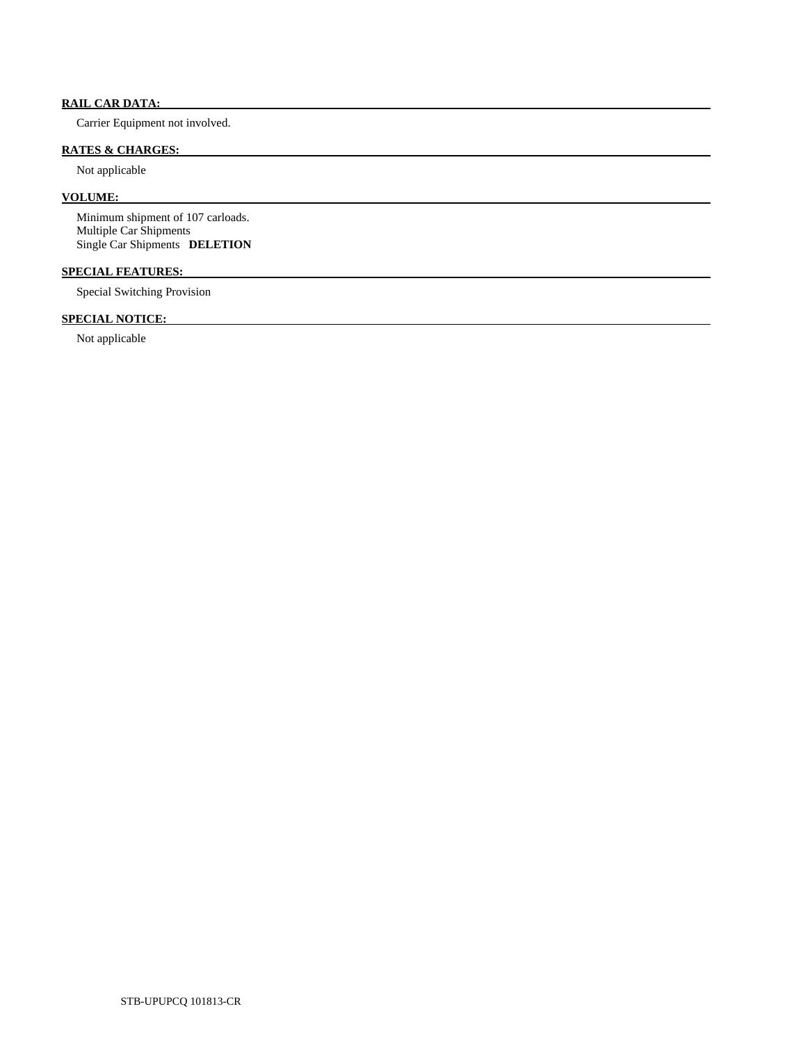**RAIL CAR DATA:**

Carrier Equipment not involved.

**RATES & CHARGES:**

Not applicable

**VOLUME:**

Minimum shipment of 107 carloads.
Multiple Car Shipments
Single Car Shipments **DELETION**

**SPECIAL FEATURES:**

Special Switching Provision

**SPECIAL NOTICE:**

Not applicable

STB-UPUPCQ 101813-CR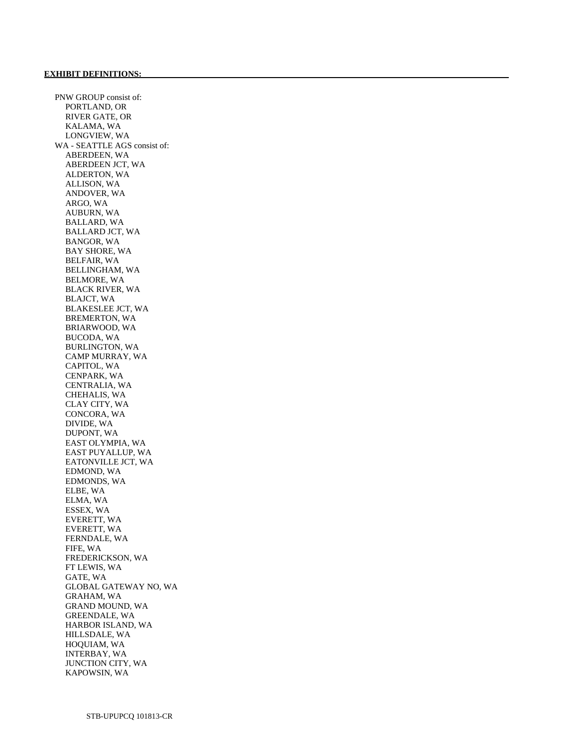**EXHIBIT DEFINITIONS:**

PNW GROUP consist of:
- PORTLAND, OR
- RIVER GATE, OR
- KALAMA, WA
- LONGVIEW, WA

WA - SEATTLE AGS consist of:
- ABERDEEN, WA
- ABERDEEN JCT, WA
- ALDERTON, WA
- ALLISON, WA
- ANDOVER, WA
- ARGO, WA
- AUBURN, WA
- BALLARD, WA
- BALLARD JCT, WA
- BANGOR, WA
- BAY SHORE, WA
- BELFAIR, WA
- BELLINGHAM, WA
- BELMORE, WA
- BLACK RIVER, WA
- BLAJCT, WA
- BLAKESLEE JCT, WA
- BREMERTON, WA
- BRIARWOOD, WA
- BUCODA, WA
- BURLINGTON, WA
- CAMP MURRAY, WA
- CAPITOL, WA
- CENPARK, WA
- CENTRALIA, WA
- CHEHALIS, WA
- CLAY CITY, WA
- CONCORA, WA
- DIVIDE, WA
- DUPONT, WA
- EAST OLYMPIA, WA
- EAST PUYALLUP, WA
- EATONVILLE JCT, WA
- EDMOND, WA
- EDMONDS, WA
- ELBE, WA
- ELMA, WA
- ESSEX, WA
- EVERETT, WA
- EVERETT, WA
- FERNDALE, WA
- FIFE, WA
- FREDERICKSON, WA
- FT LEWIS, WA
- GATE, WA
- GLOBAL GATEWAY NO, WA
- GRAHAM, WA
- GRAND MOUND, WA
- GREENDALE, WA
- HARBOR ISLAND, WA
- HILLSDALE, WA
- HOQUIAM, WA
- INTERBAY, WA
- JUNCTION CITY, WA
- KAPOWSIN, WA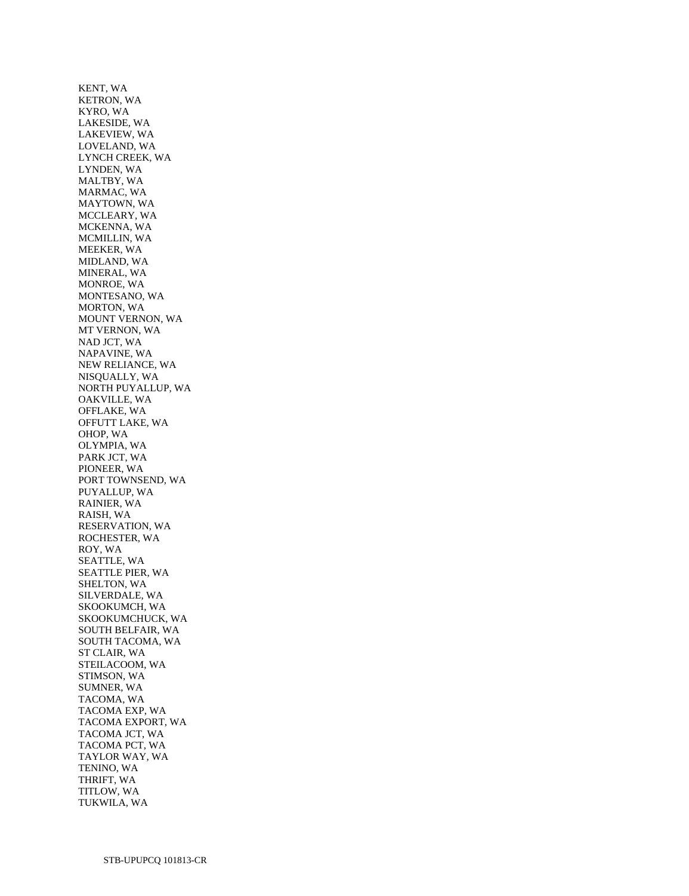KENT, WA
KETRON, WA
KYRO, WA
LAKESIDE, WA
LAKEVIEW, WA
LOVELAND, WA
LYNCH CREEK, WA
LYNDEN, WA
MALTBY, WA
MARMAC, WA
MAYTOWN, WA
MCCLEARY, WA
MCKENNA, WA
MCMILLIN, WA
MEEKER, WA
MIDLAND, WA
MINERAL, WA
MONROE, WA
MONTESANO, WA
MORTON, WA
MOUNT VERNON, WA
MT VERNON, WA
NAD JCT, WA
NAPAVINE, WA
NEW RELIANCE, WA
NISQUALLY, WA
NORTH PUYALLUP, WA
OAKVILLE, WA
OFFLAKE, WA
OFFUTT LAKE, WA
OHOP, WA
OLYMPIA, WA
PARK JCT, WA
PIONEER, WA
PORT TOWNSEND, WA
PUYALLUP, WA
RAINIER, WA
RAISH, WA
RESERVATION, WA
ROCHESTER, WA
ROY, WA
SEATTLE, WA
SEATTLE PIER, WA
SHELTON, WA
SILVERDALE, WA
SKOOKUMCH, WA
SKOOKUMCHUCK, WA
SOUTH BELFAIR, WA
SOUTH TACOMA, WA
ST CLAIR, WA
STEILACOOM, WA
STIMSON, WA
SUMNER, WA
TACOMA, WA
TACOMA EXP, WA
TACOMA EXPORT, WA
TACOMA JCT, WA
TACOMA PCT, WA
TAYLOR WAY, WA
TENINO, WA
THRIFT, WA
TITLOW, WA
TUKWILA, WA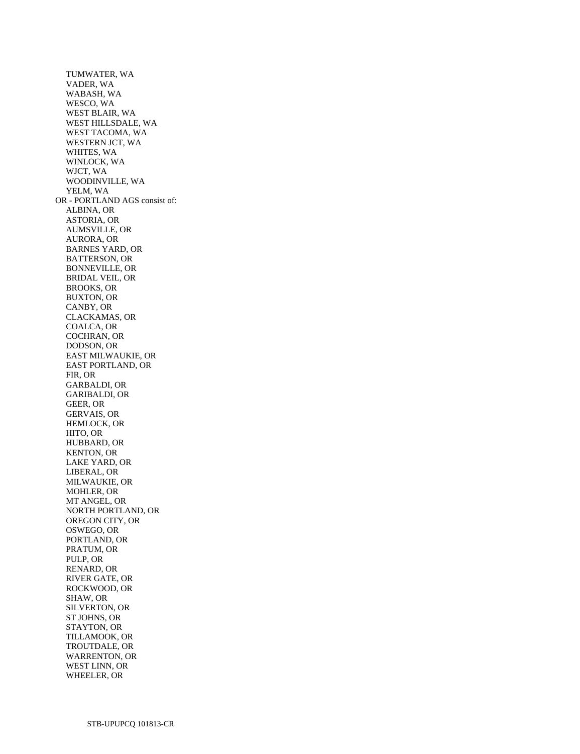TUMWATER, WA
VADER, WA
WABASH, WA
WESCO, WA
WEST BLAIR, WA
WEST HILLSDALE, WA
WEST TACOMA, WA
WESTERN JCT, WA
WHITES, WA
WINLOCK, WA
WJCT, WA
WOODINVILLE, WA
YELM, WA

OR - PORTLAND AGS consist of:

ALBINA, OR
ASTORIA, OR
AUMSVILLE, OR
AURORA, OR
BARNES YARD, OR
BATTERSON, OR
BONNEVILLE, OR
BRIDAL VEIL, OR
BROOKS, OR
BUXTON, OR
CANBY, OR
CLACKAMAS, OR
COALCA, OR
COCHRAN, OR
DODSON, OR
EAST MILWAUKIE, OR
EAST PORTLAND, OR
FIR, OR
GARBALDI, OR
GARIBALDI, OR
GEER, OR
GERVAIS, OR
HEMLOCK, OR
HITO, OR
HUBBARD, OR
KENTON, OR
LAKE YARD, OR
LIBERAL, OR
MILWAUKIE, OR
MOHLER, OR
MT ANGEL, OR
NORTH PORTLAND, OR
OREGON CITY, OR
OSWEGO, OR
PORTLAND, OR
PRATUM, OR
PULP, OR
RENARD, OR
RIVER GATE, OR
ROCKWOOD, OR
SHAW, OR
SILVERTON, OR
ST JOHNS, OR
STAYTON, OR
TILLAMOOK, OR
TROUTDALE, OR
WARRENTON, OR
WEST LINN, OR
WHEELER, OR

STB-UPUPCQ 101813-CR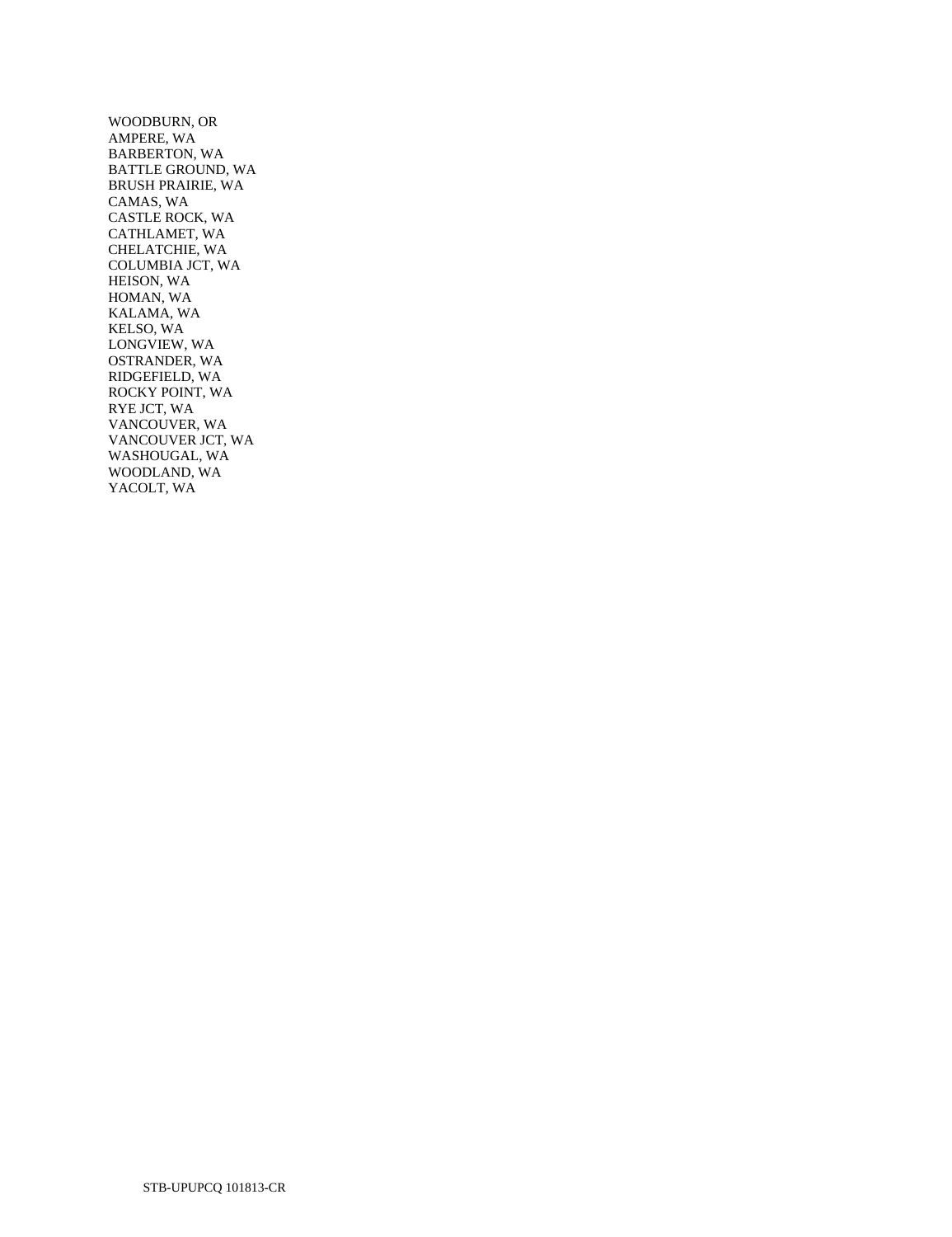WOODBURN, OR
AMPERE, WA
BARBERTON, WA
BATTLE GROUND, WA
BRUSH PRAIRIE, WA
CAMAS, WA
CASTLE ROCK, WA
CATHLAMET, WA
CHELATCHIE, WA
COLUMBIA JCT, WA
HEISON, WA
HOMAN, WA
KALAMA, WA
KELSO, WA
LONGVIEW, WA
OSTRANDER, WA
RIDGEFIELD, WA
ROCKY POINT, WA
RYE JCT, WA
VANCOUVER, WA
VANCOUVER JCT, WA
WASHOUGAL, WA
WOODLAND, WA
YACOLT, WA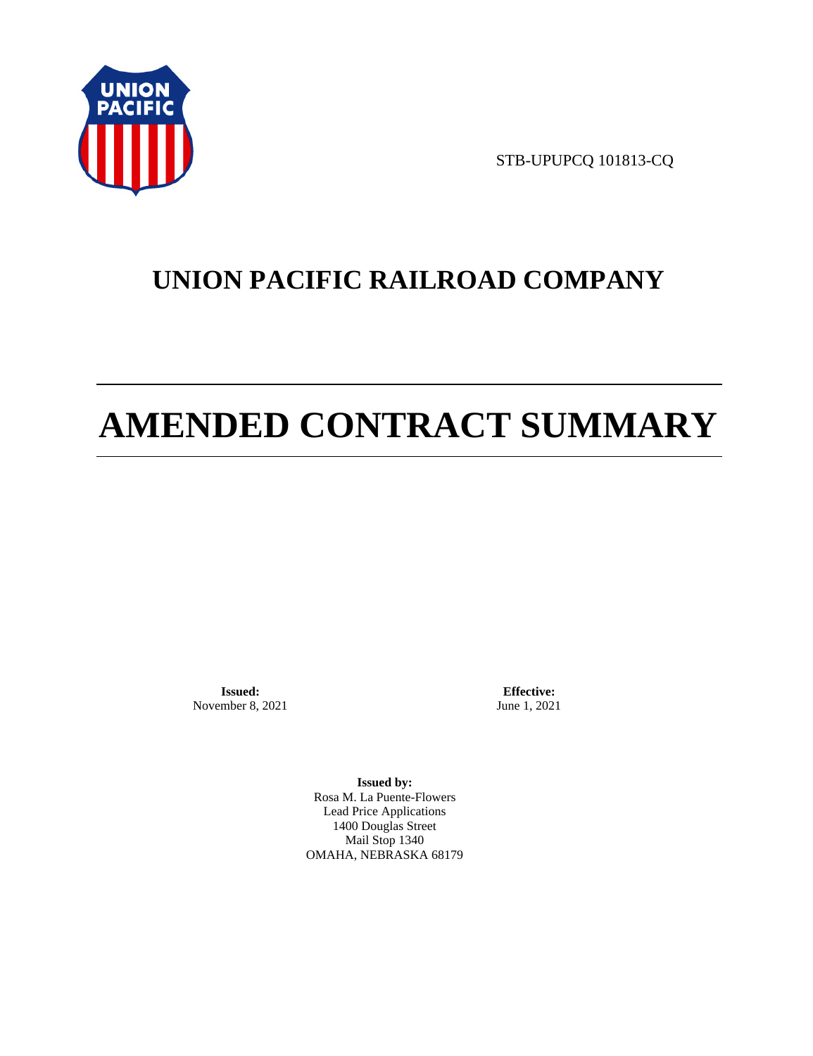STB-UPUPCQ 101813-CQ

# UNION PACIFIC RAILROAD COMPANY

# AMENDED CONTRACT SUMMARY

**Issued:**
November 8, 2021

**Effective:**
June 1, 2021

**Issued by:**
Rosa M. La Puente-Flowers
Lead Price Applications
1400 Douglas Street
Mail Stop 1340
OMAHA, NEBRASKA 68179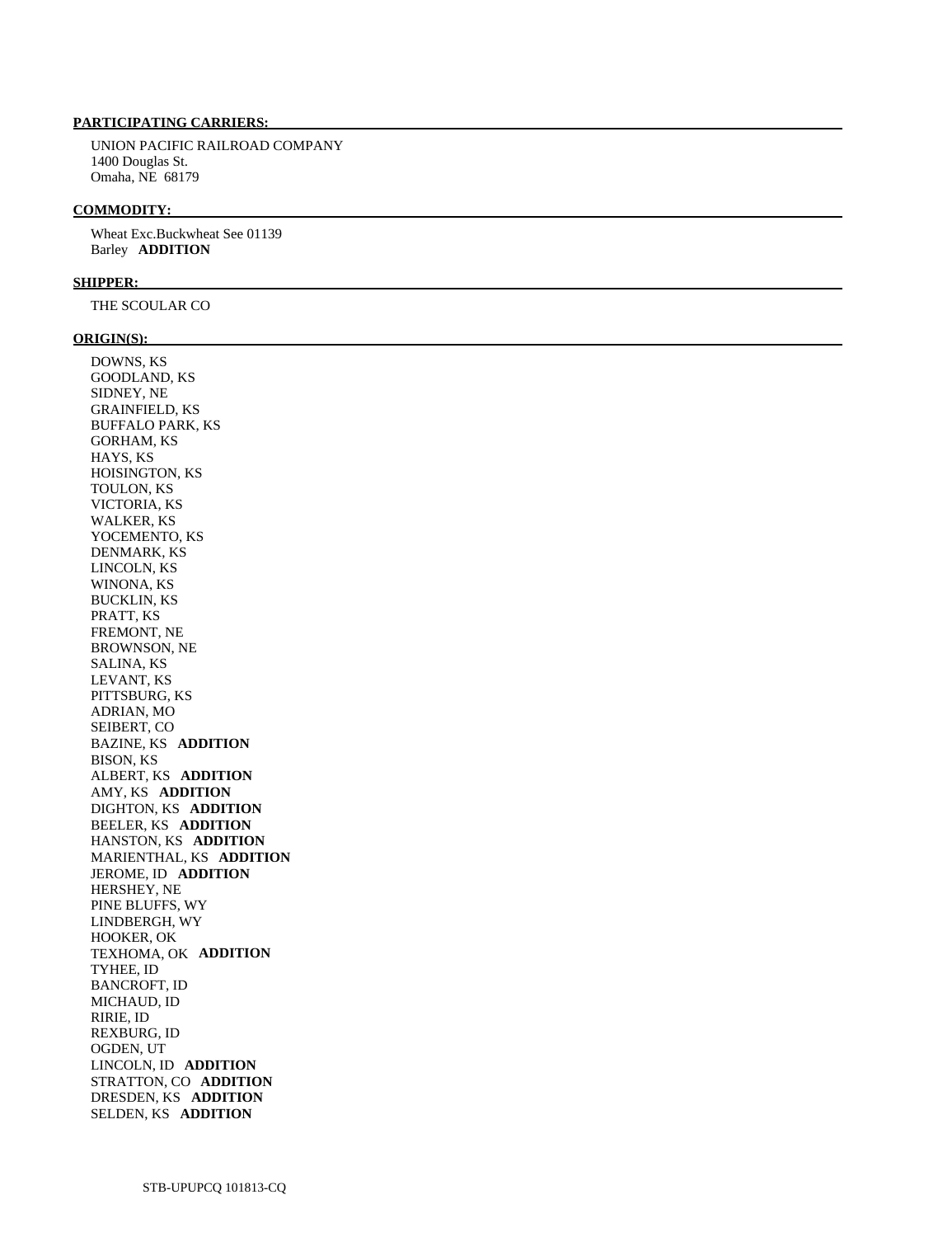**PARTICIPATING CARRIERS:**

UNION PACIFIC RAILROAD COMPANY
1400 Douglas St.
Omaha, NE 68179

**COMMODITY:**

Wheat Exc.Buckwheat See 01139
Barley **ADDITION**

**SHIPPER:**

THE SCOULAR CO

**ORIGIN(S):**

DOWNS, KS
GOODLAND, KS
SIDNEY, NE
GRAINFIELD, KS
BUFFALO PARK, KS
GORHAM, KS
HAYS, KS
HOISINGTON, KS
TOULON, KS
VICTORIA, KS
WALKER, KS
YOCEMENTO, KS
DENMARK, KS
LINCOLN, KS
WINONA, KS
BUCKLIN, KS
PRATT, KS
FREMONT, NE
BROWNSON, NE
SALINA, KS
LEVANT, KS
PITTSBURG, KS
ADRIAN, MO
SEIBERT, CO
BAZINE, KS **ADDITION**
BISON, KS
ALBERT, KS **ADDITION**
AMY, KS **ADDITION**
DIGHTON, KS **ADDITION**
BEELER, KS **ADDITION**
HANSTON, KS **ADDITION**
MARIENTHAL, KS **ADDITION**
JEROME, ID **ADDITION**
HERSHEY, NE
PINE BLUFFS, WY
LINDBERGH, WY
HOOKER, OK
TEXHOMA, OK **ADDITION**
TYHEE, ID
BANCROFT, ID
MICHAUD, ID
RIRIE, ID
REXBURG, ID
OGDEN, UT
LINCOLN, ID **ADDITION**
STRATTON, CO **ADDITION**
DRESDEN, KS **ADDITION**
SELDEN, KS **ADDITION**

STB-UPUPCQ 101813-CQ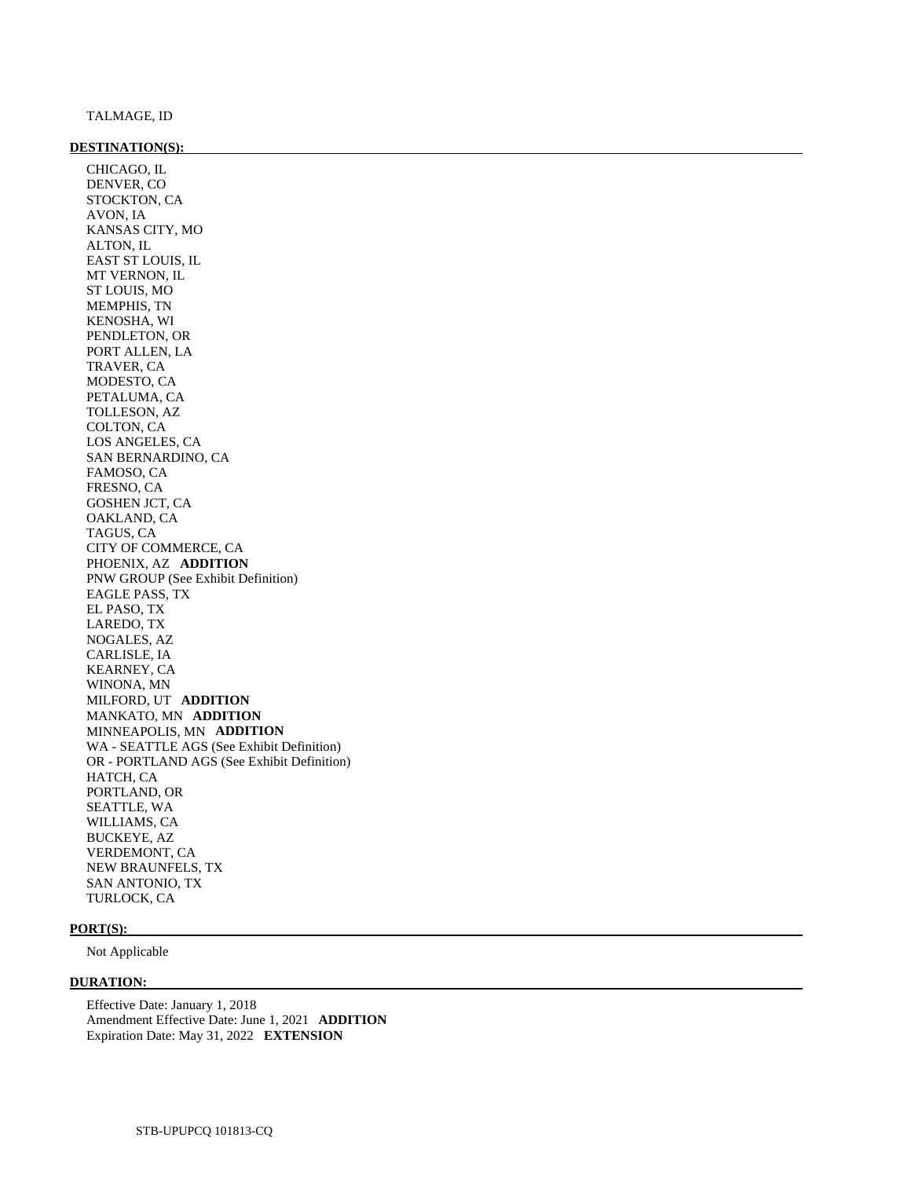TALMAGE, ID

**DESTINATION(S):**

CHICAGO, IL
DENVER, CO
STOCKTON, CA
AVON, IA
KANSAS CITY, MO
ALTON, IL
EAST ST LOUIS, IL
MT VERNON, IL
ST LOUIS, MO
MEMPHIS, TN
KENOSHA, WI
PENDLETON, OR
PORT ALLEN, LA
TRAVER, CA
MODESTO, CA
PETALUMA, CA
TOLLESON, AZ
COLTON, CA
LOS ANGELES, CA
SAN BERNARDINO, CA
FAMOSO, CA
FRESNO, CA
GOSHEN JCT, CA
OAKLAND, CA
TAGUS, CA
CITY OF COMMERCE, CA
PHOENIX, AZ **ADDITION**
PNW GROUP (See Exhibit Definition)
EAGLE PASS, TX
EL PASO, TX
LAREDO, TX
NOGALES, AZ
CARLISLE, IA
KEARNEY, CA
WINONA, MN
MILFORD, UT **ADDITION**
MANKATO, MN **ADDITION**
MINNEAPOLIS, MN **ADDITION**
WA - SEATTLE AGS (See Exhibit Definition)
OR - PORTLAND AGS (See Exhibit Definition)
HATCH, CA
PORTLAND, OR
SEATTLE, WA
WILLIAMS, CA
BUCKEYE, AZ
VERDEMONT, CA
NEW BRAUNFELS, TX
SAN ANTONIO, TX
TURLOCK, CA

**PORT(S):**

Not Applicable

**DURATION:**

Effective Date: January 1, 2018
Amendment Effective Date: June 1, 2021 **ADDITION**
Expiration Date: May 31, 2022 **EXTENSION**

STB-UPUPCQ 101813-CQ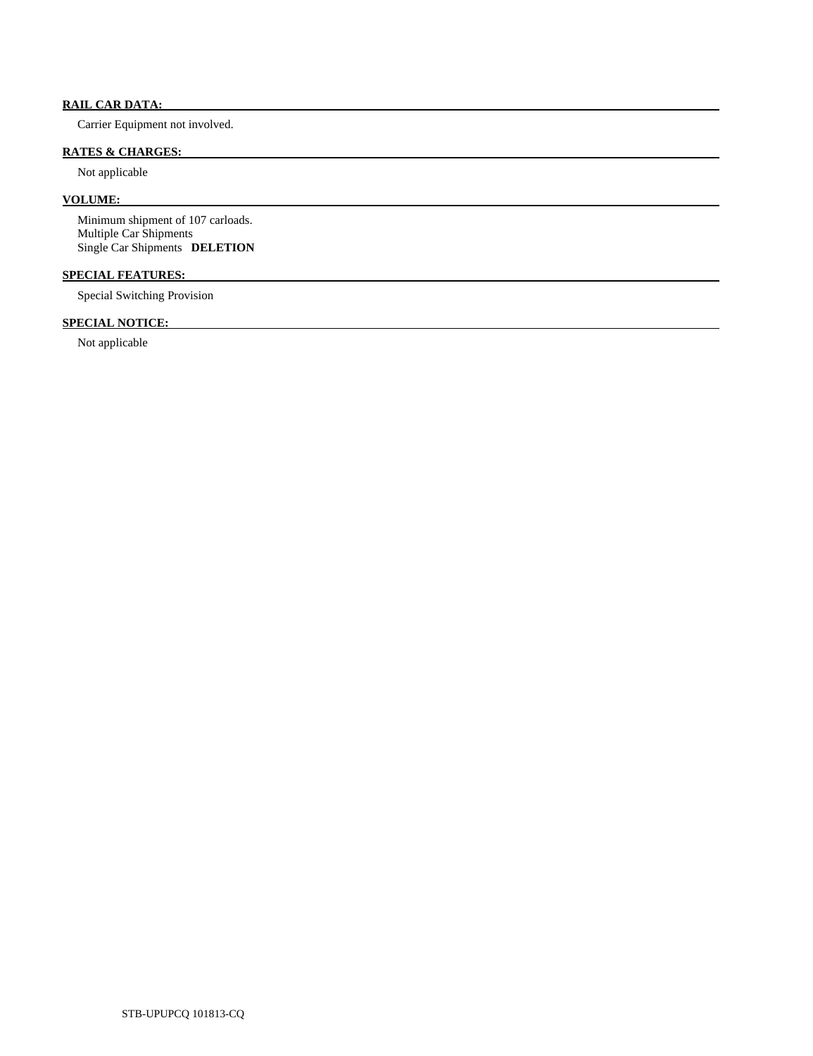**RAIL CAR DATA:**

Carrier Equipment not involved.

**RATES & CHARGES:**

Not applicable

**VOLUME:**

Minimum shipment of 107 carloads.
Multiple Car Shipments
Single Car Shipments **DELETION**

**SPECIAL FEATURES:**

Special Switching Provision

**SPECIAL NOTICE:**

Not applicable

STB-UPUPCQ 101813-CQ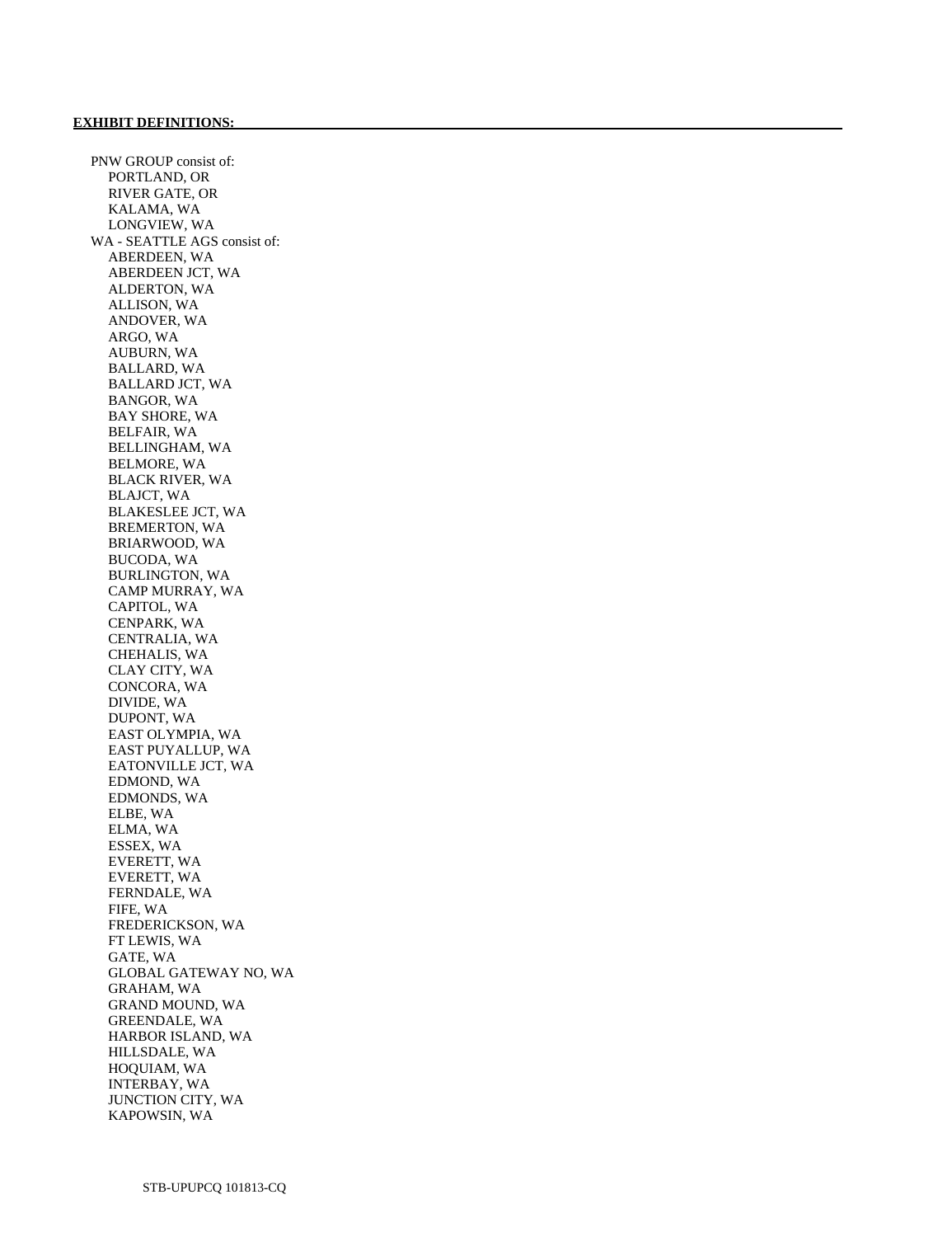**EXHIBIT DEFINITIONS:**

PNW GROUP consist of:
- PORTLAND, OR
- RIVER GATE, OR
- KALAMA, WA
- LONGVIEW, WA

WA - SEATTLE AGS consist of:
- ABERDEEN, WA
- ABERDEEN JCT, WA
- ALDERTON, WA
- ALLISON, WA
- ANDOVER, WA
- ARGO, WA
- AUBURN, WA
- BALLARD, WA
- BALLARD JCT, WA
- BANGOR, WA
- BAY SHORE, WA
- BELFAIR, WA
- BELLINGHAM, WA
- BELMORE, WA
- BLACK RIVER, WA
- BLAJCT, WA
- BLAKESLEE JCT, WA
- BREMERTON, WA
- BRIARWOOD, WA
- BUCODA, WA
- BURLINGTON, WA
- CAMP MURRAY, WA
- CAPITOL, WA
- CENPARK, WA
- CENTRALIA, WA
- CHEHALIS, WA
- CLAY CITY, WA
- CONCORA, WA
- DIVIDE, WA
- DUPONT, WA
- EAST OLYMPIA, WA
- EAST PUYALLUP, WA
- EATONVILLE JCT, WA
- EDMOND, WA
- EDMONDS, WA
- ELBE, WA
- ELMA, WA
- ESSEX, WA
- EVERETT, WA
- EVERETT, WA
- FERNDALE, WA
- FIFE, WA
- FREDERICKSON, WA
- FT LEWIS, WA
- GATE, WA
- GLOBAL GATEWAY NO, WA
- GRAHAM, WA
- GRAND MOUND, WA
- GREENDALE, WA
- HARBOR ISLAND, WA
- HILLSDALE, WA
- HOQUIAM, WA
- INTERBAY, WA
- JUNCTION CITY, WA
- KAPOWSIN, WA

STB-UPUPCQ 101813-CQ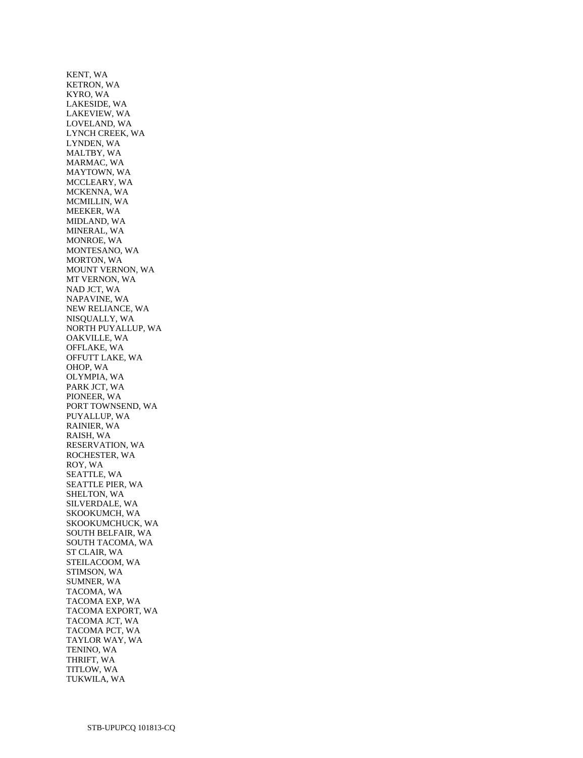KENT, WA
KETRON, WA
KYRO, WA
LAKESIDE, WA
LAKEVIEW, WA
LOVELAND, WA
LYNCH CREEK, WA
LYNDEN, WA
MALTBY, WA
MARMAC, WA
MAYTOWN, WA
MCCLEARY, WA
MCKENNA, WA
MCMILLIN, WA
MEEKER, WA
MIDLAND, WA
MINERAL, WA
MONROE, WA
MONTESANO, WA
MORTON, WA
MOUNT VERNON, WA
MT VERNON, WA
NAD JCT, WA
NAPAVINE, WA
NEW RELIANCE, WA
NISQUALLY, WA
NORTH PUYALLUP, WA
OAKVILLE, WA
OFFLAKE, WA
OFFUTT LAKE, WA
OHOP, WA
OLYMPIA, WA
PARK JCT, WA
PIONEER, WA
PORT TOWNSEND, WA
PUYALLUP, WA
RAINIER, WA
RAISH, WA
RESERVATION, WA
ROCHESTER, WA
ROY, WA
SEATTLE, WA
SEATTLE PIER, WA
SHELTON, WA
SILVERDALE, WA
SKOOKUMCH, WA
SKOOKUMCHUCK, WA
SOUTH BELFAIR, WA
SOUTH TACOMA, WA
ST CLAIR, WA
STEILACOOM, WA
STIMSON, WA
SUMNER, WA
TACOMA, WA
TACOMA EXP, WA
TACOMA EXPORT, WA
TACOMA JCT, WA
TACOMA PCT, WA
TAYLOR WAY, WA
TENINO, WA
THRIFT, WA
TITLOW, WA
TUKWILA, WA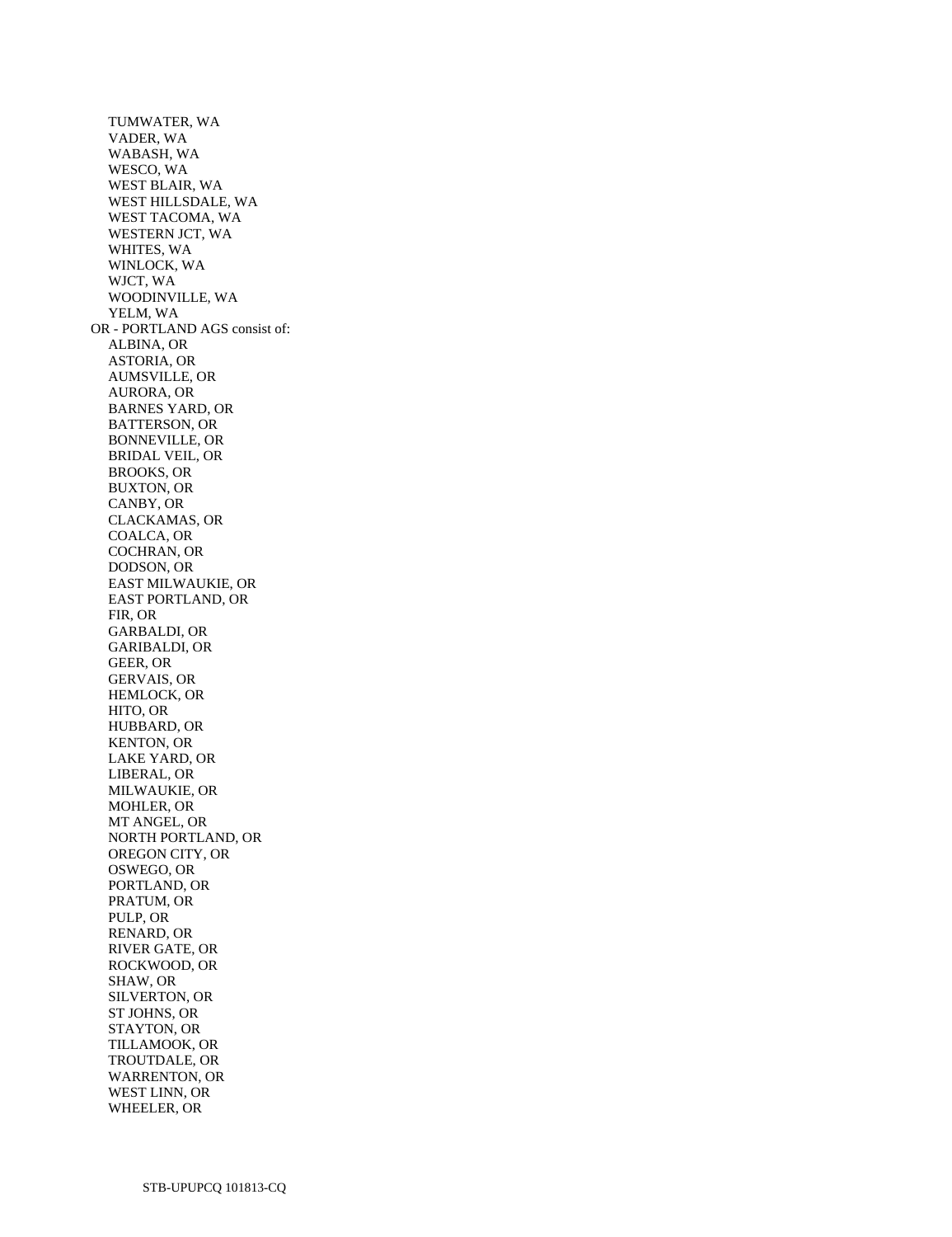- TUMWATER, WA
- VADER, WA
- WABASH, WA
- WESCO, WA
- WEST BLAIR, WA
- WEST HILLSDALE, WA
- WEST TACOMA, WA
- WESTERN JCT, WA
- WHITES, WA
- WINLOCK, WA
- WJCT, WA
- WOODINVILLE, WA
- YELM, WA

OR - PORTLAND AGS consist of:

- ALBINA, OR
- ASTORIA, OR
- AUMSVILLE, OR
- AURORA, OR
- BARNES YARD, OR
- BATTERSON, OR
- BONNEVILLE, OR
- BRIDAL VEIL, OR
- BROOKS, OR
- BUXTON, OR
- CANBY, OR
- CLACKAMAS, OR
- COALCA, OR
- COCHRAN, OR
- DODSON, OR
- EAST MILWAUKIE, OR
- EAST PORTLAND, OR
- FIR, OR
- GARBALDI, OR
- GARIBALDI, OR
- GEER, OR
- GERVAIS, OR
- HEMLOCK, OR
- HITO, OR
- HUBBARD, OR
- KENTON, OR
- LAKE YARD, OR
- LIBERAL, OR
- MILWAUKIE, OR
- MOHLER, OR
- MT ANGEL, OR
- NORTH PORTLAND, OR
- OREGON CITY, OR
- OSWEGO, OR
- PORTLAND, OR
- PRATUM, OR
- PULP, OR
- RENARD, OR
- RIVER GATE, OR
- ROCKWOOD, OR
- SHAW, OR
- SILVERTON, OR
- ST JOHNS, OR
- STAYTON, OR
- TILLAMOOK, OR
- TROUTDALE, OR
- WARRENTON, OR
- WEST LINN, OR
- WHEELER, OR

STB-UPUPCQ 101813-CQ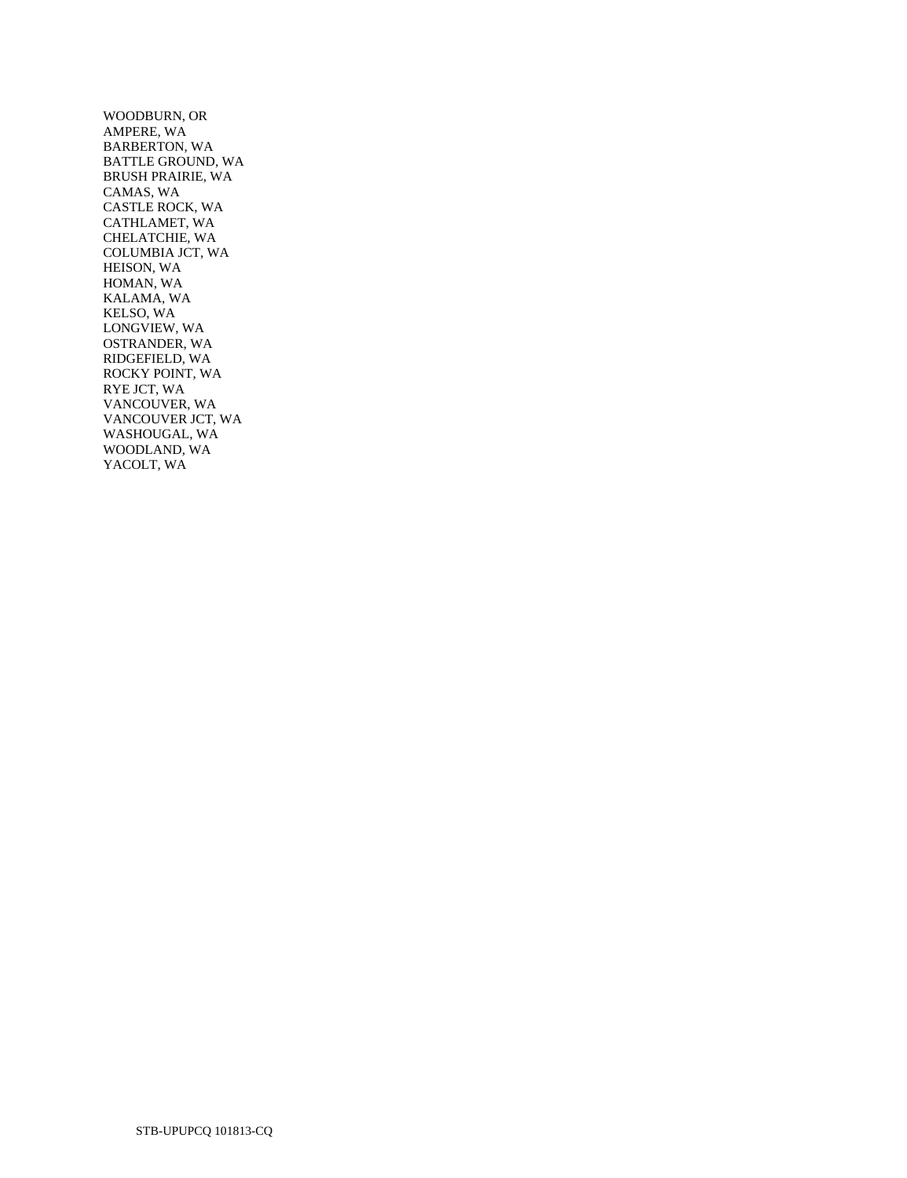WOODBURN, OR
AMPERE, WA
BARBERTON, WA
BATTLE GROUND, WA
BRUSH PRAIRIE, WA
CAMAS, WA
CASTLE ROCK, WA
CATHLAMET, WA
CHELATCHIE, WA
COLUMBIA JCT, WA
HEISON, WA
HOMAN, WA
KALAMA, WA
KELSO, WA
LONGVIEW, WA
OSTRANDER, WA
RIDGEFIELD, WA
ROCKY POINT, WA
RYE JCT, WA
VANCOUVER, WA
VANCOUVER JCT, WA
WASHOUGAL, WA
WOODLAND, WA
YACOLT, WA

STB-UPUPCQ 101813-CQ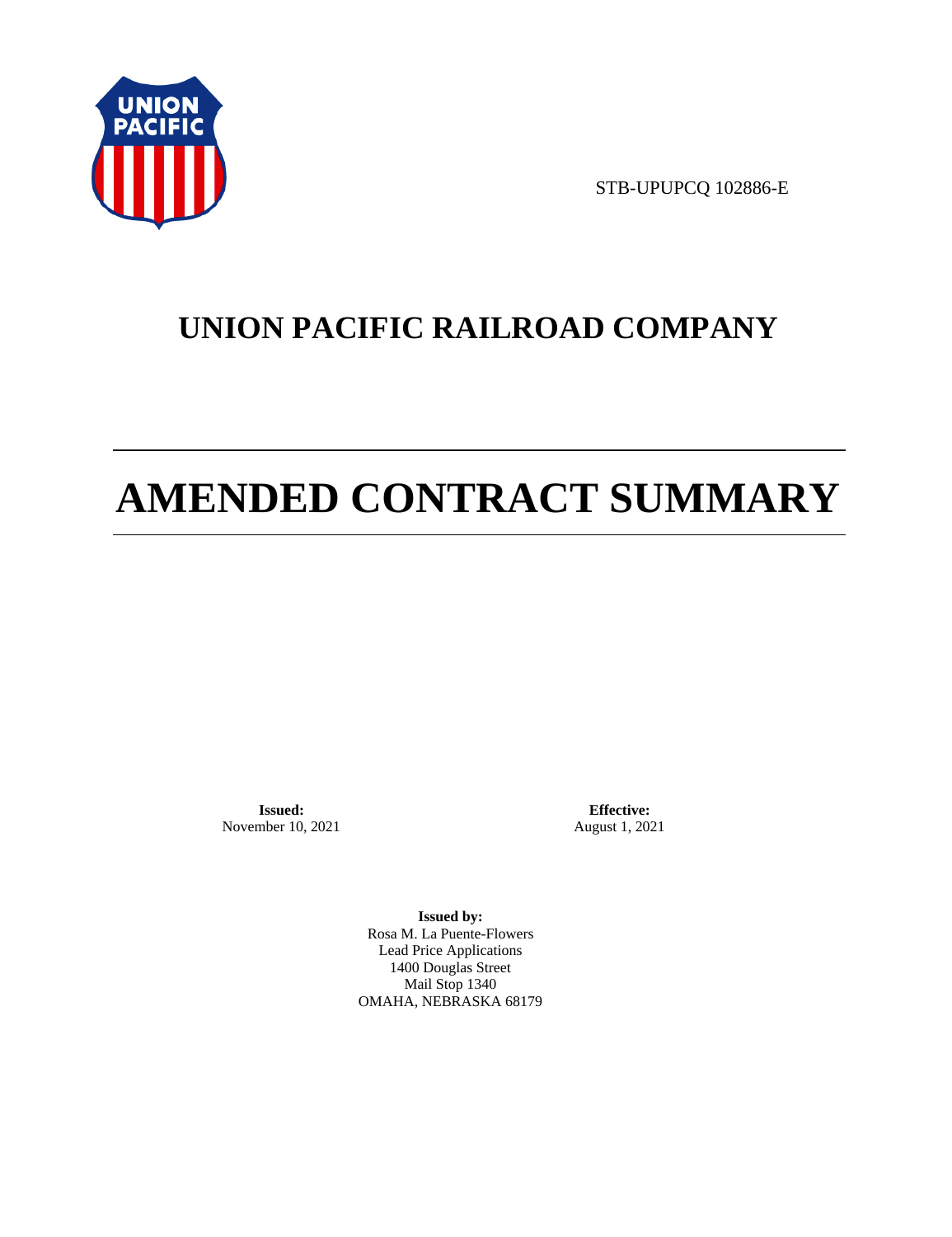STB-UPUPCQ 102886-E

# UNION PACIFIC RAILROAD COMPANY

# AMENDED CONTRACT SUMMARY

**Issued:**
November 10, 2021

**Effective:**
August 1, 2021

**Issued by:**
Rosa M. La Puente-Flowers
Lead Price Applications
1400 Douglas Street
Mail Stop 1340
OMAHA, NEBRASKA 68179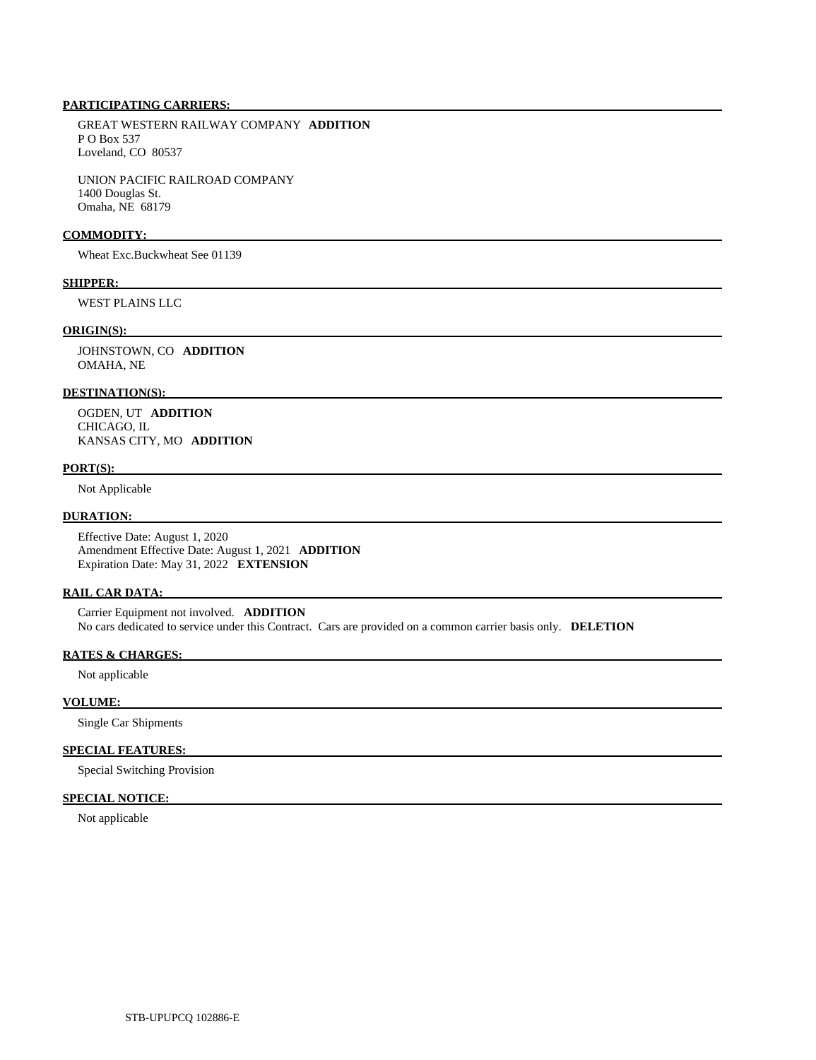## PARTICIPATING CARRIERS:

GREAT WESTERN RAILWAY COMPANY **ADDITION**
P O Box 537
Loveland, CO 80537

UNION PACIFIC RAILROAD COMPANY
1400 Douglas St.
Omaha, NE 68179

## COMMODITY:

Wheat Exc.Buckwheat See 01139

## SHIPPER:

WEST PLAINS LLC

## ORIGIN(S):

JOHNSTOWN, CO **ADDITION**
OMAHA, NE

## DESTINATION(S):

OGDEN, UT **ADDITION**
CHICAGO, IL
KANSAS CITY, MO **ADDITION**

## PORT(S):

Not Applicable

## DURATION:

Effective Date: August 1, 2020
Amendment Effective Date: August 1, 2021 **ADDITION**
Expiration Date: May 31, 2022 **EXTENSION**

## RAIL CAR DATA:

Carrier Equipment not involved. **ADDITION**
No cars dedicated to service under this Contract. Cars are provided on a common carrier basis only. **DELETION**

## RATES & CHARGES:

Not applicable

## VOLUME:

Single Car Shipments

## SPECIAL FEATURES:

Special Switching Provision

## SPECIAL NOTICE:

Not applicable

STB-UPUPCQ 102886-E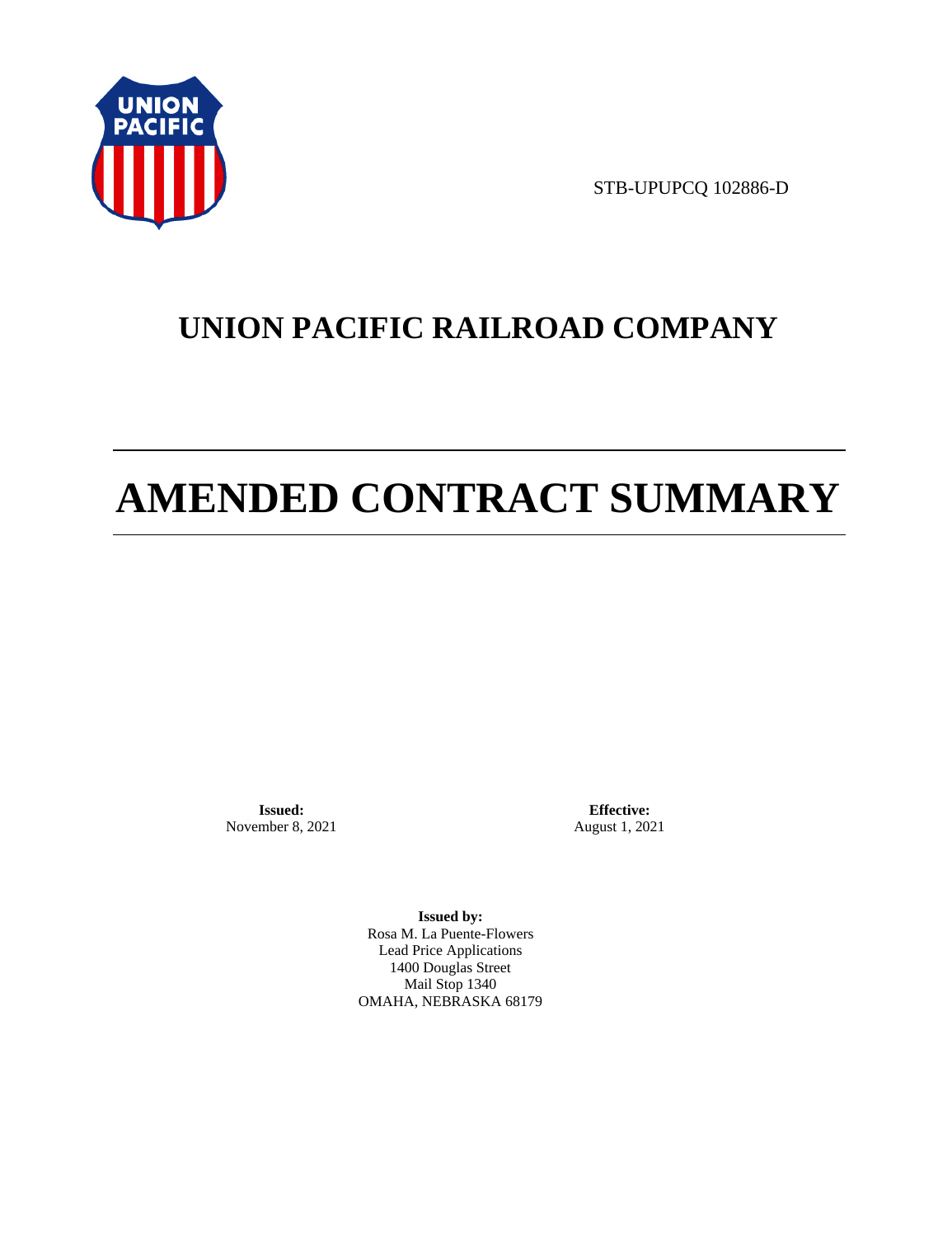STB-UPUPCQ 102886-D

# UNION PACIFIC RAILROAD COMPANY

# AMENDED CONTRACT SUMMARY

**Issued:**
November 8, 2021

**Effective:**
August 1, 2021

**Issued by:**
Rosa M. La Puente-Flowers
Lead Price Applications
1400 Douglas Street
Mail Stop 1340
OMAHA, NEBRASKA 68179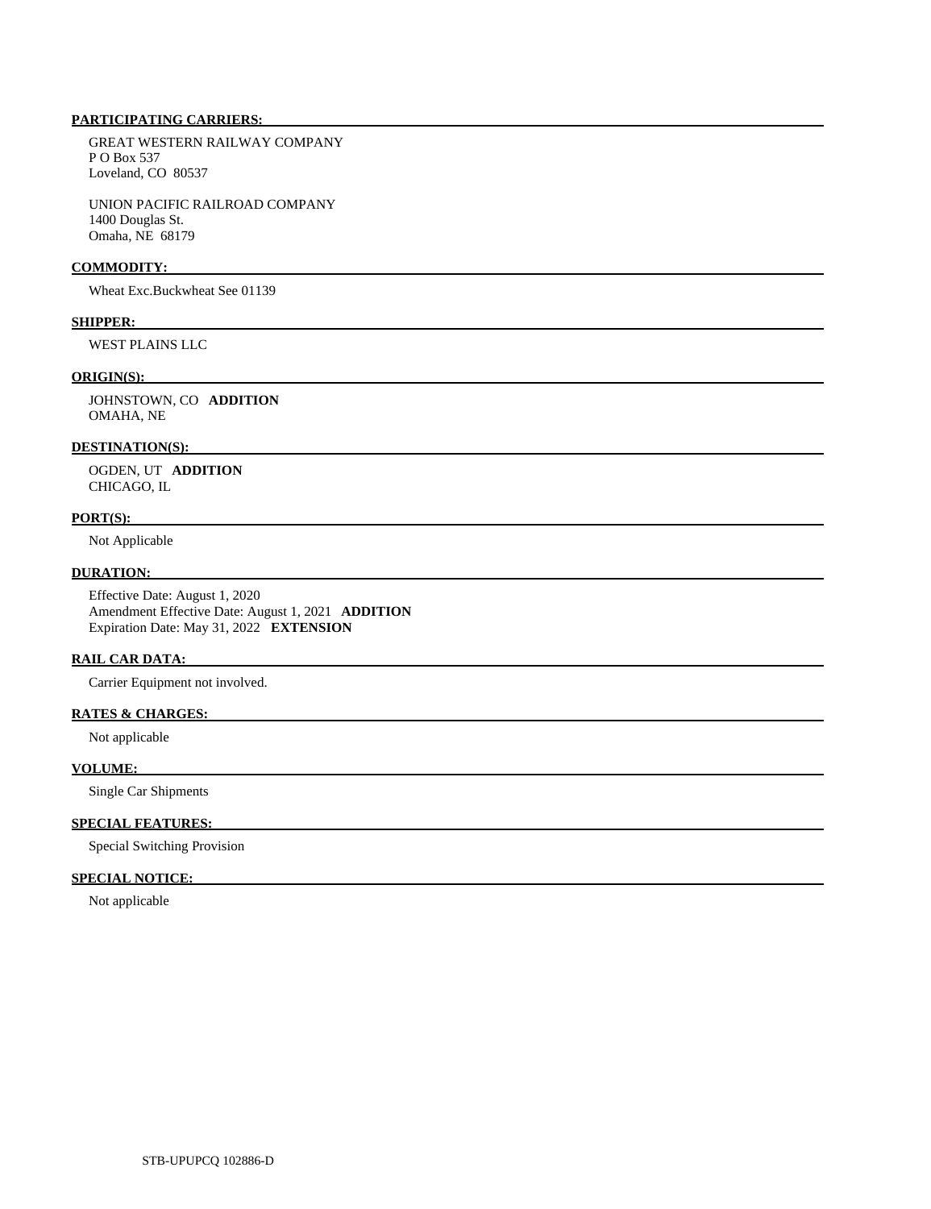**PARTICIPATING CARRIERS:**

GREAT WESTERN RAILWAY COMPANY
P O Box 537
Loveland, CO 80537

UNION PACIFIC RAILROAD COMPANY
1400 Douglas St.
Omaha, NE 68179

**COMMODITY:**

Wheat Exc.Buckwheat See 01139

**SHIPPER:**

WEST PLAINS LLC

**ORIGIN(S):**

JOHNSTOWN, CO **ADDITION**
OMAHA, NE

**DESTINATION(S):**

OGDEN, UT **ADDITION**
CHICAGO, IL

**PORT(S):**

Not Applicable

**DURATION:**

Effective Date: August 1, 2020
Amendment Effective Date: August 1, 2021 **ADDITION**
Expiration Date: May 31, 2022 **EXTENSION**

**RAIL CAR DATA:**

Carrier Equipment not involved.

**RATES & CHARGES:**

Not applicable

**VOLUME:**

Single Car Shipments

**SPECIAL FEATURES:**

Special Switching Provision

**SPECIAL NOTICE:**

Not applicable

STB-UPUPCQ 102886-D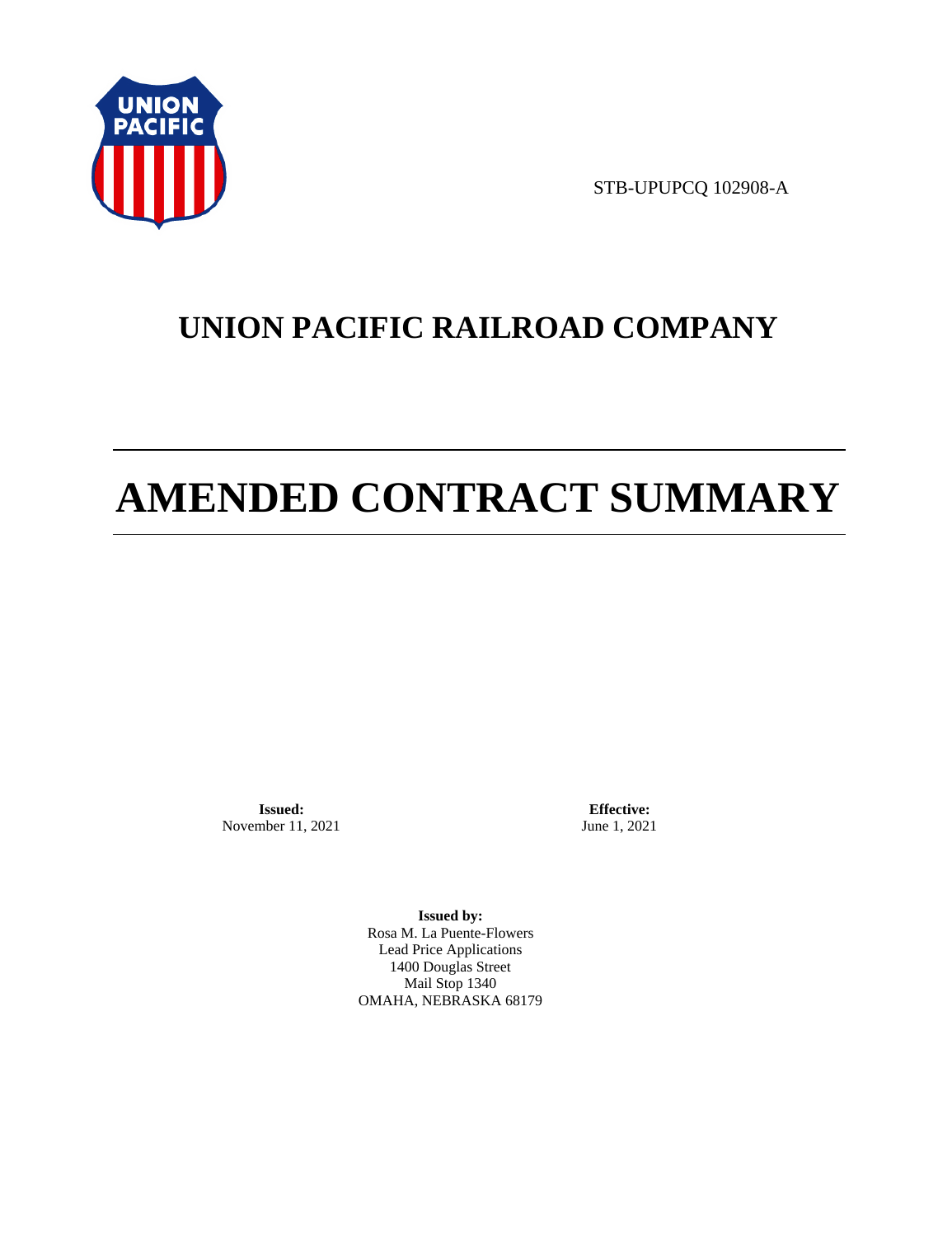STB-UPUPCQ 102908-A

# UNION PACIFIC RAILROAD COMPANY

# AMENDED CONTRACT SUMMARY

**Issued:**
November 11, 2021

**Effective:**
June 1, 2021

**Issued by:**
Rosa M. La Puente-Flowers
Lead Price Applications
1400 Douglas Street
Mail Stop 1340
OMAHA, NEBRASKA 68179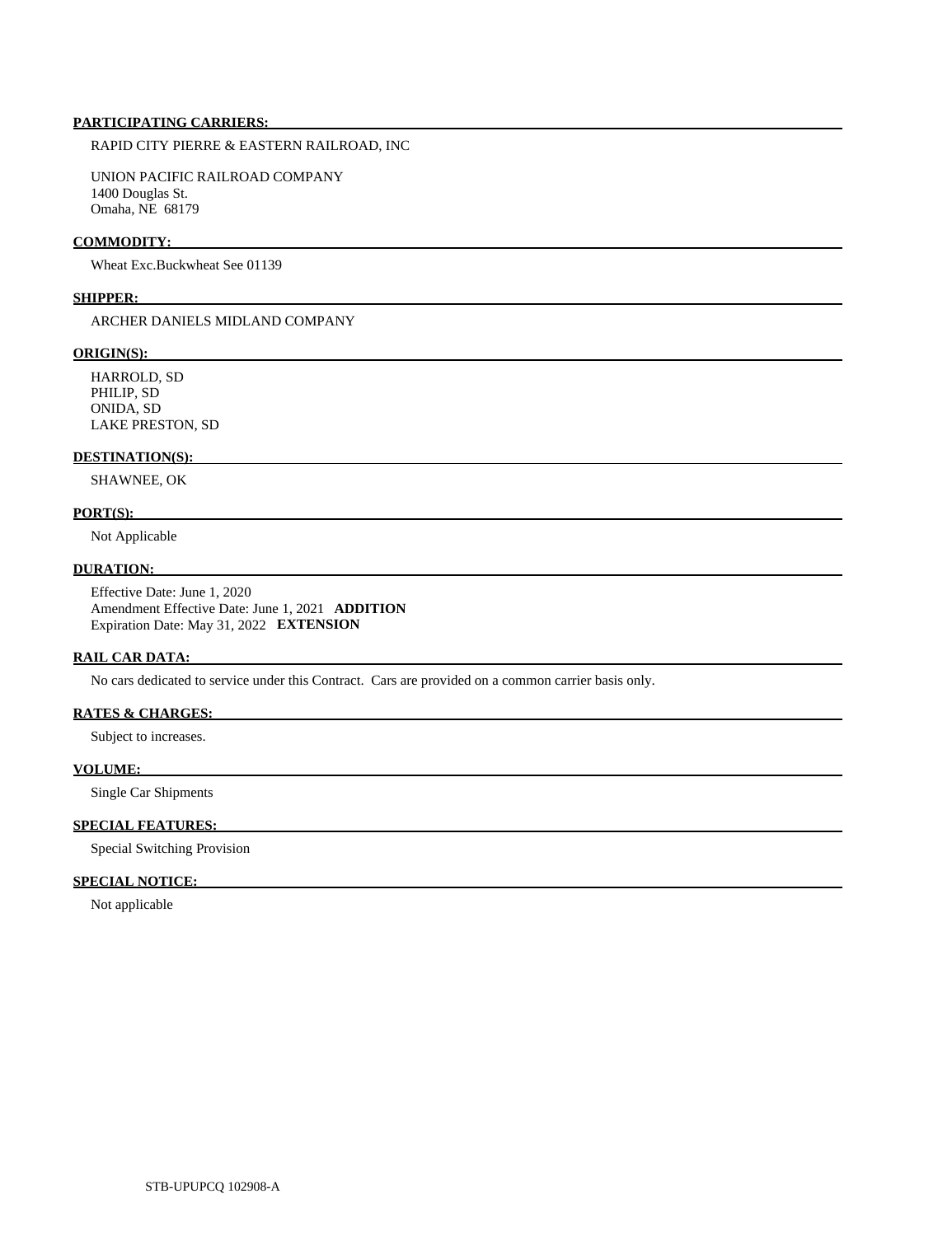**PARTICIPATING CARRIERS:**

RAPID CITY PIERRE & EASTERN RAILROAD, INC

UNION PACIFIC RAILROAD COMPANY
1400 Douglas St.
Omaha, NE 68179

**COMMODITY:**

Wheat Exc.Buckwheat See 01139

**SHIPPER:**

ARCHER DANIELS MIDLAND COMPANY

**ORIGIN(S):**

HARROLD, SD
PHILIP, SD
ONIDA, SD
LAKE PRESTON, SD

**DESTINATION(S):**

SHAWNEE, OK

**PORT(S):**

Not Applicable

**DURATION:**

Effective Date: June 1, 2020
Amendment Effective Date: June 1, 2021 **ADDITION**
Expiration Date: May 31, 2022 **EXTENSION**

**RAIL CAR DATA:**

No cars dedicated to service under this Contract. Cars are provided on a common carrier basis only.

**RATES & CHARGES:**

Subject to increases.

**VOLUME:**

Single Car Shipments

**SPECIAL FEATURES:**

Special Switching Provision

**SPECIAL NOTICE:**

Not applicable

STB-UPUPCQ 102908-A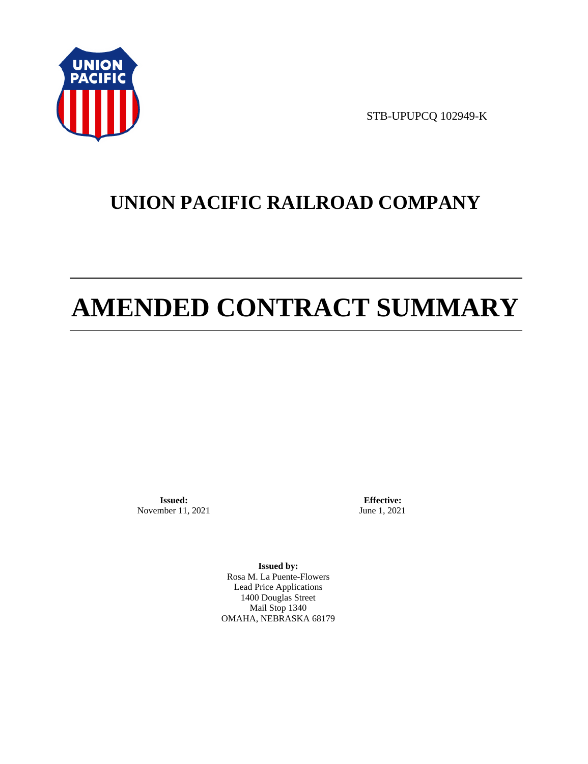STB-UPUPCQ 102949-K

# UNION PACIFIC RAILROAD COMPANY

# AMENDED CONTRACT SUMMARY

**Issued:**
November 11, 2021

**Effective:**
June 1, 2021

**Issued by:**
Rosa M. La Puente-Flowers
Lead Price Applications
1400 Douglas Street
Mail Stop 1340
OMAHA, NEBRASKA 68179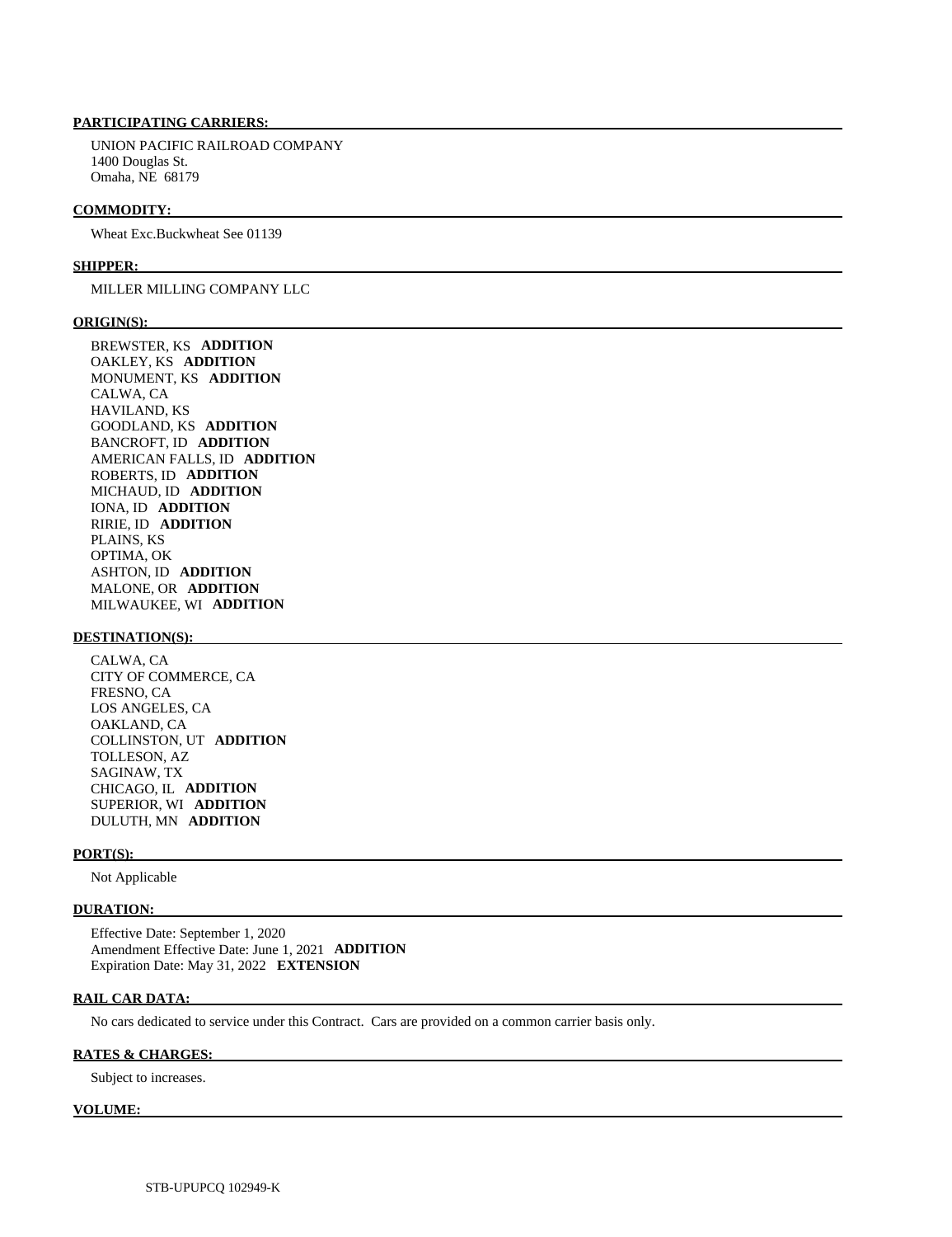**PARTICIPATING CARRIERS:**

UNION PACIFIC RAILROAD COMPANY
1400 Douglas St.
Omaha, NE 68179

**COMMODITY:**

Wheat Exc.Buckwheat See 01139

**SHIPPER:**

MILLER MILLING COMPANY LLC

**ORIGIN(S):**

BREWSTER, KS **ADDITION**
OAKLEY, KS **ADDITION**
MONUMENT, KS **ADDITION**
CALWA, CA
HAVILAND, KS
GOODLAND, KS **ADDITION**
BANCROFT, ID **ADDITION**
AMERICAN FALLS, ID **ADDITION**
ROBERTS, ID **ADDITION**
MICHAUD, ID **ADDITION**
IONA, ID **ADDITION**
RIRIE, ID **ADDITION**
PLAINS, KS
OPTIMA, OK
ASHTON, ID **ADDITION**
MALONE, OR **ADDITION**
MILWAUKEE, WI **ADDITION**

**DESTINATION(S):**

CALWA, CA
CITY OF COMMERCE, CA
FRESNO, CA
LOS ANGELES, CA
OAKLAND, CA
COLLINSTON, UT **ADDITION**
TOLLESON, AZ
SAGINAW, TX
CHICAGO, IL **ADDITION**
SUPERIOR, WI **ADDITION**
DULUTH, MN **ADDITION**

**PORT(S):**

Not Applicable

**DURATION:**

Effective Date: September 1, 2020
Amendment Effective Date: June 1, 2021 **ADDITION**
Expiration Date: May 31, 2022 **EXTENSION**

**RAIL CAR DATA:**

No cars dedicated to service under this Contract. Cars are provided on a common carrier basis only.

**RATES & CHARGES:**

Subject to increases.

**VOLUME:**

STB-UPUPCQ 102949-K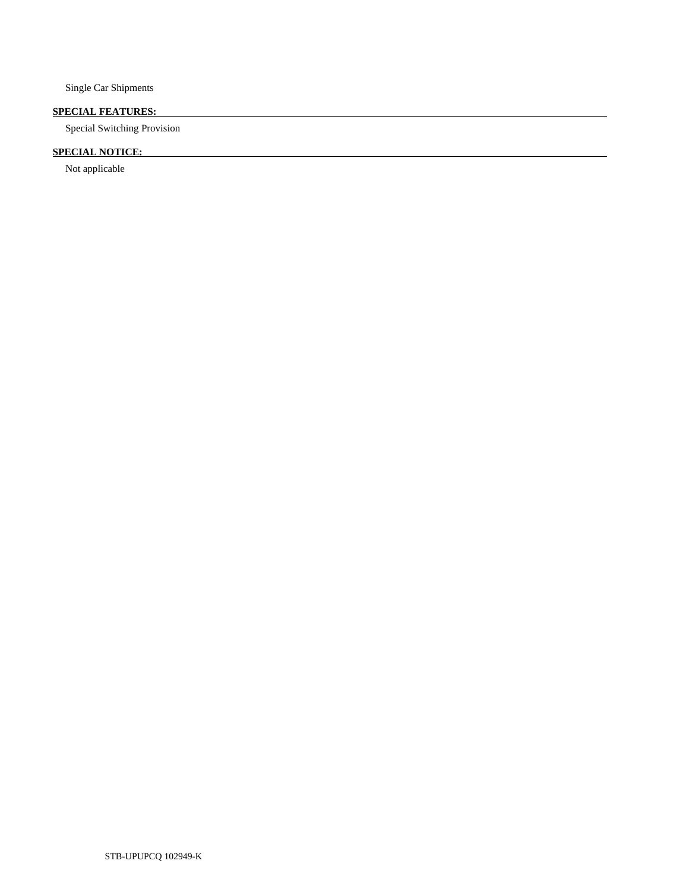Single Car Shipments

**SPECIAL FEATURES:**

Special Switching Provision

**SPECIAL NOTICE:**

Not applicable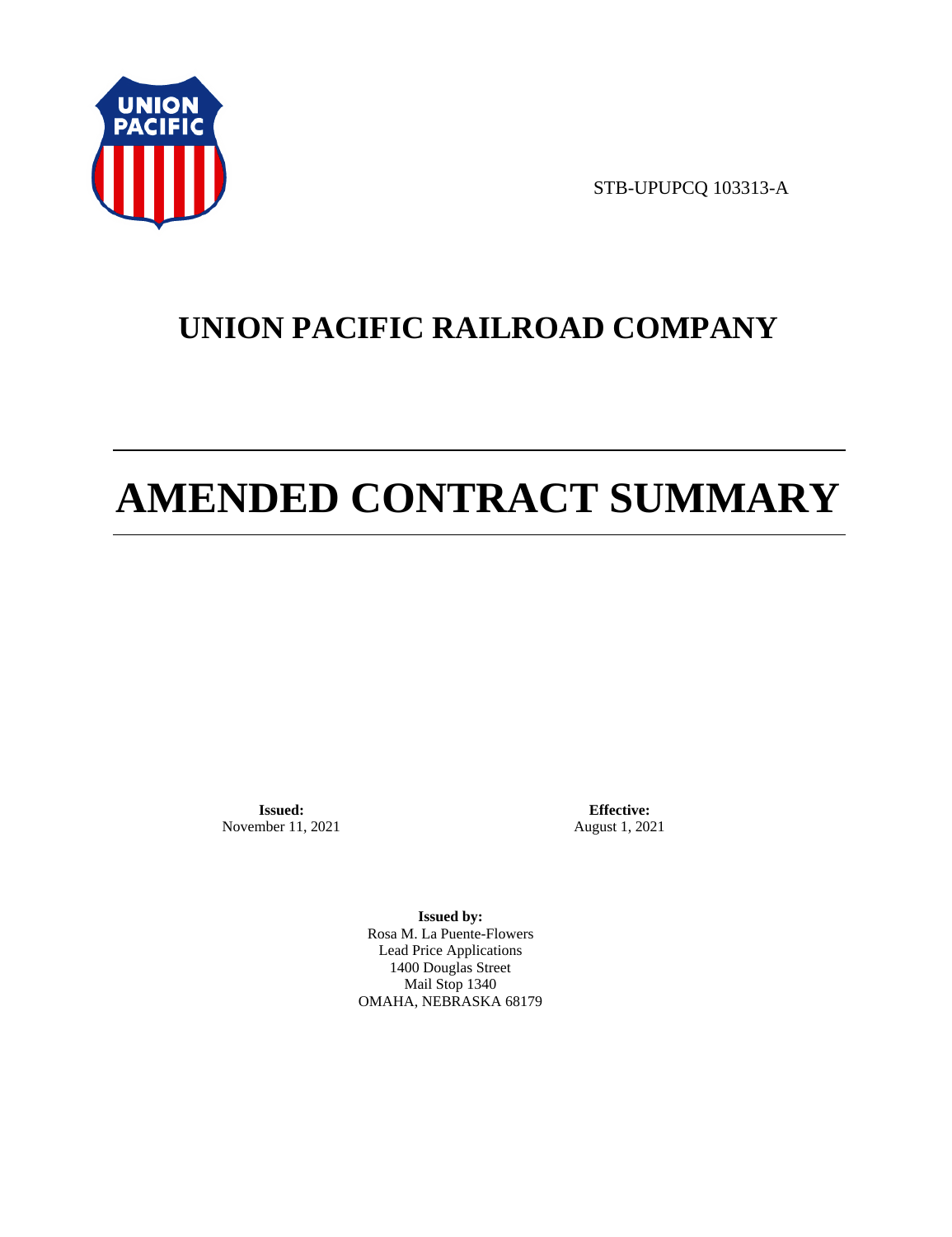STB-UPUPCQ 103313-A

# UNION PACIFIC RAILROAD COMPANY

# AMENDED CONTRACT SUMMARY

**Issued:**
November 11, 2021

**Effective:**
August 1, 2021

**Issued by:**
Rosa M. La Puente-Flowers
Lead Price Applications
1400 Douglas Street
Mail Stop 1340
OMAHA, NEBRASKA 68179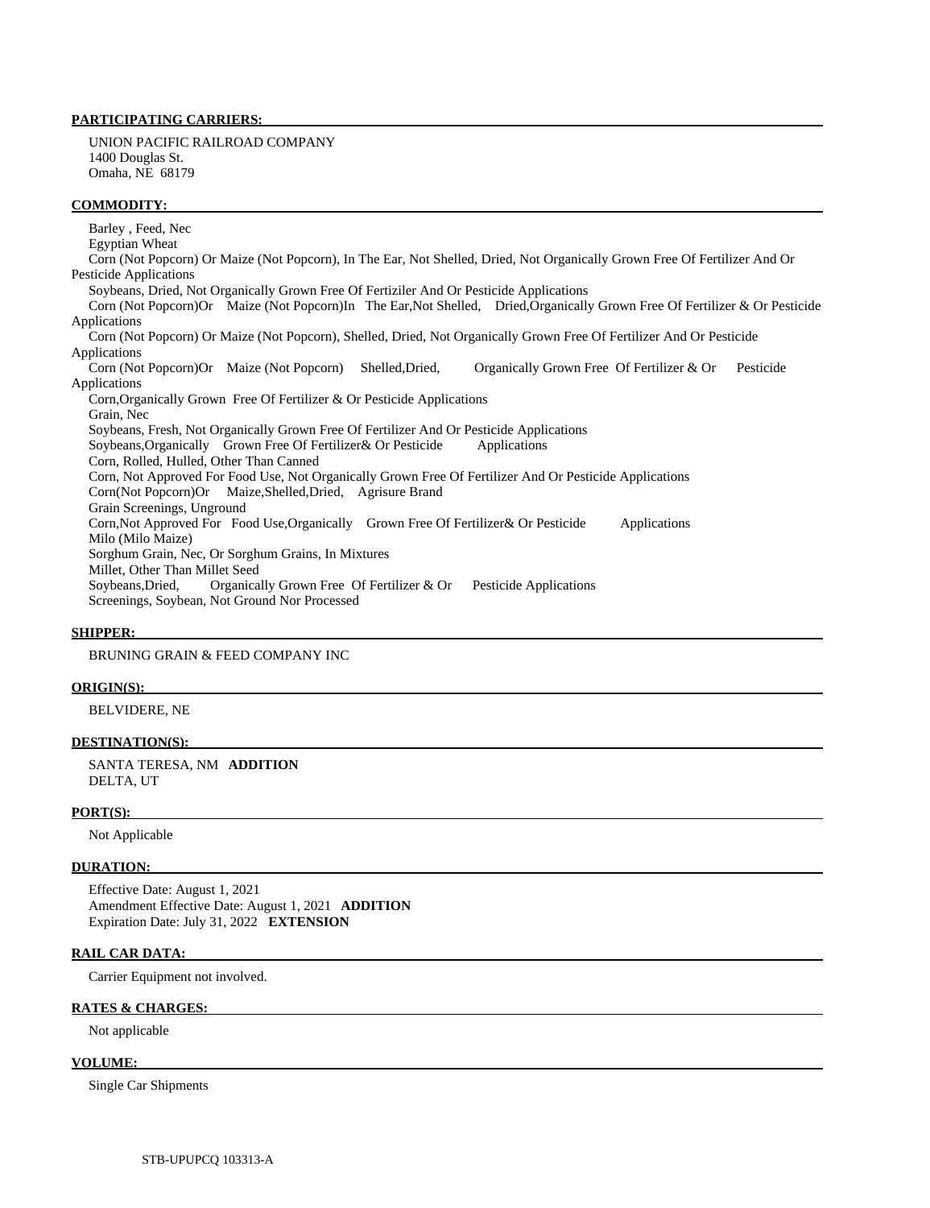**PARTICIPATING CARRIERS:**

UNION PACIFIC RAILROAD COMPANY
1400 Douglas St.
Omaha, NE 68179

**COMMODITY:**

Barley , Feed, Nec
Egyptian Wheat
Corn (Not Popcorn) Or Maize (Not Popcorn), In The Ear, Not Shelled, Dried, Not Organically Grown Free Of Fertilizer And Or Pesticide Applications
Soybeans, Dried, Not Organically Grown Free Of Fertiziler And Or Pesticide Applications
Corn (Not Popcorn)Or Maize (Not Popcorn)In The Ear,Not Shelled, Dried,Organically Grown Free Of Fertilizer & Or Pesticide Applications
Corn (Not Popcorn) Or Maize (Not Popcorn), Shelled, Dried, Not Organically Grown Free Of Fertilizer And Or Pesticide Applications
Corn (Not Popcorn)Or Maize (Not Popcorn) Shelled,Dried, Organically Grown Free Of Fertilizer & Or Pesticide Applications
Corn,Organically Grown Free Of Fertilizer & Or Pesticide Applications
Grain, Nec
Soybeans, Fresh, Not Organically Grown Free Of Fertilizer And Or Pesticide Applications
Soybeans,Organically Grown Free Of Fertilizer& Or Pesticide Applications
Corn, Rolled, Hulled, Other Than Canned
Corn, Not Approved For Food Use, Not Organically Grown Free Of Fertilizer And Or Pesticide Applications
Corn(Not Popcorn)Or Maize,Shelled,Dried, Agrisure Brand
Grain Screenings, Unground
Corn,Not Approved For Food Use,Organically Grown Free Of Fertilizer& Or Pesticide Applications
Milo (Milo Maize)
Sorghum Grain, Nec, Or Sorghum Grains, In Mixtures
Millet, Other Than Millet Seed
Soybeans,Dried, Organically Grown Free Of Fertilizer & Or Pesticide Applications
Screenings, Soybean, Not Ground Nor Processed

**SHIPPER:**

BRUNING GRAIN & FEED COMPANY INC

**ORIGIN(S):**

BELVIDERE, NE

**DESTINATION(S):**

SANTA TERESA, NM **ADDITION**
DELTA, UT

**PORT(S):**

Not Applicable

**DURATION:**

Effective Date: August 1, 2021
Amendment Effective Date: August 1, 2021 **ADDITION**
Expiration Date: July 31, 2022 **EXTENSION**

**RAIL CAR DATA:**

Carrier Equipment not involved.

**RATES & CHARGES:**

Not applicable

**VOLUME:**

Single Car Shipments

STB-UPUPCQ 103313-A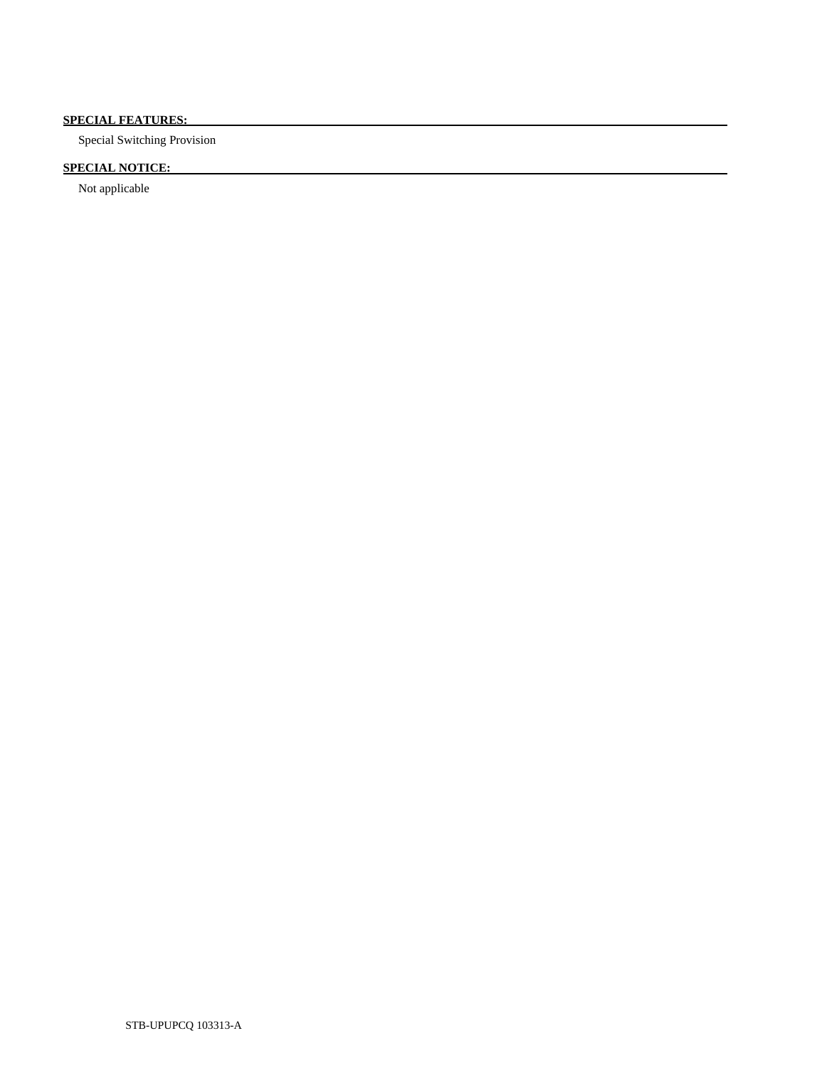**SPECIAL FEATURES:**

Special Switching Provision

**SPECIAL NOTICE:**

Not applicable

STB-UPUPCQ 103313-A